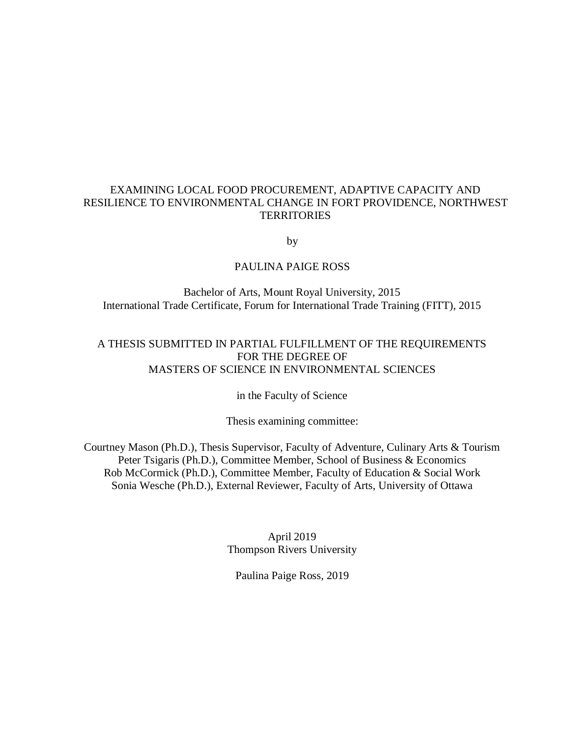# EXAMINING LOCAL FOOD PROCUREMENT, ADAPTIVE CAPACITY AND RESILIENCE TO ENVIRONMENTAL CHANGE IN FORT PROVIDENCE, NORTHWEST TERRITORIES

by

PAULINA PAIGE ROSS

Bachelor of Arts, Mount Royal University, 2015
International Trade Certificate, Forum for International Trade Training (FITT), 2015

A THESIS SUBMITTED IN PARTIAL FULFILLMENT OF THE REQUIREMENTS
FOR THE DEGREE OF
MASTERS OF SCIENCE IN ENVIRONMENTAL SCIENCES

in the Faculty of Science

Thesis examining committee:

Courtney Mason (Ph.D.), Thesis Supervisor, Faculty of Adventure, Culinary Arts & Tourism
Peter Tsigaris (Ph.D.), Committee Member, School of Business & Economics
Rob McCormick (Ph.D.), Committee Member, Faculty of Education & Social Work
Sonia Wesche (Ph.D.), External Reviewer, Faculty of Arts, University of Ottawa

April 2019
Thompson Rivers University

Paulina Paige Ross, 2019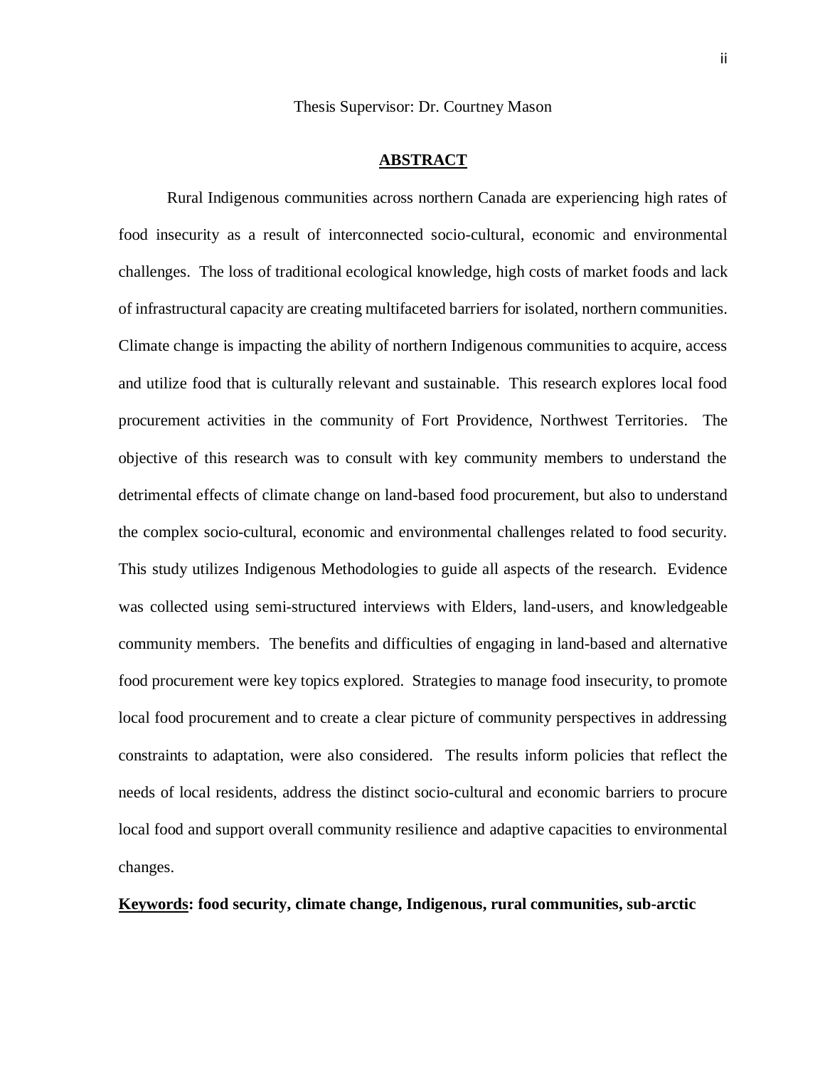Thesis Supervisor: Dr. Courtney Mason

## ABSTRACT

Rural Indigenous communities across northern Canada are experiencing high rates of food insecurity as a result of interconnected socio-cultural, economic and environmental challenges. The loss of traditional ecological knowledge, high costs of market foods and lack of infrastructural capacity are creating multifaceted barriers for isolated, northern communities. Climate change is impacting the ability of northern Indigenous communities to acquire, access and utilize food that is culturally relevant and sustainable. This research explores local food procurement activities in the community of Fort Providence, Northwest Territories. The objective of this research was to consult with key community members to understand the detrimental effects of climate change on land-based food procurement, but also to understand the complex socio-cultural, economic and environmental challenges related to food security. This study utilizes Indigenous Methodologies to guide all aspects of the research. Evidence was collected using semi-structured interviews with Elders, land-users, and knowledgeable community members. The benefits and difficulties of engaging in land-based and alternative food procurement were key topics explored. Strategies to manage food insecurity, to promote local food procurement and to create a clear picture of community perspectives in addressing constraints to adaptation, were also considered. The results inform policies that reflect the needs of local residents, address the distinct socio-cultural and economic barriers to procure local food and support overall community resilience and adaptive capacities to environmental changes.

**Keywords: food security, climate change, Indigenous, rural communities, sub-arctic**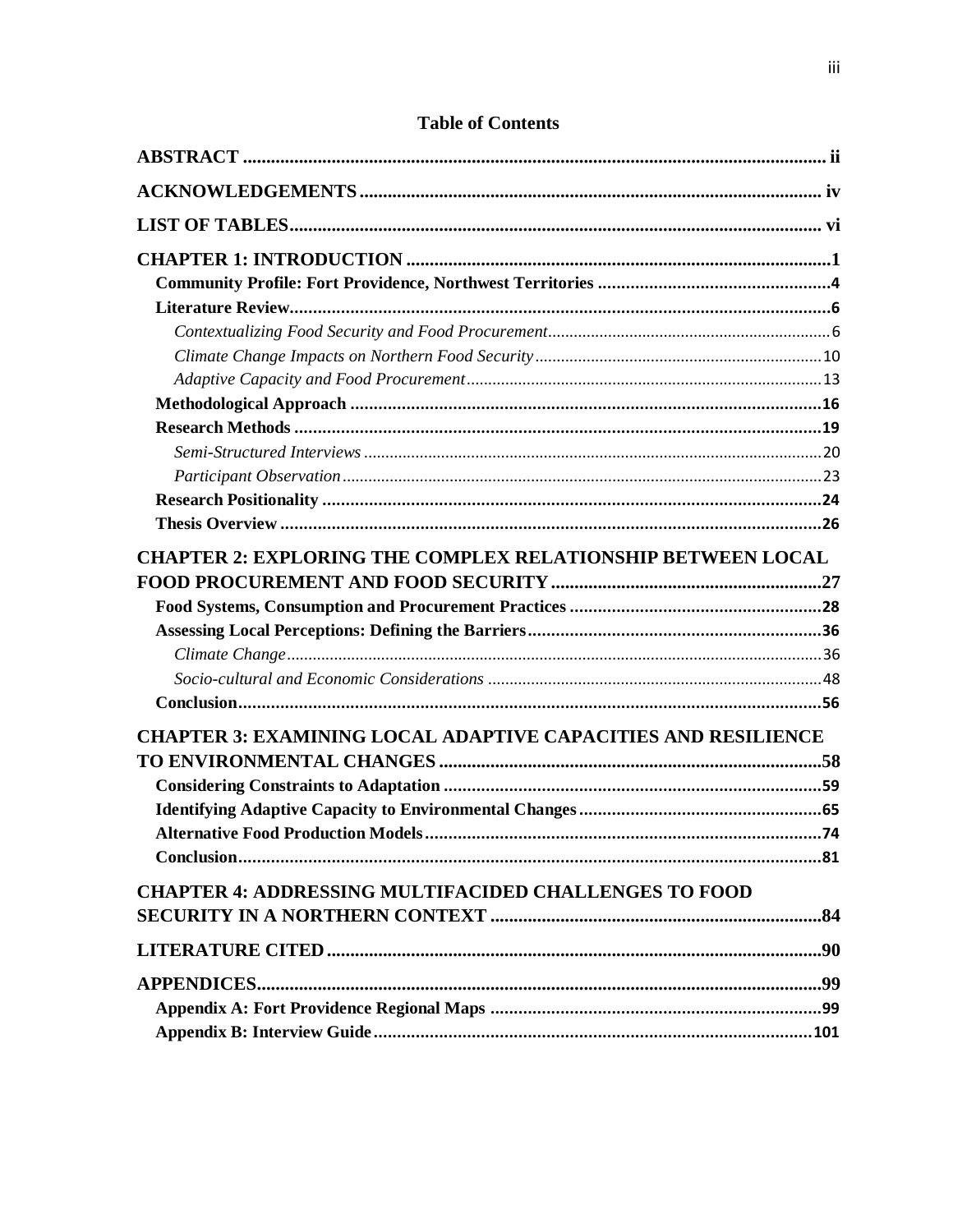# Table of Contents

**ABSTRACT** ..... ii

**ACKNOWLEDGEMENTS** ..... iv

**LIST OF TABLES** ..... vi

**CHAPTER 1: INTRODUCTION** ..... 1

- **Community Profile: Fort Providence, Northwest Territories** ..... 4
- **Literature Review** ..... 6
  - *Contextualizing Food Security and Food Procurement* ..... 6
  - *Climate Change Impacts on Northern Food Security* ..... 10
  - *Adaptive Capacity and Food Procurement* ..... 13
- **Methodological Approach** ..... 16
- **Research Methods** ..... 19
  - *Semi-Structured Interviews* ..... 20
  - *Participant Observation* ..... 23
- **Research Positionality** ..... 24
- **Thesis Overview** ..... 26

**CHAPTER 2: EXPLORING THE COMPLEX RELATIONSHIP BETWEEN LOCAL FOOD PROCUREMENT AND FOOD SECURITY** ..... 27

- **Food Systems, Consumption and Procurement Practices** ..... 28
- **Assessing Local Perceptions: Defining the Barriers** ..... 36
  - *Climate Change* ..... 36
  - *Socio-cultural and Economic Considerations* ..... 48
- **Conclusion** ..... 56

**CHAPTER 3: EXAMINING LOCAL ADAPTIVE CAPACITIES AND RESILIENCE TO ENVIRONMENTAL CHANGES** ..... 58

- **Considering Constraints to Adaptation** ..... 59
- **Identifying Adaptive Capacity to Environmental Changes** ..... 65
- **Alternative Food Production Models** ..... 74
- **Conclusion** ..... 81

**CHAPTER 4: ADDRESSING MULTIFACIDED CHALLENGES TO FOOD SECURITY IN A NORTHERN CONTEXT** ..... 84

**LITERATURE CITED** ..... 90

**APPENDICES** ..... 99

- **Appendix A: Fort Providence Regional Maps** ..... 99
- **Appendix B: Interview Guide** ..... 101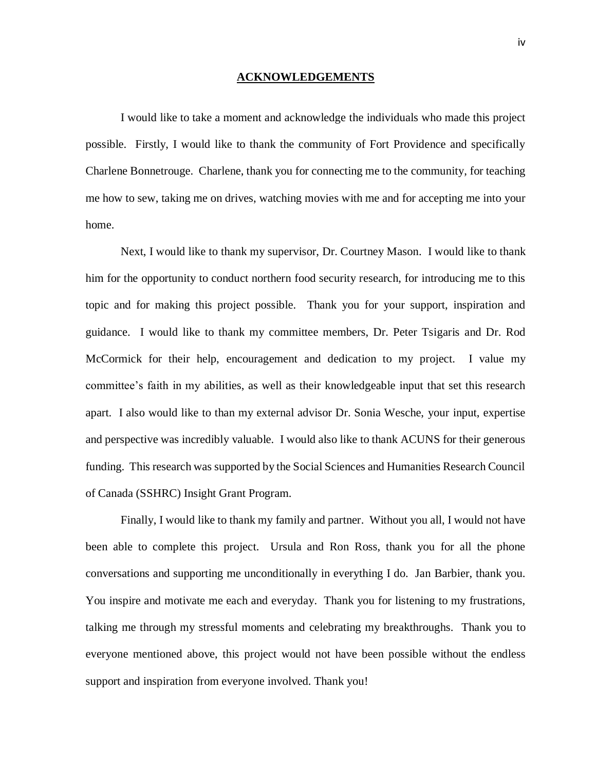# ACKNOWLEDGEMENTS

I would like to take a moment and acknowledge the individuals who made this project possible. Firstly, I would like to thank the community of Fort Providence and specifically Charlene Bonnetrouge. Charlene, thank you for connecting me to the community, for teaching me how to sew, taking me on drives, watching movies with me and for accepting me into your home.

Next, I would like to thank my supervisor, Dr. Courtney Mason. I would like to thank him for the opportunity to conduct northern food security research, for introducing me to this topic and for making this project possible. Thank you for your support, inspiration and guidance. I would like to thank my committee members, Dr. Peter Tsigaris and Dr. Rod McCormick for their help, encouragement and dedication to my project. I value my committee's faith in my abilities, as well as their knowledgeable input that set this research apart. I also would like to than my external advisor Dr. Sonia Wesche, your input, expertise and perspective was incredibly valuable. I would also like to thank ACUNS for their generous funding. This research was supported by the Social Sciences and Humanities Research Council of Canada (SSHRC) Insight Grant Program.

Finally, I would like to thank my family and partner. Without you all, I would not have been able to complete this project. Ursula and Ron Ross, thank you for all the phone conversations and supporting me unconditionally in everything I do. Jan Barbier, thank you. You inspire and motivate me each and everyday. Thank you for listening to my frustrations, talking me through my stressful moments and celebrating my breakthroughs. Thank you to everyone mentioned above, this project would not have been possible without the endless support and inspiration from everyone involved. Thank you!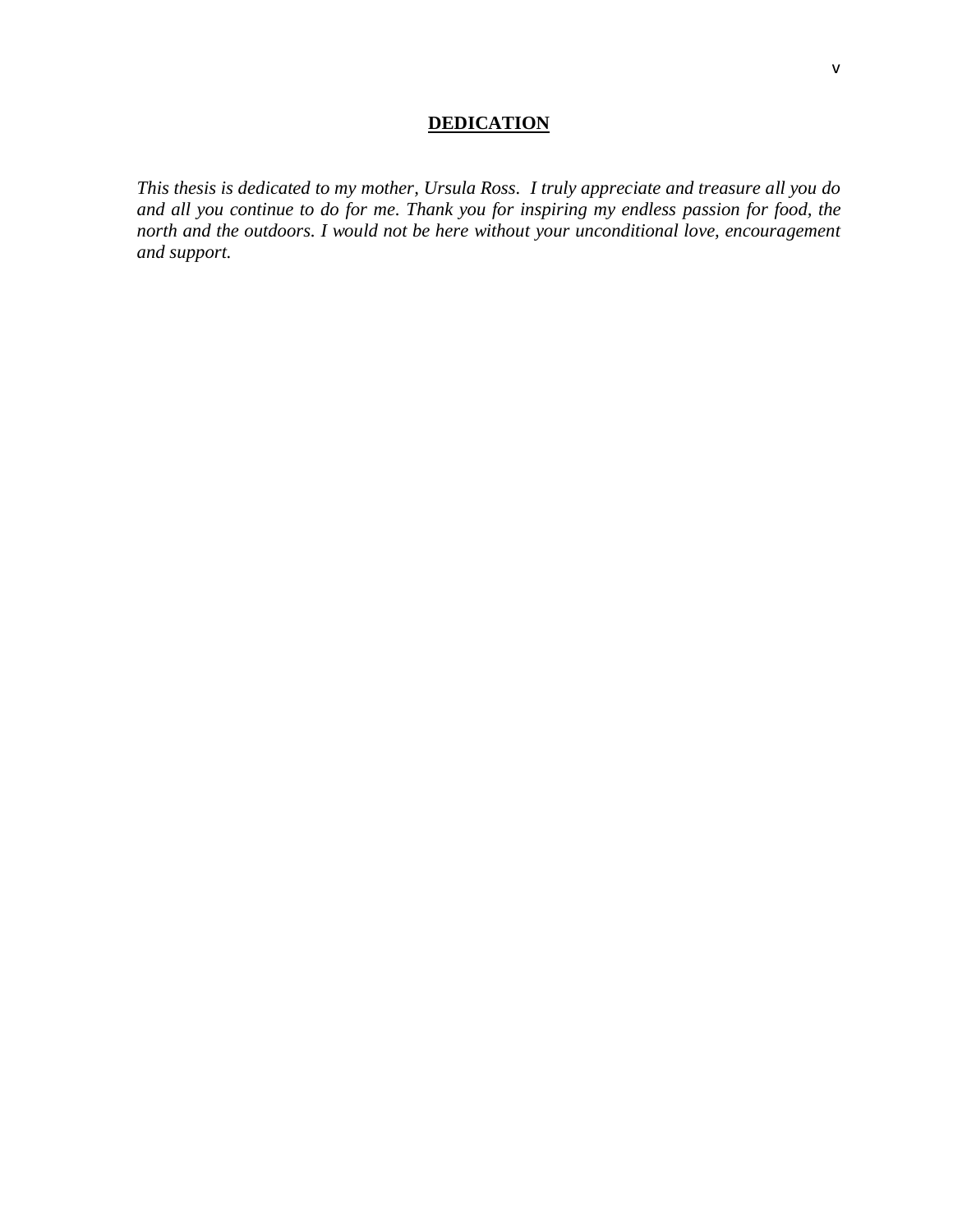## DEDICATION

*This thesis is dedicated to my mother, Ursula Ross. I truly appreciate and treasure all you do and all you continue to do for me. Thank you for inspiring my endless passion for food, the north and the outdoors. I would not be here without your unconditional love, encouragement and support.*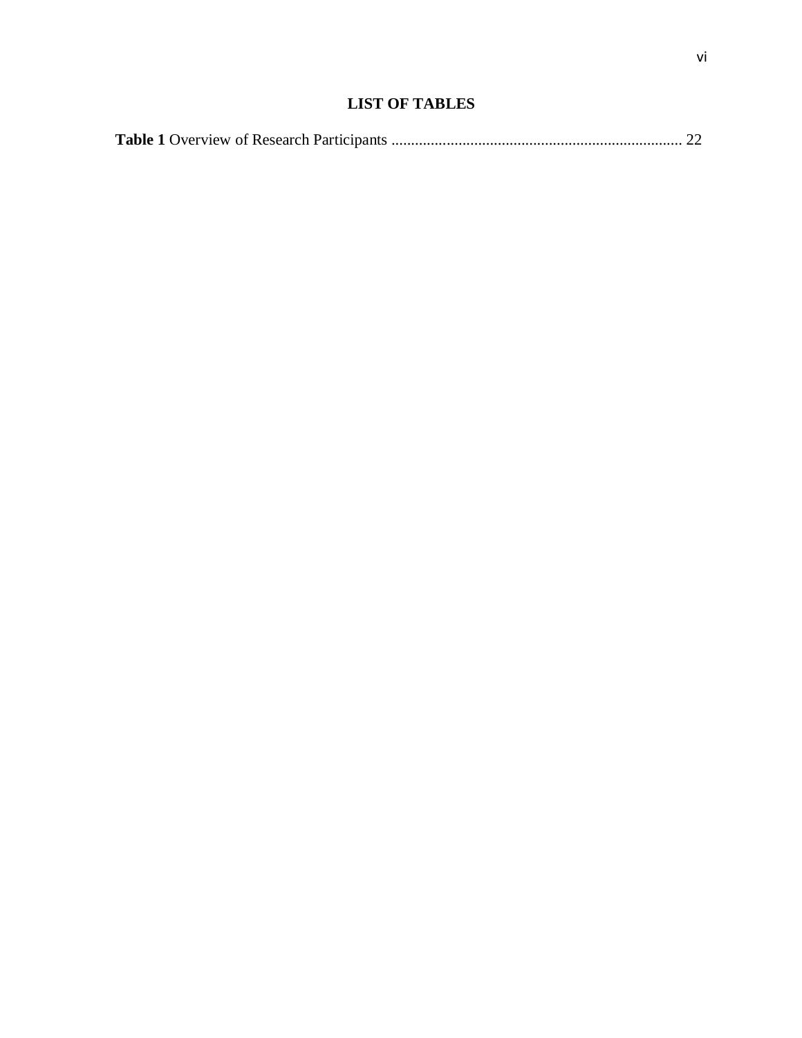# LIST OF TABLES

**Table 1** Overview of Research Participants .......................................................................... 22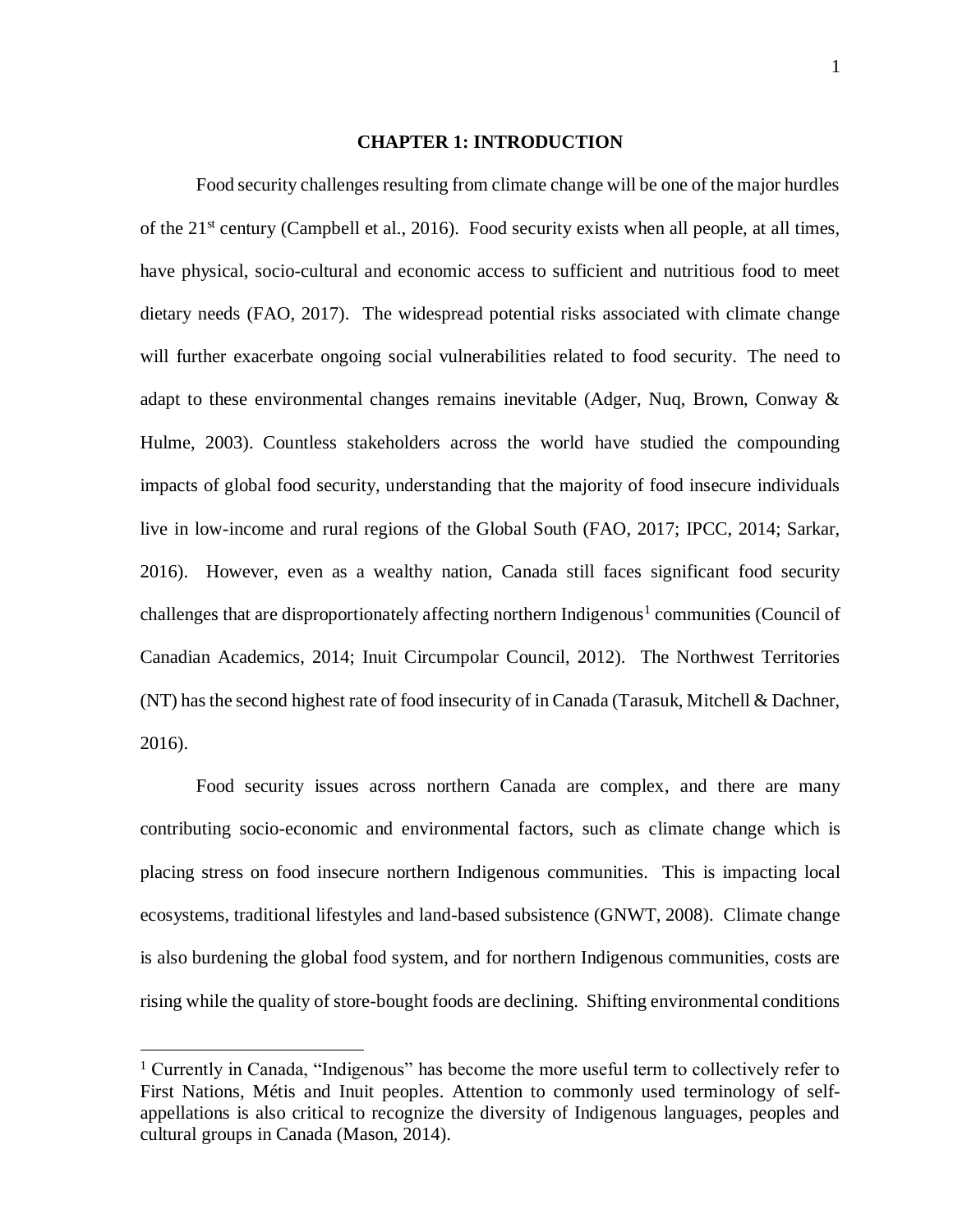# CHAPTER 1: INTRODUCTION

Food security challenges resulting from climate change will be one of the major hurdles of the 21st century (Campbell et al., 2016). Food security exists when all people, at all times, have physical, socio-cultural and economic access to sufficient and nutritious food to meet dietary needs (FAO, 2017). The widespread potential risks associated with climate change will further exacerbate ongoing social vulnerabilities related to food security. The need to adapt to these environmental changes remains inevitable (Adger, Nuq, Brown, Conway & Hulme, 2003). Countless stakeholders across the world have studied the compounding impacts of global food security, understanding that the majority of food insecure individuals live in low-income and rural regions of the Global South (FAO, 2017; IPCC, 2014; Sarkar, 2016). However, even as a wealthy nation, Canada still faces significant food security challenges that are disproportionately affecting northern Indigenous[1] communities (Council of Canadian Academics, 2014; Inuit Circumpolar Council, 2012). The Northwest Territories (NT) has the second highest rate of food insecurity of in Canada (Tarasuk, Mitchell & Dachner, 2016).

Food security issues across northern Canada are complex, and there are many contributing socio-economic and environmental factors, such as climate change which is placing stress on food insecure northern Indigenous communities. This is impacting local ecosystems, traditional lifestyles and land-based subsistence (GNWT, 2008). Climate change is also burdening the global food system, and for northern Indigenous communities, costs are rising while the quality of store-bought foods are declining. Shifting environmental conditions

[1] Currently in Canada, "Indigenous" has become the more useful term to collectively refer to First Nations, Métis and Inuit peoples. Attention to commonly used terminology of self-appellations is also critical to recognize the diversity of Indigenous languages, peoples and cultural groups in Canada (Mason, 2014).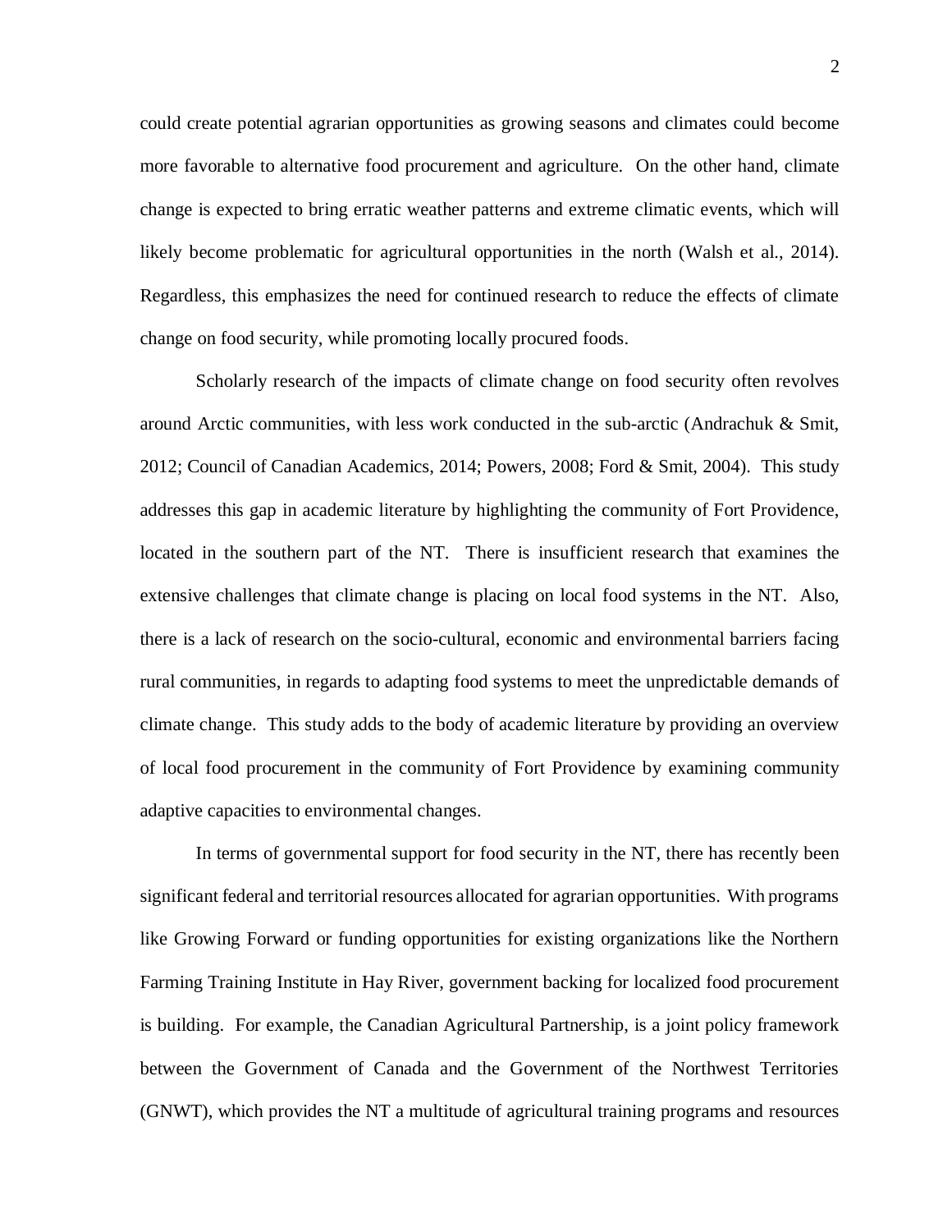could create potential agrarian opportunities as growing seasons and climates could become more favorable to alternative food procurement and agriculture. On the other hand, climate change is expected to bring erratic weather patterns and extreme climatic events, which will likely become problematic for agricultural opportunities in the north (Walsh et al., 2014). Regardless, this emphasizes the need for continued research to reduce the effects of climate change on food security, while promoting locally procured foods.

Scholarly research of the impacts of climate change on food security often revolves around Arctic communities, with less work conducted in the sub-arctic (Andrachuk & Smit, 2012; Council of Canadian Academics, 2014; Powers, 2008; Ford & Smit, 2004). This study addresses this gap in academic literature by highlighting the community of Fort Providence, located in the southern part of the NT. There is insufficient research that examines the extensive challenges that climate change is placing on local food systems in the NT. Also, there is a lack of research on the socio-cultural, economic and environmental barriers facing rural communities, in regards to adapting food systems to meet the unpredictable demands of climate change. This study adds to the body of academic literature by providing an overview of local food procurement in the community of Fort Providence by examining community adaptive capacities to environmental changes.

In terms of governmental support for food security in the NT, there has recently been significant federal and territorial resources allocated for agrarian opportunities. With programs like Growing Forward or funding opportunities for existing organizations like the Northern Farming Training Institute in Hay River, government backing for localized food procurement is building. For example, the Canadian Agricultural Partnership, is a joint policy framework between the Government of Canada and the Government of the Northwest Territories (GNWT), which provides the NT a multitude of agricultural training programs and resources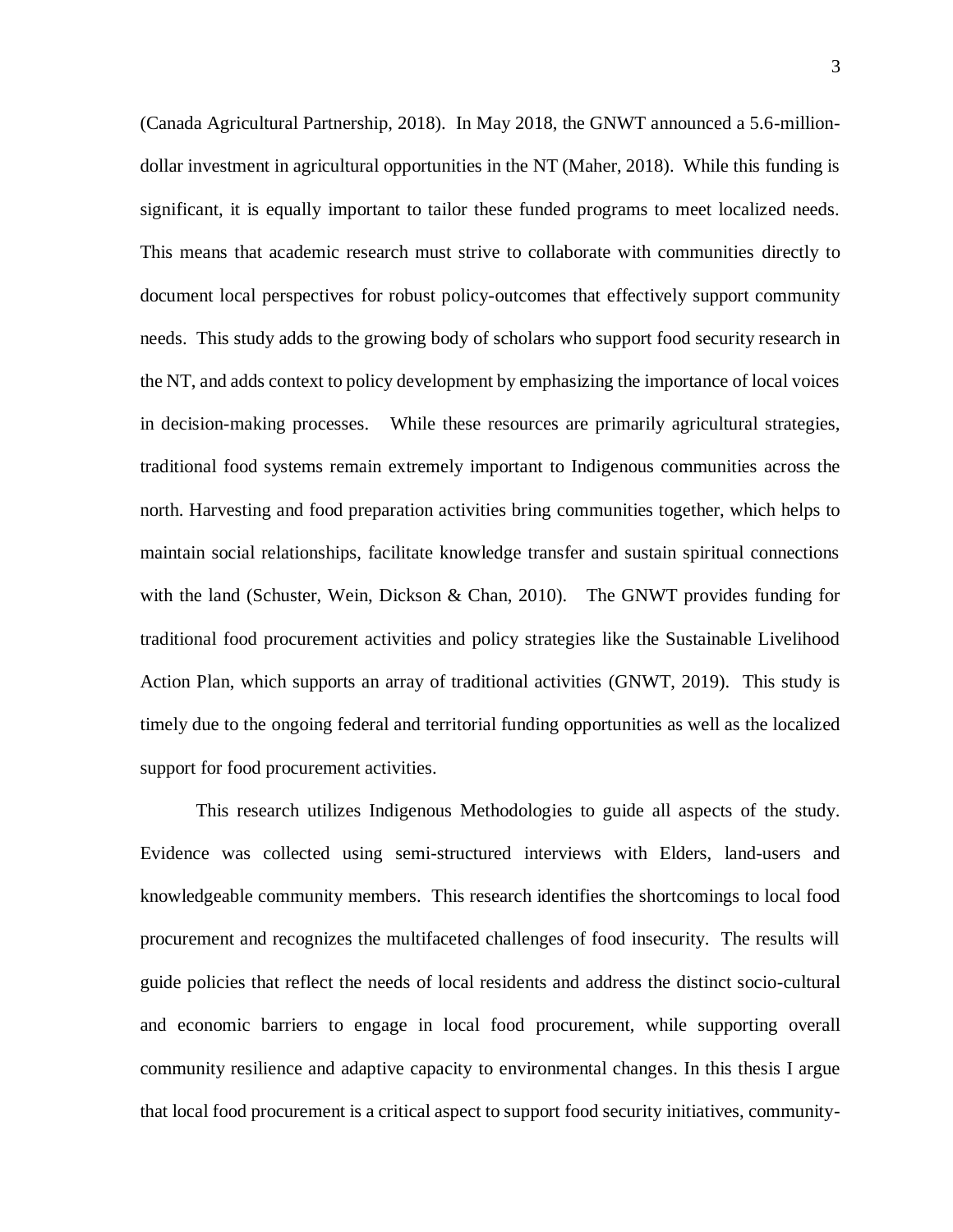(Canada Agricultural Partnership, 2018). In May 2018, the GNWT announced a 5.6-million-dollar investment in agricultural opportunities in the NT (Maher, 2018). While this funding is significant, it is equally important to tailor these funded programs to meet localized needs. This means that academic research must strive to collaborate with communities directly to document local perspectives for robust policy-outcomes that effectively support community needs. This study adds to the growing body of scholars who support food security research in the NT, and adds context to policy development by emphasizing the importance of local voices in decision-making processes. While these resources are primarily agricultural strategies, traditional food systems remain extremely important to Indigenous communities across the north. Harvesting and food preparation activities bring communities together, which helps to maintain social relationships, facilitate knowledge transfer and sustain spiritual connections with the land (Schuster, Wein, Dickson & Chan, 2010). The GNWT provides funding for traditional food procurement activities and policy strategies like the Sustainable Livelihood Action Plan, which supports an array of traditional activities (GNWT, 2019). This study is timely due to the ongoing federal and territorial funding opportunities as well as the localized support for food procurement activities.

This research utilizes Indigenous Methodologies to guide all aspects of the study. Evidence was collected using semi-structured interviews with Elders, land-users and knowledgeable community members. This research identifies the shortcomings to local food procurement and recognizes the multifaceted challenges of food insecurity. The results will guide policies that reflect the needs of local residents and address the distinct socio-cultural and economic barriers to engage in local food procurement, while supporting overall community resilience and adaptive capacity to environmental changes. In this thesis I argue that local food procurement is a critical aspect to support food security initiatives, community-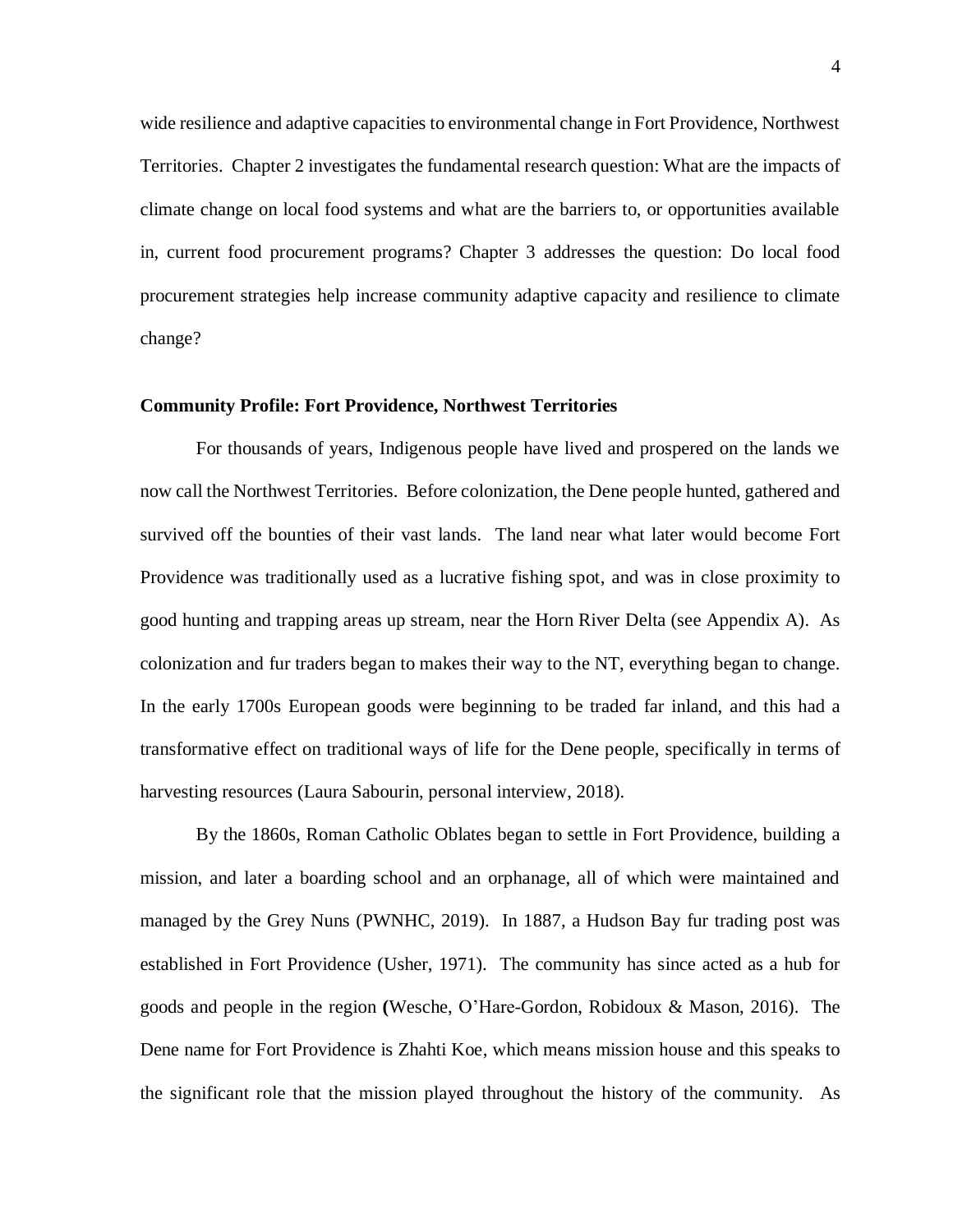wide resilience and adaptive capacities to environmental change in Fort Providence, Northwest Territories. Chapter 2 investigates the fundamental research question: What are the impacts of climate change on local food systems and what are the barriers to, or opportunities available in, current food procurement programs? Chapter 3 addresses the question: Do local food procurement strategies help increase community adaptive capacity and resilience to climate change?

**Community Profile: Fort Providence, Northwest Territories**

For thousands of years, Indigenous people have lived and prospered on the lands we now call the Northwest Territories. Before colonization, the Dene people hunted, gathered and survived off the bounties of their vast lands. The land near what later would become Fort Providence was traditionally used as a lucrative fishing spot, and was in close proximity to good hunting and trapping areas up stream, near the Horn River Delta (see Appendix A). As colonization and fur traders began to makes their way to the NT, everything began to change. In the early 1700s European goods were beginning to be traded far inland, and this had a transformative effect on traditional ways of life for the Dene people, specifically in terms of harvesting resources (Laura Sabourin, personal interview, 2018).

By the 1860s, Roman Catholic Oblates began to settle in Fort Providence, building a mission, and later a boarding school and an orphanage, all of which were maintained and managed by the Grey Nuns (PWNHC, 2019). In 1887, a Hudson Bay fur trading post was established in Fort Providence (Usher, 1971). The community has since acted as a hub for goods and people in the region (Wesche, O'Hare-Gordon, Robidoux & Mason, 2016). The Dene name for Fort Providence is Zhahti Koe, which means mission house and this speaks to the significant role that the mission played throughout the history of the community. As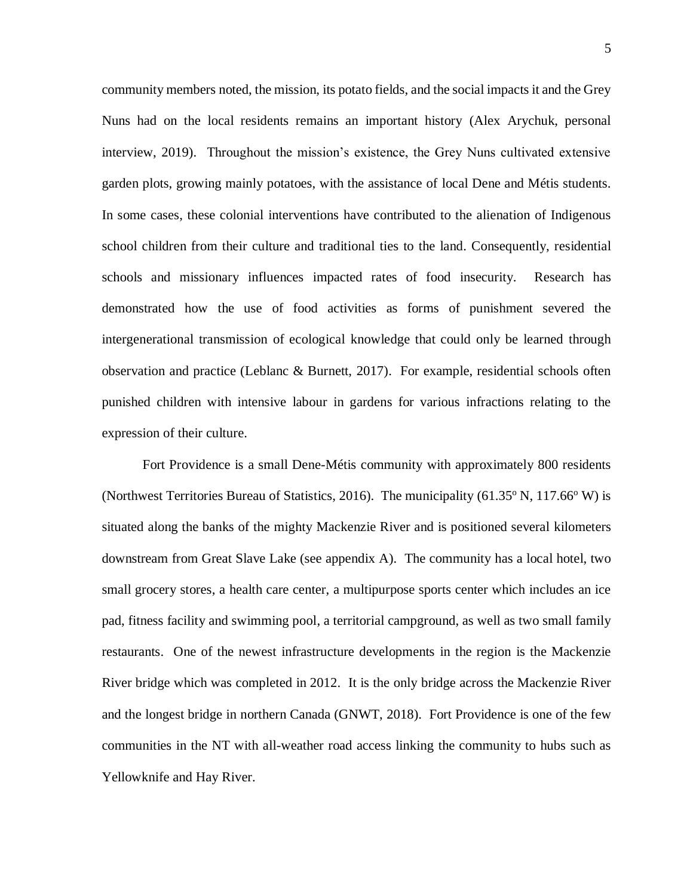community members noted, the mission, its potato fields, and the social impacts it and the Grey Nuns had on the local residents remains an important history (Alex Arychuk, personal interview, 2019). Throughout the mission's existence, the Grey Nuns cultivated extensive garden plots, growing mainly potatoes, with the assistance of local Dene and Métis students. In some cases, these colonial interventions have contributed to the alienation of Indigenous school children from their culture and traditional ties to the land. Consequently, residential schools and missionary influences impacted rates of food insecurity. Research has demonstrated how the use of food activities as forms of punishment severed the intergenerational transmission of ecological knowledge that could only be learned through observation and practice (Leblanc & Burnett, 2017). For example, residential schools often punished children with intensive labour in gardens for various infractions relating to the expression of their culture.

Fort Providence is a small Dene-Métis community with approximately 800 residents (Northwest Territories Bureau of Statistics, 2016). The municipality (61.35º N, 117.66º W) is situated along the banks of the mighty Mackenzie River and is positioned several kilometers downstream from Great Slave Lake (see appendix A). The community has a local hotel, two small grocery stores, a health care center, a multipurpose sports center which includes an ice pad, fitness facility and swimming pool, a territorial campground, as well as two small family restaurants. One of the newest infrastructure developments in the region is the Mackenzie River bridge which was completed in 2012. It is the only bridge across the Mackenzie River and the longest bridge in northern Canada (GNWT, 2018). Fort Providence is one of the few communities in the NT with all-weather road access linking the community to hubs such as Yellowknife and Hay River.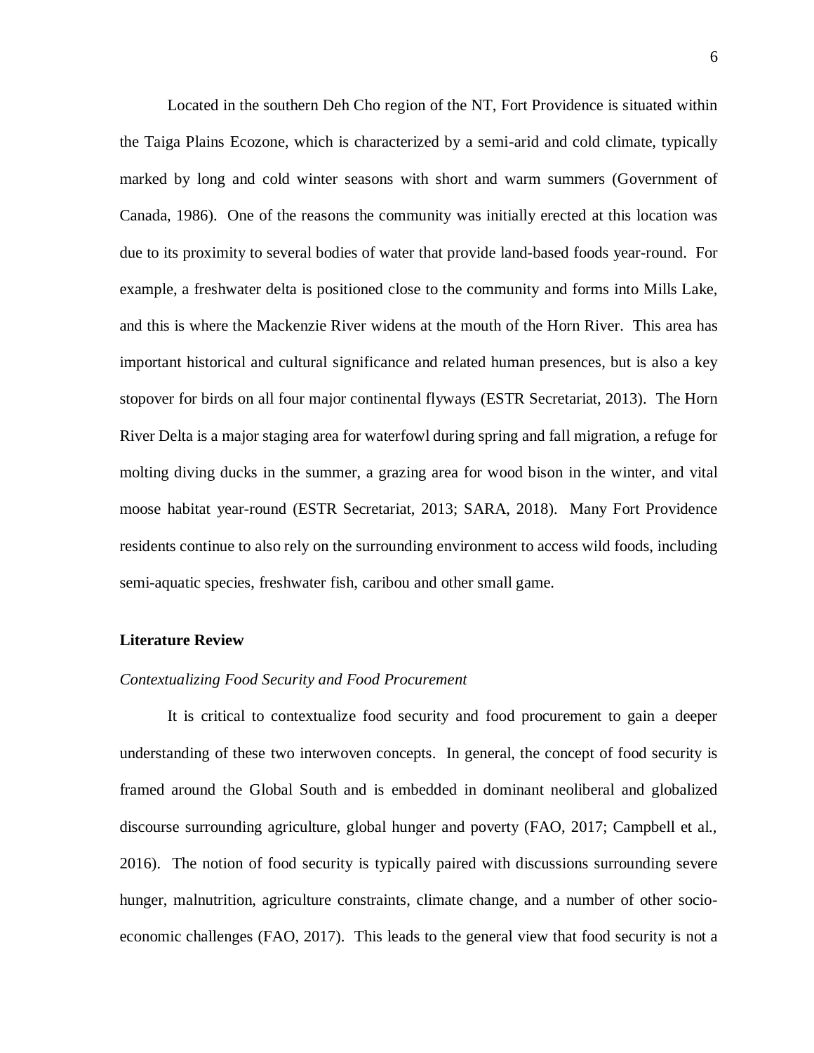Located in the southern Deh Cho region of the NT, Fort Providence is situated within the Taiga Plains Ecozone, which is characterized by a semi-arid and cold climate, typically marked by long and cold winter seasons with short and warm summers (Government of Canada, 1986). One of the reasons the community was initially erected at this location was due to its proximity to several bodies of water that provide land-based foods year-round. For example, a freshwater delta is positioned close to the community and forms into Mills Lake, and this is where the Mackenzie River widens at the mouth of the Horn River. This area has important historical and cultural significance and related human presences, but is also a key stopover for birds on all four major continental flyways (ESTR Secretariat, 2013). The Horn River Delta is a major staging area for waterfowl during spring and fall migration, a refuge for molting diving ducks in the summer, a grazing area for wood bison in the winter, and vital moose habitat year-round (ESTR Secretariat, 2013; SARA, 2018). Many Fort Providence residents continue to also rely on the surrounding environment to access wild foods, including semi-aquatic species, freshwater fish, caribou and other small game.

## Literature Review

### *Contextualizing Food Security and Food Procurement*

It is critical to contextualize food security and food procurement to gain a deeper understanding of these two interwoven concepts. In general, the concept of food security is framed around the Global South and is embedded in dominant neoliberal and globalized discourse surrounding agriculture, global hunger and poverty (FAO, 2017; Campbell et al., 2016). The notion of food security is typically paired with discussions surrounding severe hunger, malnutrition, agriculture constraints, climate change, and a number of other socio-economic challenges (FAO, 2017). This leads to the general view that food security is not a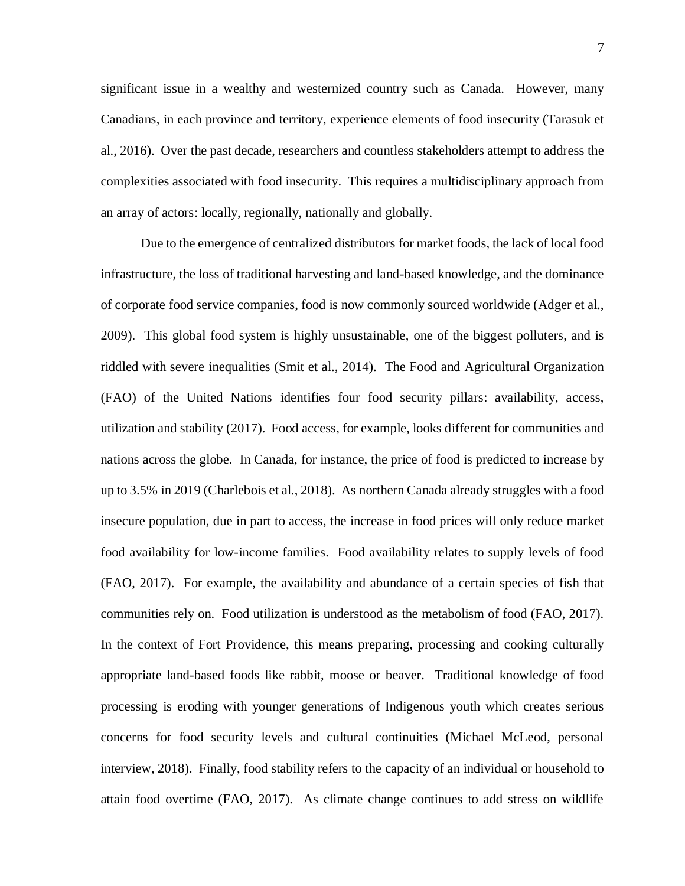significant issue in a wealthy and westernized country such as Canada. However, many Canadians, in each province and territory, experience elements of food insecurity (Tarasuk et al., 2016). Over the past decade, researchers and countless stakeholders attempt to address the complexities associated with food insecurity. This requires a multidisciplinary approach from an array of actors: locally, regionally, nationally and globally.

Due to the emergence of centralized distributors for market foods, the lack of local food infrastructure, the loss of traditional harvesting and land-based knowledge, and the dominance of corporate food service companies, food is now commonly sourced worldwide (Adger et al., 2009). This global food system is highly unsustainable, one of the biggest polluters, and is riddled with severe inequalities (Smit et al., 2014). The Food and Agricultural Organization (FAO) of the United Nations identifies four food security pillars: availability, access, utilization and stability (2017). Food access, for example, looks different for communities and nations across the globe. In Canada, for instance, the price of food is predicted to increase by up to 3.5% in 2019 (Charlebois et al., 2018). As northern Canada already struggles with a food insecure population, due in part to access, the increase in food prices will only reduce market food availability for low-income families. Food availability relates to supply levels of food (FAO, 2017). For example, the availability and abundance of a certain species of fish that communities rely on. Food utilization is understood as the metabolism of food (FAO, 2017). In the context of Fort Providence, this means preparing, processing and cooking culturally appropriate land-based foods like rabbit, moose or beaver. Traditional knowledge of food processing is eroding with younger generations of Indigenous youth which creates serious concerns for food security levels and cultural continuities (Michael McLeod, personal interview, 2018). Finally, food stability refers to the capacity of an individual or household to attain food overtime (FAO, 2017). As climate change continues to add stress on wildlife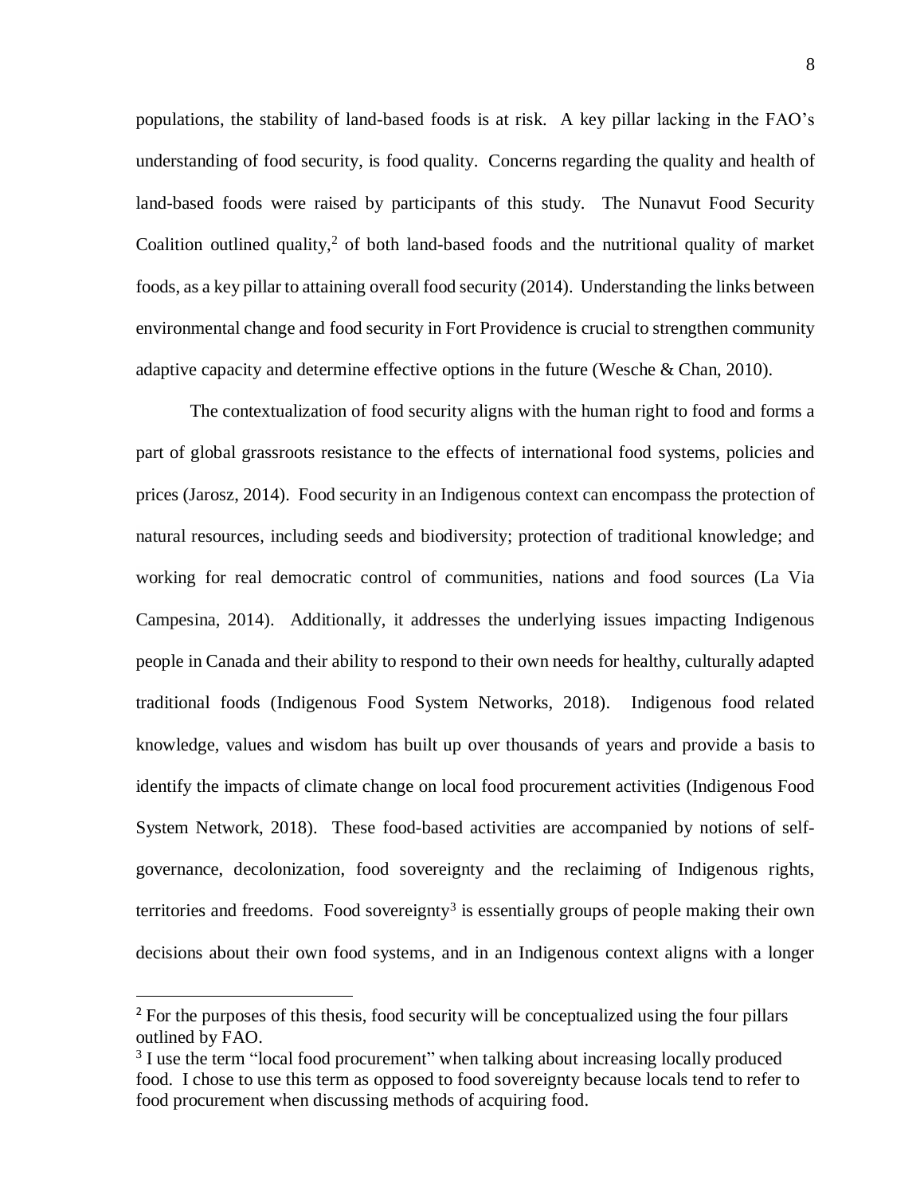populations, the stability of land-based foods is at risk. A key pillar lacking in the FAO's understanding of food security, is food quality. Concerns regarding the quality and health of land-based foods were raised by participants of this study. The Nunavut Food Security Coalition outlined quality,[2] of both land-based foods and the nutritional quality of market foods, as a key pillar to attaining overall food security (2014). Understanding the links between environmental change and food security in Fort Providence is crucial to strengthen community adaptive capacity and determine effective options in the future (Wesche & Chan, 2010).

The contextualization of food security aligns with the human right to food and forms a part of global grassroots resistance to the effects of international food systems, policies and prices (Jarosz, 2014). Food security in an Indigenous context can encompass the protection of natural resources, including seeds and biodiversity; protection of traditional knowledge; and working for real democratic control of communities, nations and food sources (La Via Campesina, 2014). Additionally, it addresses the underlying issues impacting Indigenous people in Canada and their ability to respond to their own needs for healthy, culturally adapted traditional foods (Indigenous Food System Networks, 2018). Indigenous food related knowledge, values and wisdom has built up over thousands of years and provide a basis to identify the impacts of climate change on local food procurement activities (Indigenous Food System Network, 2018). These food-based activities are accompanied by notions of self-governance, decolonization, food sovereignty and the reclaiming of Indigenous rights, territories and freedoms. Food sovereignty[3] is essentially groups of people making their own decisions about their own food systems, and in an Indigenous context aligns with a longer

[2] For the purposes of this thesis, food security will be conceptualized using the four pillars outlined by FAO.

[3] I use the term "local food procurement" when talking about increasing locally produced food. I chose to use this term as opposed to food sovereignty because locals tend to refer to food procurement when discussing methods of acquiring food.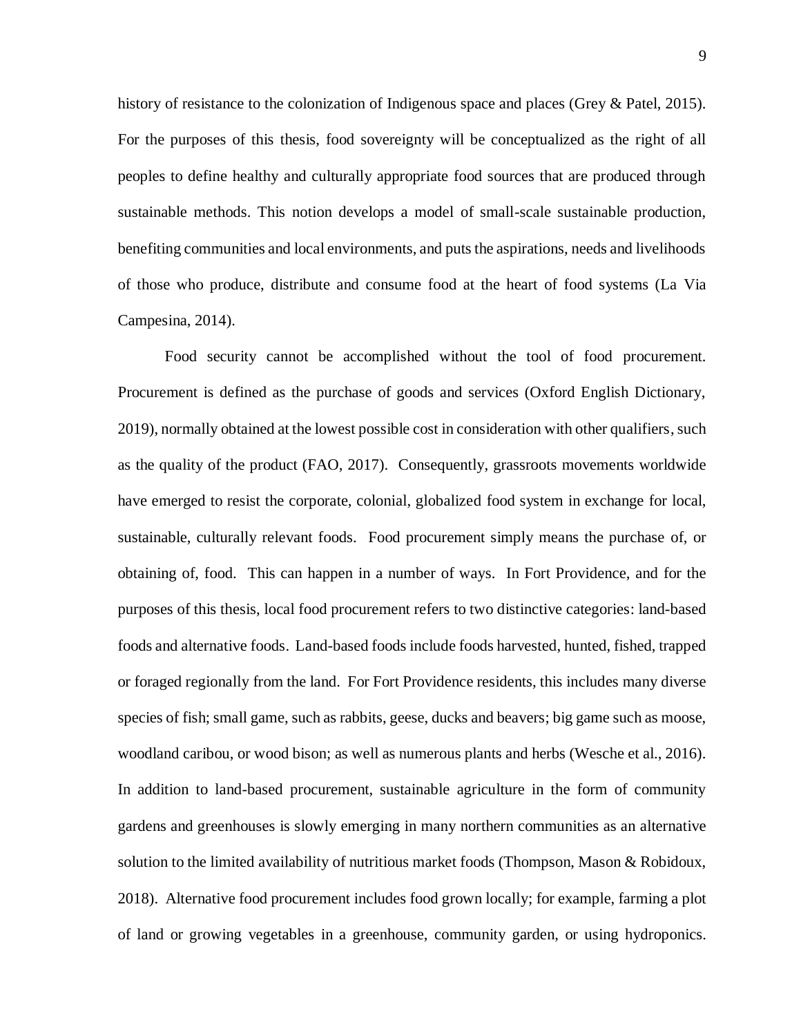history of resistance to the colonization of Indigenous space and places (Grey & Patel, 2015). For the purposes of this thesis, food sovereignty will be conceptualized as the right of all peoples to define healthy and culturally appropriate food sources that are produced through sustainable methods. This notion develops a model of small-scale sustainable production, benefiting communities and local environments, and puts the aspirations, needs and livelihoods of those who produce, distribute and consume food at the heart of food systems (La Via Campesina, 2014).

Food security cannot be accomplished without the tool of food procurement. Procurement is defined as the purchase of goods and services (Oxford English Dictionary, 2019), normally obtained at the lowest possible cost in consideration with other qualifiers, such as the quality of the product (FAO, 2017). Consequently, grassroots movements worldwide have emerged to resist the corporate, colonial, globalized food system in exchange for local, sustainable, culturally relevant foods. Food procurement simply means the purchase of, or obtaining of, food. This can happen in a number of ways. In Fort Providence, and for the purposes of this thesis, local food procurement refers to two distinctive categories: land-based foods and alternative foods. Land-based foods include foods harvested, hunted, fished, trapped or foraged regionally from the land. For Fort Providence residents, this includes many diverse species of fish; small game, such as rabbits, geese, ducks and beavers; big game such as moose, woodland caribou, or wood bison; as well as numerous plants and herbs (Wesche et al., 2016). In addition to land-based procurement, sustainable agriculture in the form of community gardens and greenhouses is slowly emerging in many northern communities as an alternative solution to the limited availability of nutritious market foods (Thompson, Mason & Robidoux, 2018). Alternative food procurement includes food grown locally; for example, farming a plot of land or growing vegetables in a greenhouse, community garden, or using hydroponics.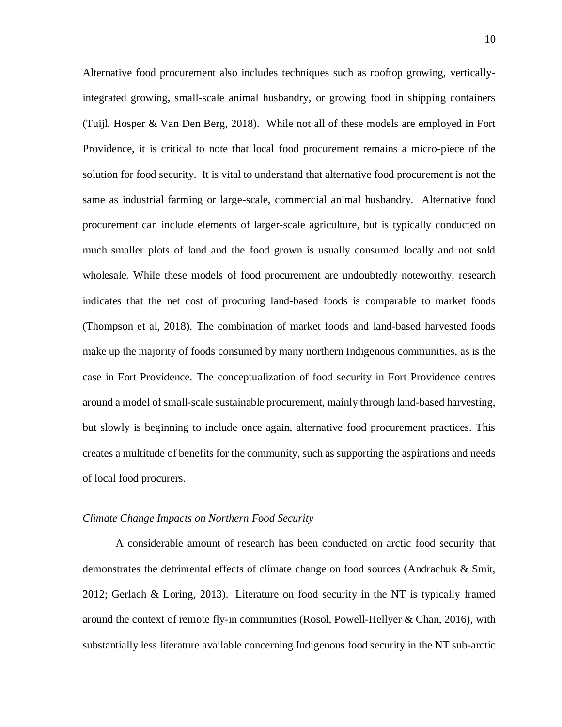Alternative food procurement also includes techniques such as rooftop growing, vertically-integrated growing, small-scale animal husbandry, or growing food in shipping containers (Tuijl, Hosper & Van Den Berg, 2018). While not all of these models are employed in Fort Providence, it is critical to note that local food procurement remains a micro-piece of the solution for food security. It is vital to understand that alternative food procurement is not the same as industrial farming or large-scale, commercial animal husbandry. Alternative food procurement can include elements of larger-scale agriculture, but is typically conducted on much smaller plots of land and the food grown is usually consumed locally and not sold wholesale. While these models of food procurement are undoubtedly noteworthy, research indicates that the net cost of procuring land-based foods is comparable to market foods (Thompson et al, 2018). The combination of market foods and land-based harvested foods make up the majority of foods consumed by many northern Indigenous communities, as is the case in Fort Providence. The conceptualization of food security in Fort Providence centres around a model of small-scale sustainable procurement, mainly through land-based harvesting, but slowly is beginning to include once again, alternative food procurement practices. This creates a multitude of benefits for the community, such as supporting the aspirations and needs of local food procurers.

*Climate Change Impacts on Northern Food Security*

A considerable amount of research has been conducted on arctic food security that demonstrates the detrimental effects of climate change on food sources (Andrachuk & Smit, 2012; Gerlach & Loring, 2013). Literature on food security in the NT is typically framed around the context of remote fly-in communities (Rosol, Powell-Hellyer & Chan, 2016), with substantially less literature available concerning Indigenous food security in the NT sub-arctic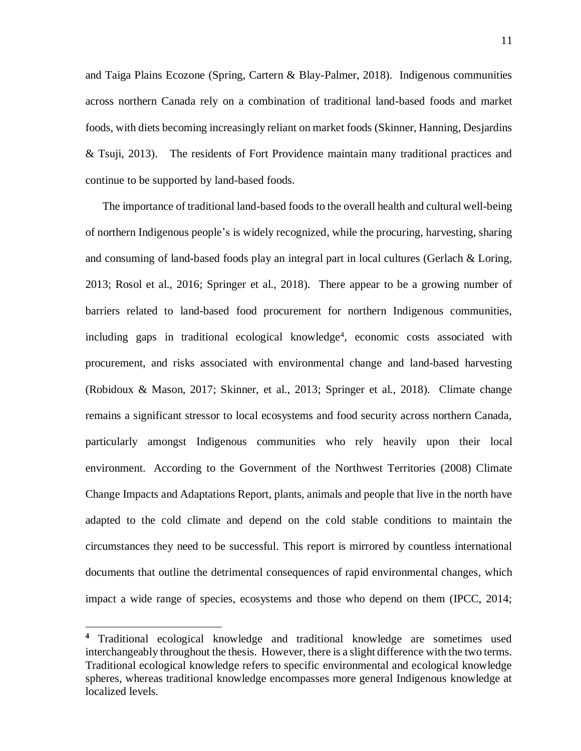and Taiga Plains Ecozone (Spring, Cartern & Blay-Palmer, 2018). Indigenous communities across northern Canada rely on a combination of traditional land-based foods and market foods, with diets becoming increasingly reliant on market foods (Skinner, Hanning, Desjardins & Tsuji, 2013). The residents of Fort Providence maintain many traditional practices and continue to be supported by land-based foods.

The importance of traditional land-based foods to the overall health and cultural well-being of northern Indigenous people's is widely recognized, while the procuring, harvesting, sharing and consuming of land-based foods play an integral part in local cultures (Gerlach & Loring, 2013; Rosol et al., 2016; Springer et al., 2018). There appear to be a growing number of barriers related to land-based food procurement for northern Indigenous communities, including gaps in traditional ecological knowledge[4], economic costs associated with procurement, and risks associated with environmental change and land-based harvesting (Robidoux & Mason, 2017; Skinner, et al., 2013; Springer et al., 2018). Climate change remains a significant stressor to local ecosystems and food security across northern Canada, particularly amongst Indigenous communities who rely heavily upon their local environment. According to the Government of the Northwest Territories (2008) Climate Change Impacts and Adaptations Report, plants, animals and people that live in the north have adapted to the cold climate and depend on the cold stable conditions to maintain the circumstances they need to be successful. This report is mirrored by countless international documents that outline the detrimental consequences of rapid environmental changes, which impact a wide range of species, ecosystems and those who depend on them (IPCC, 2014;

---

[4] Traditional ecological knowledge and traditional knowledge are sometimes used interchangeably throughout the thesis. However, there is a slight difference with the two terms. Traditional ecological knowledge refers to specific environmental and ecological knowledge spheres, whereas traditional knowledge encompasses more general Indigenous knowledge at localized levels.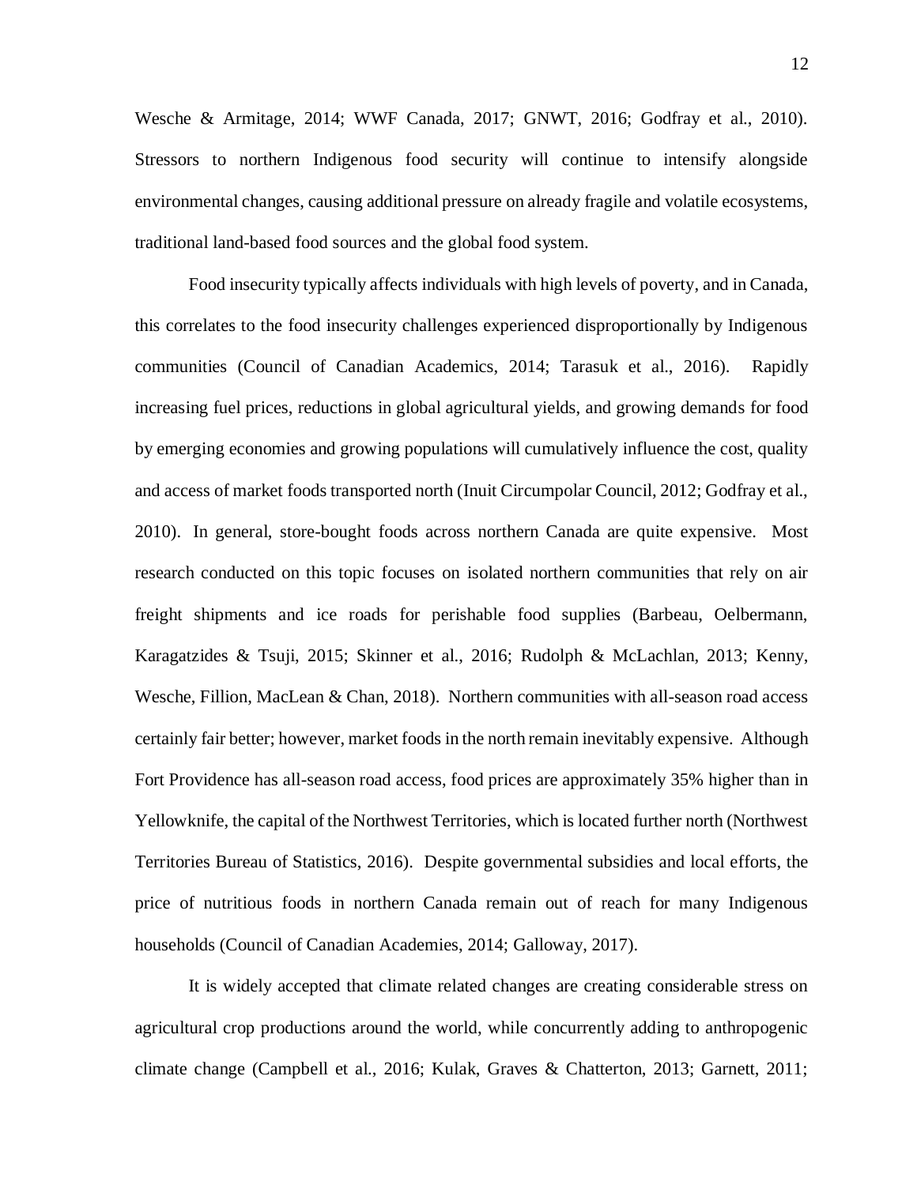Wesche & Armitage, 2014; WWF Canada, 2017; GNWT, 2016; Godfray et al., 2010). Stressors to northern Indigenous food security will continue to intensify alongside environmental changes, causing additional pressure on already fragile and volatile ecosystems, traditional land-based food sources and the global food system.

Food insecurity typically affects individuals with high levels of poverty, and in Canada, this correlates to the food insecurity challenges experienced disproportionally by Indigenous communities (Council of Canadian Academics, 2014; Tarasuk et al., 2016). Rapidly increasing fuel prices, reductions in global agricultural yields, and growing demands for food by emerging economies and growing populations will cumulatively influence the cost, quality and access of market foods transported north (Inuit Circumpolar Council, 2012; Godfray et al., 2010). In general, store-bought foods across northern Canada are quite expensive. Most research conducted on this topic focuses on isolated northern communities that rely on air freight shipments and ice roads for perishable food supplies (Barbeau, Oelbermann, Karagatzides & Tsuji, 2015; Skinner et al., 2016; Rudolph & McLachlan, 2013; Kenny, Wesche, Fillion, MacLean & Chan, 2018). Northern communities with all-season road access certainly fair better; however, market foods in the north remain inevitably expensive. Although Fort Providence has all-season road access, food prices are approximately 35% higher than in Yellowknife, the capital of the Northwest Territories, which is located further north (Northwest Territories Bureau of Statistics, 2016). Despite governmental subsidies and local efforts, the price of nutritious foods in northern Canada remain out of reach for many Indigenous households (Council of Canadian Academies, 2014; Galloway, 2017).

It is widely accepted that climate related changes are creating considerable stress on agricultural crop productions around the world, while concurrently adding to anthropogenic climate change (Campbell et al., 2016; Kulak, Graves & Chatterton, 2013; Garnett, 2011;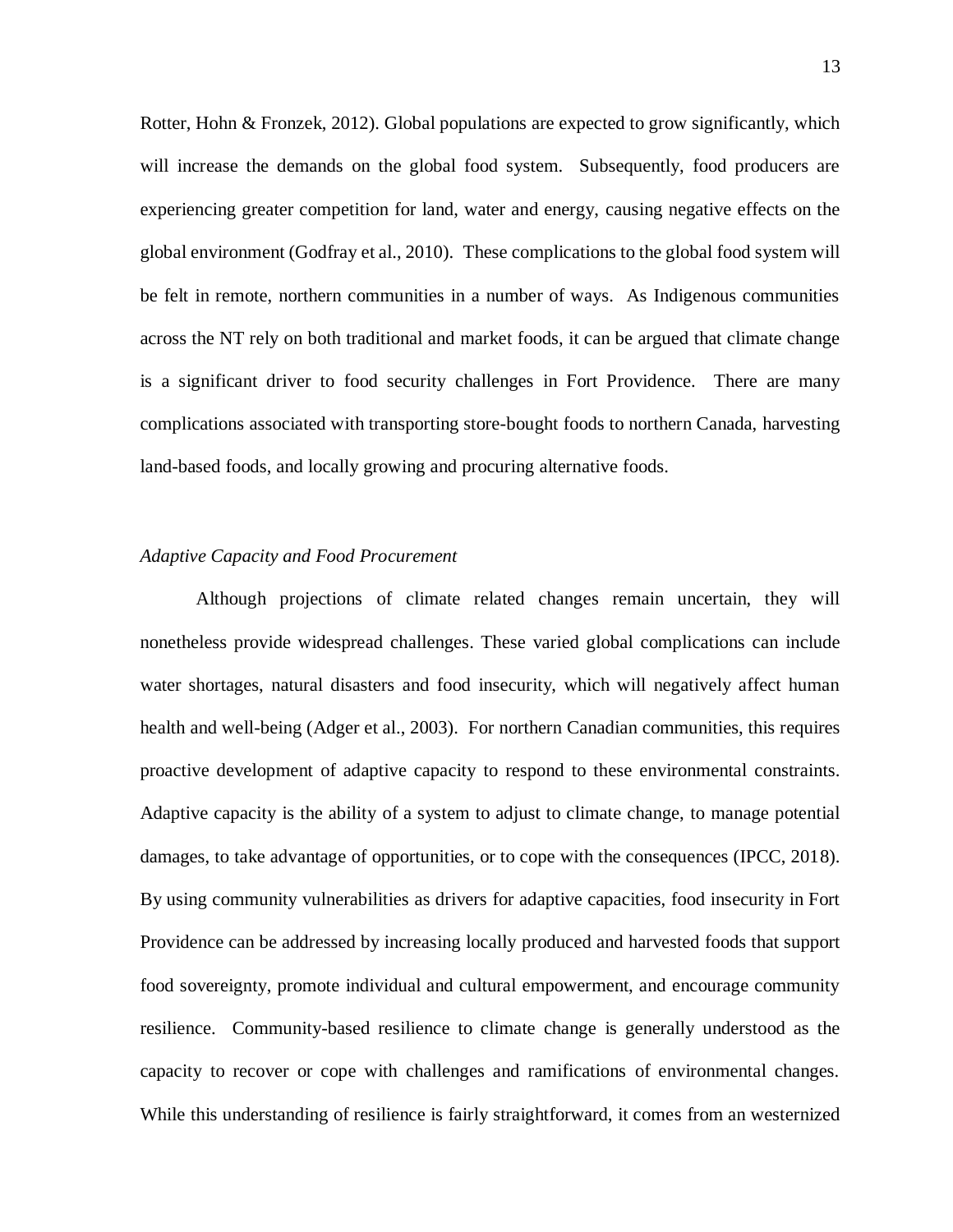Rotter, Hohn & Fronzek, 2012). Global populations are expected to grow significantly, which will increase the demands on the global food system. Subsequently, food producers are experiencing greater competition for land, water and energy, causing negative effects on the global environment (Godfray et al., 2010). These complications to the global food system will be felt in remote, northern communities in a number of ways. As Indigenous communities across the NT rely on both traditional and market foods, it can be argued that climate change is a significant driver to food security challenges in Fort Providence. There are many complications associated with transporting store-bought foods to northern Canada, harvesting land-based foods, and locally growing and procuring alternative foods.

### *Adaptive Capacity and Food Procurement*

Although projections of climate related changes remain uncertain, they will nonetheless provide widespread challenges. These varied global complications can include water shortages, natural disasters and food insecurity, which will negatively affect human health and well-being (Adger et al., 2003). For northern Canadian communities, this requires proactive development of adaptive capacity to respond to these environmental constraints. Adaptive capacity is the ability of a system to adjust to climate change, to manage potential damages, to take advantage of opportunities, or to cope with the consequences (IPCC, 2018). By using community vulnerabilities as drivers for adaptive capacities, food insecurity in Fort Providence can be addressed by increasing locally produced and harvested foods that support food sovereignty, promote individual and cultural empowerment, and encourage community resilience. Community-based resilience to climate change is generally understood as the capacity to recover or cope with challenges and ramifications of environmental changes. While this understanding of resilience is fairly straightforward, it comes from an westernized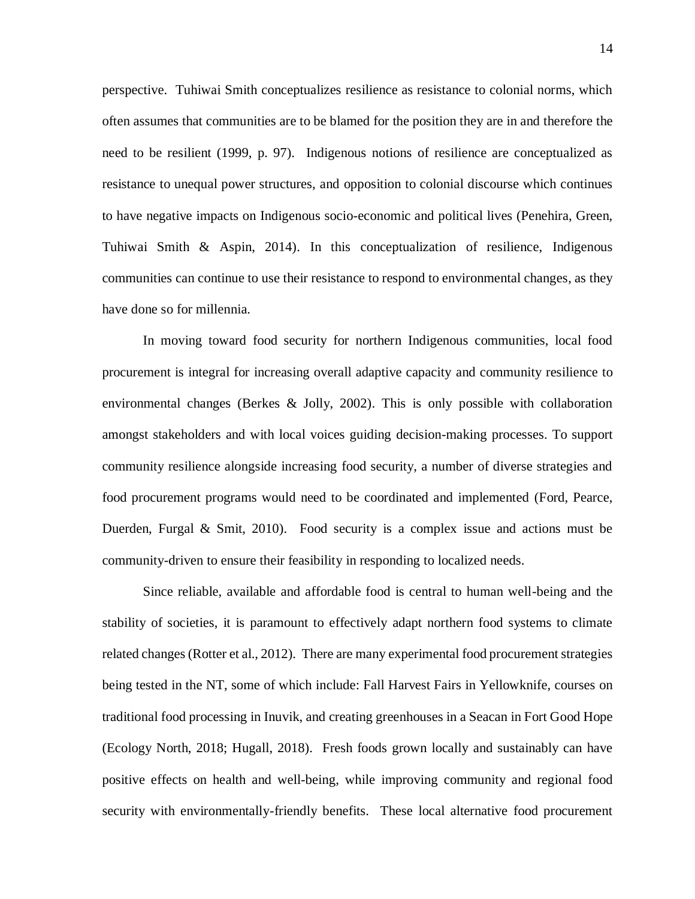perspective. Tuhiwai Smith conceptualizes resilience as resistance to colonial norms, which often assumes that communities are to be blamed for the position they are in and therefore the need to be resilient (1999, p. 97). Indigenous notions of resilience are conceptualized as resistance to unequal power structures, and opposition to colonial discourse which continues to have negative impacts on Indigenous socio-economic and political lives (Penehira, Green, Tuhiwai Smith & Aspin, 2014). In this conceptualization of resilience, Indigenous communities can continue to use their resistance to respond to environmental changes, as they have done so for millennia.

In moving toward food security for northern Indigenous communities, local food procurement is integral for increasing overall adaptive capacity and community resilience to environmental changes (Berkes & Jolly, 2002). This is only possible with collaboration amongst stakeholders and with local voices guiding decision-making processes. To support community resilience alongside increasing food security, a number of diverse strategies and food procurement programs would need to be coordinated and implemented (Ford, Pearce, Duerden, Furgal & Smit, 2010). Food security is a complex issue and actions must be community-driven to ensure their feasibility in responding to localized needs.

Since reliable, available and affordable food is central to human well-being and the stability of societies, it is paramount to effectively adapt northern food systems to climate related changes (Rotter et al., 2012). There are many experimental food procurement strategies being tested in the NT, some of which include: Fall Harvest Fairs in Yellowknife, courses on traditional food processing in Inuvik, and creating greenhouses in a Seacan in Fort Good Hope (Ecology North, 2018; Hugall, 2018). Fresh foods grown locally and sustainably can have positive effects on health and well-being, while improving community and regional food security with environmentally-friendly benefits. These local alternative food procurement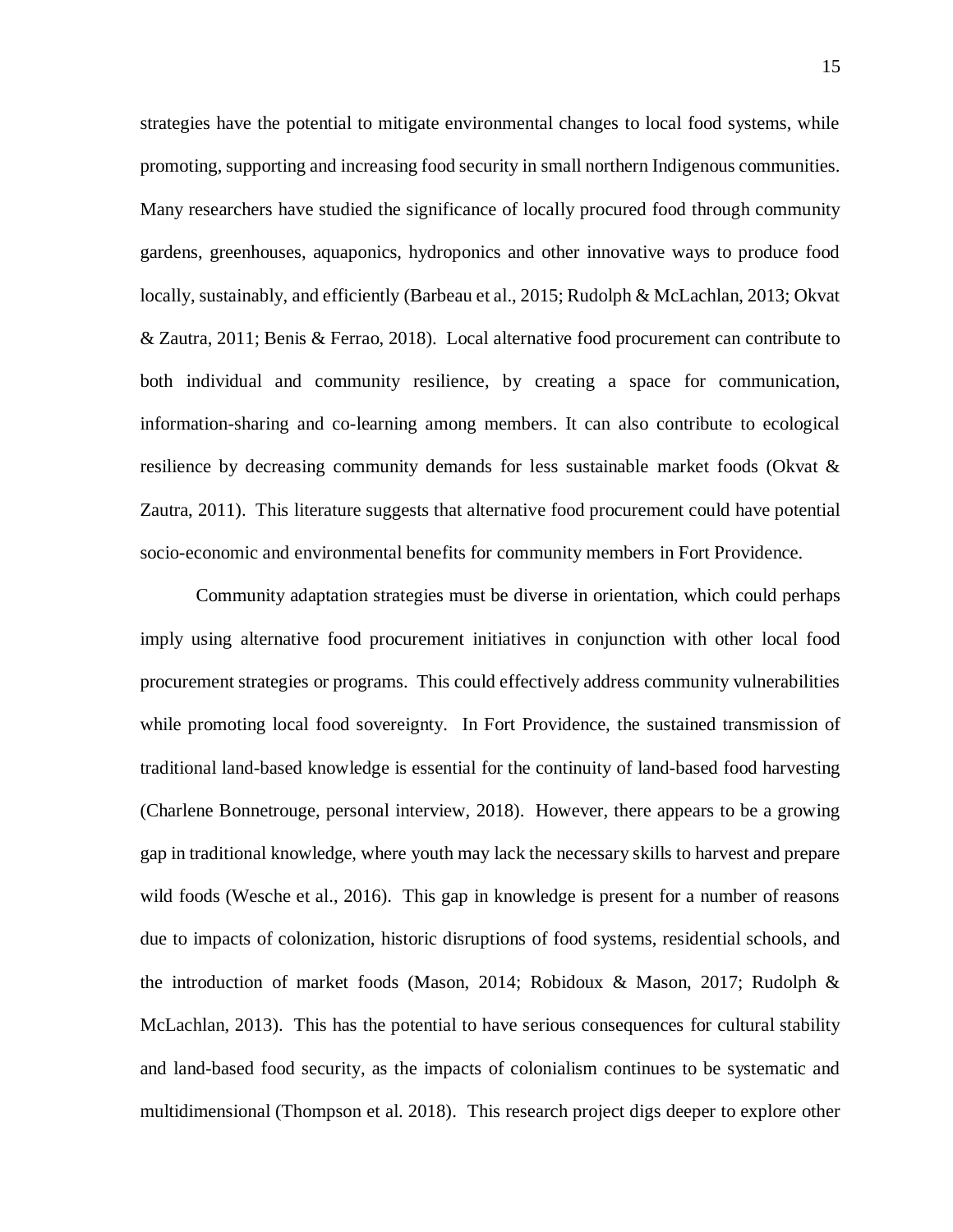strategies have the potential to mitigate environmental changes to local food systems, while promoting, supporting and increasing food security in small northern Indigenous communities. Many researchers have studied the significance of locally procured food through community gardens, greenhouses, aquaponics, hydroponics and other innovative ways to produce food locally, sustainably, and efficiently (Barbeau et al., 2015; Rudolph & McLachlan, 2013; Okvat & Zautra, 2011; Benis & Ferrao, 2018). Local alternative food procurement can contribute to both individual and community resilience, by creating a space for communication, information-sharing and co-learning among members. It can also contribute to ecological resilience by decreasing community demands for less sustainable market foods (Okvat & Zautra, 2011). This literature suggests that alternative food procurement could have potential socio-economic and environmental benefits for community members in Fort Providence.

Community adaptation strategies must be diverse in orientation, which could perhaps imply using alternative food procurement initiatives in conjunction with other local food procurement strategies or programs. This could effectively address community vulnerabilities while promoting local food sovereignty. In Fort Providence, the sustained transmission of traditional land-based knowledge is essential for the continuity of land-based food harvesting (Charlene Bonnetrouge, personal interview, 2018). However, there appears to be a growing gap in traditional knowledge, where youth may lack the necessary skills to harvest and prepare wild foods (Wesche et al., 2016). This gap in knowledge is present for a number of reasons due to impacts of colonization, historic disruptions of food systems, residential schools, and the introduction of market foods (Mason, 2014; Robidoux & Mason, 2017; Rudolph & McLachlan, 2013). This has the potential to have serious consequences for cultural stability and land-based food security, as the impacts of colonialism continues to be systematic and multidimensional (Thompson et al. 2018). This research project digs deeper to explore other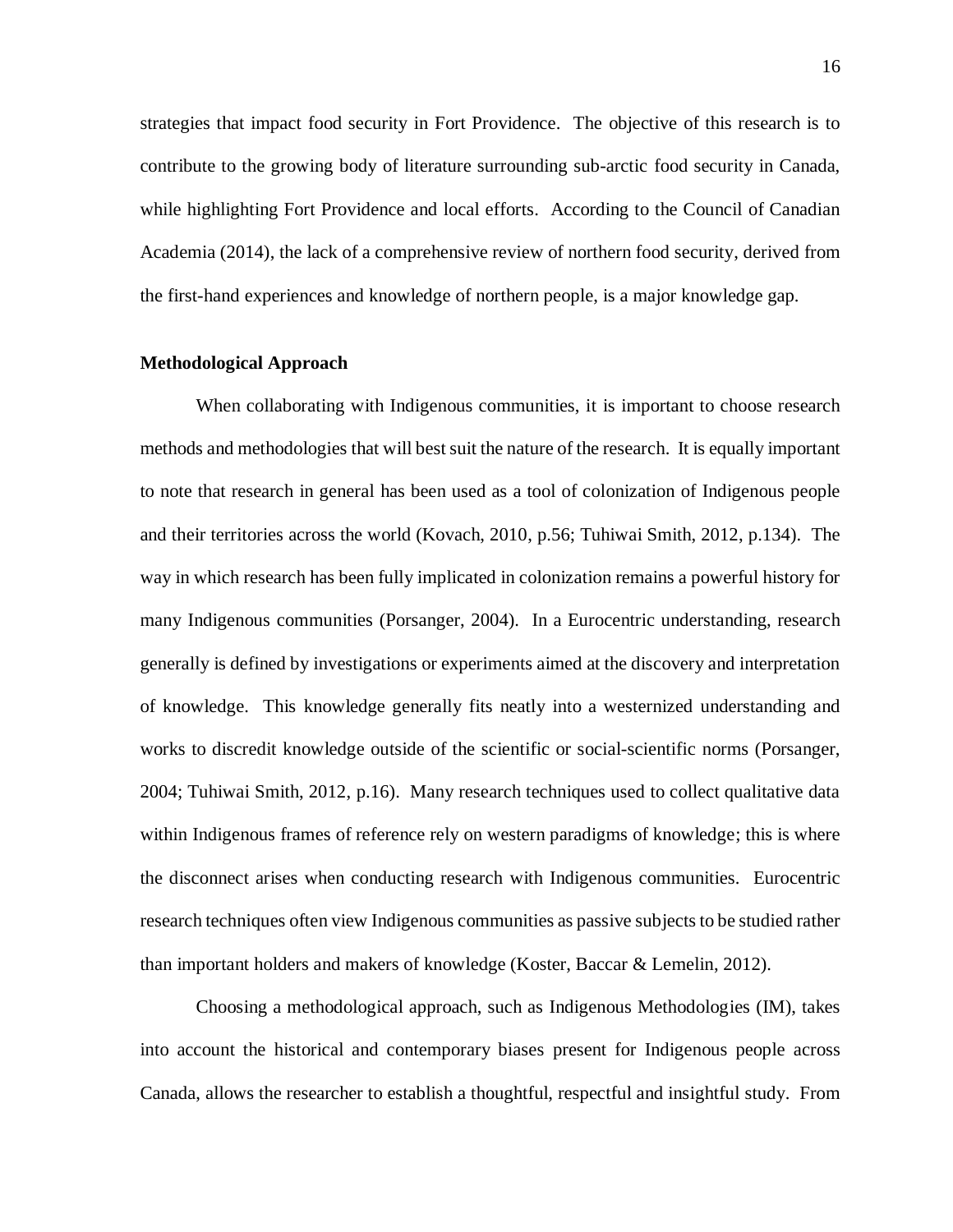strategies that impact food security in Fort Providence. The objective of this research is to contribute to the growing body of literature surrounding sub-arctic food security in Canada, while highlighting Fort Providence and local efforts. According to the Council of Canadian Academia (2014), the lack of a comprehensive review of northern food security, derived from the first-hand experiences and knowledge of northern people, is a major knowledge gap.

**Methodological Approach**

When collaborating with Indigenous communities, it is important to choose research methods and methodologies that will best suit the nature of the research. It is equally important to note that research in general has been used as a tool of colonization of Indigenous people and their territories across the world (Kovach, 2010, p.56; Tuhiwai Smith, 2012, p.134). The way in which research has been fully implicated in colonization remains a powerful history for many Indigenous communities (Porsanger, 2004). In a Eurocentric understanding, research generally is defined by investigations or experiments aimed at the discovery and interpretation of knowledge. This knowledge generally fits neatly into a westernized understanding and works to discredit knowledge outside of the scientific or social-scientific norms (Porsanger, 2004; Tuhiwai Smith, 2012, p.16). Many research techniques used to collect qualitative data within Indigenous frames of reference rely on western paradigms of knowledge; this is where the disconnect arises when conducting research with Indigenous communities. Eurocentric research techniques often view Indigenous communities as passive subjects to be studied rather than important holders and makers of knowledge (Koster, Baccar & Lemelin, 2012).

Choosing a methodological approach, such as Indigenous Methodologies (IM), takes into account the historical and contemporary biases present for Indigenous people across Canada, allows the researcher to establish a thoughtful, respectful and insightful study. From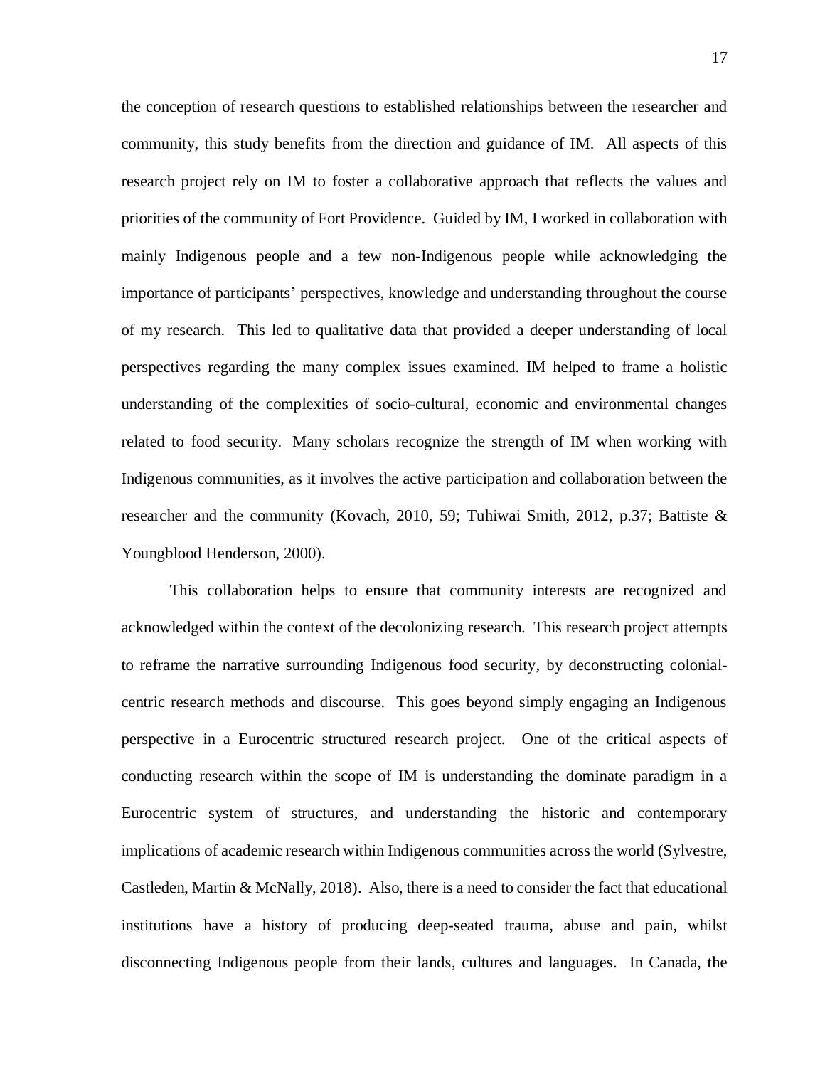the conception of research questions to established relationships between the researcher and community, this study benefits from the direction and guidance of IM. All aspects of this research project rely on IM to foster a collaborative approach that reflects the values and priorities of the community of Fort Providence. Guided by IM, I worked in collaboration with mainly Indigenous people and a few non-Indigenous people while acknowledging the importance of participants' perspectives, knowledge and understanding throughout the course of my research. This led to qualitative data that provided a deeper understanding of local perspectives regarding the many complex issues examined. IM helped to frame a holistic understanding of the complexities of socio-cultural, economic and environmental changes related to food security. Many scholars recognize the strength of IM when working with Indigenous communities, as it involves the active participation and collaboration between the researcher and the community (Kovach, 2010, 59; Tuhiwai Smith, 2012, p.37; Battiste & Youngblood Henderson, 2000).

This collaboration helps to ensure that community interests are recognized and acknowledged within the context of the decolonizing research. This research project attempts to reframe the narrative surrounding Indigenous food security, by deconstructing colonial-centric research methods and discourse. This goes beyond simply engaging an Indigenous perspective in a Eurocentric structured research project. One of the critical aspects of conducting research within the scope of IM is understanding the dominate paradigm in a Eurocentric system of structures, and understanding the historic and contemporary implications of academic research within Indigenous communities across the world (Sylvestre, Castleden, Martin & McNally, 2018). Also, there is a need to consider the fact that educational institutions have a history of producing deep-seated trauma, abuse and pain, whilst disconnecting Indigenous people from their lands, cultures and languages. In Canada, the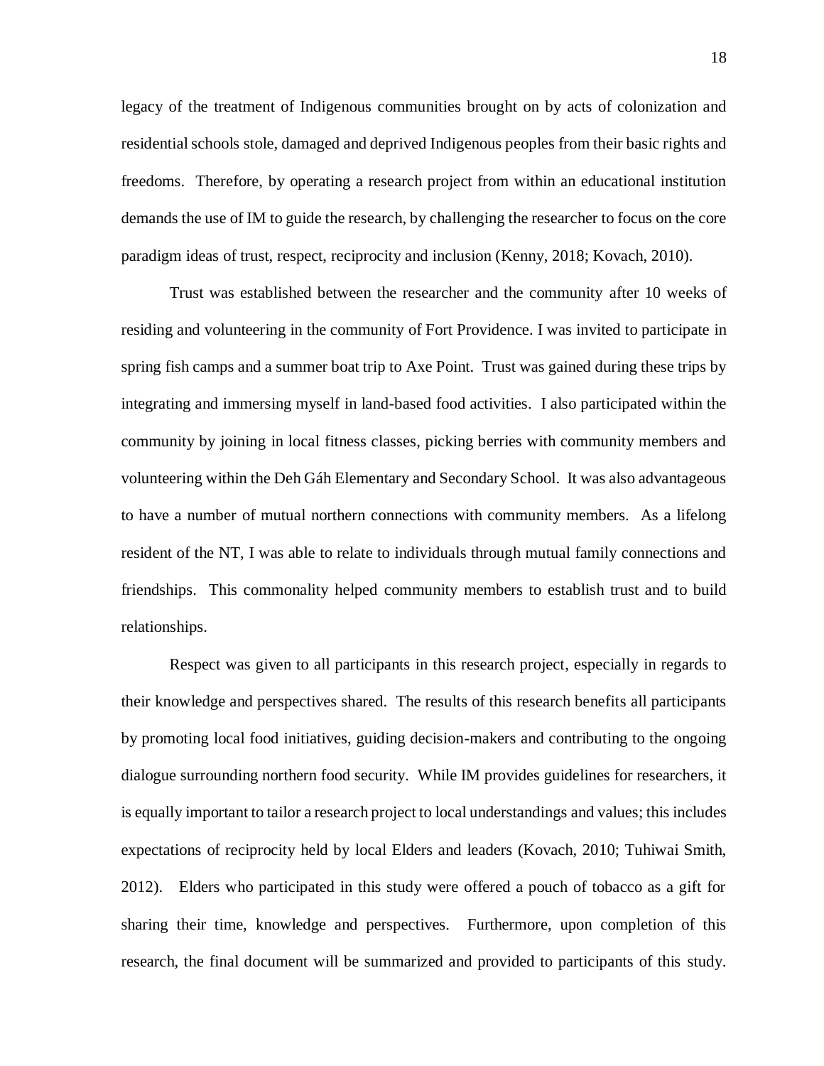legacy of the treatment of Indigenous communities brought on by acts of colonization and residential schools stole, damaged and deprived Indigenous peoples from their basic rights and freedoms. Therefore, by operating a research project from within an educational institution demands the use of IM to guide the research, by challenging the researcher to focus on the core paradigm ideas of trust, respect, reciprocity and inclusion (Kenny, 2018; Kovach, 2010).

Trust was established between the researcher and the community after 10 weeks of residing and volunteering in the community of Fort Providence. I was invited to participate in spring fish camps and a summer boat trip to Axe Point. Trust was gained during these trips by integrating and immersing myself in land-based food activities. I also participated within the community by joining in local fitness classes, picking berries with community members and volunteering within the Deh Gáh Elementary and Secondary School. It was also advantageous to have a number of mutual northern connections with community members. As a lifelong resident of the NT, I was able to relate to individuals through mutual family connections and friendships. This commonality helped community members to establish trust and to build relationships.

Respect was given to all participants in this research project, especially in regards to their knowledge and perspectives shared. The results of this research benefits all participants by promoting local food initiatives, guiding decision-makers and contributing to the ongoing dialogue surrounding northern food security. While IM provides guidelines for researchers, it is equally important to tailor a research project to local understandings and values; this includes expectations of reciprocity held by local Elders and leaders (Kovach, 2010; Tuhiwai Smith, 2012). Elders who participated in this study were offered a pouch of tobacco as a gift for sharing their time, knowledge and perspectives. Furthermore, upon completion of this research, the final document will be summarized and provided to participants of this study.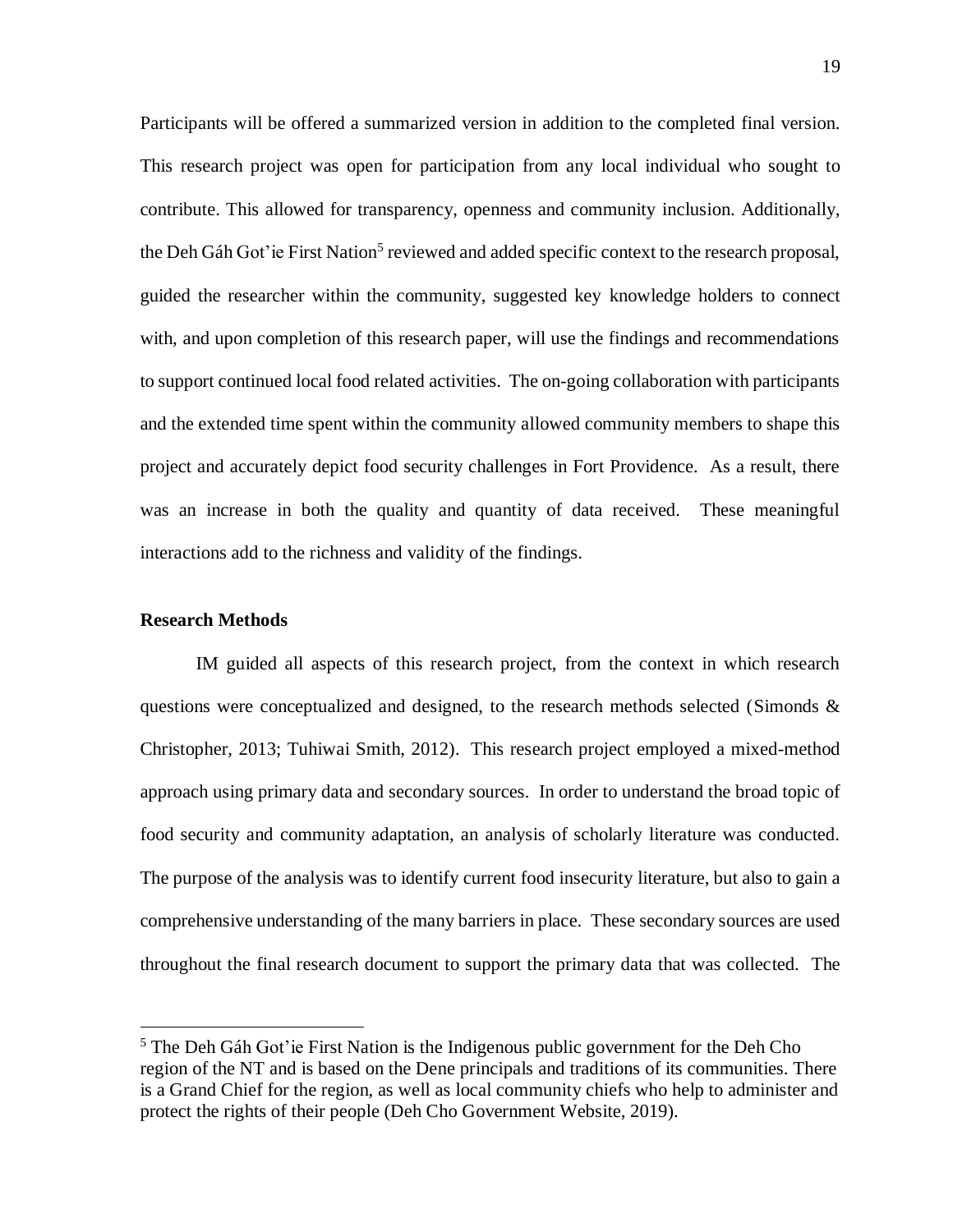Participants will be offered a summarized version in addition to the completed final version. This research project was open for participation from any local individual who sought to contribute. This allowed for transparency, openness and community inclusion. Additionally, the Deh Gáh Got'ie First Nation[5] reviewed and added specific context to the research proposal, guided the researcher within the community, suggested key knowledge holders to connect with, and upon completion of this research paper, will use the findings and recommendations to support continued local food related activities. The on-going collaboration with participants and the extended time spent within the community allowed community members to shape this project and accurately depict food security challenges in Fort Providence. As a result, there was an increase in both the quality and quantity of data received. These meaningful interactions add to the richness and validity of the findings.

**Research Methods**

IM guided all aspects of this research project, from the context in which research questions were conceptualized and designed, to the research methods selected (Simonds & Christopher, 2013; Tuhiwai Smith, 2012). This research project employed a mixed-method approach using primary data and secondary sources. In order to understand the broad topic of food security and community adaptation, an analysis of scholarly literature was conducted. The purpose of the analysis was to identify current food insecurity literature, but also to gain a comprehensive understanding of the many barriers in place. These secondary sources are used throughout the final research document to support the primary data that was collected. The

---

[5] The Deh Gáh Got'ie First Nation is the Indigenous public government for the Deh Cho region of the NT and is based on the Dene principals and traditions of its communities. There is a Grand Chief for the region, as well as local community chiefs who help to administer and protect the rights of their people (Deh Cho Government Website, 2019).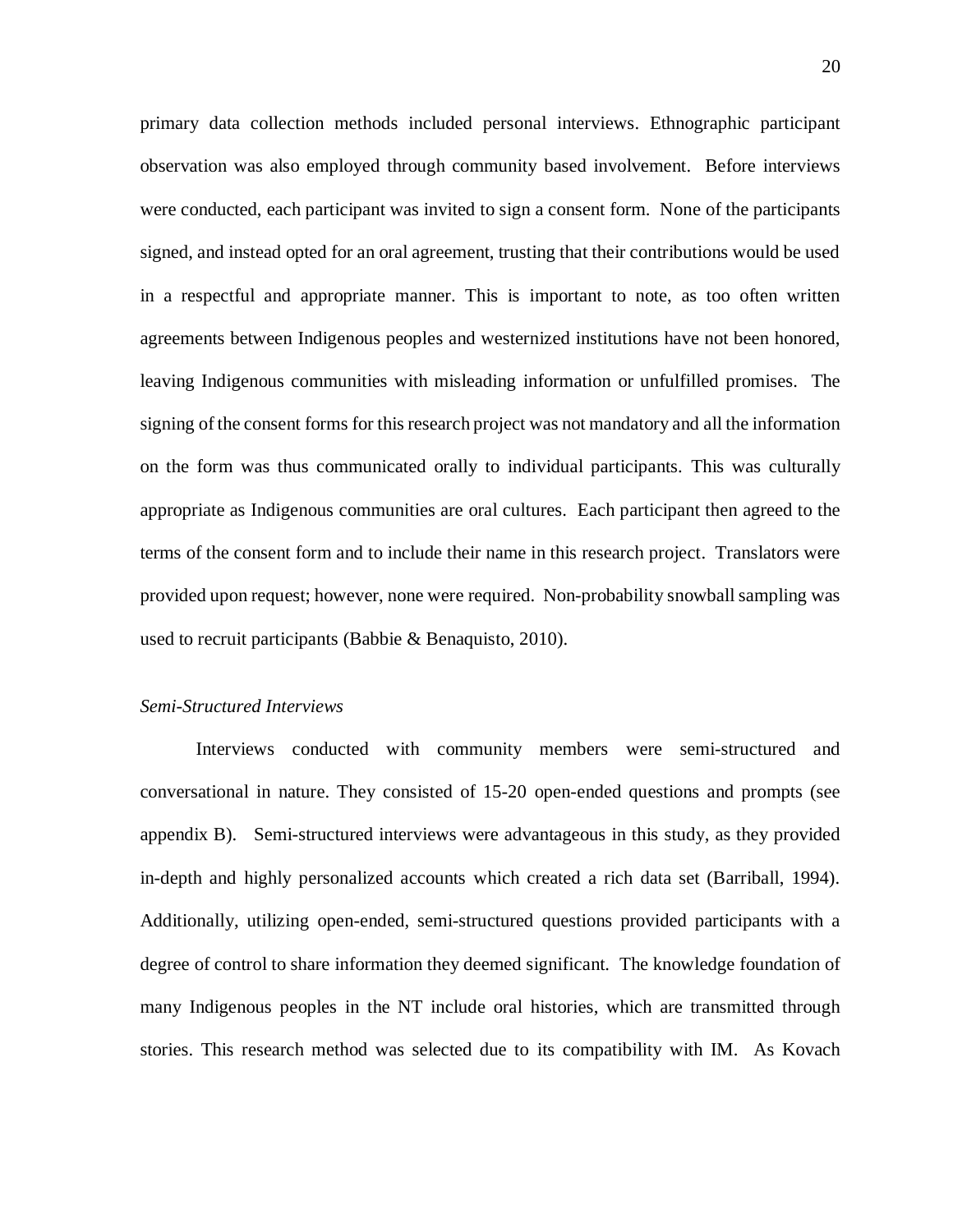primary data collection methods included personal interviews. Ethnographic participant observation was also employed through community based involvement. Before interviews were conducted, each participant was invited to sign a consent form. None of the participants signed, and instead opted for an oral agreement, trusting that their contributions would be used in a respectful and appropriate manner. This is important to note, as too often written agreements between Indigenous peoples and westernized institutions have not been honored, leaving Indigenous communities with misleading information or unfulfilled promises. The signing of the consent forms for this research project was not mandatory and all the information on the form was thus communicated orally to individual participants. This was culturally appropriate as Indigenous communities are oral cultures. Each participant then agreed to the terms of the consent form and to include their name in this research project. Translators were provided upon request; however, none were required. Non-probability snowball sampling was used to recruit participants (Babbie & Benaquisto, 2010).

*Semi-Structured Interviews*

Interviews conducted with community members were semi-structured and conversational in nature. They consisted of 15-20 open-ended questions and prompts (see appendix B). Semi-structured interviews were advantageous in this study, as they provided in-depth and highly personalized accounts which created a rich data set (Barriball, 1994). Additionally, utilizing open-ended, semi-structured questions provided participants with a degree of control to share information they deemed significant. The knowledge foundation of many Indigenous peoples in the NT include oral histories, which are transmitted through stories. This research method was selected due to its compatibility with IM. As Kovach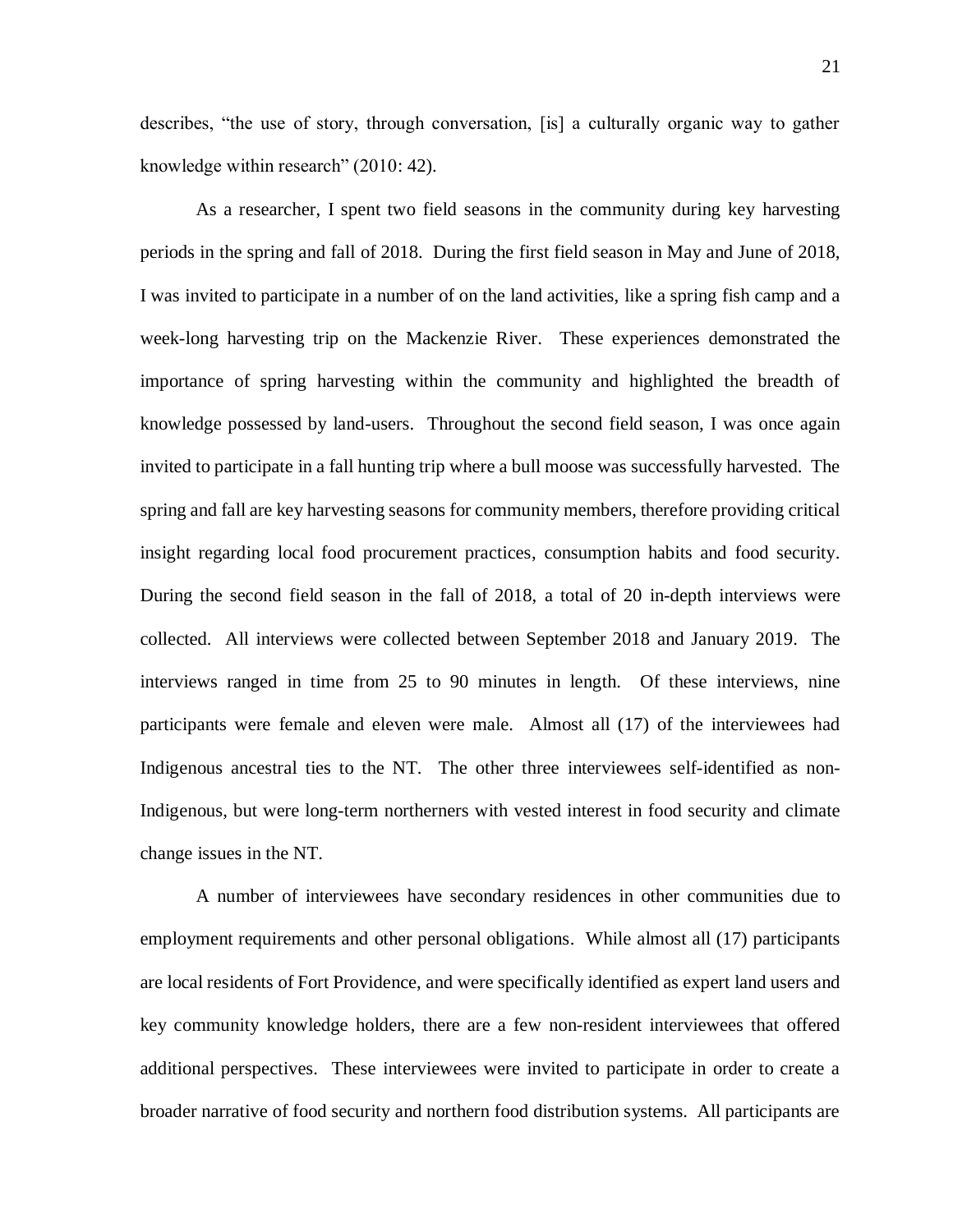describes, "the use of story, through conversation, [is] a culturally organic way to gather knowledge within research" (2010: 42).

As a researcher, I spent two field seasons in the community during key harvesting periods in the spring and fall of 2018. During the first field season in May and June of 2018, I was invited to participate in a number of on the land activities, like a spring fish camp and a week-long harvesting trip on the Mackenzie River. These experiences demonstrated the importance of spring harvesting within the community and highlighted the breadth of knowledge possessed by land-users. Throughout the second field season, I was once again invited to participate in a fall hunting trip where a bull moose was successfully harvested. The spring and fall are key harvesting seasons for community members, therefore providing critical insight regarding local food procurement practices, consumption habits and food security. During the second field season in the fall of 2018, a total of 20 in-depth interviews were collected. All interviews were collected between September 2018 and January 2019. The interviews ranged in time from 25 to 90 minutes in length. Of these interviews, nine participants were female and eleven were male. Almost all (17) of the interviewees had Indigenous ancestral ties to the NT. The other three interviewees self-identified as non-Indigenous, but were long-term northerners with vested interest in food security and climate change issues in the NT.

A number of interviewees have secondary residences in other communities due to employment requirements and other personal obligations. While almost all (17) participants are local residents of Fort Providence, and were specifically identified as expert land users and key community knowledge holders, there are a few non-resident interviewees that offered additional perspectives. These interviewees were invited to participate in order to create a broader narrative of food security and northern food distribution systems. All participants are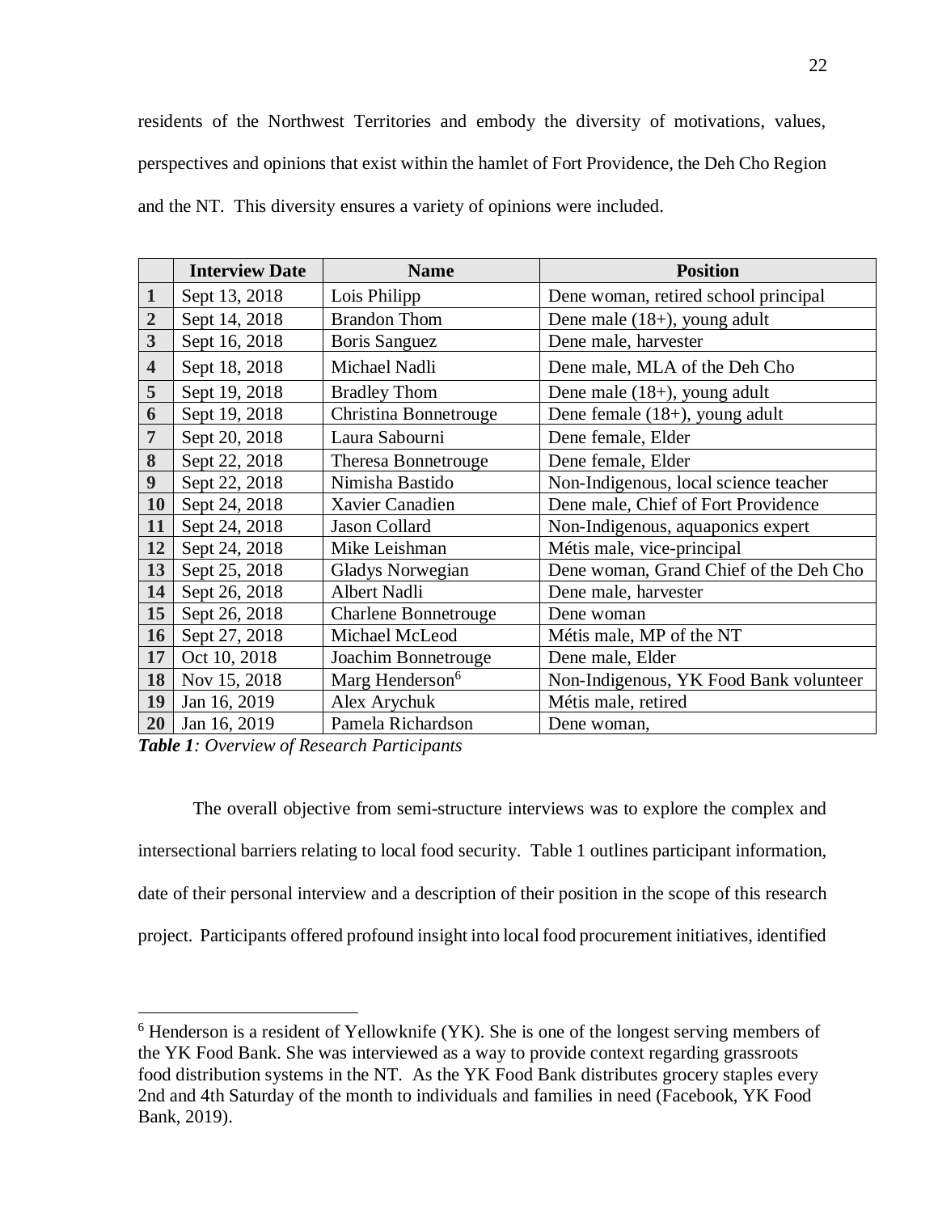residents of the Northwest Territories and embody the diversity of motivations, values, perspectives and opinions that exist within the hamlet of Fort Providence, the Deh Cho Region and the NT. This diversity ensures a variety of opinions were included.

| | Interview Date | Name | Position |
|---|---|---|---|
| **1** | Sept 13, 2018 | Lois Philipp | Dene woman, retired school principal |
| **2** | Sept 14, 2018 | Brandon Thom | Dene male (18+), young adult |
| **3** | Sept 16, 2018 | Boris Sanguez | Dene male, harvester |
| **4** | Sept 18, 2018 | Michael Nadli | Dene male, MLA of the Deh Cho |
| **5** | Sept 19, 2018 | Bradley Thom | Dene male (18+), young adult |
| **6** | Sept 19, 2018 | Christina Bonnetrouge | Dene female (18+), young adult |
| **7** | Sept 20, 2018 | Laura Sabourni | Dene female, Elder |
| **8** | Sept 22, 2018 | Theresa Bonnetrouge | Dene female, Elder |
| **9** | Sept 22, 2018 | Nimisha Bastido | Non-Indigenous, local science teacher |
| **10** | Sept 24, 2018 | Xavier Canadien | Dene male, Chief of Fort Providence |
| **11** | Sept 24, 2018 | Jason Collard | Non-Indigenous, aquaponics expert |
| **12** | Sept 24, 2018 | Mike Leishman | Métis male, vice-principal |
| **13** | Sept 25, 2018 | Gladys Norwegian | Dene woman, Grand Chief of the Deh Cho |
| **14** | Sept 26, 2018 | Albert Nadli | Dene male, harvester |
| **15** | Sept 26, 2018 | Charlene Bonnetrouge | Dene woman |
| **16** | Sept 27, 2018 | Michael McLeod | Métis male, MP of the NT |
| **17** | Oct 10, 2018 | Joachim Bonnetrouge | Dene male, Elder |
| **18** | Nov 15, 2018 | Marg Henderson[6] | Non-Indigenous, YK Food Bank volunteer |
| **19** | Jan 16, 2019 | Alex Arychuk | Métis male, retired |
| **20** | Jan 16, 2019 | Pamela Richardson | Dene woman, |

***Table 1****: Overview of Research Participants*

The overall objective from semi-structure interviews was to explore the complex and intersectional barriers relating to local food security. Table 1 outlines participant information, date of their personal interview and a description of their position in the scope of this research project. Participants offered profound insight into local food procurement initiatives, identified

[6] Henderson is a resident of Yellowknife (YK). She is one of the longest serving members of the YK Food Bank. She was interviewed as a way to provide context regarding grassroots food distribution systems in the NT. As the YK Food Bank distributes grocery staples every 2nd and 4th Saturday of the month to individuals and families in need (Facebook, YK Food Bank, 2019).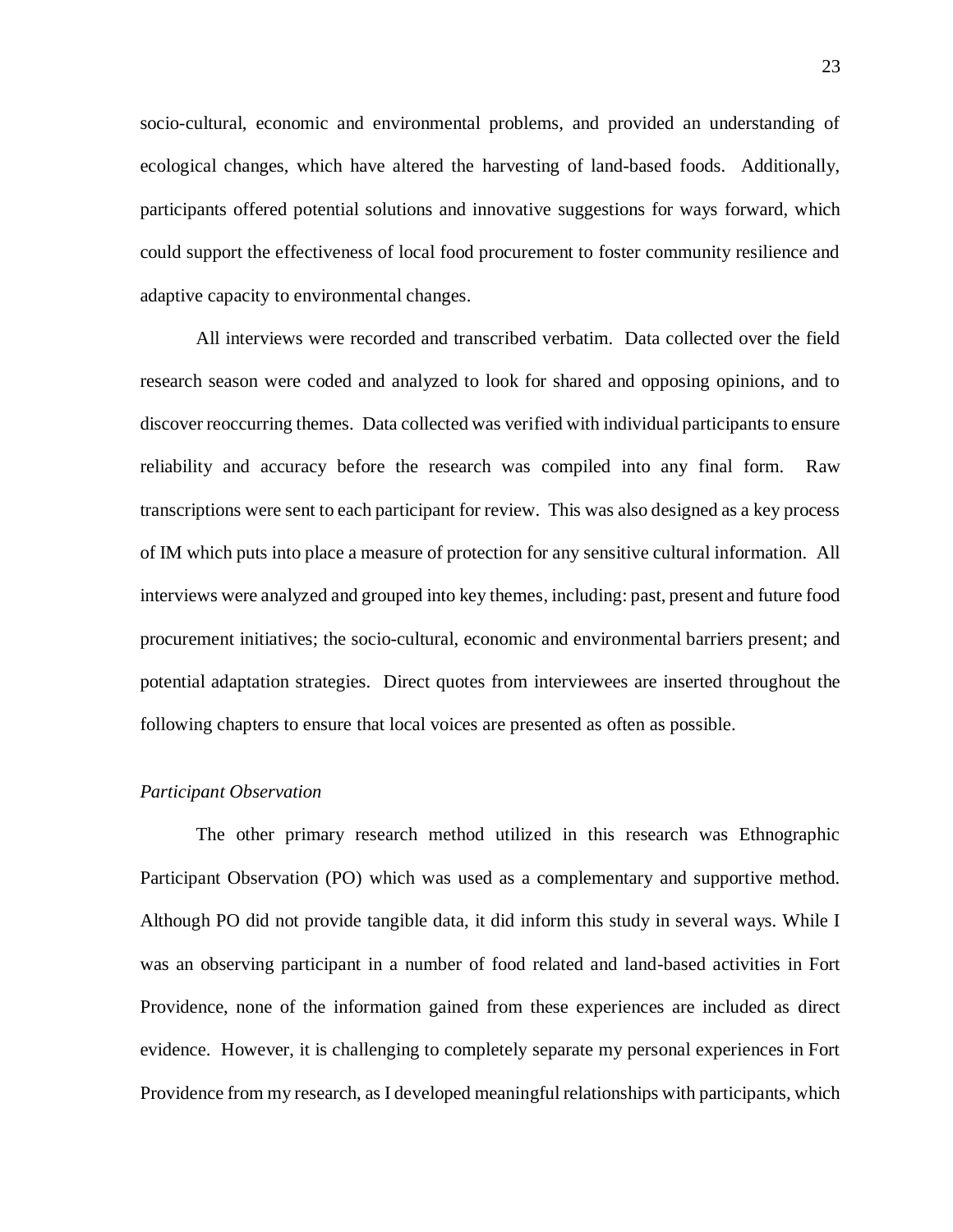socio-cultural, economic and environmental problems, and provided an understanding of ecological changes, which have altered the harvesting of land-based foods. Additionally, participants offered potential solutions and innovative suggestions for ways forward, which could support the effectiveness of local food procurement to foster community resilience and adaptive capacity to environmental changes.

All interviews were recorded and transcribed verbatim. Data collected over the field research season were coded and analyzed to look for shared and opposing opinions, and to discover reoccurring themes. Data collected was verified with individual participants to ensure reliability and accuracy before the research was compiled into any final form. Raw transcriptions were sent to each participant for review. This was also designed as a key process of IM which puts into place a measure of protection for any sensitive cultural information. All interviews were analyzed and grouped into key themes, including: past, present and future food procurement initiatives; the socio-cultural, economic and environmental barriers present; and potential adaptation strategies. Direct quotes from interviewees are inserted throughout the following chapters to ensure that local voices are presented as often as possible.

### *Participant Observation*

The other primary research method utilized in this research was Ethnographic Participant Observation (PO) which was used as a complementary and supportive method. Although PO did not provide tangible data, it did inform this study in several ways. While I was an observing participant in a number of food related and land-based activities in Fort Providence, none of the information gained from these experiences are included as direct evidence. However, it is challenging to completely separate my personal experiences in Fort Providence from my research, as I developed meaningful relationships with participants, which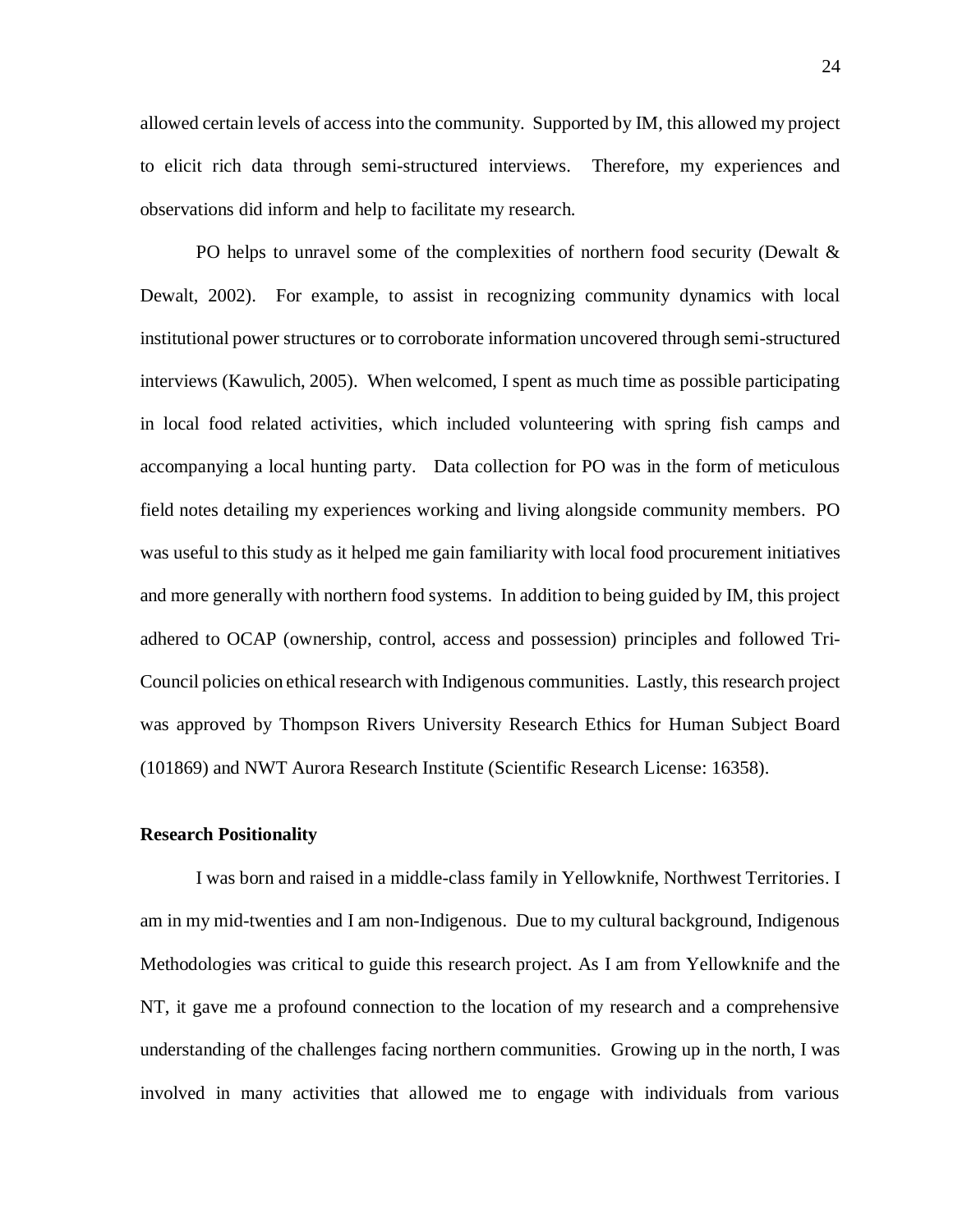allowed certain levels of access into the community. Supported by IM, this allowed my project to elicit rich data through semi-structured interviews. Therefore, my experiences and observations did inform and help to facilitate my research.

PO helps to unravel some of the complexities of northern food security (Dewalt & Dewalt, 2002). For example, to assist in recognizing community dynamics with local institutional power structures or to corroborate information uncovered through semi-structured interviews (Kawulich, 2005). When welcomed, I spent as much time as possible participating in local food related activities, which included volunteering with spring fish camps and accompanying a local hunting party. Data collection for PO was in the form of meticulous field notes detailing my experiences working and living alongside community members. PO was useful to this study as it helped me gain familiarity with local food procurement initiatives and more generally with northern food systems. In addition to being guided by IM, this project adhered to OCAP (ownership, control, access and possession) principles and followed Tri-Council policies on ethical research with Indigenous communities. Lastly, this research project was approved by Thompson Rivers University Research Ethics for Human Subject Board (101869) and NWT Aurora Research Institute (Scientific Research License: 16358).

**Research Positionality**

I was born and raised in a middle-class family in Yellowknife, Northwest Territories. I am in my mid-twenties and I am non-Indigenous. Due to my cultural background, Indigenous Methodologies was critical to guide this research project. As I am from Yellowknife and the NT, it gave me a profound connection to the location of my research and a comprehensive understanding of the challenges facing northern communities. Growing up in the north, I was involved in many activities that allowed me to engage with individuals from various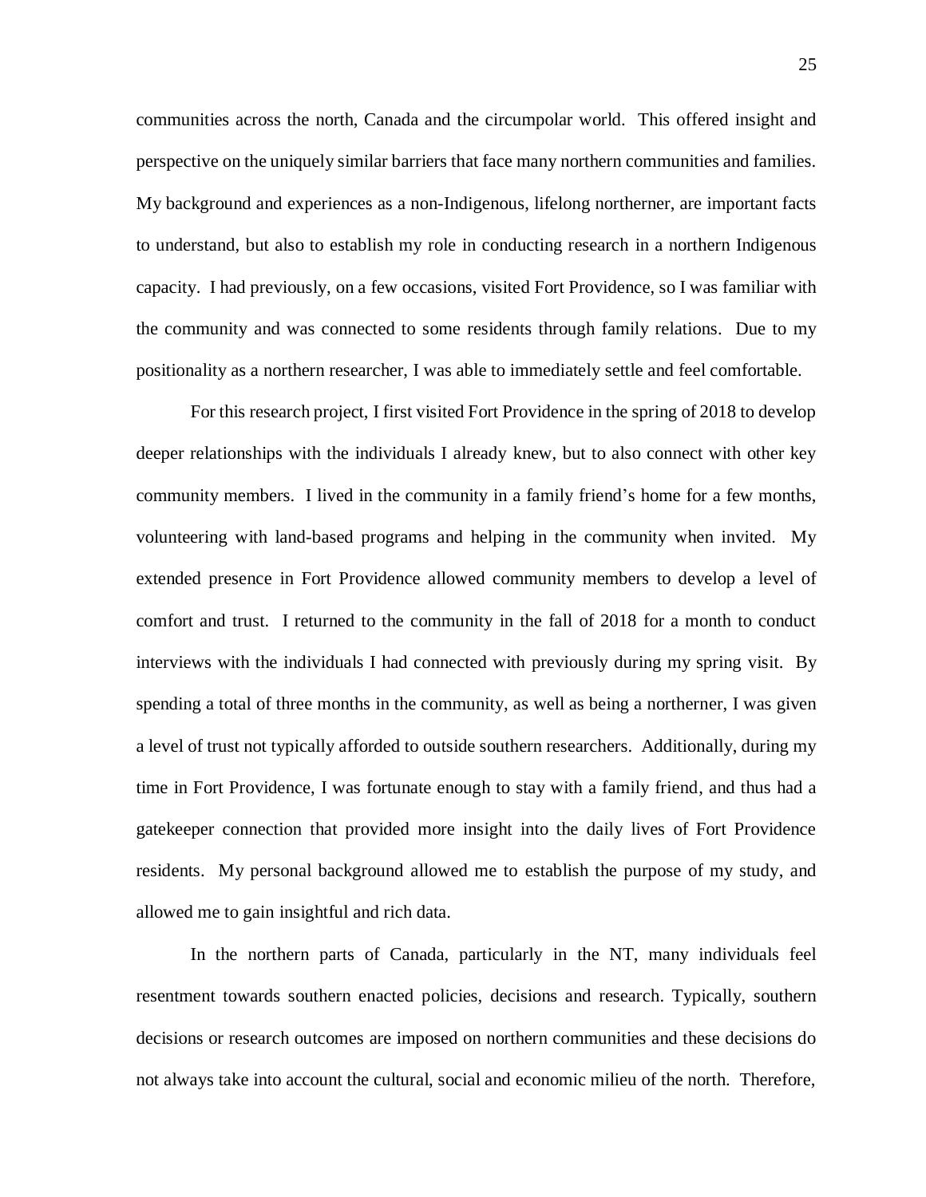communities across the north, Canada and the circumpolar world. This offered insight and perspective on the uniquely similar barriers that face many northern communities and families. My background and experiences as a non-Indigenous, lifelong northerner, are important facts to understand, but also to establish my role in conducting research in a northern Indigenous capacity. I had previously, on a few occasions, visited Fort Providence, so I was familiar with the community and was connected to some residents through family relations. Due to my positionality as a northern researcher, I was able to immediately settle and feel comfortable.

For this research project, I first visited Fort Providence in the spring of 2018 to develop deeper relationships with the individuals I already knew, but to also connect with other key community members. I lived in the community in a family friend's home for a few months, volunteering with land-based programs and helping in the community when invited. My extended presence in Fort Providence allowed community members to develop a level of comfort and trust. I returned to the community in the fall of 2018 for a month to conduct interviews with the individuals I had connected with previously during my spring visit. By spending a total of three months in the community, as well as being a northerner, I was given a level of trust not typically afforded to outside southern researchers. Additionally, during my time in Fort Providence, I was fortunate enough to stay with a family friend, and thus had a gatekeeper connection that provided more insight into the daily lives of Fort Providence residents. My personal background allowed me to establish the purpose of my study, and allowed me to gain insightful and rich data.

In the northern parts of Canada, particularly in the NT, many individuals feel resentment towards southern enacted policies, decisions and research. Typically, southern decisions or research outcomes are imposed on northern communities and these decisions do not always take into account the cultural, social and economic milieu of the north. Therefore,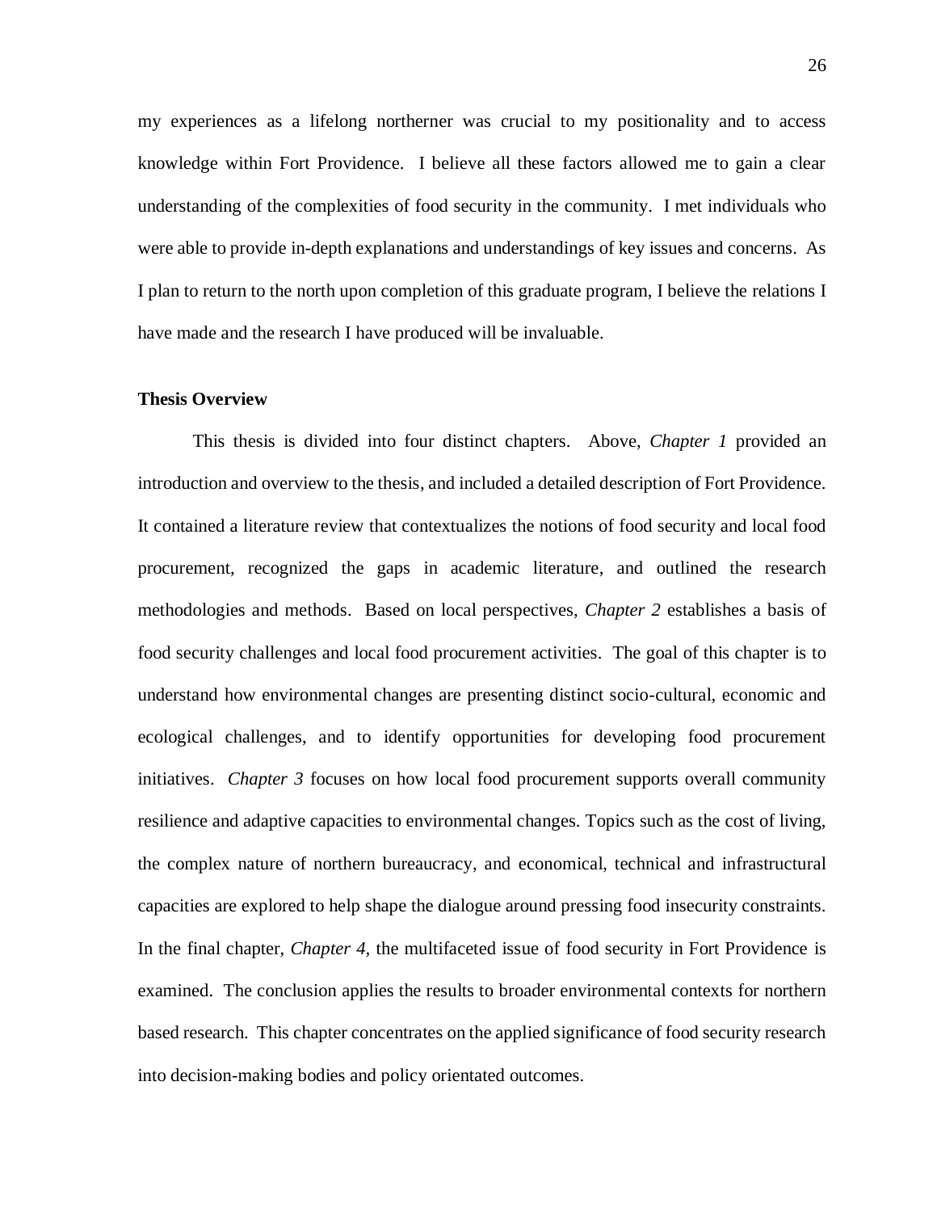my experiences as a lifelong northerner was crucial to my positionality and to access knowledge within Fort Providence. I believe all these factors allowed me to gain a clear understanding of the complexities of food security in the community. I met individuals who were able to provide in-depth explanations and understandings of key issues and concerns. As I plan to return to the north upon completion of this graduate program, I believe the relations I have made and the research I have produced will be invaluable.

### Thesis Overview

This thesis is divided into four distinct chapters. Above, *Chapter 1* provided an introduction and overview to the thesis, and included a detailed description of Fort Providence. It contained a literature review that contextualizes the notions of food security and local food procurement, recognized the gaps in academic literature, and outlined the research methodologies and methods. Based on local perspectives, *Chapter 2* establishes a basis of food security challenges and local food procurement activities. The goal of this chapter is to understand how environmental changes are presenting distinct socio-cultural, economic and ecological challenges, and to identify opportunities for developing food procurement initiatives. *Chapter 3* focuses on how local food procurement supports overall community resilience and adaptive capacities to environmental changes. Topics such as the cost of living, the complex nature of northern bureaucracy, and economical, technical and infrastructural capacities are explored to help shape the dialogue around pressing food insecurity constraints. In the final chapter, *Chapter 4*, the multifaceted issue of food security in Fort Providence is examined. The conclusion applies the results to broader environmental contexts for northern based research. This chapter concentrates on the applied significance of food security research into decision-making bodies and policy orientated outcomes.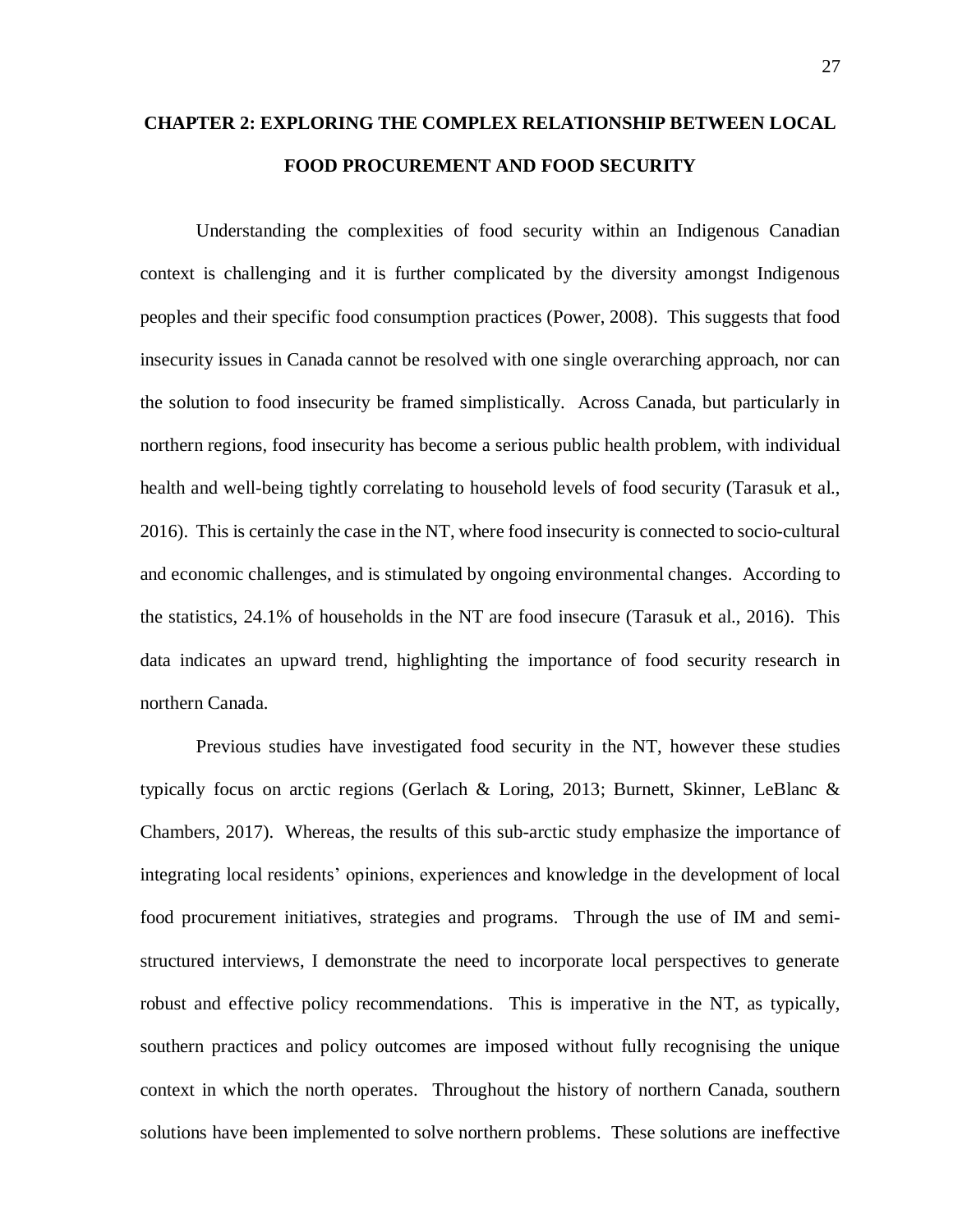# CHAPTER 2: EXPLORING THE COMPLEX RELATIONSHIP BETWEEN LOCAL FOOD PROCUREMENT AND FOOD SECURITY

Understanding the complexities of food security within an Indigenous Canadian context is challenging and it is further complicated by the diversity amongst Indigenous peoples and their specific food consumption practices (Power, 2008). This suggests that food insecurity issues in Canada cannot be resolved with one single overarching approach, nor can the solution to food insecurity be framed simplistically. Across Canada, but particularly in northern regions, food insecurity has become a serious public health problem, with individual health and well-being tightly correlating to household levels of food security (Tarasuk et al., 2016). This is certainly the case in the NT, where food insecurity is connected to socio-cultural and economic challenges, and is stimulated by ongoing environmental changes. According to the statistics, 24.1% of households in the NT are food insecure (Tarasuk et al., 2016). This data indicates an upward trend, highlighting the importance of food security research in northern Canada.

Previous studies have investigated food security in the NT, however these studies typically focus on arctic regions (Gerlach & Loring, 2013; Burnett, Skinner, LeBlanc & Chambers, 2017). Whereas, the results of this sub-arctic study emphasize the importance of integrating local residents' opinions, experiences and knowledge in the development of local food procurement initiatives, strategies and programs. Through the use of IM and semi-structured interviews, I demonstrate the need to incorporate local perspectives to generate robust and effective policy recommendations. This is imperative in the NT, as typically, southern practices and policy outcomes are imposed without fully recognising the unique context in which the north operates. Throughout the history of northern Canada, southern solutions have been implemented to solve northern problems. These solutions are ineffective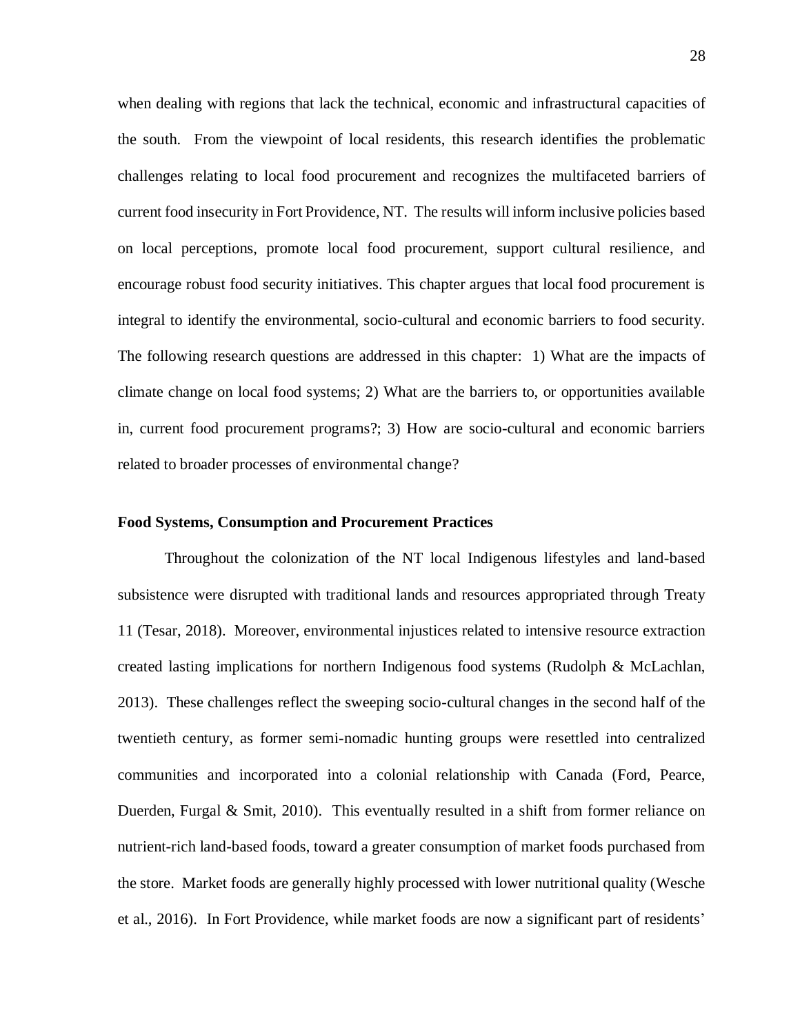when dealing with regions that lack the technical, economic and infrastructural capacities of the south. From the viewpoint of local residents, this research identifies the problematic challenges relating to local food procurement and recognizes the multifaceted barriers of current food insecurity in Fort Providence, NT. The results will inform inclusive policies based on local perceptions, promote local food procurement, support cultural resilience, and encourage robust food security initiatives. This chapter argues that local food procurement is integral to identify the environmental, socio-cultural and economic barriers to food security. The following research questions are addressed in this chapter: 1) What are the impacts of climate change on local food systems; 2) What are the barriers to, or opportunities available in, current food procurement programs?; 3) How are socio-cultural and economic barriers related to broader processes of environmental change?

**Food Systems, Consumption and Procurement Practices**

Throughout the colonization of the NT local Indigenous lifestyles and land-based subsistence were disrupted with traditional lands and resources appropriated through Treaty 11 (Tesar, 2018). Moreover, environmental injustices related to intensive resource extraction created lasting implications for northern Indigenous food systems (Rudolph & McLachlan, 2013). These challenges reflect the sweeping socio-cultural changes in the second half of the twentieth century, as former semi-nomadic hunting groups were resettled into centralized communities and incorporated into a colonial relationship with Canada (Ford, Pearce, Duerden, Furgal & Smit, 2010). This eventually resulted in a shift from former reliance on nutrient-rich land-based foods, toward a greater consumption of market foods purchased from the store. Market foods are generally highly processed with lower nutritional quality (Wesche et al., 2016). In Fort Providence, while market foods are now a significant part of residents'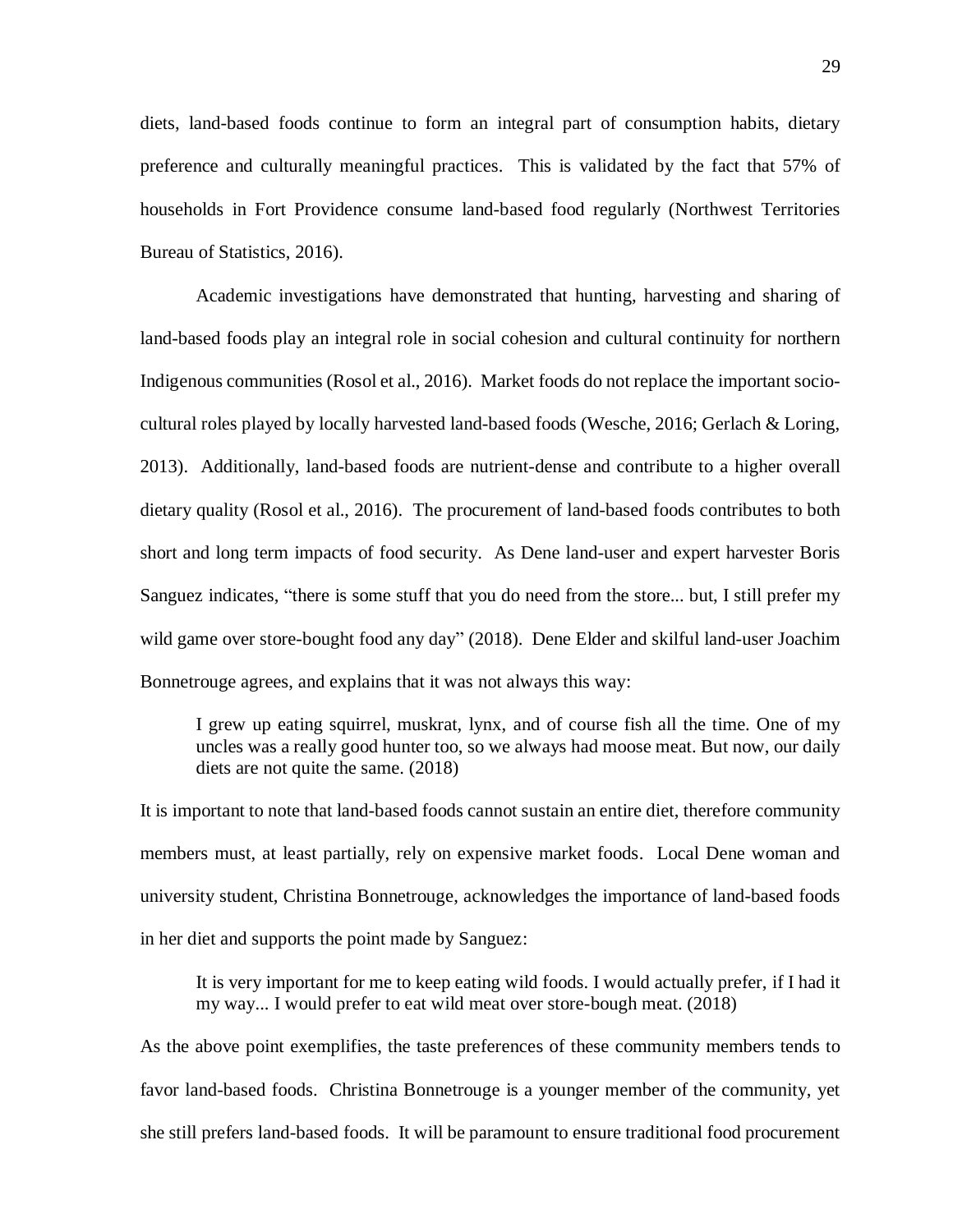diets, land-based foods continue to form an integral part of consumption habits, dietary preference and culturally meaningful practices. This is validated by the fact that 57% of households in Fort Providence consume land-based food regularly (Northwest Territories Bureau of Statistics, 2016).

Academic investigations have demonstrated that hunting, harvesting and sharing of land-based foods play an integral role in social cohesion and cultural continuity for northern Indigenous communities (Rosol et al., 2016). Market foods do not replace the important socio-cultural roles played by locally harvested land-based foods (Wesche, 2016; Gerlach & Loring, 2013). Additionally, land-based foods are nutrient-dense and contribute to a higher overall dietary quality (Rosol et al., 2016). The procurement of land-based foods contributes to both short and long term impacts of food security. As Dene land-user and expert harvester Boris Sanguez indicates, "there is some stuff that you do need from the store... but, I still prefer my wild game over store-bought food any day" (2018). Dene Elder and skilful land-user Joachim Bonnetrouge agrees, and explains that it was not always this way:

> I grew up eating squirrel, muskrat, lynx, and of course fish all the time. One of my uncles was a really good hunter too, so we always had moose meat. But now, our daily diets are not quite the same. (2018)

It is important to note that land-based foods cannot sustain an entire diet, therefore community members must, at least partially, rely on expensive market foods. Local Dene woman and university student, Christina Bonnetrouge, acknowledges the importance of land-based foods in her diet and supports the point made by Sanguez:

> It is very important for me to keep eating wild foods. I would actually prefer, if I had it my way... I would prefer to eat wild meat over store-bough meat. (2018)

As the above point exemplifies, the taste preferences of these community members tends to favor land-based foods. Christina Bonnetrouge is a younger member of the community, yet she still prefers land-based foods. It will be paramount to ensure traditional food procurement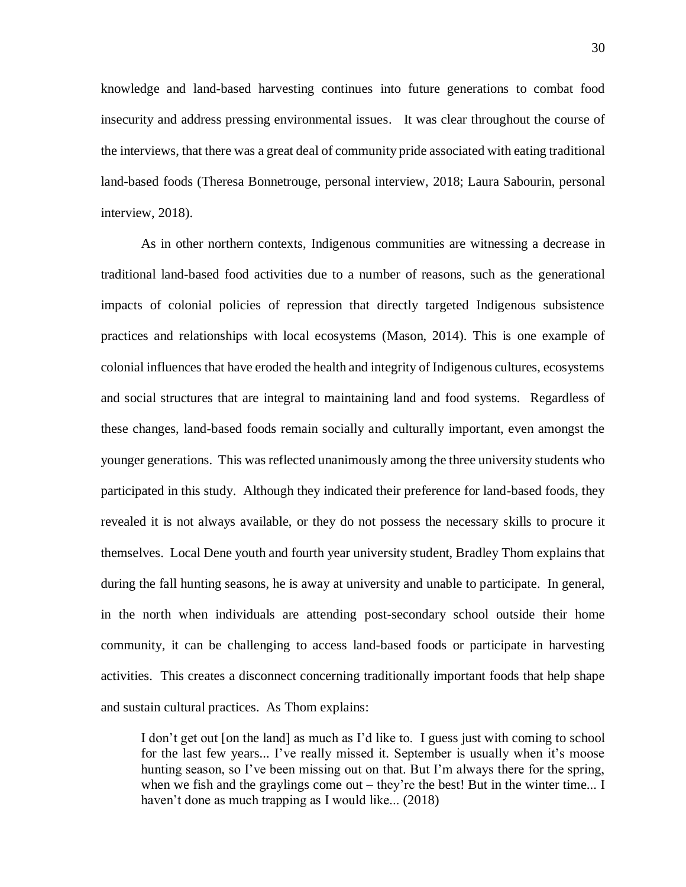knowledge and land-based harvesting continues into future generations to combat food insecurity and address pressing environmental issues. It was clear throughout the course of the interviews, that there was a great deal of community pride associated with eating traditional land-based foods (Theresa Bonnetrouge, personal interview, 2018; Laura Sabourin, personal interview, 2018).

As in other northern contexts, Indigenous communities are witnessing a decrease in traditional land-based food activities due to a number of reasons, such as the generational impacts of colonial policies of repression that directly targeted Indigenous subsistence practices and relationships with local ecosystems (Mason, 2014). This is one example of colonial influences that have eroded the health and integrity of Indigenous cultures, ecosystems and social structures that are integral to maintaining land and food systems. Regardless of these changes, land-based foods remain socially and culturally important, even amongst the younger generations. This was reflected unanimously among the three university students who participated in this study. Although they indicated their preference for land-based foods, they revealed it is not always available, or they do not possess the necessary skills to procure it themselves. Local Dene youth and fourth year university student, Bradley Thom explains that during the fall hunting seasons, he is away at university and unable to participate. In general, in the north when individuals are attending post-secondary school outside their home community, it can be challenging to access land-based foods or participate in harvesting activities. This creates a disconnect concerning traditionally important foods that help shape and sustain cultural practices. As Thom explains:

> I don't get out [on the land] as much as I'd like to. I guess just with coming to school for the last few years... I've really missed it. September is usually when it's moose hunting season, so I've been missing out on that. But I'm always there for the spring, when we fish and the graylings come out – they're the best! But in the winter time... I haven't done as much trapping as I would like... (2018)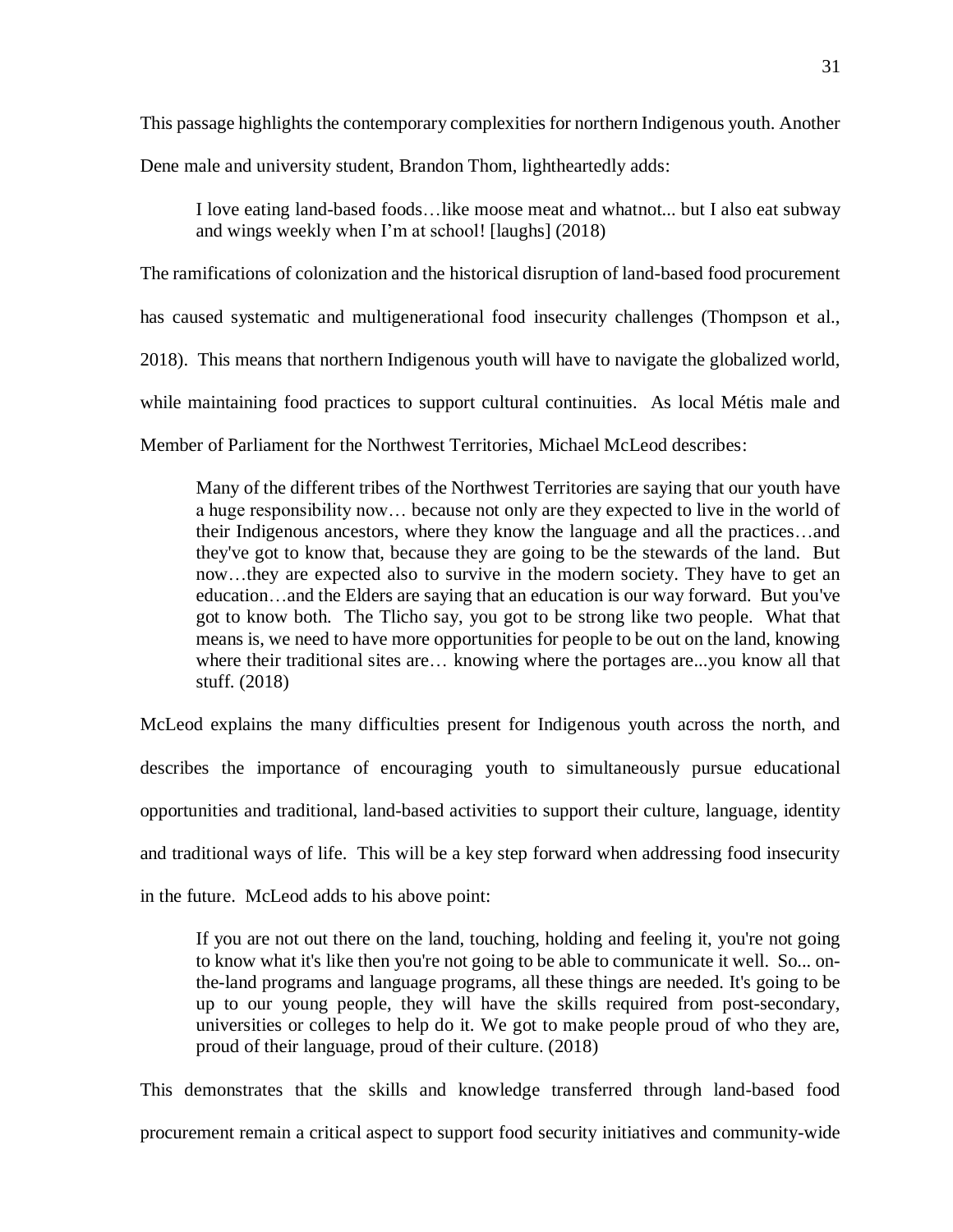This passage highlights the contemporary complexities for northern Indigenous youth. Another Dene male and university student, Brandon Thom, lightheartedly adds:

> I love eating land-based foods…like moose meat and whatnot... but I also eat subway and wings weekly when I'm at school! [laughs] (2018)

The ramifications of colonization and the historical disruption of land-based food procurement has caused systematic and multigenerational food insecurity challenges (Thompson et al., 2018). This means that northern Indigenous youth will have to navigate the globalized world, while maintaining food practices to support cultural continuities. As local Métis male and Member of Parliament for the Northwest Territories, Michael McLeod describes:

> Many of the different tribes of the Northwest Territories are saying that our youth have a huge responsibility now… because not only are they expected to live in the world of their Indigenous ancestors, where they know the language and all the practices…and they've got to know that, because they are going to be the stewards of the land. But now…they are expected also to survive in the modern society. They have to get an education…and the Elders are saying that an education is our way forward. But you've got to know both. The Tlicho say, you got to be strong like two people. What that means is, we need to have more opportunities for people to be out on the land, knowing where their traditional sites are… knowing where the portages are...you know all that stuff. (2018)

McLeod explains the many difficulties present for Indigenous youth across the north, and describes the importance of encouraging youth to simultaneously pursue educational opportunities and traditional, land-based activities to support their culture, language, identity and traditional ways of life. This will be a key step forward when addressing food insecurity in the future. McLeod adds to his above point:

> If you are not out there on the land, touching, holding and feeling it, you're not going to know what it's like then you're not going to be able to communicate it well. So... on-the-land programs and language programs, all these things are needed. It's going to be up to our young people, they will have the skills required from post-secondary, universities or colleges to help do it. We got to make people proud of who they are, proud of their language, proud of their culture. (2018)

This demonstrates that the skills and knowledge transferred through land-based food procurement remain a critical aspect to support food security initiatives and community-wide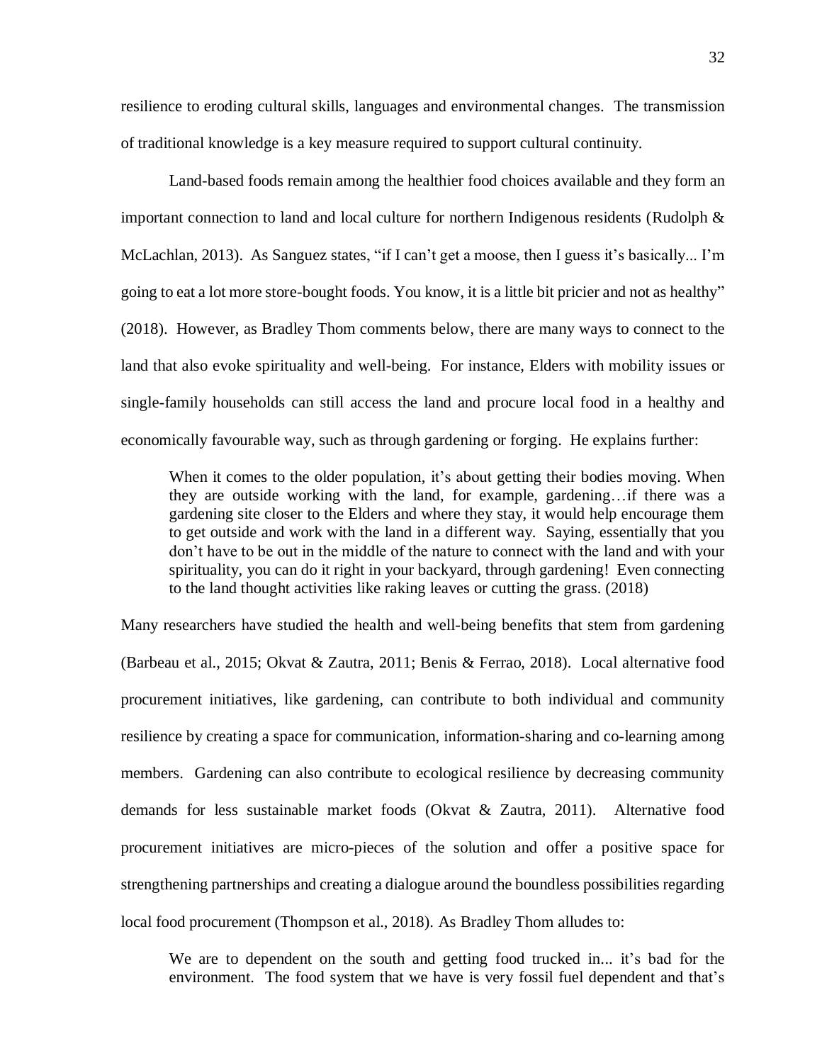resilience to eroding cultural skills, languages and environmental changes. The transmission of traditional knowledge is a key measure required to support cultural continuity.

Land-based foods remain among the healthier food choices available and they form an important connection to land and local culture for northern Indigenous residents (Rudolph & McLachlan, 2013). As Sanguez states, "if I can't get a moose, then I guess it's basically... I'm going to eat a lot more store-bought foods. You know, it is a little bit pricier and not as healthy" (2018). However, as Bradley Thom comments below, there are many ways to connect to the land that also evoke spirituality and well-being. For instance, Elders with mobility issues or single-family households can still access the land and procure local food in a healthy and economically favourable way, such as through gardening or forging. He explains further:

> When it comes to the older population, it's about getting their bodies moving. When they are outside working with the land, for example, gardening…if there was a gardening site closer to the Elders and where they stay, it would help encourage them to get outside and work with the land in a different way. Saying, essentially that you don't have to be out in the middle of the nature to connect with the land and with your spirituality, you can do it right in your backyard, through gardening! Even connecting to the land thought activities like raking leaves or cutting the grass. (2018)

Many researchers have studied the health and well-being benefits that stem from gardening (Barbeau et al., 2015; Okvat & Zautra, 2011; Benis & Ferrao, 2018). Local alternative food procurement initiatives, like gardening, can contribute to both individual and community resilience by creating a space for communication, information-sharing and co-learning among members. Gardening can also contribute to ecological resilience by decreasing community demands for less sustainable market foods (Okvat & Zautra, 2011). Alternative food procurement initiatives are micro-pieces of the solution and offer a positive space for strengthening partnerships and creating a dialogue around the boundless possibilities regarding local food procurement (Thompson et al., 2018). As Bradley Thom alludes to:

> We are to dependent on the south and getting food trucked in... it's bad for the environment. The food system that we have is very fossil fuel dependent and that's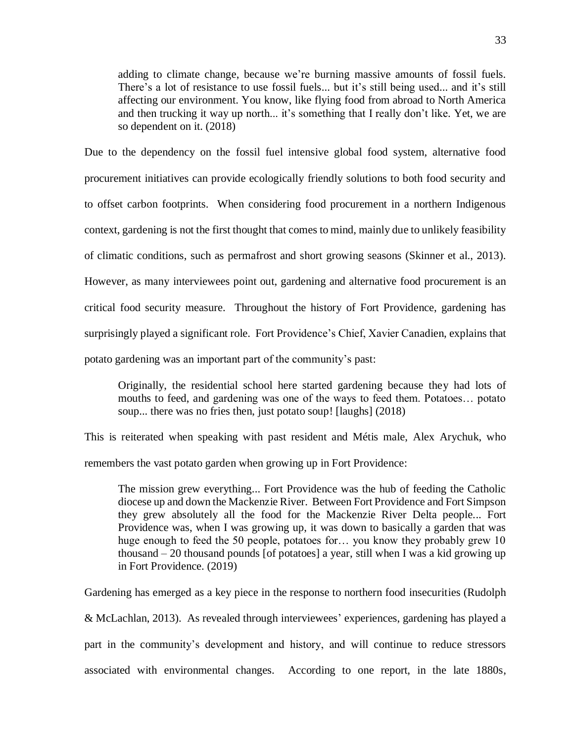> adding to climate change, because we're burning massive amounts of fossil fuels. There's a lot of resistance to use fossil fuels... but it's still being used... and it's still affecting our environment. You know, like flying food from abroad to North America and then trucking it way up north... it's something that I really don't like. Yet, we are so dependent on it. (2018)

Due to the dependency on the fossil fuel intensive global food system, alternative food procurement initiatives can provide ecologically friendly solutions to both food security and to offset carbon footprints. When considering food procurement in a northern Indigenous context, gardening is not the first thought that comes to mind, mainly due to unlikely feasibility of climatic conditions, such as permafrost and short growing seasons (Skinner et al., 2013). However, as many interviewees point out, gardening and alternative food procurement is an critical food security measure. Throughout the history of Fort Providence, gardening has surprisingly played a significant role. Fort Providence's Chief, Xavier Canadien, explains that potato gardening was an important part of the community's past:

> Originally, the residential school here started gardening because they had lots of mouths to feed, and gardening was one of the ways to feed them. Potatoes… potato soup... there was no fries then, just potato soup! [laughs] (2018)

This is reiterated when speaking with past resident and Métis male, Alex Arychuk, who remembers the vast potato garden when growing up in Fort Providence:

> The mission grew everything... Fort Providence was the hub of feeding the Catholic diocese up and down the Mackenzie River. Between Fort Providence and Fort Simpson they grew absolutely all the food for the Mackenzie River Delta people... Fort Providence was, when I was growing up, it was down to basically a garden that was huge enough to feed the 50 people, potatoes for… you know they probably grew 10 thousand – 20 thousand pounds [of potatoes] a year, still when I was a kid growing up in Fort Providence. (2019)

Gardening has emerged as a key piece in the response to northern food insecurities (Rudolph & McLachlan, 2013). As revealed through interviewees' experiences, gardening has played a part in the community's development and history, and will continue to reduce stressors associated with environmental changes. According to one report, in the late 1880s,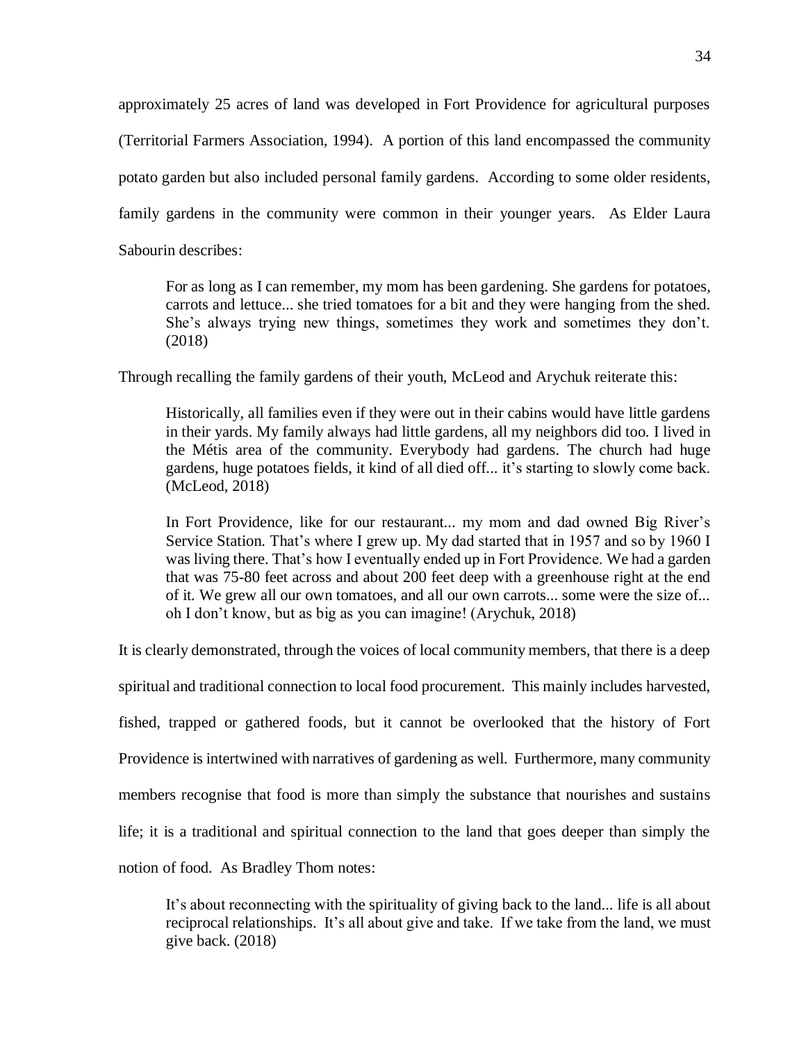approximately 25 acres of land was developed in Fort Providence for agricultural purposes (Territorial Farmers Association, 1994). A portion of this land encompassed the community potato garden but also included personal family gardens. According to some older residents, family gardens in the community were common in their younger years. As Elder Laura Sabourin describes:

> For as long as I can remember, my mom has been gardening. She gardens for potatoes, carrots and lettuce... she tried tomatoes for a bit and they were hanging from the shed. She's always trying new things, sometimes they work and sometimes they don't. (2018)

Through recalling the family gardens of their youth, McLeod and Arychuk reiterate this:

> Historically, all families even if they were out in their cabins would have little gardens in their yards. My family always had little gardens, all my neighbors did too. I lived in the Métis area of the community. Everybody had gardens. The church had huge gardens, huge potatoes fields, it kind of all died off... it's starting to slowly come back. (McLeod, 2018)

> In Fort Providence, like for our restaurant... my mom and dad owned Big River's Service Station. That's where I grew up. My dad started that in 1957 and so by 1960 I was living there. That's how I eventually ended up in Fort Providence. We had a garden that was 75-80 feet across and about 200 feet deep with a greenhouse right at the end of it. We grew all our own tomatoes, and all our own carrots... some were the size of... oh I don't know, but as big as you can imagine! (Arychuk, 2018)

It is clearly demonstrated, through the voices of local community members, that there is a deep spiritual and traditional connection to local food procurement. This mainly includes harvested, fished, trapped or gathered foods, but it cannot be overlooked that the history of Fort Providence is intertwined with narratives of gardening as well. Furthermore, many community members recognise that food is more than simply the substance that nourishes and sustains life; it is a traditional and spiritual connection to the land that goes deeper than simply the notion of food. As Bradley Thom notes:

> It's about reconnecting with the spirituality of giving back to the land... life is all about reciprocal relationships. It's all about give and take. If we take from the land, we must give back. (2018)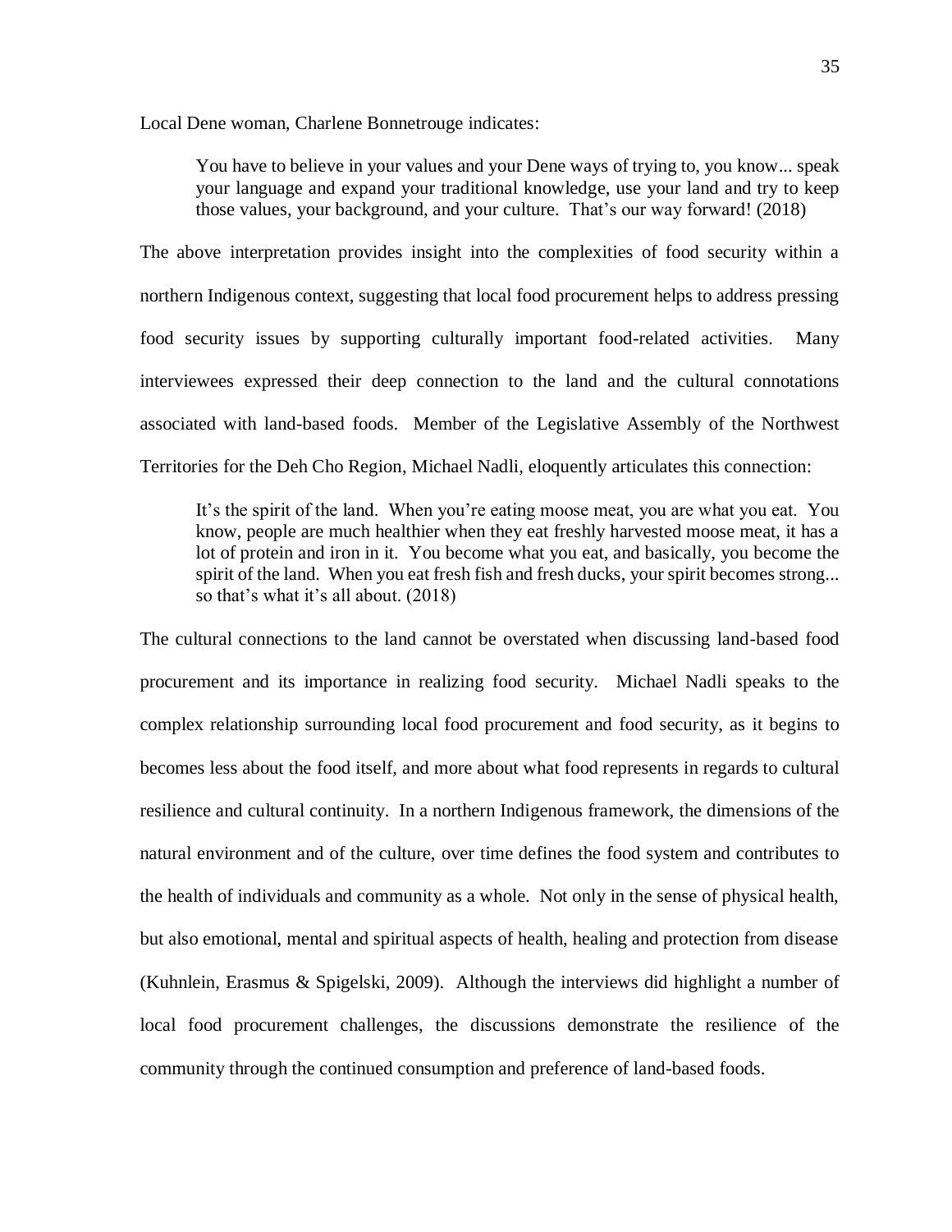Local Dene woman, Charlene Bonnetrouge indicates:

> You have to believe in your values and your Dene ways of trying to, you know... speak your language and expand your traditional knowledge, use your land and try to keep those values, your background, and your culture. That's our way forward! (2018)

The above interpretation provides insight into the complexities of food security within a northern Indigenous context, suggesting that local food procurement helps to address pressing food security issues by supporting culturally important food-related activities. Many interviewees expressed their deep connection to the land and the cultural connotations associated with land-based foods. Member of the Legislative Assembly of the Northwest Territories for the Deh Cho Region, Michael Nadli, eloquently articulates this connection:

> It's the spirit of the land. When you're eating moose meat, you are what you eat. You know, people are much healthier when they eat freshly harvested moose meat, it has a lot of protein and iron in it. You become what you eat, and basically, you become the spirit of the land. When you eat fresh fish and fresh ducks, your spirit becomes strong... so that's what it's all about. (2018)

The cultural connections to the land cannot be overstated when discussing land-based food procurement and its importance in realizing food security. Michael Nadli speaks to the complex relationship surrounding local food procurement and food security, as it begins to becomes less about the food itself, and more about what food represents in regards to cultural resilience and cultural continuity. In a northern Indigenous framework, the dimensions of the natural environment and of the culture, over time defines the food system and contributes to the health of individuals and community as a whole. Not only in the sense of physical health, but also emotional, mental and spiritual aspects of health, healing and protection from disease (Kuhnlein, Erasmus & Spigelski, 2009). Although the interviews did highlight a number of local food procurement challenges, the discussions demonstrate the resilience of the community through the continued consumption and preference of land-based foods.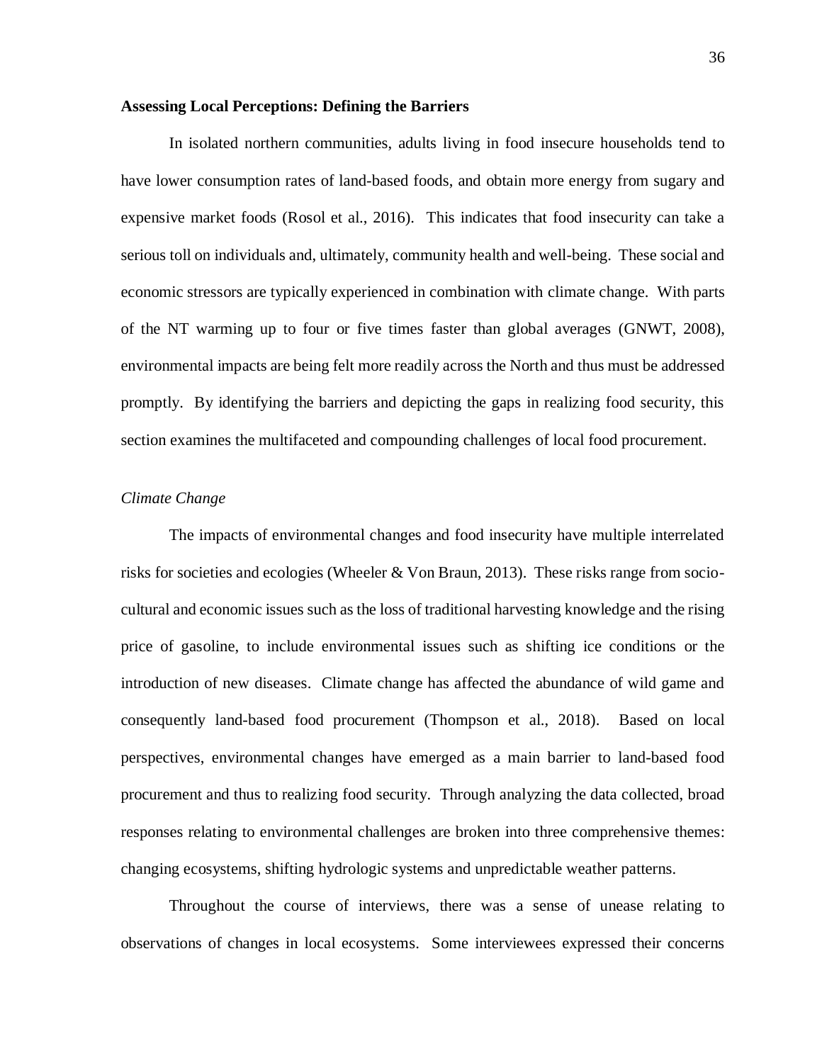**Assessing Local Perceptions: Defining the Barriers**

In isolated northern communities, adults living in food insecure households tend to have lower consumption rates of land-based foods, and obtain more energy from sugary and expensive market foods (Rosol et al., 2016). This indicates that food insecurity can take a serious toll on individuals and, ultimately, community health and well-being. These social and economic stressors are typically experienced in combination with climate change. With parts of the NT warming up to four or five times faster than global averages (GNWT, 2008), environmental impacts are being felt more readily across the North and thus must be addressed promptly. By identifying the barriers and depicting the gaps in realizing food security, this section examines the multifaceted and compounding challenges of local food procurement.

*Climate Change*

The impacts of environmental changes and food insecurity have multiple interrelated risks for societies and ecologies (Wheeler & Von Braun, 2013). These risks range from socio-cultural and economic issues such as the loss of traditional harvesting knowledge and the rising price of gasoline, to include environmental issues such as shifting ice conditions or the introduction of new diseases. Climate change has affected the abundance of wild game and consequently land-based food procurement (Thompson et al., 2018). Based on local perspectives, environmental changes have emerged as a main barrier to land-based food procurement and thus to realizing food security. Through analyzing the data collected, broad responses relating to environmental challenges are broken into three comprehensive themes: changing ecosystems, shifting hydrologic systems and unpredictable weather patterns.

Throughout the course of interviews, there was a sense of unease relating to observations of changes in local ecosystems. Some interviewees expressed their concerns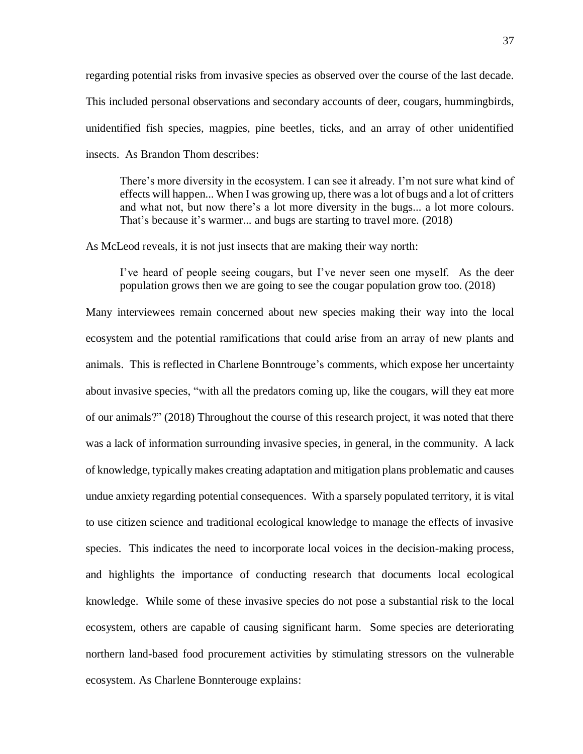regarding potential risks from invasive species as observed over the course of the last decade. This included personal observations and secondary accounts of deer, cougars, hummingbirds, unidentified fish species, magpies, pine beetles, ticks, and an array of other unidentified insects. As Brandon Thom describes:

> There's more diversity in the ecosystem. I can see it already. I'm not sure what kind of effects will happen... When I was growing up, there was a lot of bugs and a lot of critters and what not, but now there's a lot more diversity in the bugs... a lot more colours. That's because it's warmer... and bugs are starting to travel more. (2018)

As McLeod reveals, it is not just insects that are making their way north:

> I've heard of people seeing cougars, but I've never seen one myself. As the deer population grows then we are going to see the cougar population grow too. (2018)

Many interviewees remain concerned about new species making their way into the local ecosystem and the potential ramifications that could arise from an array of new plants and animals. This is reflected in Charlene Bonntrouge's comments, which expose her uncertainty about invasive species, "with all the predators coming up, like the cougars, will they eat more of our animals?" (2018) Throughout the course of this research project, it was noted that there was a lack of information surrounding invasive species, in general, in the community. A lack of knowledge, typically makes creating adaptation and mitigation plans problematic and causes undue anxiety regarding potential consequences. With a sparsely populated territory, it is vital to use citizen science and traditional ecological knowledge to manage the effects of invasive species. This indicates the need to incorporate local voices in the decision-making process, and highlights the importance of conducting research that documents local ecological knowledge. While some of these invasive species do not pose a substantial risk to the local ecosystem, others are capable of causing significant harm. Some species are deteriorating northern land-based food procurement activities by stimulating stressors on the vulnerable ecosystem. As Charlene Bonnterouge explains: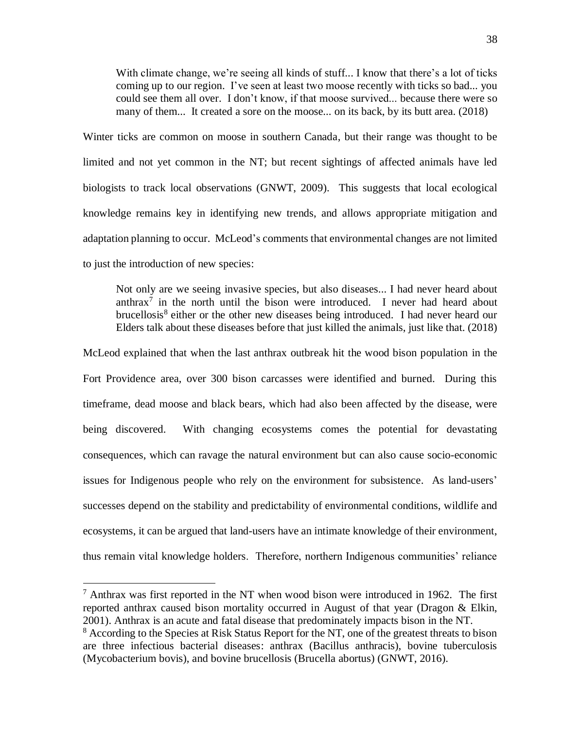> With climate change, we're seeing all kinds of stuff... I know that there's a lot of ticks coming up to our region. I've seen at least two moose recently with ticks so bad... you could see them all over. I don't know, if that moose survived... because there were so many of them... It created a sore on the moose... on its back, by its butt area. (2018)

Winter ticks are common on moose in southern Canada, but their range was thought to be limited and not yet common in the NT; but recent sightings of affected animals have led biologists to track local observations (GNWT, 2009). This suggests that local ecological knowledge remains key in identifying new trends, and allows appropriate mitigation and adaptation planning to occur. McLeod's comments that environmental changes are not limited to just the introduction of new species:

> Not only are we seeing invasive species, but also diseases... I had never heard about anthrax[7] in the north until the bison were introduced. I never had heard about brucellosis[8] either or the other new diseases being introduced. I had never heard our Elders talk about these diseases before that just killed the animals, just like that. (2018)

McLeod explained that when the last anthrax outbreak hit the wood bison population in the Fort Providence area, over 300 bison carcasses were identified and burned. During this timeframe, dead moose and black bears, which had also been affected by the disease, were being discovered. With changing ecosystems comes the potential for devastating consequences, which can ravage the natural environment but can also cause socio-economic issues for Indigenous people who rely on the environment for subsistence. As land-users' successes depend on the stability and predictability of environmental conditions, wildlife and ecosystems, it can be argued that land-users have an intimate knowledge of their environment, thus remain vital knowledge holders. Therefore, northern Indigenous communities' reliance

---

[7] Anthrax was first reported in the NT when wood bison were introduced in 1962. The first reported anthrax caused bison mortality occurred in August of that year (Dragon & Elkin, 2001). Anthrax is an acute and fatal disease that predominately impacts bison in the NT.

[8] According to the Species at Risk Status Report for the NT, one of the greatest threats to bison are three infectious bacterial diseases: anthrax (Bacillus anthracis), bovine tuberculosis (Mycobacterium bovis), and bovine brucellosis (Brucella abortus) (GNWT, 2016).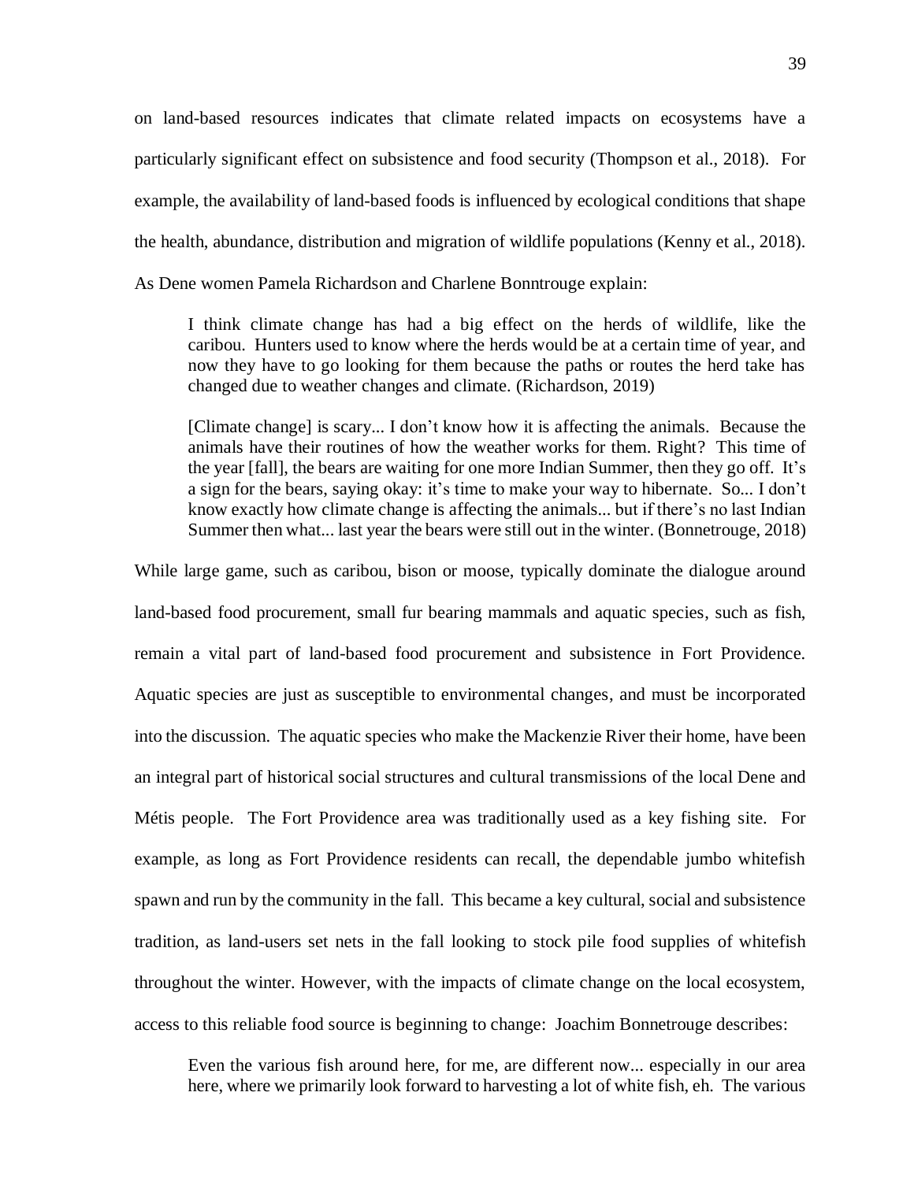on land-based resources indicates that climate related impacts on ecosystems have a particularly significant effect on subsistence and food security (Thompson et al., 2018). For example, the availability of land-based foods is influenced by ecological conditions that shape the health, abundance, distribution and migration of wildlife populations (Kenny et al., 2018). As Dene women Pamela Richardson and Charlene Bonntrouge explain:

> I think climate change has had a big effect on the herds of wildlife, like the caribou. Hunters used to know where the herds would be at a certain time of year, and now they have to go looking for them because the paths or routes the herd take has changed due to weather changes and climate. (Richardson, 2019)

> [Climate change] is scary... I don't know how it is affecting the animals. Because the animals have their routines of how the weather works for them. Right? This time of the year [fall], the bears are waiting for one more Indian Summer, then they go off. It's a sign for the bears, saying okay: it's time to make your way to hibernate. So... I don't know exactly how climate change is affecting the animals... but if there's no last Indian Summer then what... last year the bears were still out in the winter. (Bonnetrouge, 2018)

While large game, such as caribou, bison or moose, typically dominate the dialogue around land-based food procurement, small fur bearing mammals and aquatic species, such as fish, remain a vital part of land-based food procurement and subsistence in Fort Providence. Aquatic species are just as susceptible to environmental changes, and must be incorporated into the discussion. The aquatic species who make the Mackenzie River their home, have been an integral part of historical social structures and cultural transmissions of the local Dene and Métis people. The Fort Providence area was traditionally used as a key fishing site. For example, as long as Fort Providence residents can recall, the dependable jumbo whitefish spawn and run by the community in the fall. This became a key cultural, social and subsistence tradition, as land-users set nets in the fall looking to stock pile food supplies of whitefish throughout the winter. However, with the impacts of climate change on the local ecosystem, access to this reliable food source is beginning to change: Joachim Bonnetrouge describes:

> Even the various fish around here, for me, are different now... especially in our area here, where we primarily look forward to harvesting a lot of white fish, eh. The various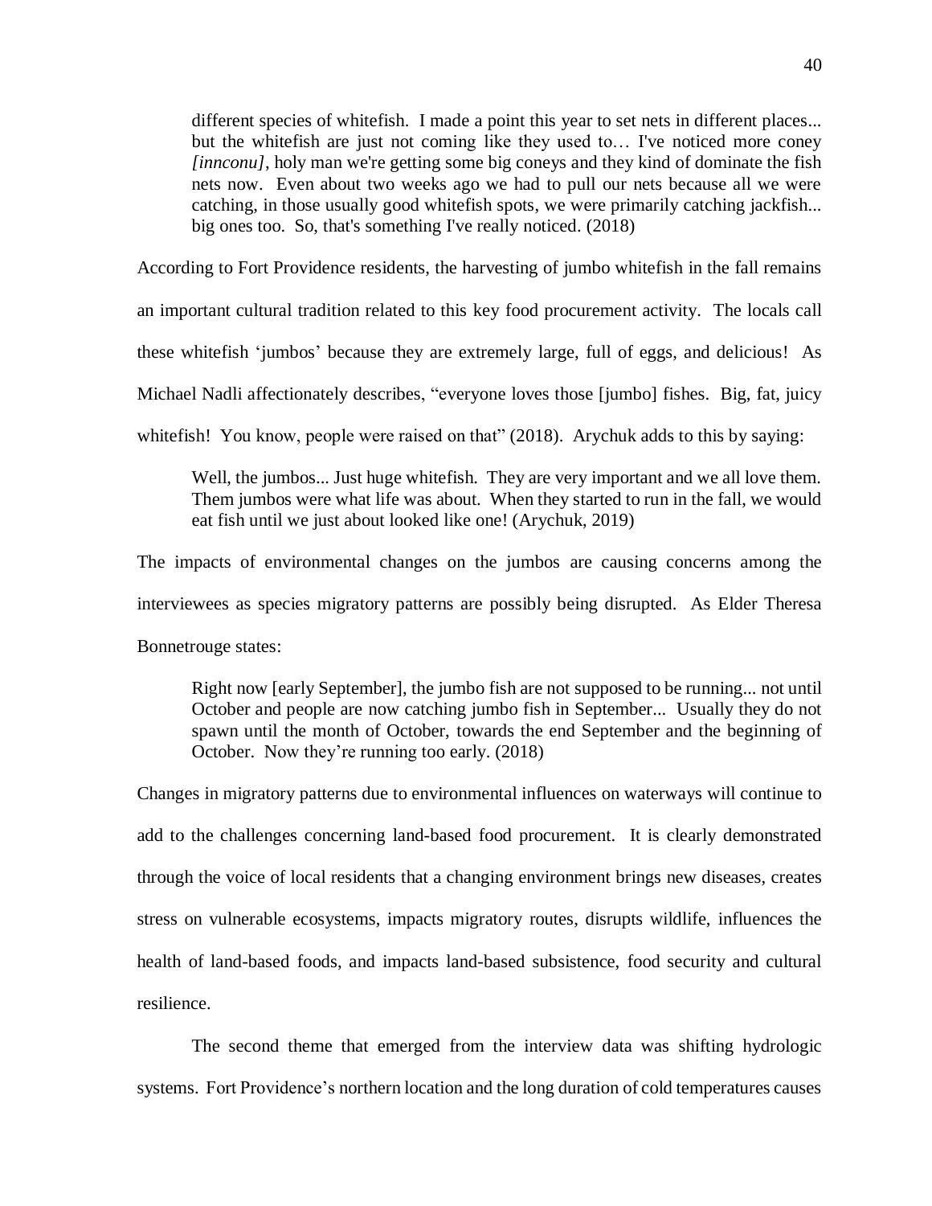> different species of whitefish. I made a point this year to set nets in different places... but the whitefish are just not coming like they used to… I've noticed more coney *[innconu]*, holy man we're getting some big coneys and they kind of dominate the fish nets now. Even about two weeks ago we had to pull our nets because all we were catching, in those usually good whitefish spots, we were primarily catching jackfish... big ones too. So, that's something I've really noticed. (2018)

According to Fort Providence residents, the harvesting of jumbo whitefish in the fall remains an important cultural tradition related to this key food procurement activity. The locals call these whitefish 'jumbos' because they are extremely large, full of eggs, and delicious! As Michael Nadli affectionately describes, "everyone loves those [jumbo] fishes. Big, fat, juicy whitefish! You know, people were raised on that" (2018). Arychuk adds to this by saying:

> Well, the jumbos... Just huge whitefish. They are very important and we all love them. Them jumbos were what life was about. When they started to run in the fall, we would eat fish until we just about looked like one! (Arychuk, 2019)

The impacts of environmental changes on the jumbos are causing concerns among the interviewees as species migratory patterns are possibly being disrupted. As Elder Theresa Bonnetrouge states:

> Right now [early September], the jumbo fish are not supposed to be running... not until October and people are now catching jumbo fish in September... Usually they do not spawn until the month of October, towards the end September and the beginning of October. Now they're running too early. (2018)

Changes in migratory patterns due to environmental influences on waterways will continue to add to the challenges concerning land-based food procurement. It is clearly demonstrated through the voice of local residents that a changing environment brings new diseases, creates stress on vulnerable ecosystems, impacts migratory routes, disrupts wildlife, influences the health of land-based foods, and impacts land-based subsistence, food security and cultural resilience.

The second theme that emerged from the interview data was shifting hydrologic systems. Fort Providence's northern location and the long duration of cold temperatures causes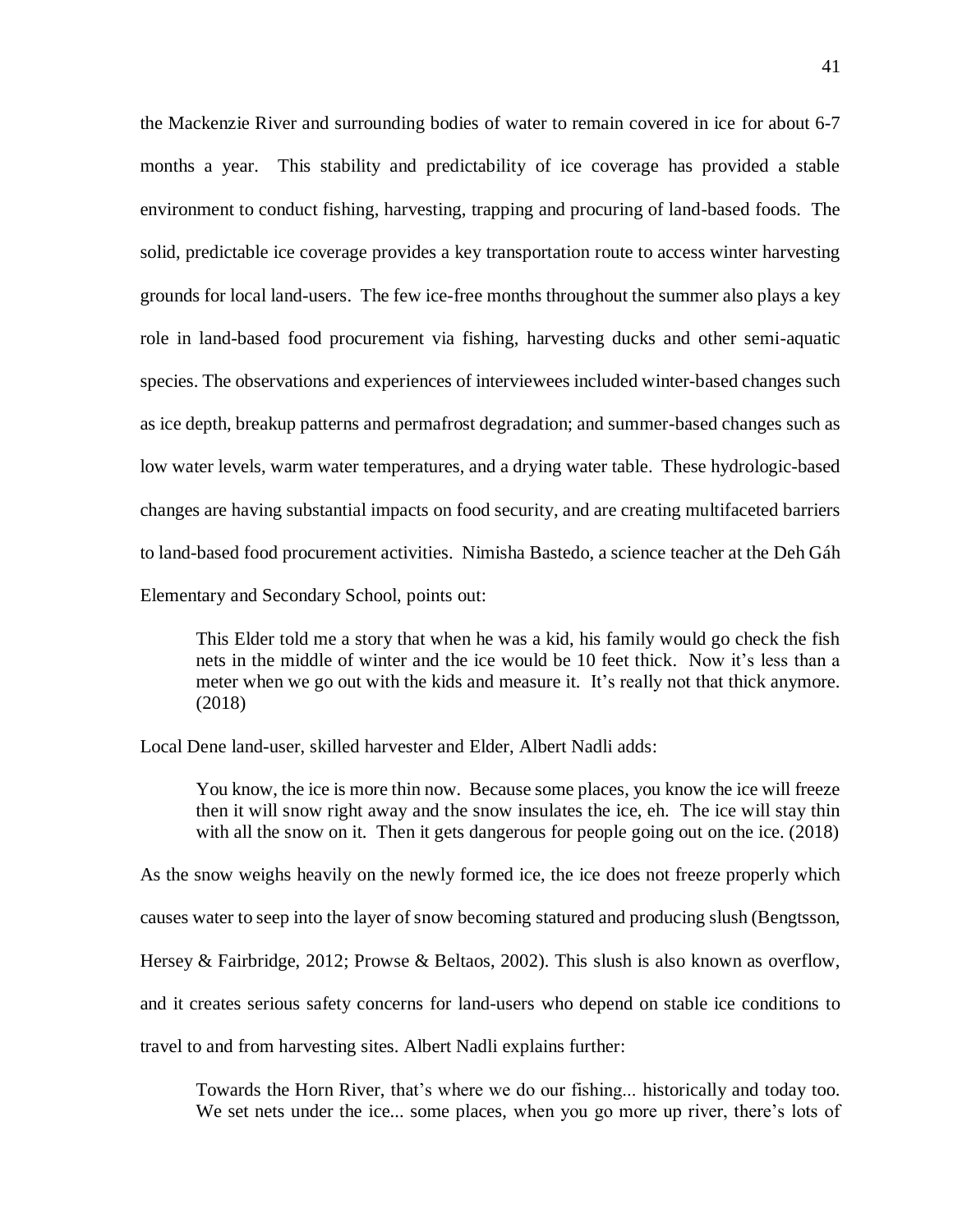the Mackenzie River and surrounding bodies of water to remain covered in ice for about 6-7 months a year. This stability and predictability of ice coverage has provided a stable environment to conduct fishing, harvesting, trapping and procuring of land-based foods. The solid, predictable ice coverage provides a key transportation route to access winter harvesting grounds for local land-users. The few ice-free months throughout the summer also plays a key role in land-based food procurement via fishing, harvesting ducks and other semi-aquatic species. The observations and experiences of interviewees included winter-based changes such as ice depth, breakup patterns and permafrost degradation; and summer-based changes such as low water levels, warm water temperatures, and a drying water table. These hydrologic-based changes are having substantial impacts on food security, and are creating multifaceted barriers to land-based food procurement activities. Nimisha Bastedo, a science teacher at the Deh Gáh Elementary and Secondary School, points out:

> This Elder told me a story that when he was a kid, his family would go check the fish nets in the middle of winter and the ice would be 10 feet thick. Now it's less than a meter when we go out with the kids and measure it. It's really not that thick anymore. (2018)

Local Dene land-user, skilled harvester and Elder, Albert Nadli adds:

> You know, the ice is more thin now. Because some places, you know the ice will freeze then it will snow right away and the snow insulates the ice, eh. The ice will stay thin with all the snow on it. Then it gets dangerous for people going out on the ice. (2018)

As the snow weighs heavily on the newly formed ice, the ice does not freeze properly which causes water to seep into the layer of snow becoming statured and producing slush (Bengtsson, Hersey & Fairbridge, 2012; Prowse & Beltaos, 2002). This slush is also known as overflow, and it creates serious safety concerns for land-users who depend on stable ice conditions to travel to and from harvesting sites. Albert Nadli explains further:

> Towards the Horn River, that's where we do our fishing... historically and today too. We set nets under the ice... some places, when you go more up river, there's lots of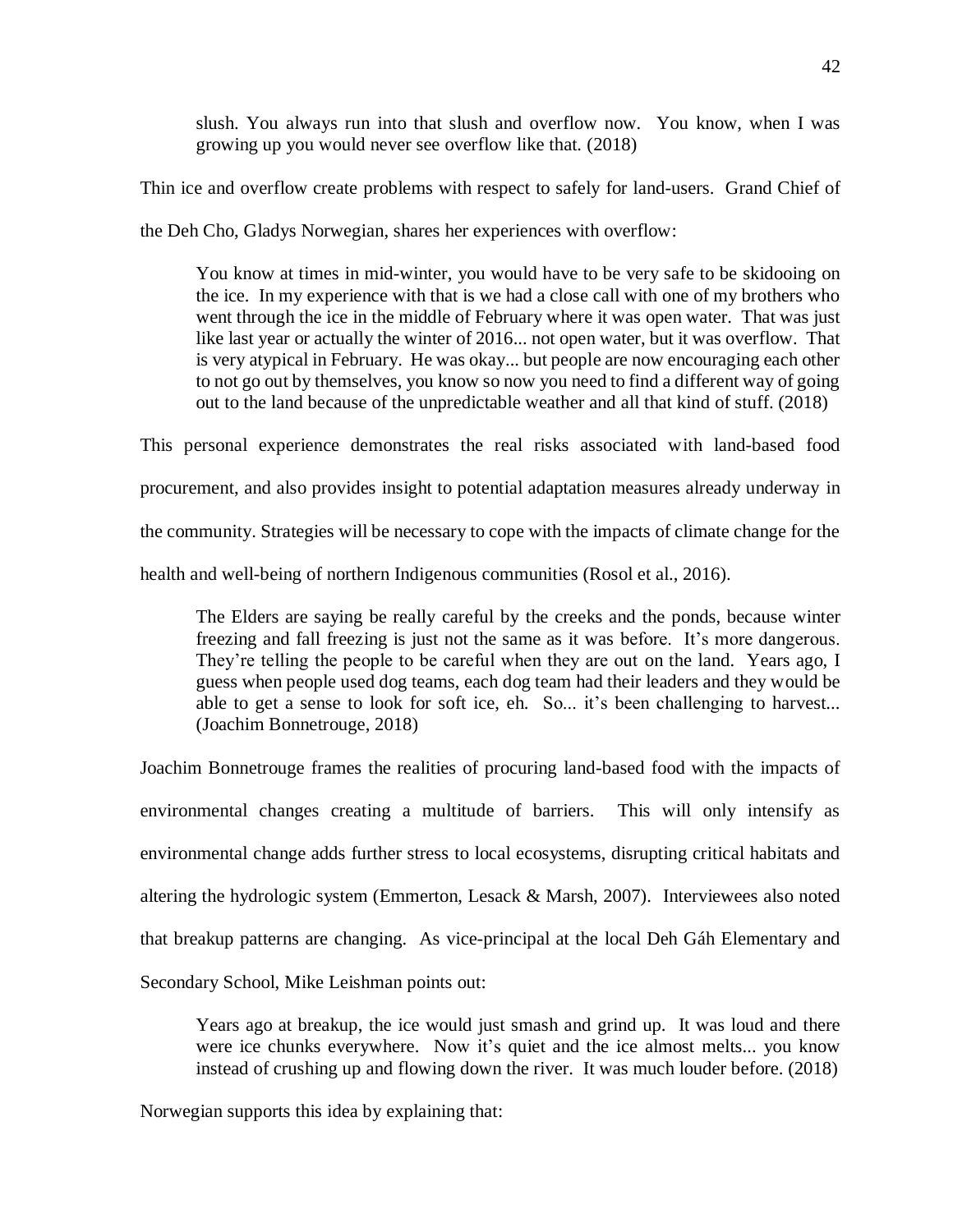> slush. You always run into that slush and overflow now. You know, when I was growing up you would never see overflow like that. (2018)

Thin ice and overflow create problems with respect to safely for land-users. Grand Chief of the Deh Cho, Gladys Norwegian, shares her experiences with overflow:

> You know at times in mid-winter, you would have to be very safe to be skidooing on the ice. In my experience with that is we had a close call with one of my brothers who went through the ice in the middle of February where it was open water. That was just like last year or actually the winter of 2016... not open water, but it was overflow. That is very atypical in February. He was okay... but people are now encouraging each other to not go out by themselves, you know so now you need to find a different way of going out to the land because of the unpredictable weather and all that kind of stuff. (2018)

This personal experience demonstrates the real risks associated with land-based food procurement, and also provides insight to potential adaptation measures already underway in the community. Strategies will be necessary to cope with the impacts of climate change for the health and well-being of northern Indigenous communities (Rosol et al., 2016).

> The Elders are saying be really careful by the creeks and the ponds, because winter freezing and fall freezing is just not the same as it was before. It's more dangerous. They're telling the people to be careful when they are out on the land. Years ago, I guess when people used dog teams, each dog team had their leaders and they would be able to get a sense to look for soft ice, eh. So... it's been challenging to harvest... (Joachim Bonnetrouge, 2018)

Joachim Bonnetrouge frames the realities of procuring land-based food with the impacts of environmental changes creating a multitude of barriers. This will only intensify as environmental change adds further stress to local ecosystems, disrupting critical habitats and altering the hydrologic system (Emmerton, Lesack & Marsh, 2007). Interviewees also noted that breakup patterns are changing. As vice-principal at the local Deh Gáh Elementary and Secondary School, Mike Leishman points out:

> Years ago at breakup, the ice would just smash and grind up. It was loud and there were ice chunks everywhere. Now it's quiet and the ice almost melts... you know instead of crushing up and flowing down the river. It was much louder before. (2018)

Norwegian supports this idea by explaining that: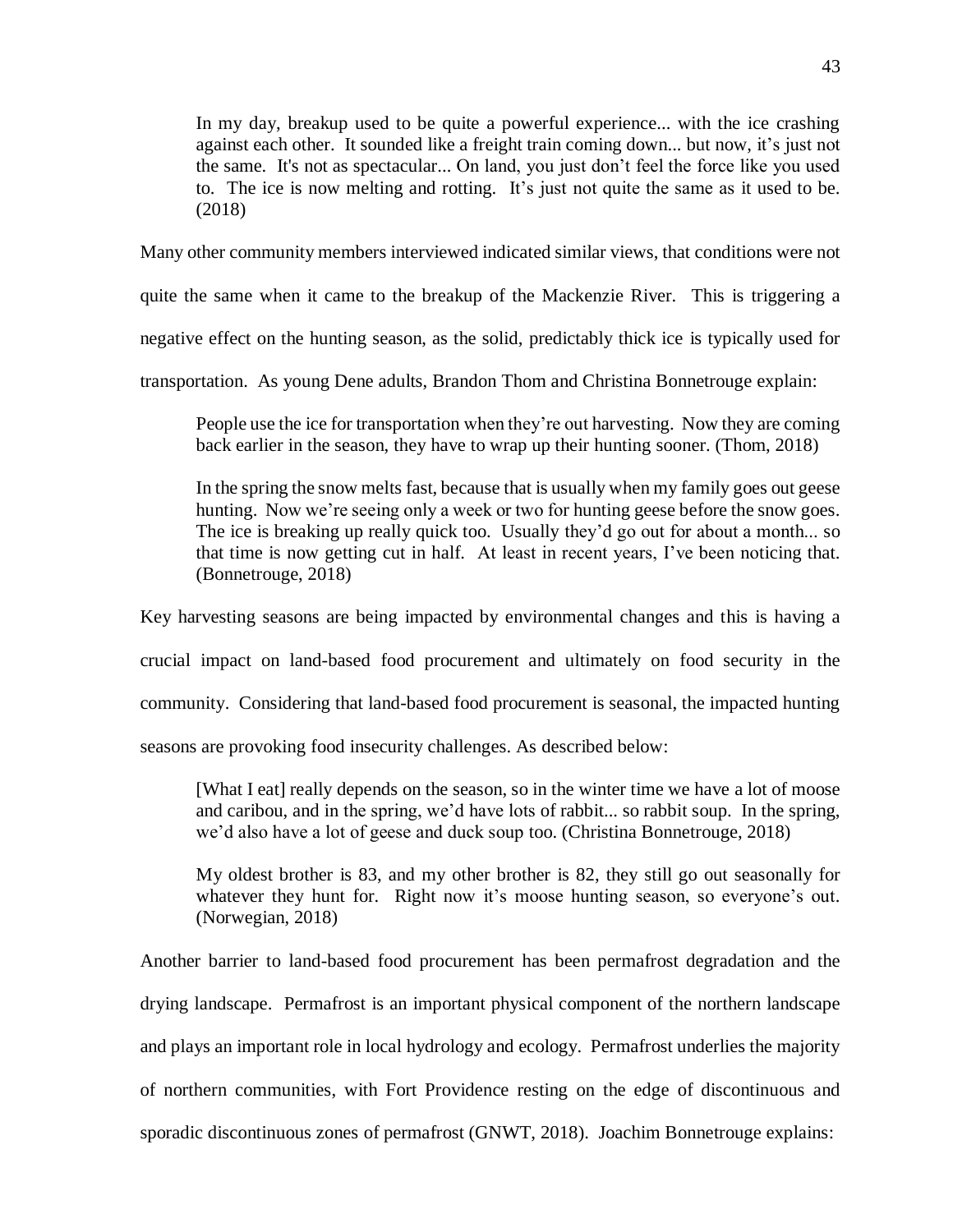> In my day, breakup used to be quite a powerful experience... with the ice crashing against each other. It sounded like a freight train coming down... but now, it's just not the same. It's not as spectacular... On land, you just don't feel the force like you used to. The ice is now melting and rotting. It's just not quite the same as it used to be. (2018)

Many other community members interviewed indicated similar views, that conditions were not quite the same when it came to the breakup of the Mackenzie River. This is triggering a negative effect on the hunting season, as the solid, predictably thick ice is typically used for transportation. As young Dene adults, Brandon Thom and Christina Bonnetrouge explain:

> People use the ice for transportation when they're out harvesting. Now they are coming back earlier in the season, they have to wrap up their hunting sooner. (Thom, 2018)

> In the spring the snow melts fast, because that is usually when my family goes out geese hunting. Now we're seeing only a week or two for hunting geese before the snow goes. The ice is breaking up really quick too. Usually they'd go out for about a month... so that time is now getting cut in half. At least in recent years, I've been noticing that. (Bonnetrouge, 2018)

Key harvesting seasons are being impacted by environmental changes and this is having a crucial impact on land-based food procurement and ultimately on food security in the community. Considering that land-based food procurement is seasonal, the impacted hunting seasons are provoking food insecurity challenges. As described below:

> [What I eat] really depends on the season, so in the winter time we have a lot of moose and caribou, and in the spring, we'd have lots of rabbit... so rabbit soup. In the spring, we'd also have a lot of geese and duck soup too. (Christina Bonnetrouge, 2018)

> My oldest brother is 83, and my other brother is 82, they still go out seasonally for whatever they hunt for. Right now it's moose hunting season, so everyone's out. (Norwegian, 2018)

Another barrier to land-based food procurement has been permafrost degradation and the drying landscape. Permafrost is an important physical component of the northern landscape and plays an important role in local hydrology and ecology. Permafrost underlies the majority of northern communities, with Fort Providence resting on the edge of discontinuous and sporadic discontinuous zones of permafrost (GNWT, 2018). Joachim Bonnetrouge explains: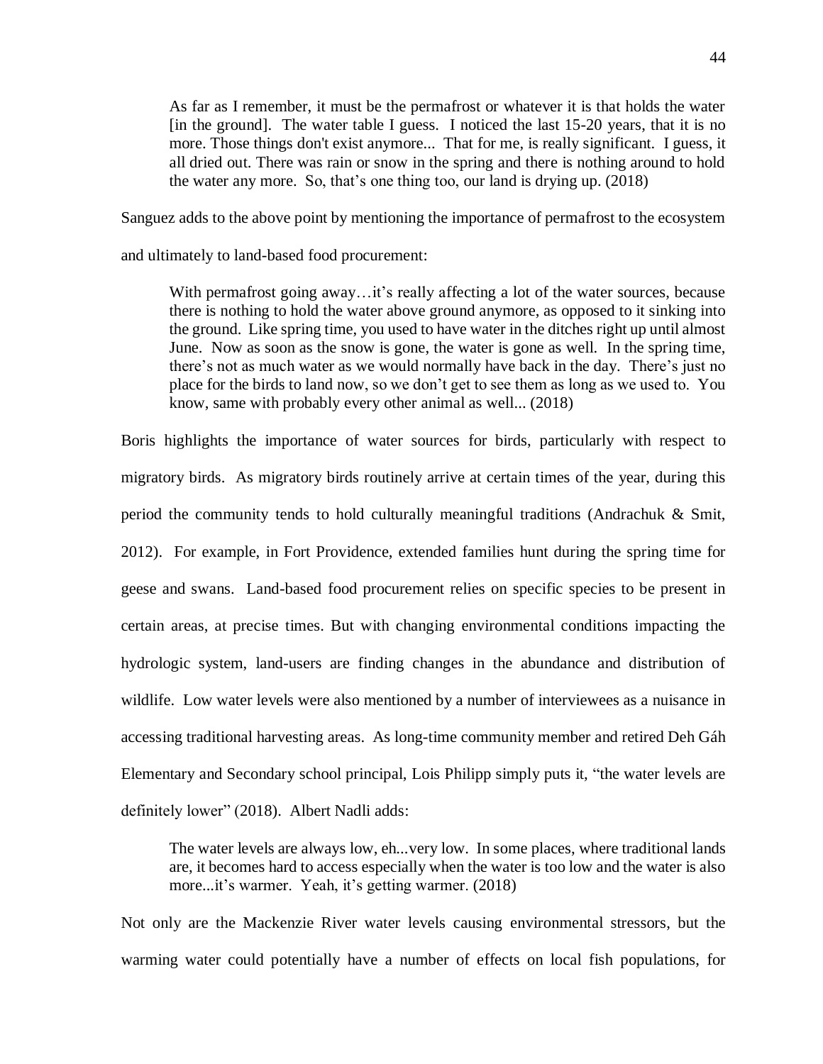> As far as I remember, it must be the permafrost or whatever it is that holds the water [in the ground]. The water table I guess. I noticed the last 15-20 years, that it is no more. Those things don't exist anymore... That for me, is really significant. I guess, it all dried out. There was rain or snow in the spring and there is nothing around to hold the water any more. So, that's one thing too, our land is drying up. (2018)

Sanguez adds to the above point by mentioning the importance of permafrost to the ecosystem and ultimately to land-based food procurement:

> With permafrost going away…it's really affecting a lot of the water sources, because there is nothing to hold the water above ground anymore, as opposed to it sinking into the ground. Like spring time, you used to have water in the ditches right up until almost June. Now as soon as the snow is gone, the water is gone as well. In the spring time, there's not as much water as we would normally have back in the day. There's just no place for the birds to land now, so we don't get to see them as long as we used to. You know, same with probably every other animal as well... (2018)

Boris highlights the importance of water sources for birds, particularly with respect to migratory birds. As migratory birds routinely arrive at certain times of the year, during this period the community tends to hold culturally meaningful traditions (Andrachuk & Smit, 2012). For example, in Fort Providence, extended families hunt during the spring time for geese and swans. Land-based food procurement relies on specific species to be present in certain areas, at precise times. But with changing environmental conditions impacting the hydrologic system, land-users are finding changes in the abundance and distribution of wildlife. Low water levels were also mentioned by a number of interviewees as a nuisance in accessing traditional harvesting areas. As long-time community member and retired Deh Gáh Elementary and Secondary school principal, Lois Philipp simply puts it, "the water levels are definitely lower" (2018). Albert Nadli adds:

> The water levels are always low, eh...very low. In some places, where traditional lands are, it becomes hard to access especially when the water is too low and the water is also more...it's warmer. Yeah, it's getting warmer. (2018)

Not only are the Mackenzie River water levels causing environmental stressors, but the warming water could potentially have a number of effects on local fish populations, for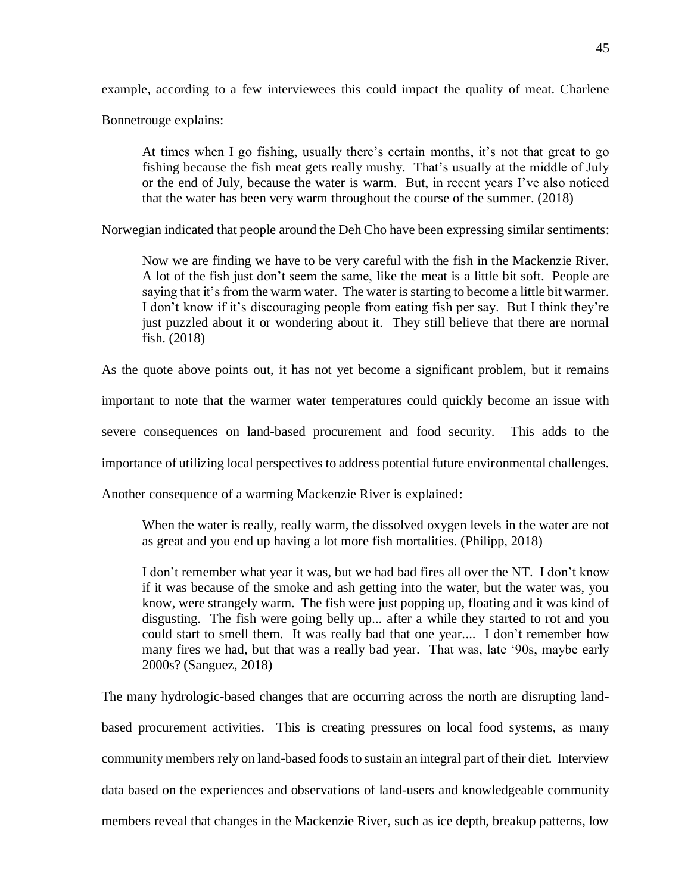example, according to a few interviewees this could impact the quality of meat. Charlene Bonnetrouge explains:

> At times when I go fishing, usually there's certain months, it's not that great to go fishing because the fish meat gets really mushy. That's usually at the middle of July or the end of July, because the water is warm. But, in recent years I've also noticed that the water has been very warm throughout the course of the summer. (2018)

Norwegian indicated that people around the Deh Cho have been expressing similar sentiments:

> Now we are finding we have to be very careful with the fish in the Mackenzie River. A lot of the fish just don't seem the same, like the meat is a little bit soft. People are saying that it's from the warm water. The water is starting to become a little bit warmer. I don't know if it's discouraging people from eating fish per say. But I think they're just puzzled about it or wondering about it. They still believe that there are normal fish. (2018)

As the quote above points out, it has not yet become a significant problem, but it remains important to note that the warmer water temperatures could quickly become an issue with severe consequences on land-based procurement and food security. This adds to the importance of utilizing local perspectives to address potential future environmental challenges. Another consequence of a warming Mackenzie River is explained:

> When the water is really, really warm, the dissolved oxygen levels in the water are not as great and you end up having a lot more fish mortalities. (Philipp, 2018)

> I don't remember what year it was, but we had bad fires all over the NT. I don't know if it was because of the smoke and ash getting into the water, but the water was, you know, were strangely warm. The fish were just popping up, floating and it was kind of disgusting. The fish were going belly up... after a while they started to rot and you could start to smell them. It was really bad that one year.... I don't remember how many fires we had, but that was a really bad year. That was, late '90s, maybe early 2000s? (Sanguez, 2018)

The many hydrologic-based changes that are occurring across the north are disrupting land-based procurement activities. This is creating pressures on local food systems, as many community members rely on land-based foods to sustain an integral part of their diet. Interview data based on the experiences and observations of land-users and knowledgeable community members reveal that changes in the Mackenzie River, such as ice depth, breakup patterns, low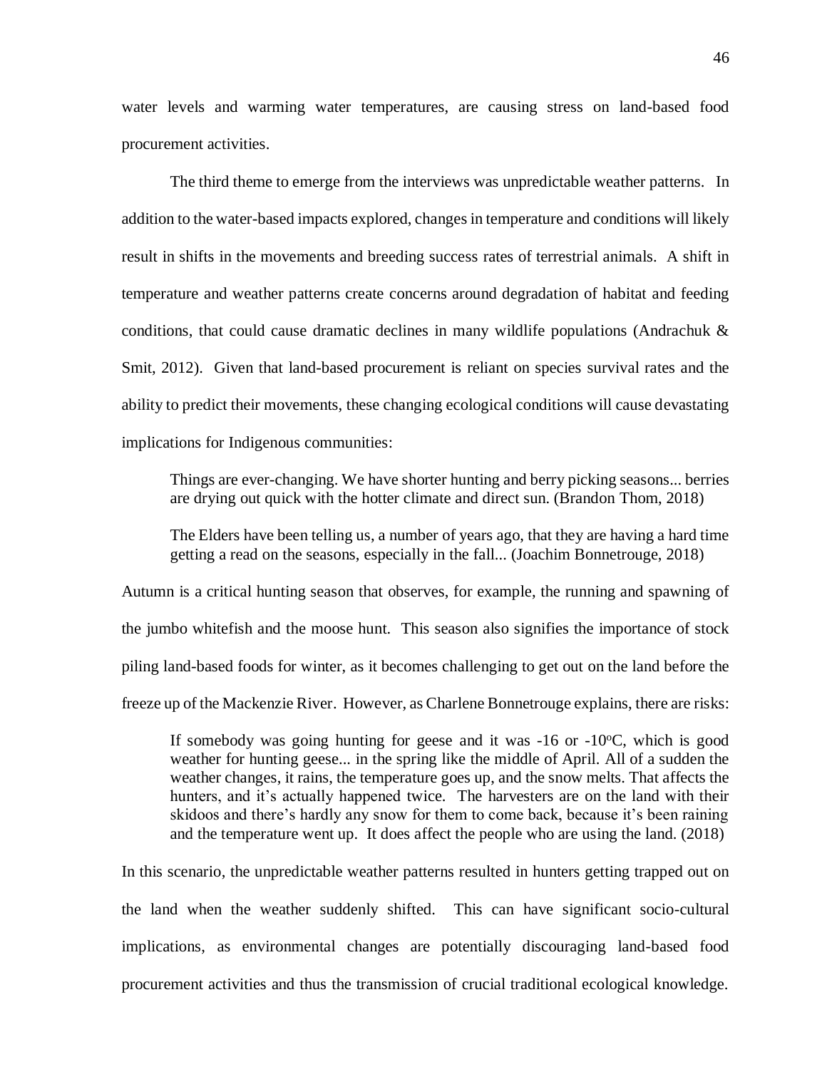water levels and warming water temperatures, are causing stress on land-based food procurement activities.

The third theme to emerge from the interviews was unpredictable weather patterns. In addition to the water-based impacts explored, changes in temperature and conditions will likely result in shifts in the movements and breeding success rates of terrestrial animals. A shift in temperature and weather patterns create concerns around degradation of habitat and feeding conditions, that could cause dramatic declines in many wildlife populations (Andrachuk & Smit, 2012). Given that land-based procurement is reliant on species survival rates and the ability to predict their movements, these changing ecological conditions will cause devastating implications for Indigenous communities:

> Things are ever-changing. We have shorter hunting and berry picking seasons... berries are drying out quick with the hotter climate and direct sun. (Brandon Thom, 2018)

> The Elders have been telling us, a number of years ago, that they are having a hard time getting a read on the seasons, especially in the fall... (Joachim Bonnetrouge, 2018)

Autumn is a critical hunting season that observes, for example, the running and spawning of the jumbo whitefish and the moose hunt. This season also signifies the importance of stock piling land-based foods for winter, as it becomes challenging to get out on the land before the freeze up of the Mackenzie River. However, as Charlene Bonnetrouge explains, there are risks:

> If somebody was going hunting for geese and it was -16 or -10°C, which is good weather for hunting geese... in the spring like the middle of April. All of a sudden the weather changes, it rains, the temperature goes up, and the snow melts. That affects the hunters, and it's actually happened twice. The harvesters are on the land with their skidoos and there's hardly any snow for them to come back, because it's been raining and the temperature went up. It does affect the people who are using the land. (2018)

In this scenario, the unpredictable weather patterns resulted in hunters getting trapped out on the land when the weather suddenly shifted. This can have significant socio-cultural implications, as environmental changes are potentially discouraging land-based food procurement activities and thus the transmission of crucial traditional ecological knowledge.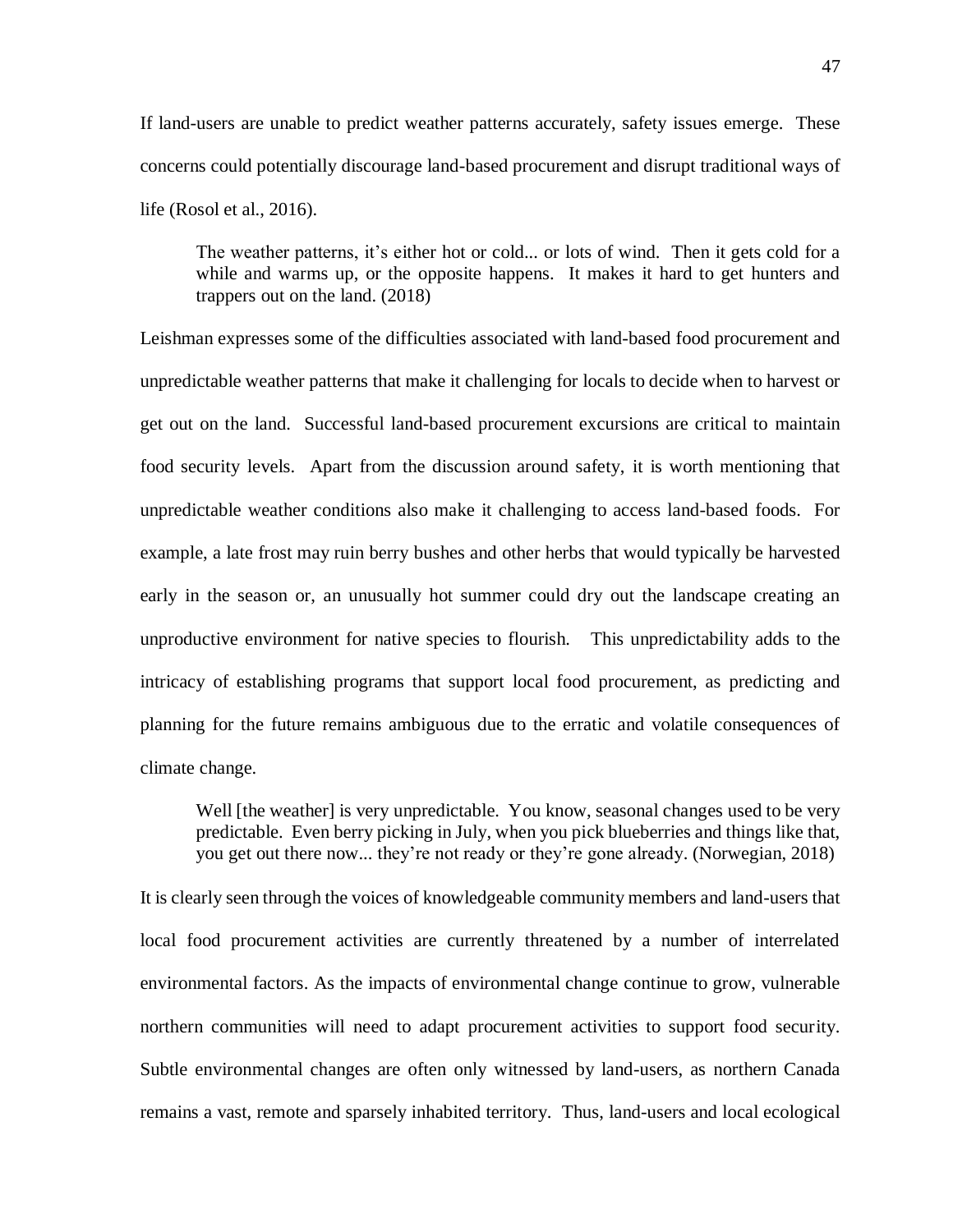If land-users are unable to predict weather patterns accurately, safety issues emerge. These concerns could potentially discourage land-based procurement and disrupt traditional ways of life (Rosol et al., 2016).

> The weather patterns, it's either hot or cold... or lots of wind. Then it gets cold for a while and warms up, or the opposite happens. It makes it hard to get hunters and trappers out on the land. (2018)

Leishman expresses some of the difficulties associated with land-based food procurement and unpredictable weather patterns that make it challenging for locals to decide when to harvest or get out on the land. Successful land-based procurement excursions are critical to maintain food security levels. Apart from the discussion around safety, it is worth mentioning that unpredictable weather conditions also make it challenging to access land-based foods. For example, a late frost may ruin berry bushes and other herbs that would typically be harvested early in the season or, an unusually hot summer could dry out the landscape creating an unproductive environment for native species to flourish. This unpredictability adds to the intricacy of establishing programs that support local food procurement, as predicting and planning for the future remains ambiguous due to the erratic and volatile consequences of climate change.

> Well [the weather] is very unpredictable. You know, seasonal changes used to be very predictable. Even berry picking in July, when you pick blueberries and things like that, you get out there now... they're not ready or they're gone already. (Norwegian, 2018)

It is clearly seen through the voices of knowledgeable community members and land-users that local food procurement activities are currently threatened by a number of interrelated environmental factors. As the impacts of environmental change continue to grow, vulnerable northern communities will need to adapt procurement activities to support food security. Subtle environmental changes are often only witnessed by land-users, as northern Canada remains a vast, remote and sparsely inhabited territory. Thus, land-users and local ecological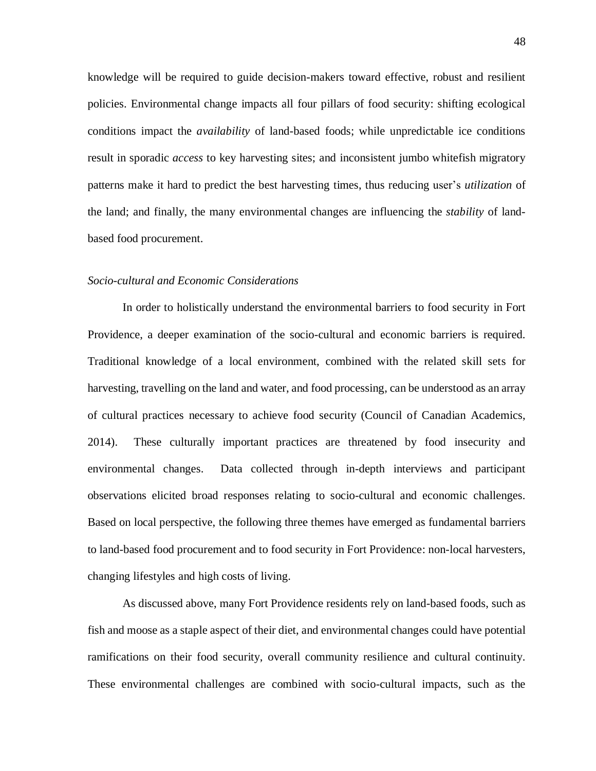knowledge will be required to guide decision-makers toward effective, robust and resilient policies. Environmental change impacts all four pillars of food security: shifting ecological conditions impact the *availability* of land-based foods; while unpredictable ice conditions result in sporadic *access* to key harvesting sites; and inconsistent jumbo whitefish migratory patterns make it hard to predict the best harvesting times, thus reducing user's *utilization* of the land; and finally, the many environmental changes are influencing the *stability* of land-based food procurement.

### *Socio-cultural and Economic Considerations*

In order to holistically understand the environmental barriers to food security in Fort Providence, a deeper examination of the socio-cultural and economic barriers is required. Traditional knowledge of a local environment, combined with the related skill sets for harvesting, travelling on the land and water, and food processing, can be understood as an array of cultural practices necessary to achieve food security (Council of Canadian Academics, 2014). These culturally important practices are threatened by food insecurity and environmental changes. Data collected through in-depth interviews and participant observations elicited broad responses relating to socio-cultural and economic challenges. Based on local perspective, the following three themes have emerged as fundamental barriers to land-based food procurement and to food security in Fort Providence: non-local harvesters, changing lifestyles and high costs of living.

As discussed above, many Fort Providence residents rely on land-based foods, such as fish and moose as a staple aspect of their diet, and environmental changes could have potential ramifications on their food security, overall community resilience and cultural continuity. These environmental challenges are combined with socio-cultural impacts, such as the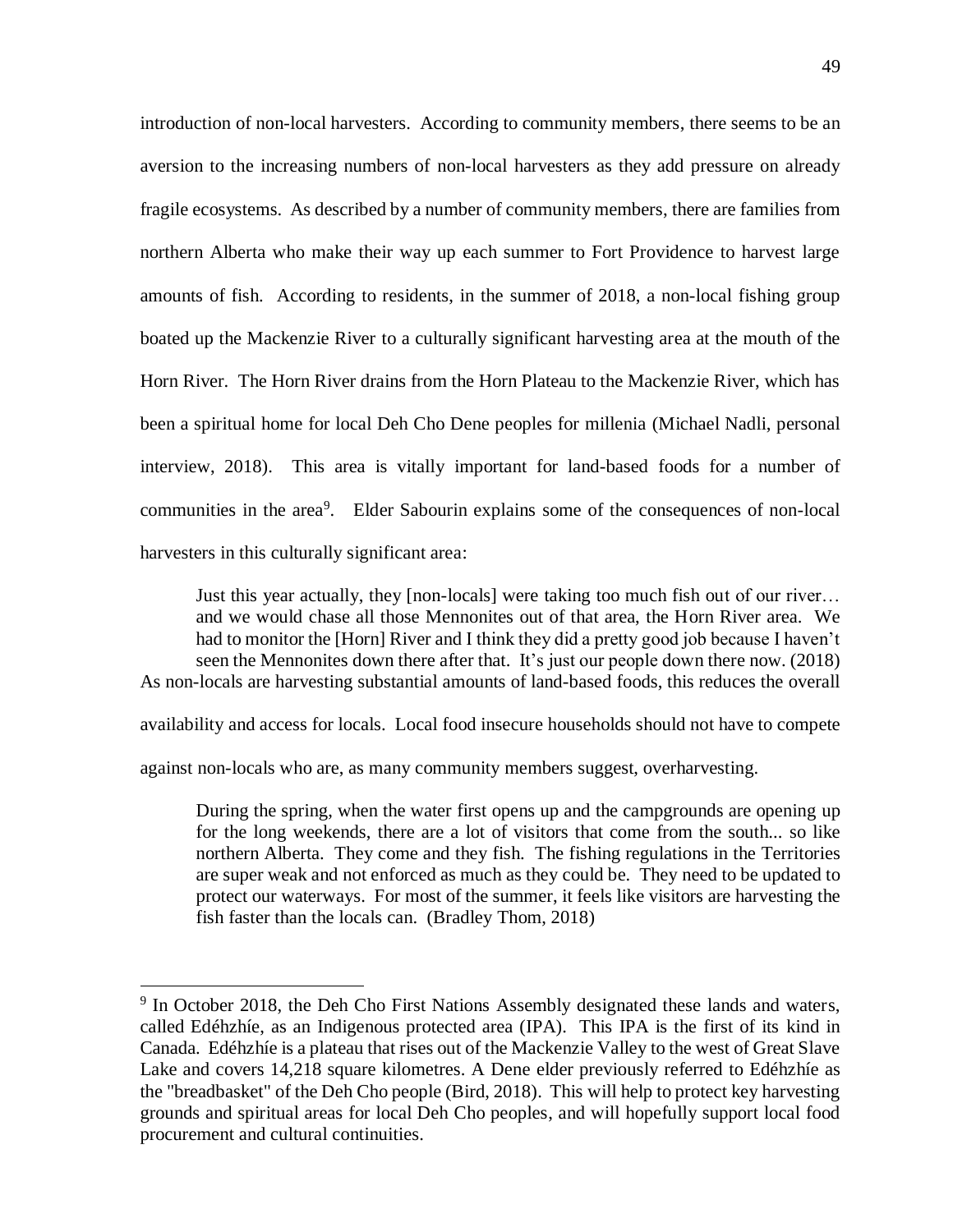introduction of non-local harvesters. According to community members, there seems to be an aversion to the increasing numbers of non-local harvesters as they add pressure on already fragile ecosystems. As described by a number of community members, there are families from northern Alberta who make their way up each summer to Fort Providence to harvest large amounts of fish. According to residents, in the summer of 2018, a non-local fishing group boated up the Mackenzie River to a culturally significant harvesting area at the mouth of the Horn River. The Horn River drains from the Horn Plateau to the Mackenzie River, which has been a spiritual home for local Deh Cho Dene peoples for millenia (Michael Nadli, personal interview, 2018). This area is vitally important for land-based foods for a number of communities in the area[9]. Elder Sabourin explains some of the consequences of non-local harvesters in this culturally significant area:

> Just this year actually, they [non-locals] were taking too much fish out of our river… and we would chase all those Mennonites out of that area, the Horn River area. We had to monitor the [Horn] River and I think they did a pretty good job because I haven't seen the Mennonites down there after that. It's just our people down there now. (2018)

As non-locals are harvesting substantial amounts of land-based foods, this reduces the overall availability and access for locals. Local food insecure households should not have to compete against non-locals who are, as many community members suggest, overharvesting.

> During the spring, when the water first opens up and the campgrounds are opening up for the long weekends, there are a lot of visitors that come from the south... so like northern Alberta. They come and they fish. The fishing regulations in the Territories are super weak and not enforced as much as they could be. They need to be updated to protect our waterways. For most of the summer, it feels like visitors are harvesting the fish faster than the locals can. (Bradley Thom, 2018)

---

[9] In October 2018, the Deh Cho First Nations Assembly designated these lands and waters, called Edéhzhíe, as an Indigenous protected area (IPA). This IPA is the first of its kind in Canada. Edéhzhíe is a plateau that rises out of the Mackenzie Valley to the west of Great Slave Lake and covers 14,218 square kilometres. A Dene elder previously referred to Edéhzhíe as the "breadbasket" of the Deh Cho people (Bird, 2018). This will help to protect key harvesting grounds and spiritual areas for local Deh Cho peoples, and will hopefully support local food procurement and cultural continuities.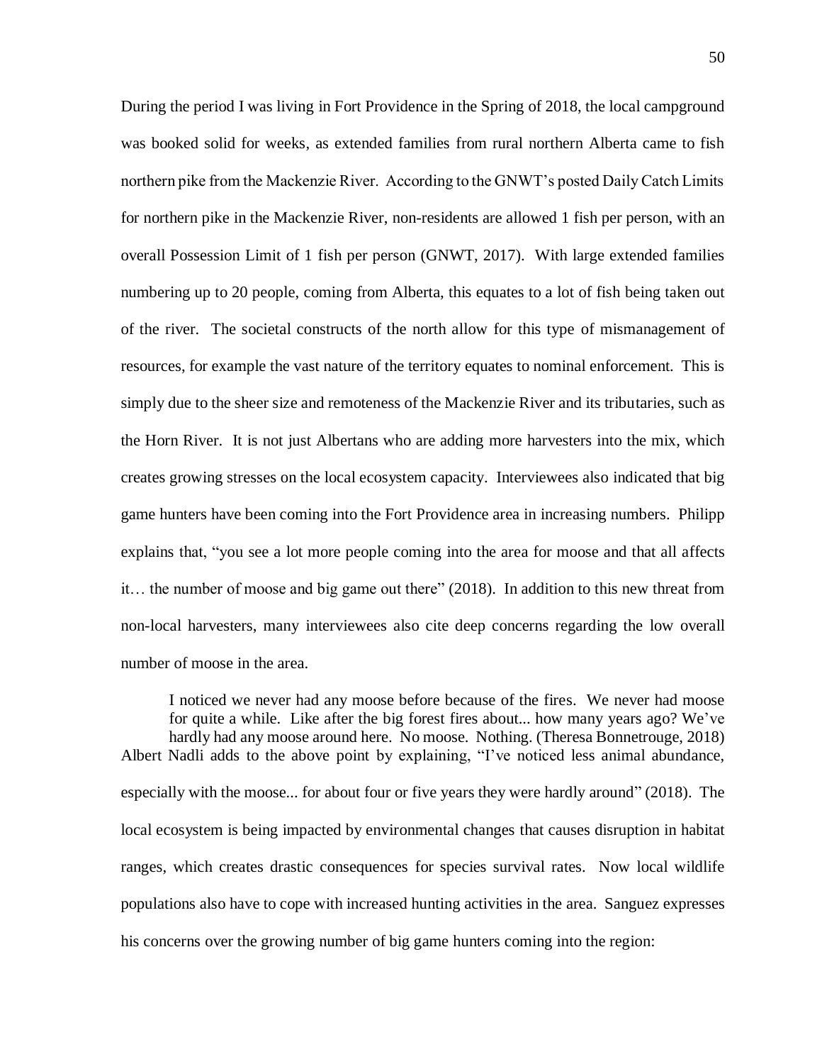During the period I was living in Fort Providence in the Spring of 2018, the local campground was booked solid for weeks, as extended families from rural northern Alberta came to fish northern pike from the Mackenzie River. According to the GNWT's posted Daily Catch Limits for northern pike in the Mackenzie River, non-residents are allowed 1 fish per person, with an overall Possession Limit of 1 fish per person (GNWT, 2017). With large extended families numbering up to 20 people, coming from Alberta, this equates to a lot of fish being taken out of the river. The societal constructs of the north allow for this type of mismanagement of resources, for example the vast nature of the territory equates to nominal enforcement. This is simply due to the sheer size and remoteness of the Mackenzie River and its tributaries, such as the Horn River. It is not just Albertans who are adding more harvesters into the mix, which creates growing stresses on the local ecosystem capacity. Interviewees also indicated that big game hunters have been coming into the Fort Providence area in increasing numbers. Philipp explains that, "you see a lot more people coming into the area for moose and that all affects it… the number of moose and big game out there" (2018). In addition to this new threat from non-local harvesters, many interviewees also cite deep concerns regarding the low overall number of moose in the area.

> I noticed we never had any moose before because of the fires. We never had moose for quite a while. Like after the big forest fires about... how many years ago? We've hardly had any moose around here. No moose. Nothing. (Theresa Bonnetrouge, 2018)

Albert Nadli adds to the above point by explaining, "I've noticed less animal abundance, especially with the moose... for about four or five years they were hardly around" (2018). The local ecosystem is being impacted by environmental changes that causes disruption in habitat ranges, which creates drastic consequences for species survival rates. Now local wildlife populations also have to cope with increased hunting activities in the area. Sanguez expresses his concerns over the growing number of big game hunters coming into the region: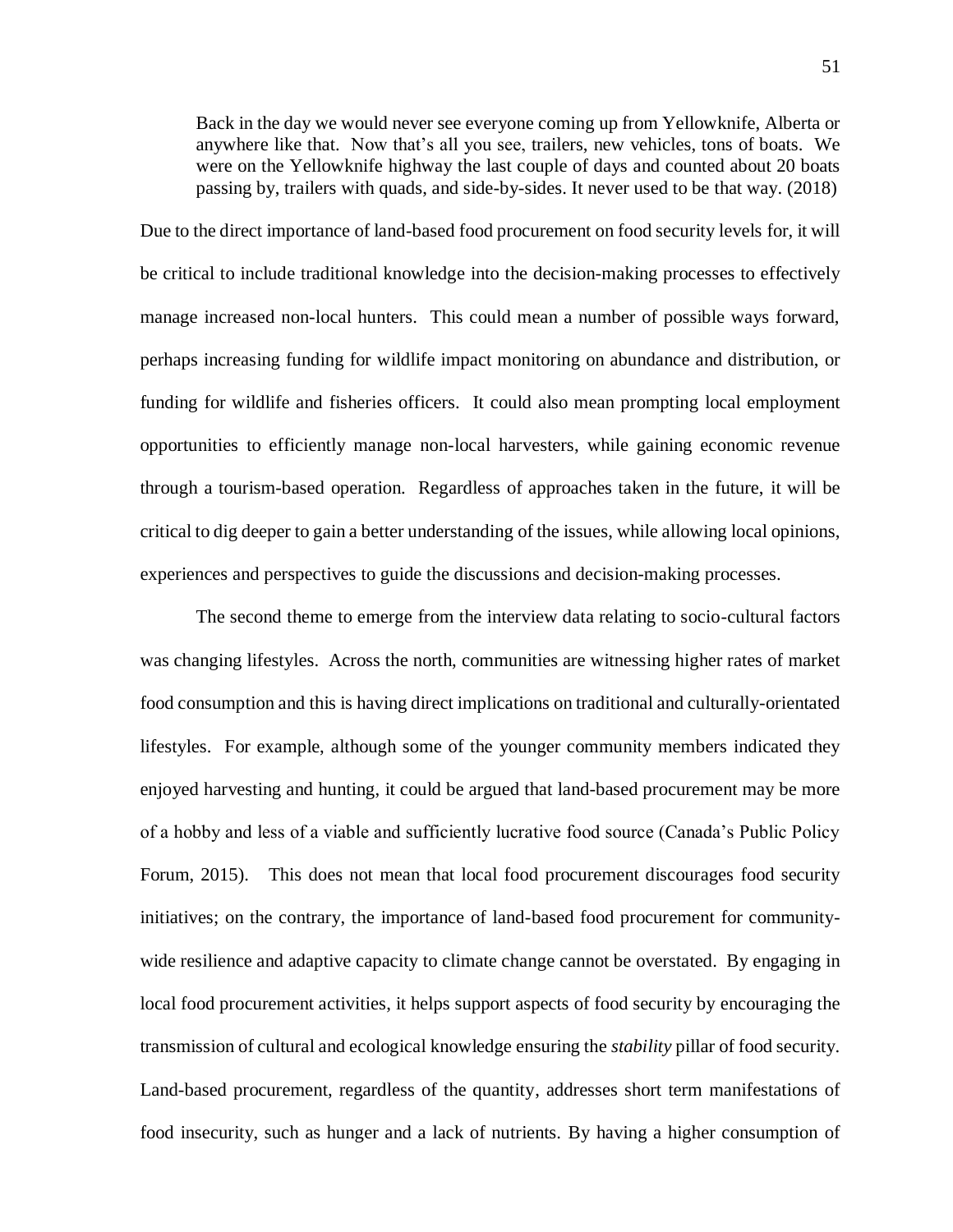> Back in the day we would never see everyone coming up from Yellowknife, Alberta or anywhere like that. Now that's all you see, trailers, new vehicles, tons of boats. We were on the Yellowknife highway the last couple of days and counted about 20 boats passing by, trailers with quads, and side-by-sides. It never used to be that way. (2018)

Due to the direct importance of land-based food procurement on food security levels for, it will be critical to include traditional knowledge into the decision-making processes to effectively manage increased non-local hunters. This could mean a number of possible ways forward, perhaps increasing funding for wildlife impact monitoring on abundance and distribution, or funding for wildlife and fisheries officers. It could also mean prompting local employment opportunities to efficiently manage non-local harvesters, while gaining economic revenue through a tourism-based operation. Regardless of approaches taken in the future, it will be critical to dig deeper to gain a better understanding of the issues, while allowing local opinions, experiences and perspectives to guide the discussions and decision-making processes.

The second theme to emerge from the interview data relating to socio-cultural factors was changing lifestyles. Across the north, communities are witnessing higher rates of market food consumption and this is having direct implications on traditional and culturally-orientated lifestyles. For example, although some of the younger community members indicated they enjoyed harvesting and hunting, it could be argued that land-based procurement may be more of a hobby and less of a viable and sufficiently lucrative food source (Canada's Public Policy Forum, 2015). This does not mean that local food procurement discourages food security initiatives; on the contrary, the importance of land-based food procurement for community-wide resilience and adaptive capacity to climate change cannot be overstated. By engaging in local food procurement activities, it helps support aspects of food security by encouraging the transmission of cultural and ecological knowledge ensuring the *stability* pillar of food security. Land-based procurement, regardless of the quantity, addresses short term manifestations of food insecurity, such as hunger and a lack of nutrients. By having a higher consumption of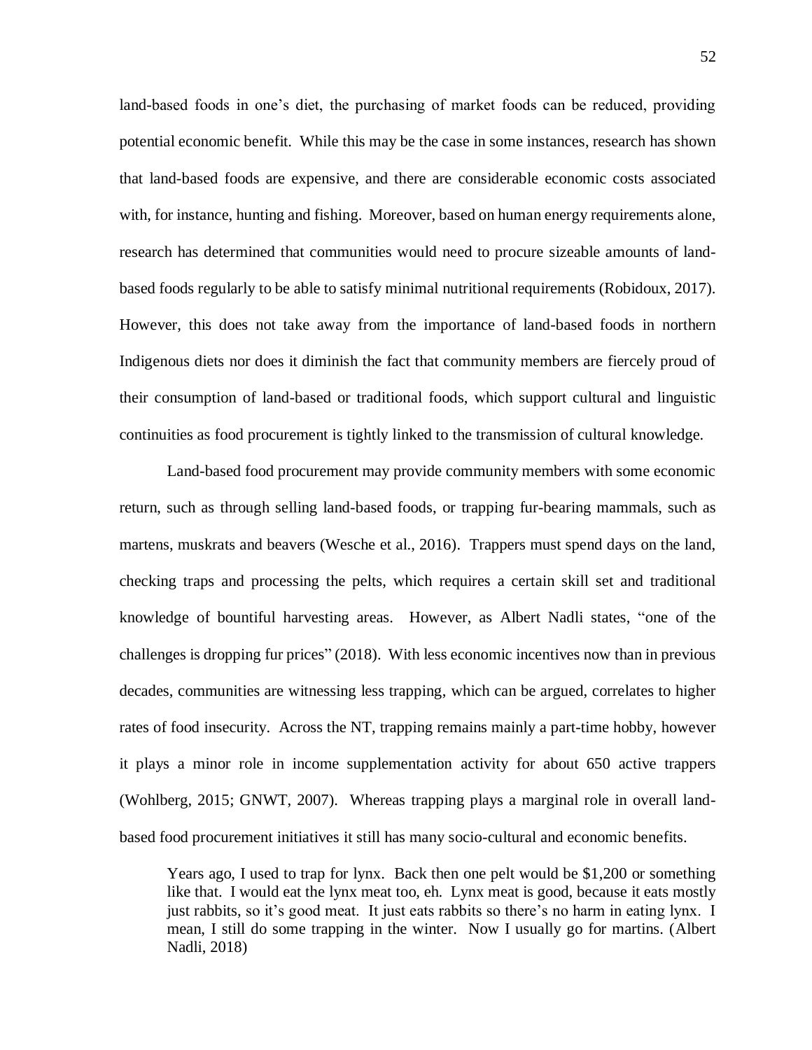land-based foods in one's diet, the purchasing of market foods can be reduced, providing potential economic benefit. While this may be the case in some instances, research has shown that land-based foods are expensive, and there are considerable economic costs associated with, for instance, hunting and fishing. Moreover, based on human energy requirements alone, research has determined that communities would need to procure sizeable amounts of land-based foods regularly to be able to satisfy minimal nutritional requirements (Robidoux, 2017). However, this does not take away from the importance of land-based foods in northern Indigenous diets nor does it diminish the fact that community members are fiercely proud of their consumption of land-based or traditional foods, which support cultural and linguistic continuities as food procurement is tightly linked to the transmission of cultural knowledge.

Land-based food procurement may provide community members with some economic return, such as through selling land-based foods, or trapping fur-bearing mammals, such as martens, muskrats and beavers (Wesche et al., 2016). Trappers must spend days on the land, checking traps and processing the pelts, which requires a certain skill set and traditional knowledge of bountiful harvesting areas. However, as Albert Nadli states, "one of the challenges is dropping fur prices" (2018). With less economic incentives now than in previous decades, communities are witnessing less trapping, which can be argued, correlates to higher rates of food insecurity. Across the NT, trapping remains mainly a part-time hobby, however it plays a minor role in income supplementation activity for about 650 active trappers (Wohlberg, 2015; GNWT, 2007). Whereas trapping plays a marginal role in overall land-based food procurement initiatives it still has many socio-cultural and economic benefits.

> Years ago, I used to trap for lynx. Back then one pelt would be $1,200 or something like that. I would eat the lynx meat too, eh. Lynx meat is good, because it eats mostly just rabbits, so it's good meat. It just eats rabbits so there's no harm in eating lynx. I mean, I still do some trapping in the winter. Now I usually go for martins. (Albert Nadli, 2018)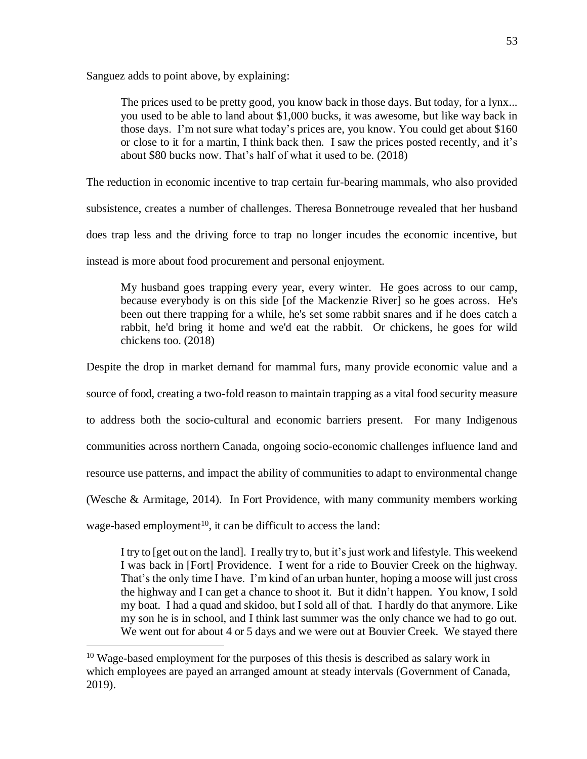Sanguez adds to point above, by explaining:

> The prices used to be pretty good, you know back in those days. But today, for a lynx... you used to be able to land about $1,000 bucks, it was awesome, but like way back in those days. I'm not sure what today's prices are, you know. You could get about $160 or close to it for a martin, I think back then. I saw the prices posted recently, and it's about $80 bucks now. That's half of what it used to be. (2018)

The reduction in economic incentive to trap certain fur-bearing mammals, who also provided subsistence, creates a number of challenges. Theresa Bonnetrouge revealed that her husband does trap less and the driving force to trap no longer incudes the economic incentive, but instead is more about food procurement and personal enjoyment.

> My husband goes trapping every year, every winter. He goes across to our camp, because everybody is on this side [of the Mackenzie River] so he goes across. He's been out there trapping for a while, he's set some rabbit snares and if he does catch a rabbit, he'd bring it home and we'd eat the rabbit. Or chickens, he goes for wild chickens too. (2018)

Despite the drop in market demand for mammal furs, many provide economic value and a source of food, creating a two-fold reason to maintain trapping as a vital food security measure to address both the socio-cultural and economic barriers present. For many Indigenous communities across northern Canada, ongoing socio-economic challenges influence land and resource use patterns, and impact the ability of communities to adapt to environmental change (Wesche & Armitage, 2014). In Fort Providence, with many community members working wage-based employment[10], it can be difficult to access the land:

> I try to [get out on the land]. I really try to, but it's just work and lifestyle. This weekend I was back in [Fort] Providence. I went for a ride to Bouvier Creek on the highway. That's the only time I have. I'm kind of an urban hunter, hoping a moose will just cross the highway and I can get a chance to shoot it. But it didn't happen. You know, I sold my boat. I had a quad and skidoo, but I sold all of that. I hardly do that anymore. Like my son he is in school, and I think last summer was the only chance we had to go out. We went out for about 4 or 5 days and we were out at Bouvier Creek. We stayed there

[10] Wage-based employment for the purposes of this thesis is described as salary work in which employees are payed an arranged amount at steady intervals (Government of Canada, 2019).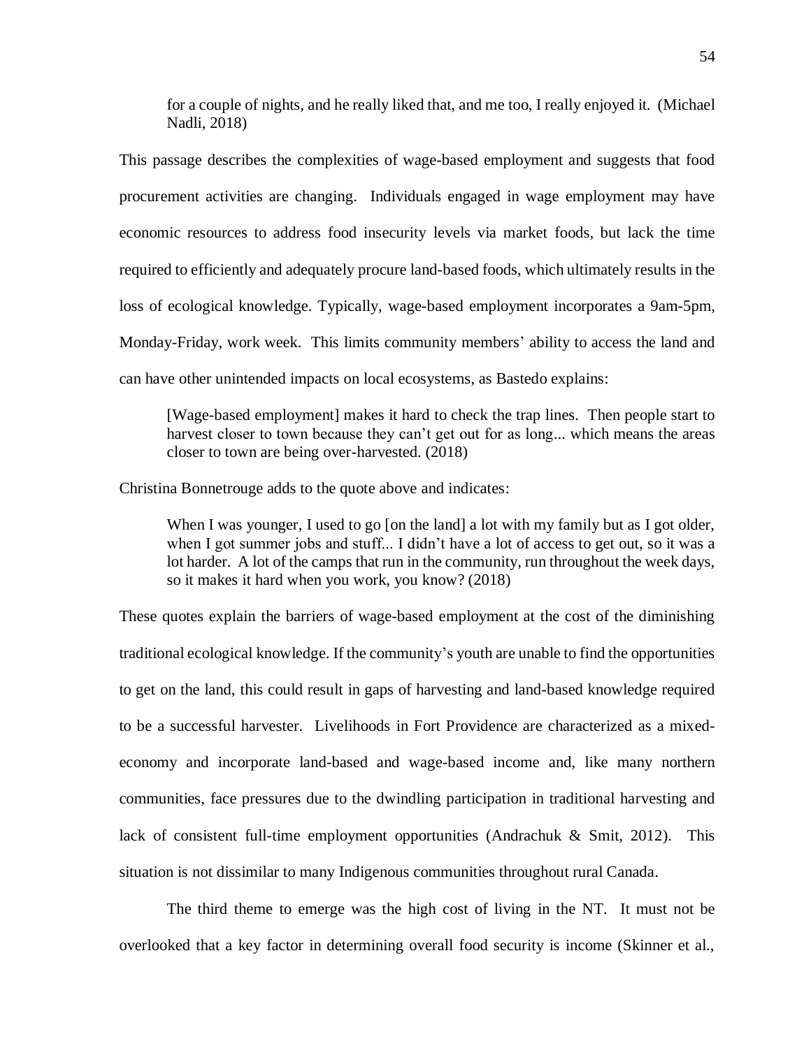> for a couple of nights, and he really liked that, and me too, I really enjoyed it. (Michael Nadli, 2018)

This passage describes the complexities of wage-based employment and suggests that food procurement activities are changing. Individuals engaged in wage employment may have economic resources to address food insecurity levels via market foods, but lack the time required to efficiently and adequately procure land-based foods, which ultimately results in the loss of ecological knowledge. Typically, wage-based employment incorporates a 9am-5pm, Monday-Friday, work week. This limits community members' ability to access the land and can have other unintended impacts on local ecosystems, as Bastedo explains:

> [Wage-based employment] makes it hard to check the trap lines. Then people start to harvest closer to town because they can't get out for as long... which means the areas closer to town are being over-harvested. (2018)

Christina Bonnetrouge adds to the quote above and indicates:

> When I was younger, I used to go [on the land] a lot with my family but as I got older, when I got summer jobs and stuff... I didn't have a lot of access to get out, so it was a lot harder. A lot of the camps that run in the community, run throughout the week days, so it makes it hard when you work, you know? (2018)

These quotes explain the barriers of wage-based employment at the cost of the diminishing traditional ecological knowledge. If the community's youth are unable to find the opportunities to get on the land, this could result in gaps of harvesting and land-based knowledge required to be a successful harvester. Livelihoods in Fort Providence are characterized as a mixed-economy and incorporate land-based and wage-based income and, like many northern communities, face pressures due to the dwindling participation in traditional harvesting and lack of consistent full-time employment opportunities (Andrachuk & Smit, 2012). This situation is not dissimilar to many Indigenous communities throughout rural Canada.

The third theme to emerge was the high cost of living in the NT. It must not be overlooked that a key factor in determining overall food security is income (Skinner et al.,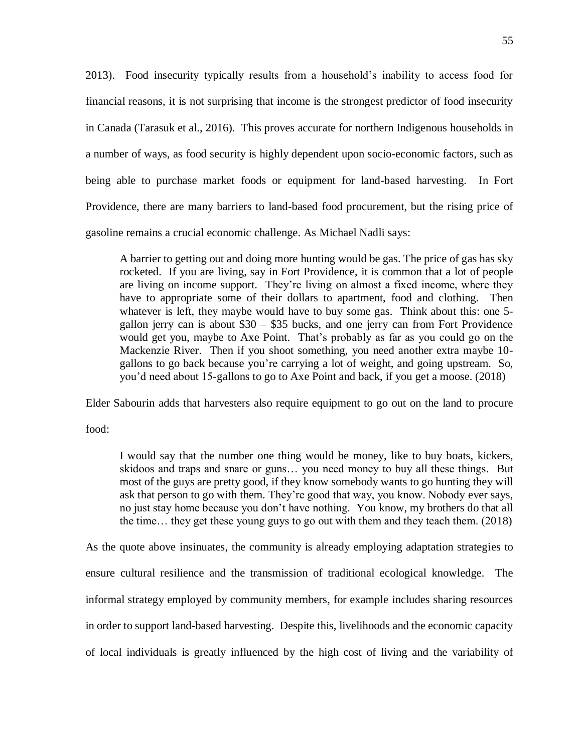2013). Food insecurity typically results from a household's inability to access food for financial reasons, it is not surprising that income is the strongest predictor of food insecurity in Canada (Tarasuk et al., 2016). This proves accurate for northern Indigenous households in a number of ways, as food security is highly dependent upon socio-economic factors, such as being able to purchase market foods or equipment for land-based harvesting. In Fort Providence, there are many barriers to land-based food procurement, but the rising price of gasoline remains a crucial economic challenge. As Michael Nadli says:

> A barrier to getting out and doing more hunting would be gas. The price of gas has sky rocketed. If you are living, say in Fort Providence, it is common that a lot of people are living on income support. They're living on almost a fixed income, where they have to appropriate some of their dollars to apartment, food and clothing. Then whatever is left, they maybe would have to buy some gas. Think about this: one 5-gallon jerry can is about $30 – $35 bucks, and one jerry can from Fort Providence would get you, maybe to Axe Point. That's probably as far as you could go on the Mackenzie River. Then if you shoot something, you need another extra maybe 10-gallons to go back because you're carrying a lot of weight, and going upstream. So, you'd need about 15-gallons to go to Axe Point and back, if you get a moose. (2018)

Elder Sabourin adds that harvesters also require equipment to go out on the land to procure food:

> I would say that the number one thing would be money, like to buy boats, kickers, skidoos and traps and snare or guns… you need money to buy all these things. But most of the guys are pretty good, if they know somebody wants to go hunting they will ask that person to go with them. They're good that way, you know. Nobody ever says, no just stay home because you don't have nothing. You know, my brothers do that all the time… they get these young guys to go out with them and they teach them. (2018)

As the quote above insinuates, the community is already employing adaptation strategies to ensure cultural resilience and the transmission of traditional ecological knowledge. The informal strategy employed by community members, for example includes sharing resources in order to support land-based harvesting. Despite this, livelihoods and the economic capacity of local individuals is greatly influenced by the high cost of living and the variability of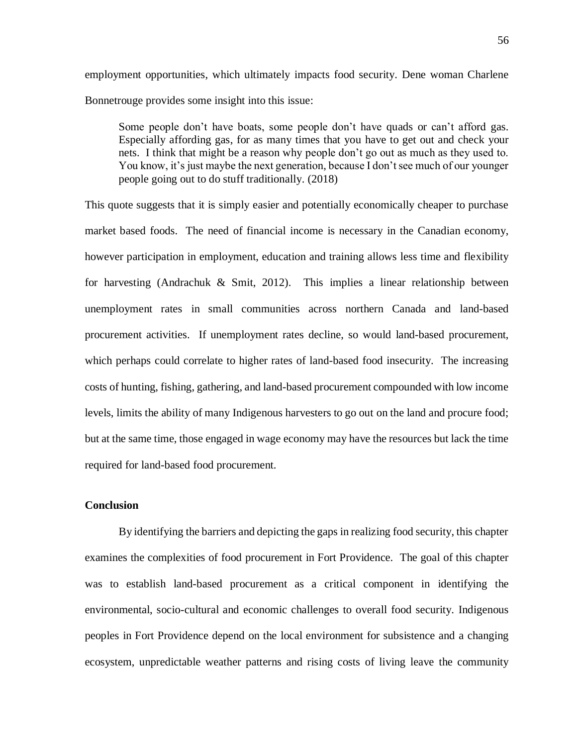employment opportunities, which ultimately impacts food security. Dene woman Charlene Bonnetrouge provides some insight into this issue:

> Some people don't have boats, some people don't have quads or can't afford gas. Especially affording gas, for as many times that you have to get out and check your nets. I think that might be a reason why people don't go out as much as they used to. You know, it's just maybe the next generation, because I don't see much of our younger people going out to do stuff traditionally. (2018)

This quote suggests that it is simply easier and potentially economically cheaper to purchase market based foods. The need of financial income is necessary in the Canadian economy, however participation in employment, education and training allows less time and flexibility for harvesting (Andrachuk & Smit, 2012). This implies a linear relationship between unemployment rates in small communities across northern Canada and land-based procurement activities. If unemployment rates decline, so would land-based procurement, which perhaps could correlate to higher rates of land-based food insecurity. The increasing costs of hunting, fishing, gathering, and land-based procurement compounded with low income levels, limits the ability of many Indigenous harvesters to go out on the land and procure food; but at the same time, those engaged in wage economy may have the resources but lack the time required for land-based food procurement.

**Conclusion**

By identifying the barriers and depicting the gaps in realizing food security, this chapter examines the complexities of food procurement in Fort Providence. The goal of this chapter was to establish land-based procurement as a critical component in identifying the environmental, socio-cultural and economic challenges to overall food security. Indigenous peoples in Fort Providence depend on the local environment for subsistence and a changing ecosystem, unpredictable weather patterns and rising costs of living leave the community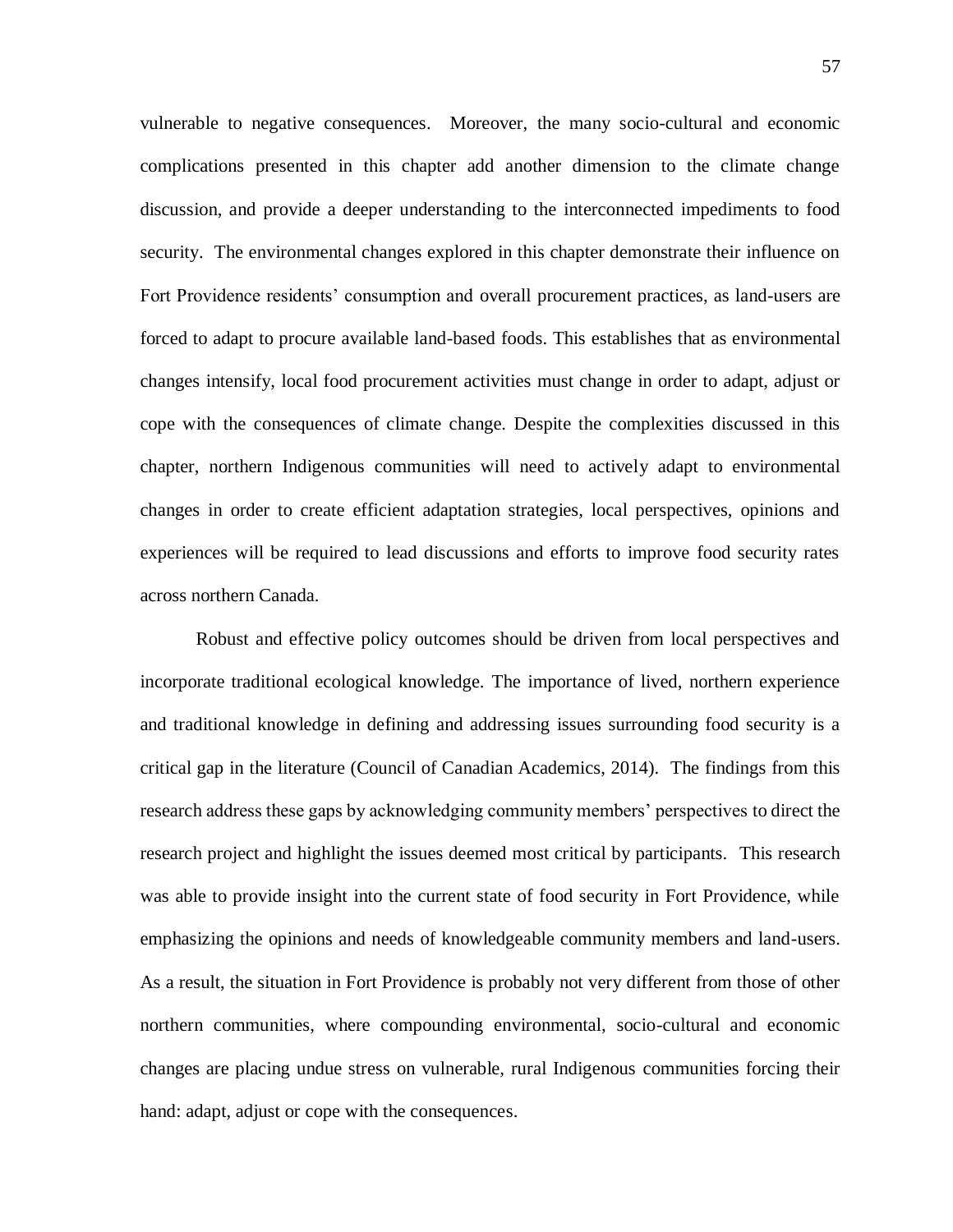vulnerable to negative consequences. Moreover, the many socio-cultural and economic complications presented in this chapter add another dimension to the climate change discussion, and provide a deeper understanding to the interconnected impediments to food security. The environmental changes explored in this chapter demonstrate their influence on Fort Providence residents' consumption and overall procurement practices, as land-users are forced to adapt to procure available land-based foods. This establishes that as environmental changes intensify, local food procurement activities must change in order to adapt, adjust or cope with the consequences of climate change. Despite the complexities discussed in this chapter, northern Indigenous communities will need to actively adapt to environmental changes in order to create efficient adaptation strategies, local perspectives, opinions and experiences will be required to lead discussions and efforts to improve food security rates across northern Canada.

Robust and effective policy outcomes should be driven from local perspectives and incorporate traditional ecological knowledge. The importance of lived, northern experience and traditional knowledge in defining and addressing issues surrounding food security is a critical gap in the literature (Council of Canadian Academics, 2014). The findings from this research address these gaps by acknowledging community members' perspectives to direct the research project and highlight the issues deemed most critical by participants. This research was able to provide insight into the current state of food security in Fort Providence, while emphasizing the opinions and needs of knowledgeable community members and land-users. As a result, the situation in Fort Providence is probably not very different from those of other northern communities, where compounding environmental, socio-cultural and economic changes are placing undue stress on vulnerable, rural Indigenous communities forcing their hand: adapt, adjust or cope with the consequences.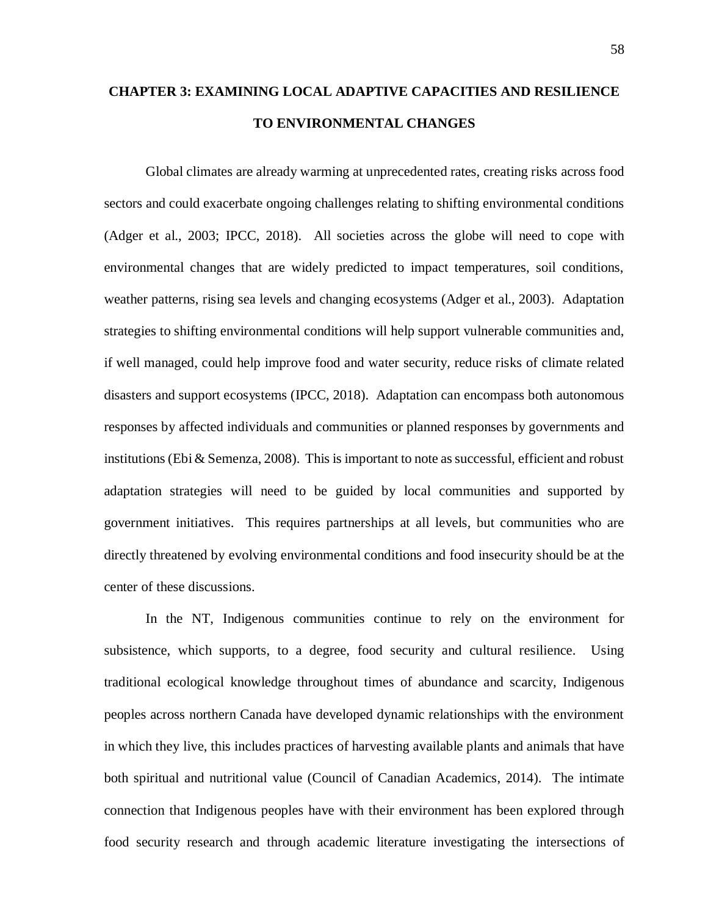# CHAPTER 3: EXAMINING LOCAL ADAPTIVE CAPACITIES AND RESILIENCE TO ENVIRONMENTAL CHANGES

Global climates are already warming at unprecedented rates, creating risks across food sectors and could exacerbate ongoing challenges relating to shifting environmental conditions (Adger et al., 2003; IPCC, 2018). All societies across the globe will need to cope with environmental changes that are widely predicted to impact temperatures, soil conditions, weather patterns, rising sea levels and changing ecosystems (Adger et al., 2003). Adaptation strategies to shifting environmental conditions will help support vulnerable communities and, if well managed, could help improve food and water security, reduce risks of climate related disasters and support ecosystems (IPCC, 2018). Adaptation can encompass both autonomous responses by affected individuals and communities or planned responses by governments and institutions (Ebi & Semenza, 2008). This is important to note as successful, efficient and robust adaptation strategies will need to be guided by local communities and supported by government initiatives. This requires partnerships at all levels, but communities who are directly threatened by evolving environmental conditions and food insecurity should be at the center of these discussions.

In the NT, Indigenous communities continue to rely on the environment for subsistence, which supports, to a degree, food security and cultural resilience. Using traditional ecological knowledge throughout times of abundance and scarcity, Indigenous peoples across northern Canada have developed dynamic relationships with the environment in which they live, this includes practices of harvesting available plants and animals that have both spiritual and nutritional value (Council of Canadian Academics, 2014). The intimate connection that Indigenous peoples have with their environment has been explored through food security research and through academic literature investigating the intersections of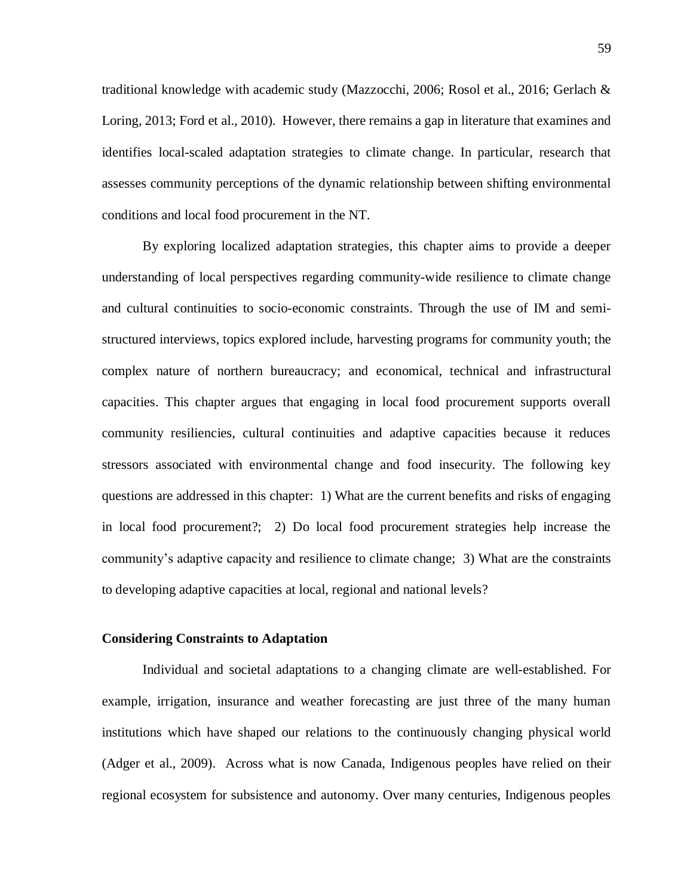traditional knowledge with academic study (Mazzocchi, 2006; Rosol et al., 2016; Gerlach & Loring, 2013; Ford et al., 2010). However, there remains a gap in literature that examines and identifies local-scaled adaptation strategies to climate change. In particular, research that assesses community perceptions of the dynamic relationship between shifting environmental conditions and local food procurement in the NT.

By exploring localized adaptation strategies, this chapter aims to provide a deeper understanding of local perspectives regarding community-wide resilience to climate change and cultural continuities to socio-economic constraints. Through the use of IM and semi-structured interviews, topics explored include, harvesting programs for community youth; the complex nature of northern bureaucracy; and economical, technical and infrastructural capacities. This chapter argues that engaging in local food procurement supports overall community resiliencies, cultural continuities and adaptive capacities because it reduces stressors associated with environmental change and food insecurity. The following key questions are addressed in this chapter: 1) What are the current benefits and risks of engaging in local food procurement?; 2) Do local food procurement strategies help increase the community's adaptive capacity and resilience to climate change; 3) What are the constraints to developing adaptive capacities at local, regional and national levels?

### Considering Constraints to Adaptation

Individual and societal adaptations to a changing climate are well-established. For example, irrigation, insurance and weather forecasting are just three of the many human institutions which have shaped our relations to the continuously changing physical world (Adger et al., 2009). Across what is now Canada, Indigenous peoples have relied on their regional ecosystem for subsistence and autonomy. Over many centuries, Indigenous peoples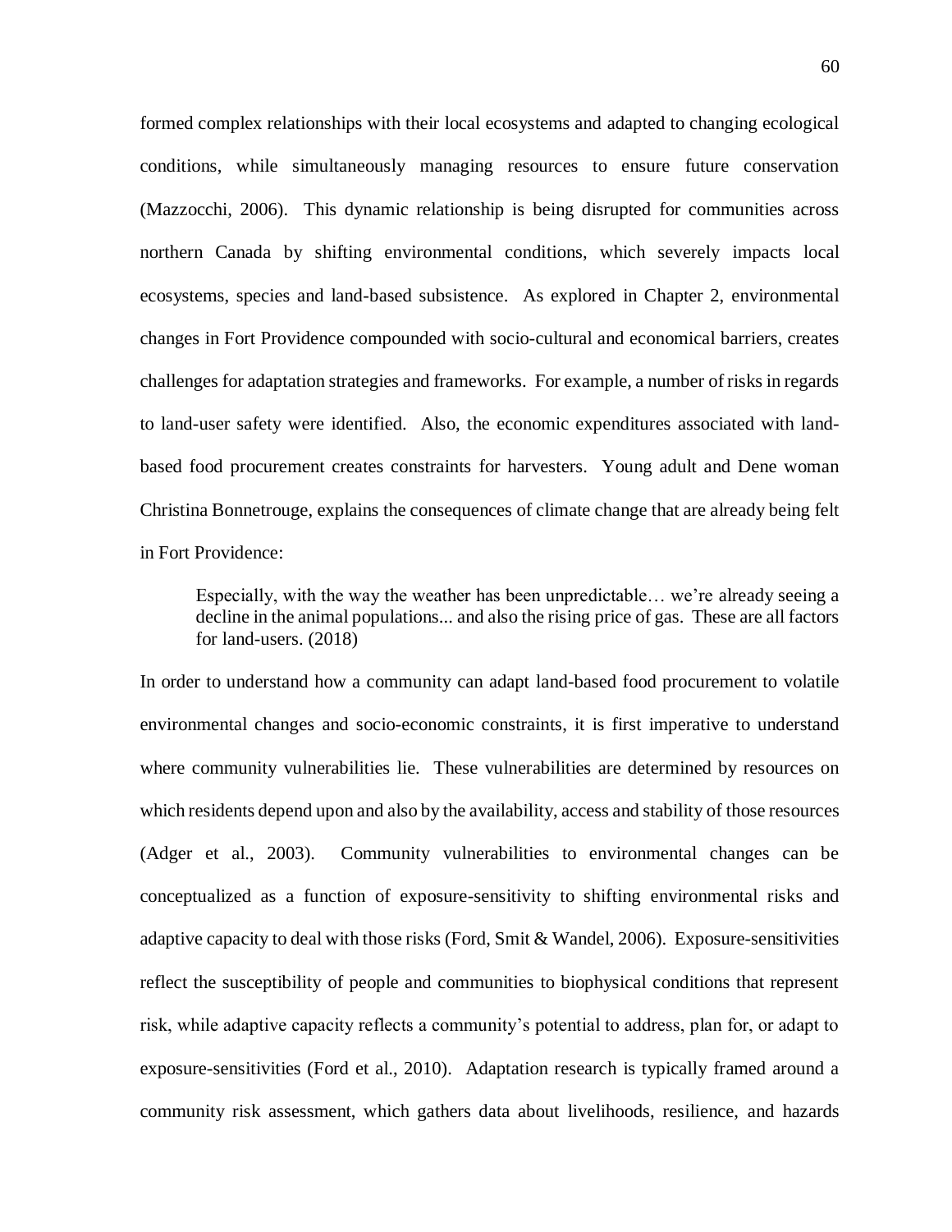formed complex relationships with their local ecosystems and adapted to changing ecological conditions, while simultaneously managing resources to ensure future conservation (Mazzocchi, 2006). This dynamic relationship is being disrupted for communities across northern Canada by shifting environmental conditions, which severely impacts local ecosystems, species and land-based subsistence. As explored in Chapter 2, environmental changes in Fort Providence compounded with socio-cultural and economical barriers, creates challenges for adaptation strategies and frameworks. For example, a number of risks in regards to land-user safety were identified. Also, the economic expenditures associated with land-based food procurement creates constraints for harvesters. Young adult and Dene woman Christina Bonnetrouge, explains the consequences of climate change that are already being felt in Fort Providence:

> Especially, with the way the weather has been unpredictable… we're already seeing a decline in the animal populations... and also the rising price of gas. These are all factors for land-users. (2018)

In order to understand how a community can adapt land-based food procurement to volatile environmental changes and socio-economic constraints, it is first imperative to understand where community vulnerabilities lie. These vulnerabilities are determined by resources on which residents depend upon and also by the availability, access and stability of those resources (Adger et al., 2003). Community vulnerabilities to environmental changes can be conceptualized as a function of exposure-sensitivity to shifting environmental risks and adaptive capacity to deal with those risks (Ford, Smit & Wandel, 2006). Exposure-sensitivities reflect the susceptibility of people and communities to biophysical conditions that represent risk, while adaptive capacity reflects a community's potential to address, plan for, or adapt to exposure-sensitivities (Ford et al., 2010). Adaptation research is typically framed around a community risk assessment, which gathers data about livelihoods, resilience, and hazards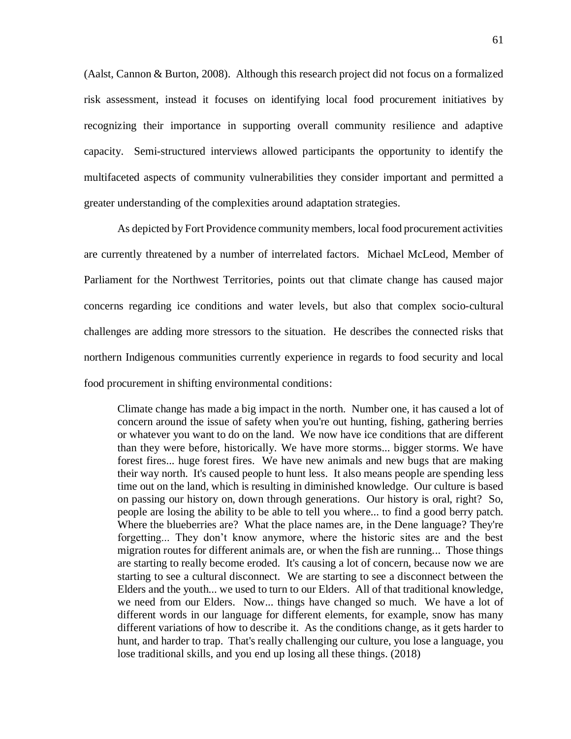(Aalst, Cannon & Burton, 2008). Although this research project did not focus on a formalized risk assessment, instead it focuses on identifying local food procurement initiatives by recognizing their importance in supporting overall community resilience and adaptive capacity. Semi-structured interviews allowed participants the opportunity to identify the multifaceted aspects of community vulnerabilities they consider important and permitted a greater understanding of the complexities around adaptation strategies.

As depicted by Fort Providence community members, local food procurement activities are currently threatened by a number of interrelated factors. Michael McLeod, Member of Parliament for the Northwest Territories, points out that climate change has caused major concerns regarding ice conditions and water levels, but also that complex socio-cultural challenges are adding more stressors to the situation. He describes the connected risks that northern Indigenous communities currently experience in regards to food security and local food procurement in shifting environmental conditions:

> Climate change has made a big impact in the north. Number one, it has caused a lot of concern around the issue of safety when you're out hunting, fishing, gathering berries or whatever you want to do on the land. We now have ice conditions that are different than they were before, historically. We have more storms... bigger storms. We have forest fires... huge forest fires. We have new animals and new bugs that are making their way north. It's caused people to hunt less. It also means people are spending less time out on the land, which is resulting in diminished knowledge. Our culture is based on passing our history on, down through generations. Our history is oral, right? So, people are losing the ability to be able to tell you where... to find a good berry patch. Where the blueberries are? What the place names are, in the Dene language? They're forgetting... They don't know anymore, where the historic sites are and the best migration routes for different animals are, or when the fish are running... Those things are starting to really become eroded. It's causing a lot of concern, because now we are starting to see a cultural disconnect. We are starting to see a disconnect between the Elders and the youth... we used to turn to our Elders. All of that traditional knowledge, we need from our Elders. Now... things have changed so much. We have a lot of different words in our language for different elements, for example, snow has many different variations of how to describe it. As the conditions change, as it gets harder to hunt, and harder to trap. That's really challenging our culture, you lose a language, you lose traditional skills, and you end up losing all these things. (2018)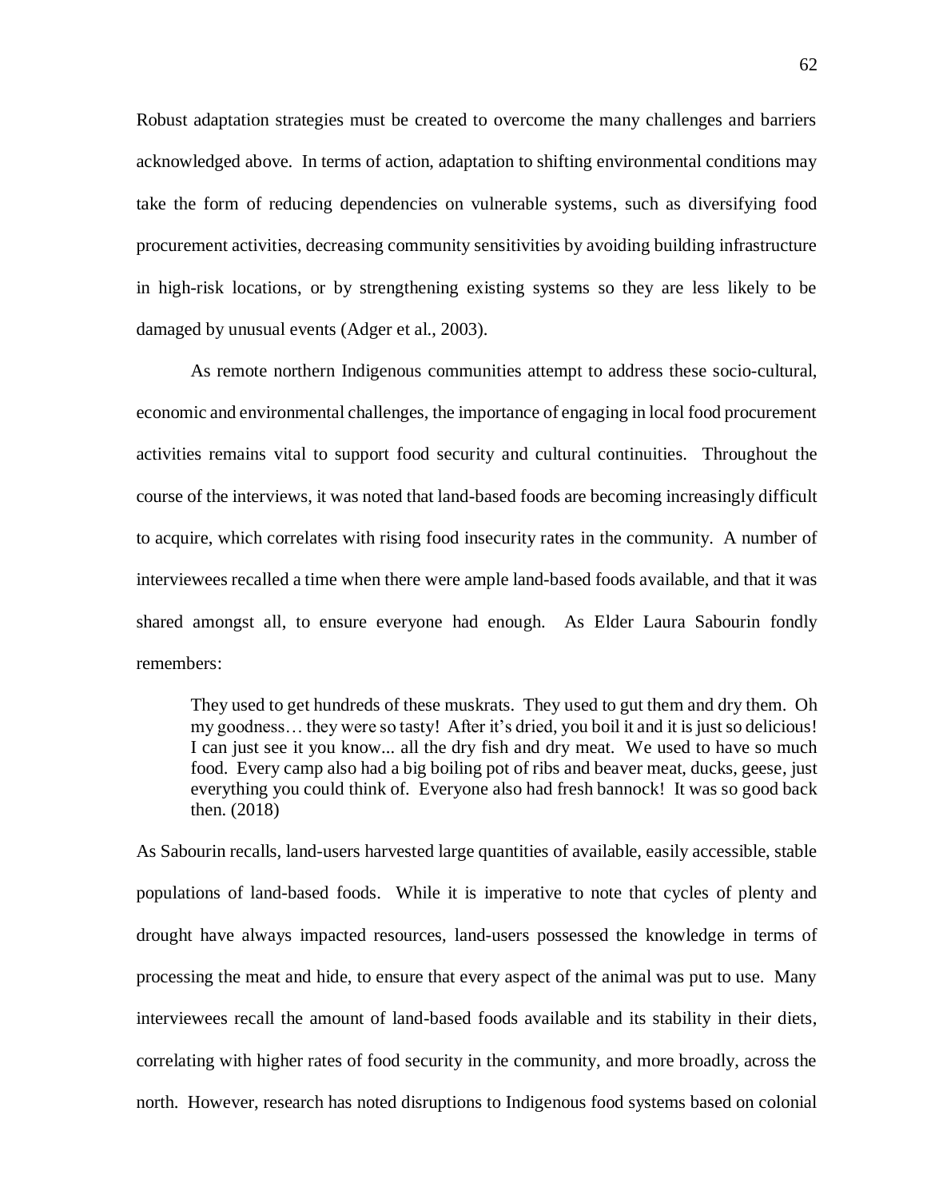Robust adaptation strategies must be created to overcome the many challenges and barriers acknowledged above. In terms of action, adaptation to shifting environmental conditions may take the form of reducing dependencies on vulnerable systems, such as diversifying food procurement activities, decreasing community sensitivities by avoiding building infrastructure in high-risk locations, or by strengthening existing systems so they are less likely to be damaged by unusual events (Adger et al., 2003).

As remote northern Indigenous communities attempt to address these socio-cultural, economic and environmental challenges, the importance of engaging in local food procurement activities remains vital to support food security and cultural continuities. Throughout the course of the interviews, it was noted that land-based foods are becoming increasingly difficult to acquire, which correlates with rising food insecurity rates in the community. A number of interviewees recalled a time when there were ample land-based foods available, and that it was shared amongst all, to ensure everyone had enough. As Elder Laura Sabourin fondly remembers:

> They used to get hundreds of these muskrats. They used to gut them and dry them. Oh my goodness… they were so tasty! After it's dried, you boil it and it is just so delicious! I can just see it you know... all the dry fish and dry meat. We used to have so much food. Every camp also had a big boiling pot of ribs and beaver meat, ducks, geese, just everything you could think of. Everyone also had fresh bannock! It was so good back then. (2018)

As Sabourin recalls, land-users harvested large quantities of available, easily accessible, stable populations of land-based foods. While it is imperative to note that cycles of plenty and drought have always impacted resources, land-users possessed the knowledge in terms of processing the meat and hide, to ensure that every aspect of the animal was put to use. Many interviewees recall the amount of land-based foods available and its stability in their diets, correlating with higher rates of food security in the community, and more broadly, across the north. However, research has noted disruptions to Indigenous food systems based on colonial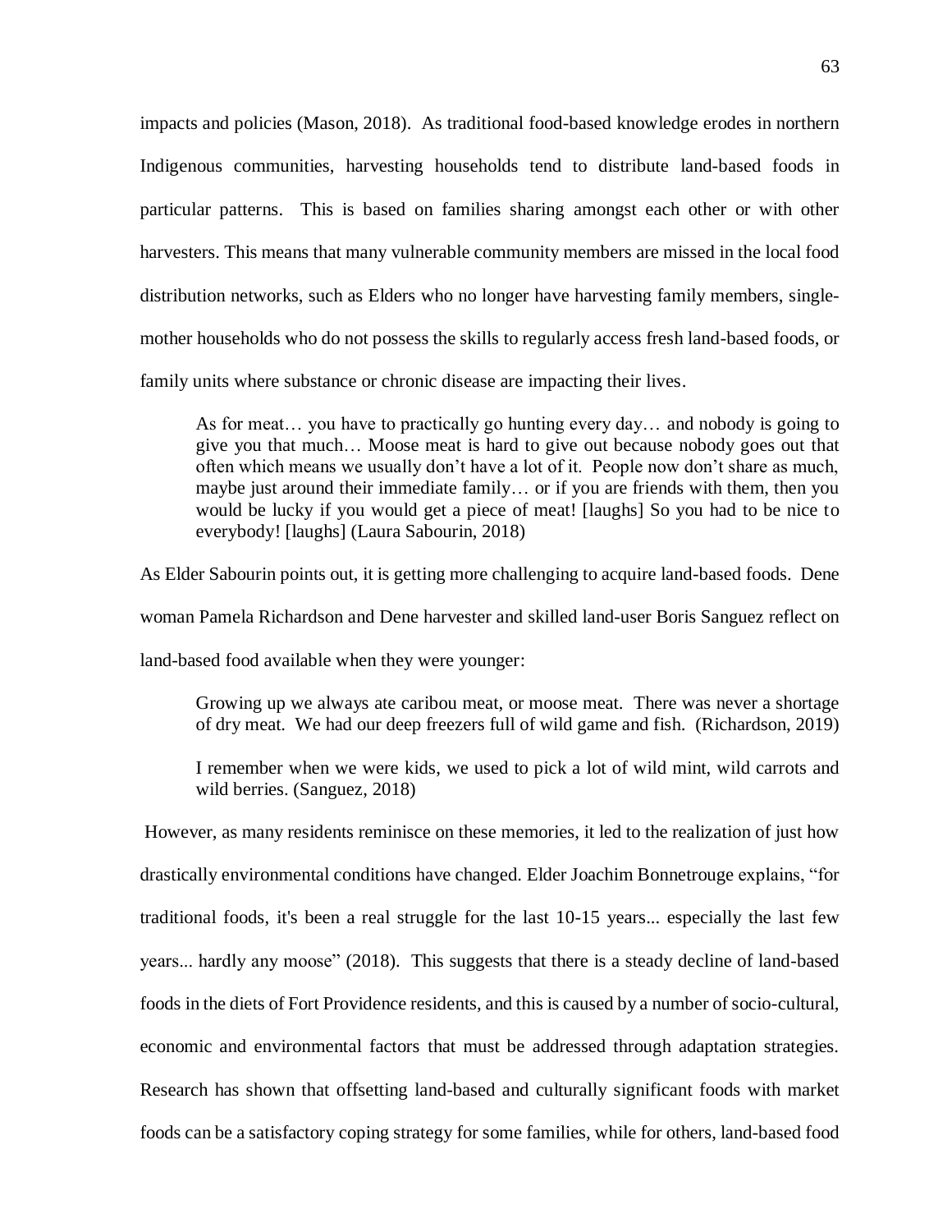impacts and policies (Mason, 2018). As traditional food-based knowledge erodes in northern Indigenous communities, harvesting households tend to distribute land-based foods in particular patterns. This is based on families sharing amongst each other or with other harvesters. This means that many vulnerable community members are missed in the local food distribution networks, such as Elders who no longer have harvesting family members, single-mother households who do not possess the skills to regularly access fresh land-based foods, or family units where substance or chronic disease are impacting their lives.

> As for meat… you have to practically go hunting every day… and nobody is going to give you that much… Moose meat is hard to give out because nobody goes out that often which means we usually don't have a lot of it. People now don't share as much, maybe just around their immediate family… or if you are friends with them, then you would be lucky if you would get a piece of meat! [laughs] So you had to be nice to everybody! [laughs] (Laura Sabourin, 2018)

As Elder Sabourin points out, it is getting more challenging to acquire land-based foods. Dene woman Pamela Richardson and Dene harvester and skilled land-user Boris Sanguez reflect on land-based food available when they were younger:

> Growing up we always ate caribou meat, or moose meat. There was never a shortage of dry meat. We had our deep freezers full of wild game and fish. (Richardson, 2019)

> I remember when we were kids, we used to pick a lot of wild mint, wild carrots and wild berries. (Sanguez, 2018)

However, as many residents reminisce on these memories, it led to the realization of just how drastically environmental conditions have changed. Elder Joachim Bonnetrouge explains, "for traditional foods, it's been a real struggle for the last 10-15 years... especially the last few years... hardly any moose" (2018). This suggests that there is a steady decline of land-based foods in the diets of Fort Providence residents, and this is caused by a number of socio-cultural, economic and environmental factors that must be addressed through adaptation strategies. Research has shown that offsetting land-based and culturally significant foods with market foods can be a satisfactory coping strategy for some families, while for others, land-based food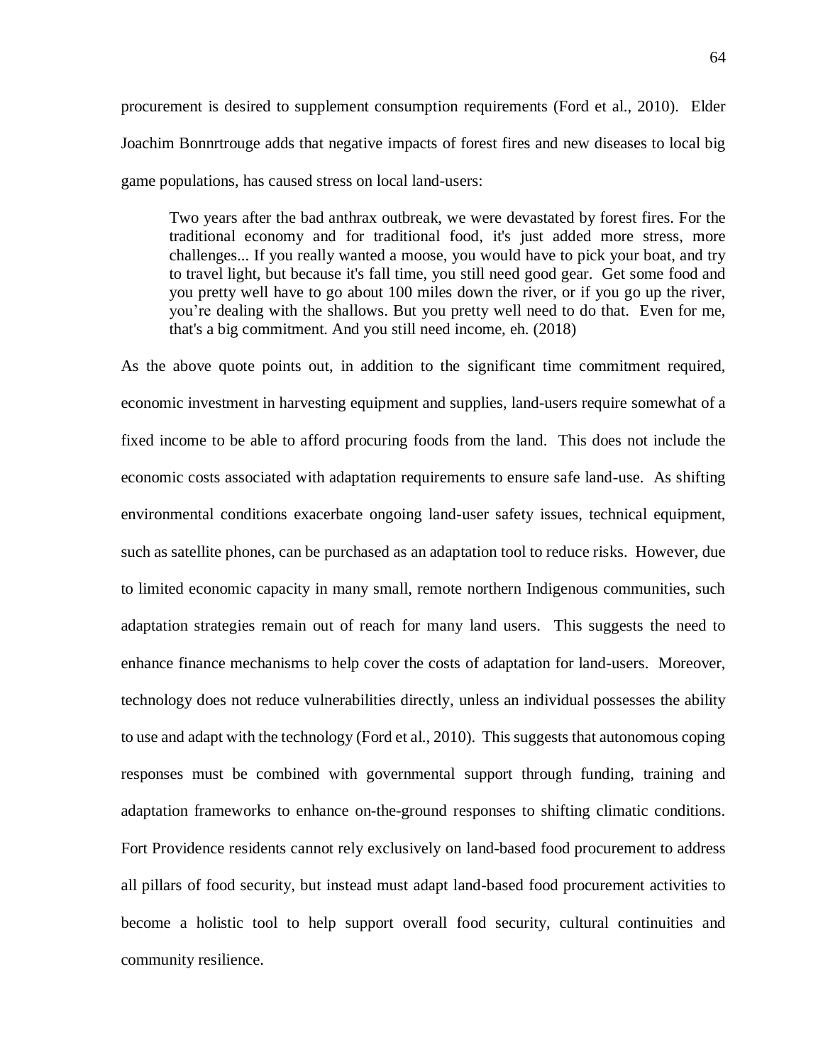procurement is desired to supplement consumption requirements (Ford et al., 2010). Elder Joachim Bonnrtrouge adds that negative impacts of forest fires and new diseases to local big game populations, has caused stress on local land-users:

> Two years after the bad anthrax outbreak, we were devastated by forest fires. For the traditional economy and for traditional food, it's just added more stress, more challenges... If you really wanted a moose, you would have to pick your boat, and try to travel light, but because it's fall time, you still need good gear. Get some food and you pretty well have to go about 100 miles down the river, or if you go up the river, you're dealing with the shallows. But you pretty well need to do that. Even for me, that's a big commitment. And you still need income, eh. (2018)

As the above quote points out, in addition to the significant time commitment required, economic investment in harvesting equipment and supplies, land-users require somewhat of a fixed income to be able to afford procuring foods from the land. This does not include the economic costs associated with adaptation requirements to ensure safe land-use. As shifting environmental conditions exacerbate ongoing land-user safety issues, technical equipment, such as satellite phones, can be purchased as an adaptation tool to reduce risks. However, due to limited economic capacity in many small, remote northern Indigenous communities, such adaptation strategies remain out of reach for many land users. This suggests the need to enhance finance mechanisms to help cover the costs of adaptation for land-users. Moreover, technology does not reduce vulnerabilities directly, unless an individual possesses the ability to use and adapt with the technology (Ford et al., 2010). This suggests that autonomous coping responses must be combined with governmental support through funding, training and adaptation frameworks to enhance on-the-ground responses to shifting climatic conditions. Fort Providence residents cannot rely exclusively on land-based food procurement to address all pillars of food security, but instead must adapt land-based food procurement activities to become a holistic tool to help support overall food security, cultural continuities and community resilience.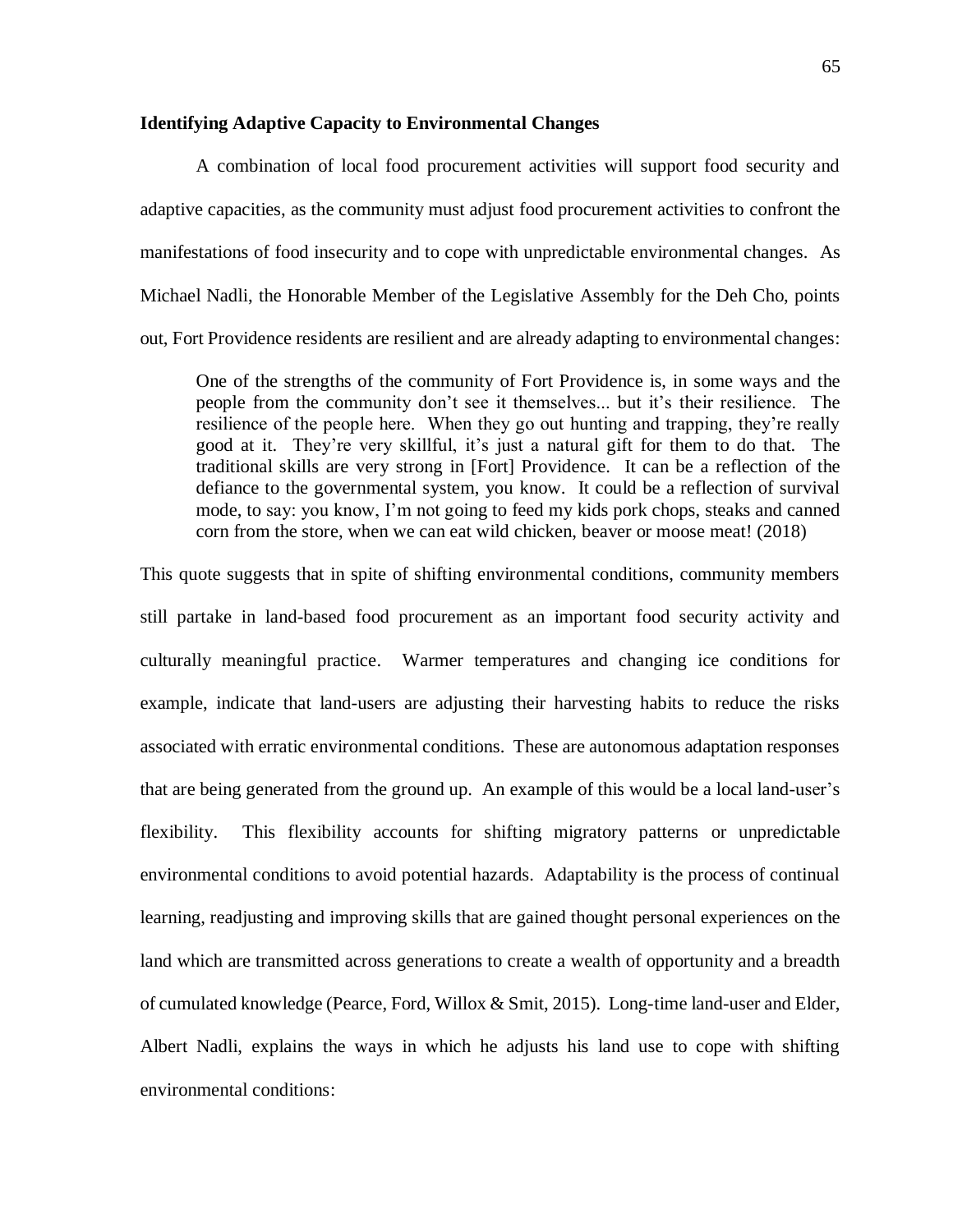**Identifying Adaptive Capacity to Environmental Changes**

A combination of local food procurement activities will support food security and adaptive capacities, as the community must adjust food procurement activities to confront the manifestations of food insecurity and to cope with unpredictable environmental changes. As Michael Nadli, the Honorable Member of the Legislative Assembly for the Deh Cho, points out, Fort Providence residents are resilient and are already adapting to environmental changes:

> One of the strengths of the community of Fort Providence is, in some ways and the people from the community don't see it themselves... but it's their resilience. The resilience of the people here. When they go out hunting and trapping, they're really good at it. They're very skillful, it's just a natural gift for them to do that. The traditional skills are very strong in [Fort] Providence. It can be a reflection of the defiance to the governmental system, you know. It could be a reflection of survival mode, to say: you know, I'm not going to feed my kids pork chops, steaks and canned corn from the store, when we can eat wild chicken, beaver or moose meat! (2018)

This quote suggests that in spite of shifting environmental conditions, community members still partake in land-based food procurement as an important food security activity and culturally meaningful practice. Warmer temperatures and changing ice conditions for example, indicate that land-users are adjusting their harvesting habits to reduce the risks associated with erratic environmental conditions. These are autonomous adaptation responses that are being generated from the ground up. An example of this would be a local land-user's flexibility. This flexibility accounts for shifting migratory patterns or unpredictable environmental conditions to avoid potential hazards. Adaptability is the process of continual learning, readjusting and improving skills that are gained thought personal experiences on the land which are transmitted across generations to create a wealth of opportunity and a breadth of cumulated knowledge (Pearce, Ford, Willox & Smit, 2015). Long-time land-user and Elder, Albert Nadli, explains the ways in which he adjusts his land use to cope with shifting environmental conditions: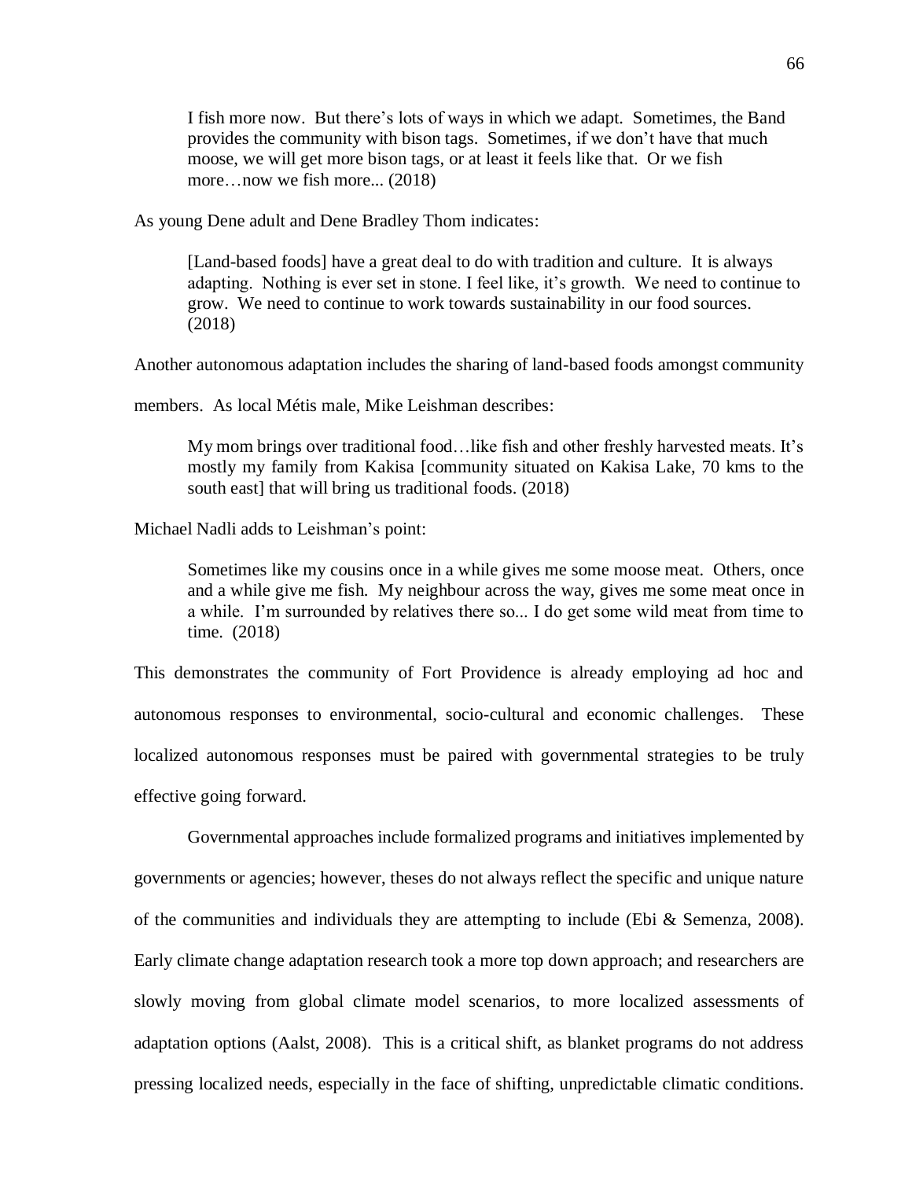> I fish more now. But there's lots of ways in which we adapt. Sometimes, the Band provides the community with bison tags. Sometimes, if we don't have that much moose, we will get more bison tags, or at least it feels like that. Or we fish more…now we fish more... (2018)

As young Dene adult and Dene Bradley Thom indicates:

> [Land-based foods] have a great deal to do with tradition and culture. It is always adapting. Nothing is ever set in stone. I feel like, it's growth. We need to continue to grow. We need to continue to work towards sustainability in our food sources. (2018)

Another autonomous adaptation includes the sharing of land-based foods amongst community members. As local Métis male, Mike Leishman describes:

> My mom brings over traditional food…like fish and other freshly harvested meats. It's mostly my family from Kakisa [community situated on Kakisa Lake, 70 kms to the south east] that will bring us traditional foods. (2018)

Michael Nadli adds to Leishman's point:

> Sometimes like my cousins once in a while gives me some moose meat. Others, once and a while give me fish. My neighbour across the way, gives me some meat once in a while. I'm surrounded by relatives there so... I do get some wild meat from time to time. (2018)

This demonstrates the community of Fort Providence is already employing ad hoc and autonomous responses to environmental, socio-cultural and economic challenges. These localized autonomous responses must be paired with governmental strategies to be truly effective going forward.

Governmental approaches include formalized programs and initiatives implemented by governments or agencies; however, theses do not always reflect the specific and unique nature of the communities and individuals they are attempting to include (Ebi & Semenza, 2008). Early climate change adaptation research took a more top down approach; and researchers are slowly moving from global climate model scenarios, to more localized assessments of adaptation options (Aalst, 2008). This is a critical shift, as blanket programs do not address pressing localized needs, especially in the face of shifting, unpredictable climatic conditions.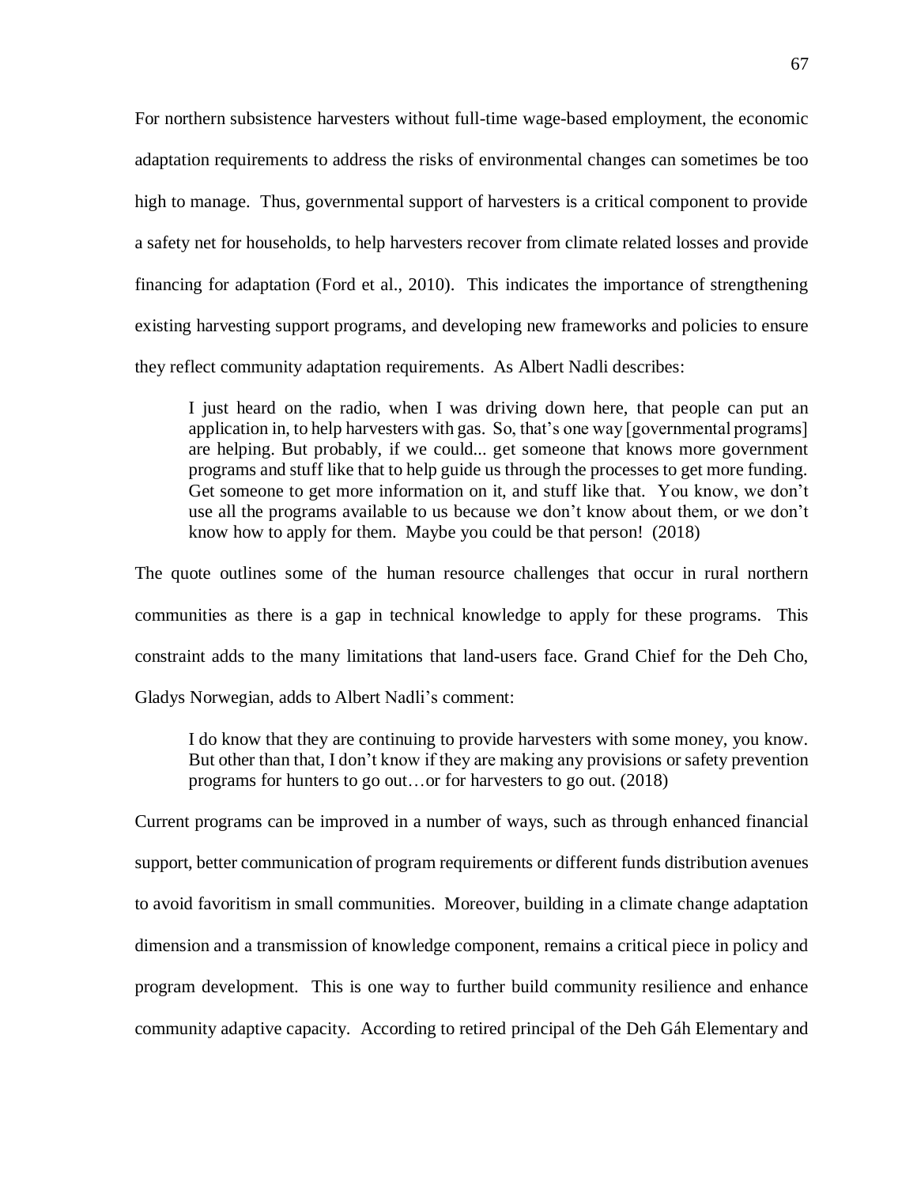For northern subsistence harvesters without full-time wage-based employment, the economic adaptation requirements to address the risks of environmental changes can sometimes be too high to manage. Thus, governmental support of harvesters is a critical component to provide a safety net for households, to help harvesters recover from climate related losses and provide financing for adaptation (Ford et al., 2010). This indicates the importance of strengthening existing harvesting support programs, and developing new frameworks and policies to ensure they reflect community adaptation requirements. As Albert Nadli describes:

> I just heard on the radio, when I was driving down here, that people can put an application in, to help harvesters with gas. So, that's one way [governmental programs] are helping. But probably, if we could... get someone that knows more government programs and stuff like that to help guide us through the processes to get more funding. Get someone to get more information on it, and stuff like that. You know, we don't use all the programs available to us because we don't know about them, or we don't know how to apply for them. Maybe you could be that person! (2018)

The quote outlines some of the human resource challenges that occur in rural northern communities as there is a gap in technical knowledge to apply for these programs. This constraint adds to the many limitations that land-users face. Grand Chief for the Deh Cho, Gladys Norwegian, adds to Albert Nadli's comment:

> I do know that they are continuing to provide harvesters with some money, you know. But other than that, I don't know if they are making any provisions or safety prevention programs for hunters to go out…or for harvesters to go out. (2018)

Current programs can be improved in a number of ways, such as through enhanced financial support, better communication of program requirements or different funds distribution avenues to avoid favoritism in small communities. Moreover, building in a climate change adaptation dimension and a transmission of knowledge component, remains a critical piece in policy and program development. This is one way to further build community resilience and enhance community adaptive capacity. According to retired principal of the Deh Gáh Elementary and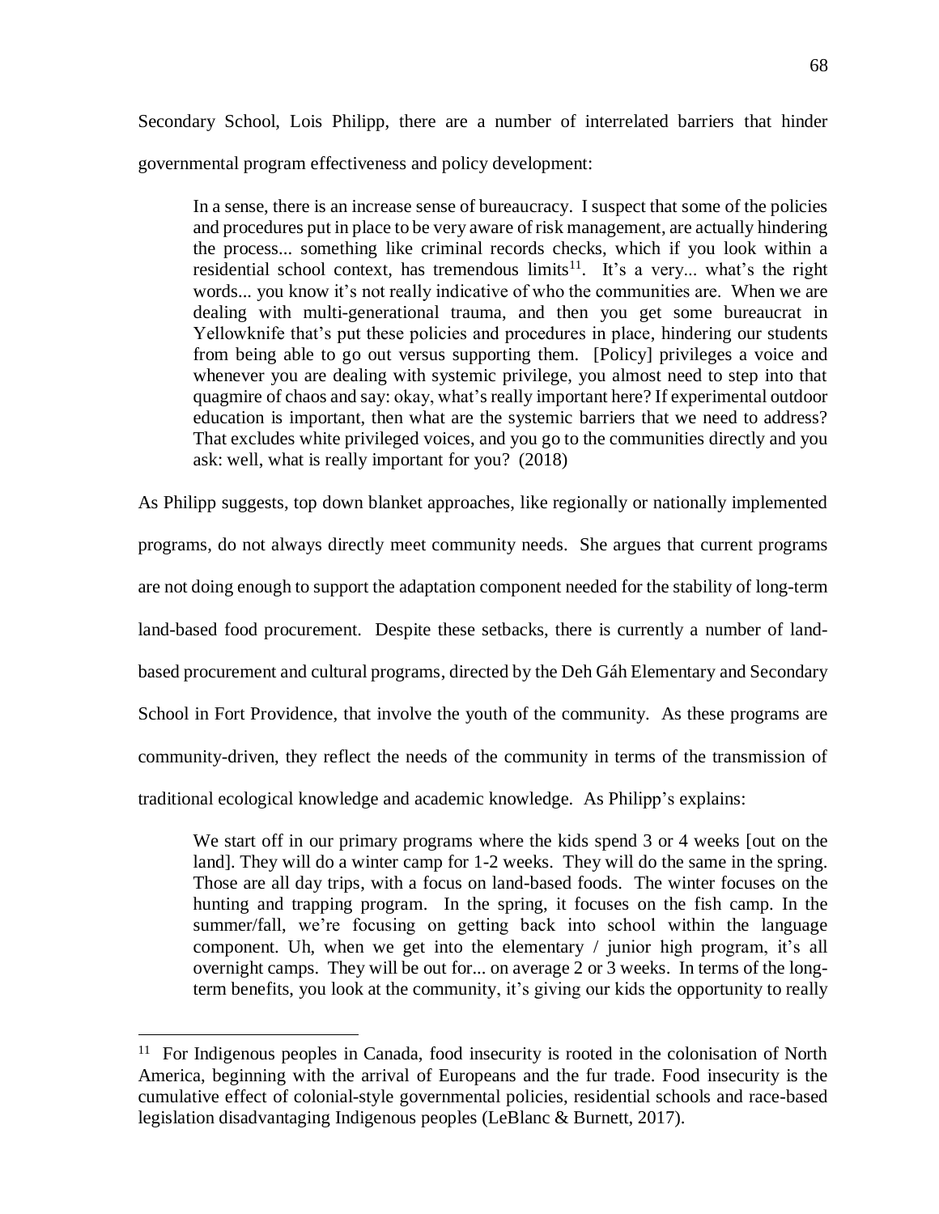Secondary School, Lois Philipp, there are a number of interrelated barriers that hinder governmental program effectiveness and policy development:

> In a sense, there is an increase sense of bureaucracy. I suspect that some of the policies and procedures put in place to be very aware of risk management, are actually hindering the process... something like criminal records checks, which if you look within a residential school context, has tremendous limits[11]. It's a very... what's the right words... you know it's not really indicative of who the communities are. When we are dealing with multi-generational trauma, and then you get some bureaucrat in Yellowknife that's put these policies and procedures in place, hindering our students from being able to go out versus supporting them. [Policy] privileges a voice and whenever you are dealing with systemic privilege, you almost need to step into that quagmire of chaos and say: okay, what's really important here? If experimental outdoor education is important, then what are the systemic barriers that we need to address? That excludes white privileged voices, and you go to the communities directly and you ask: well, what is really important for you? (2018)

As Philipp suggests, top down blanket approaches, like regionally or nationally implemented programs, do not always directly meet community needs. She argues that current programs are not doing enough to support the adaptation component needed for the stability of long-term land-based food procurement. Despite these setbacks, there is currently a number of land-based procurement and cultural programs, directed by the Deh Gáh Elementary and Secondary School in Fort Providence, that involve the youth of the community. As these programs are community-driven, they reflect the needs of the community in terms of the transmission of traditional ecological knowledge and academic knowledge. As Philipp's explains:

> We start off in our primary programs where the kids spend 3 or 4 weeks [out on the land]. They will do a winter camp for 1-2 weeks. They will do the same in the spring. Those are all day trips, with a focus on land-based foods. The winter focuses on the hunting and trapping program. In the spring, it focuses on the fish camp. In the summer/fall, we're focusing on getting back into school within the language component. Uh, when we get into the elementary / junior high program, it's all overnight camps. They will be out for... on average 2 or 3 weeks. In terms of the long-term benefits, you look at the community, it's giving our kids the opportunity to really

[11] For Indigenous peoples in Canada, food insecurity is rooted in the colonisation of North America, beginning with the arrival of Europeans and the fur trade. Food insecurity is the cumulative effect of colonial-style governmental policies, residential schools and race-based legislation disadvantaging Indigenous peoples (LeBlanc & Burnett, 2017).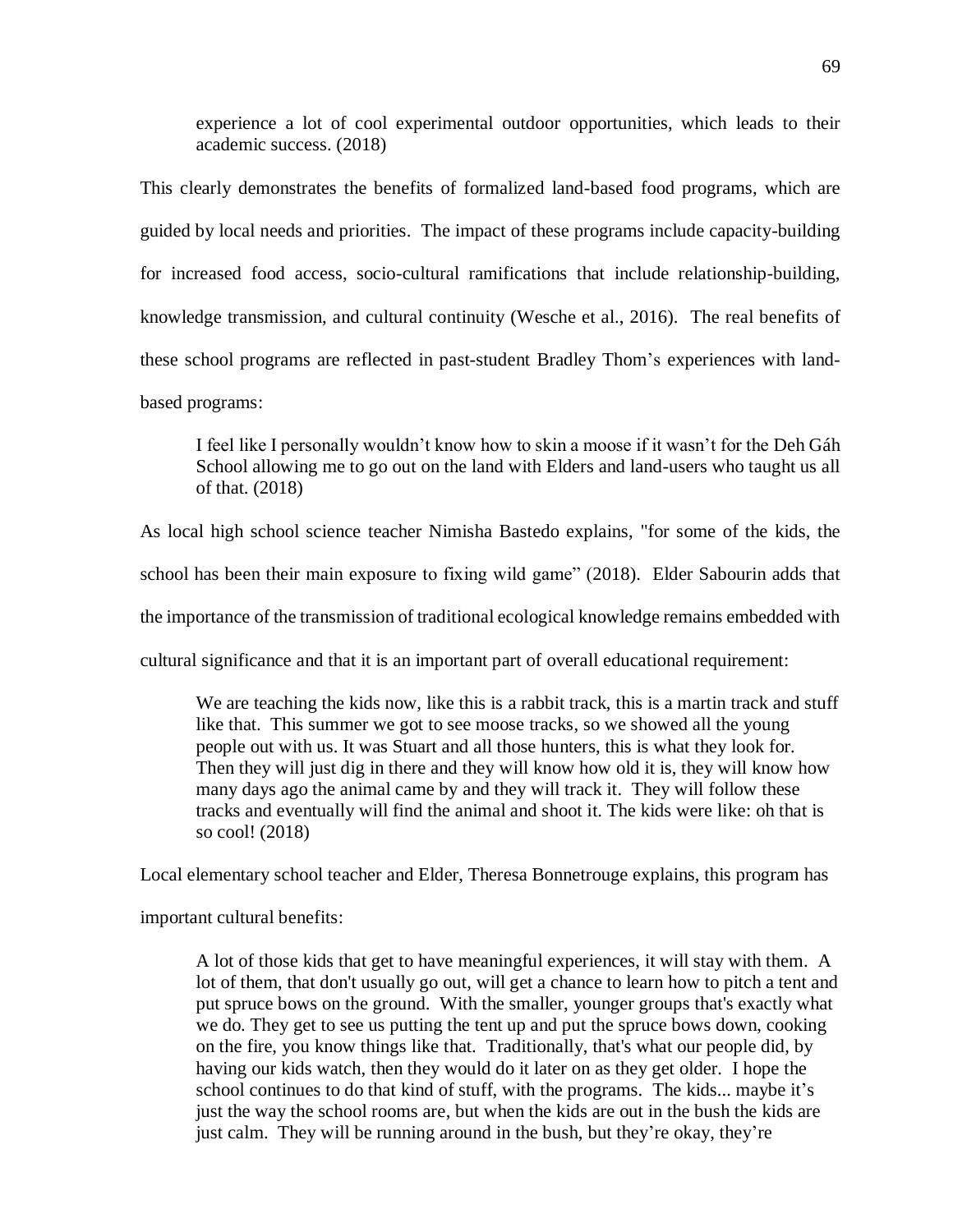> experience a lot of cool experimental outdoor opportunities, which leads to their academic success. (2018)

This clearly demonstrates the benefits of formalized land-based food programs, which are guided by local needs and priorities. The impact of these programs include capacity-building for increased food access, socio-cultural ramifications that include relationship-building, knowledge transmission, and cultural continuity (Wesche et al., 2016). The real benefits of these school programs are reflected in past-student Bradley Thom's experiences with land-based programs:

> I feel like I personally wouldn't know how to skin a moose if it wasn't for the Deh Gáh School allowing me to go out on the land with Elders and land-users who taught us all of that. (2018)

As local high school science teacher Nimisha Bastedo explains, "for some of the kids, the school has been their main exposure to fixing wild game" (2018). Elder Sabourin adds that the importance of the transmission of traditional ecological knowledge remains embedded with cultural significance and that it is an important part of overall educational requirement:

> We are teaching the kids now, like this is a rabbit track, this is a martin track and stuff like that. This summer we got to see moose tracks, so we showed all the young people out with us. It was Stuart and all those hunters, this is what they look for. Then they will just dig in there and they will know how old it is, they will know how many days ago the animal came by and they will track it. They will follow these tracks and eventually will find the animal and shoot it. The kids were like: oh that is so cool! (2018)

Local elementary school teacher and Elder, Theresa Bonnetrouge explains, this program has important cultural benefits:

> A lot of those kids that get to have meaningful experiences, it will stay with them. A lot of them, that don't usually go out, will get a chance to learn how to pitch a tent and put spruce bows on the ground. With the smaller, younger groups that's exactly what we do. They get to see us putting the tent up and put the spruce bows down, cooking on the fire, you know things like that. Traditionally, that's what our people did, by having our kids watch, then they would do it later on as they get older. I hope the school continues to do that kind of stuff, with the programs. The kids... maybe it's just the way the school rooms are, but when the kids are out in the bush the kids are just calm. They will be running around in the bush, but they're okay, they're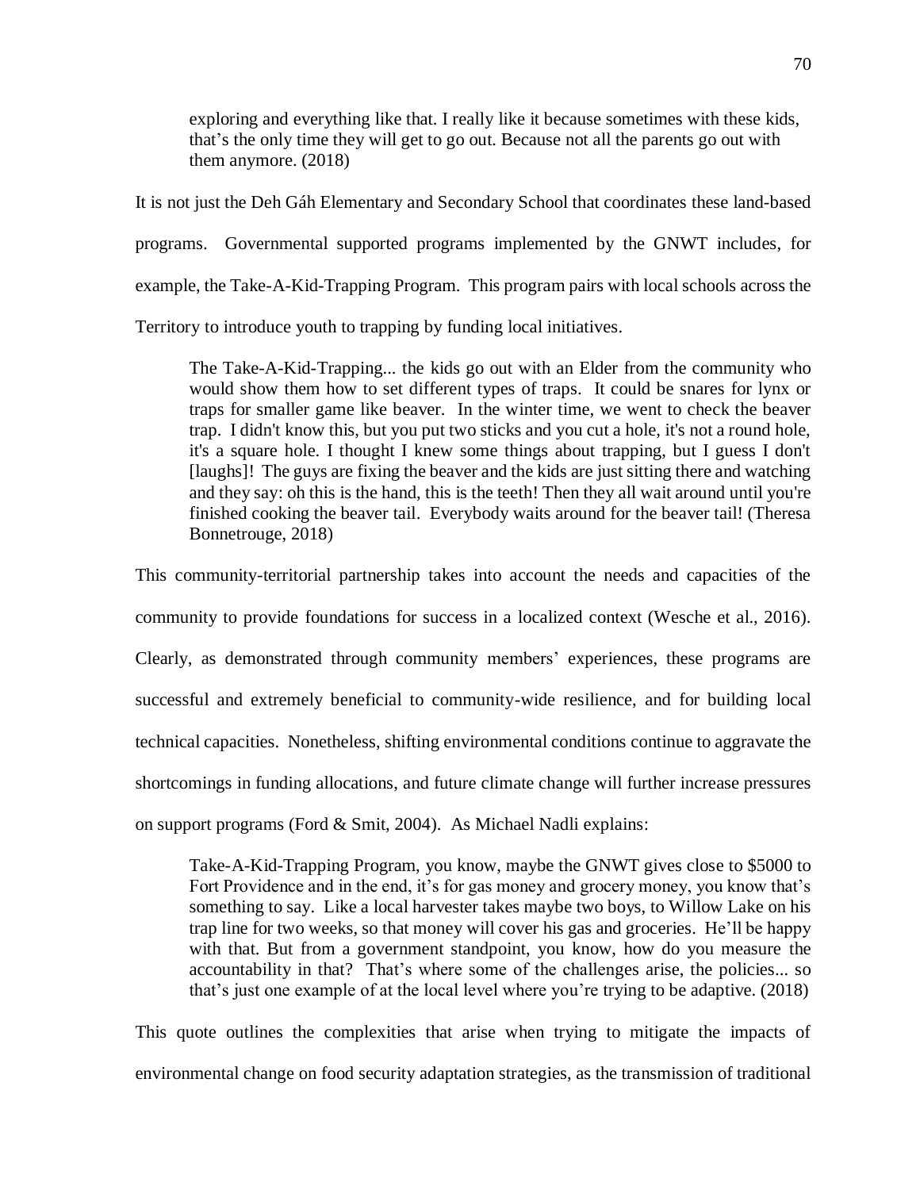> exploring and everything like that. I really like it because sometimes with these kids, that's the only time they will get to go out. Because not all the parents go out with them anymore. (2018)

It is not just the Deh Gáh Elementary and Secondary School that coordinates these land-based programs. Governmental supported programs implemented by the GNWT includes, for example, the Take-A-Kid-Trapping Program. This program pairs with local schools across the Territory to introduce youth to trapping by funding local initiatives.

> The Take-A-Kid-Trapping... the kids go out with an Elder from the community who would show them how to set different types of traps. It could be snares for lynx or traps for smaller game like beaver. In the winter time, we went to check the beaver trap. I didn't know this, but you put two sticks and you cut a hole, it's not a round hole, it's a square hole. I thought I knew some things about trapping, but I guess I don't [laughs]! The guys are fixing the beaver and the kids are just sitting there and watching and they say: oh this is the hand, this is the teeth! Then they all wait around until you're finished cooking the beaver tail. Everybody waits around for the beaver tail! (Theresa Bonnetrouge, 2018)

This community-territorial partnership takes into account the needs and capacities of the community to provide foundations for success in a localized context (Wesche et al., 2016). Clearly, as demonstrated through community members' experiences, these programs are successful and extremely beneficial to community-wide resilience, and for building local technical capacities. Nonetheless, shifting environmental conditions continue to aggravate the shortcomings in funding allocations, and future climate change will further increase pressures on support programs (Ford & Smit, 2004). As Michael Nadli explains:

> Take-A-Kid-Trapping Program, you know, maybe the GNWT gives close to $5000 to Fort Providence and in the end, it's for gas money and grocery money, you know that's something to say. Like a local harvester takes maybe two boys, to Willow Lake on his trap line for two weeks, so that money will cover his gas and groceries. He'll be happy with that. But from a government standpoint, you know, how do you measure the accountability in that? That's where some of the challenges arise, the policies... so that's just one example of at the local level where you're trying to be adaptive. (2018)

This quote outlines the complexities that arise when trying to mitigate the impacts of environmental change on food security adaptation strategies, as the transmission of traditional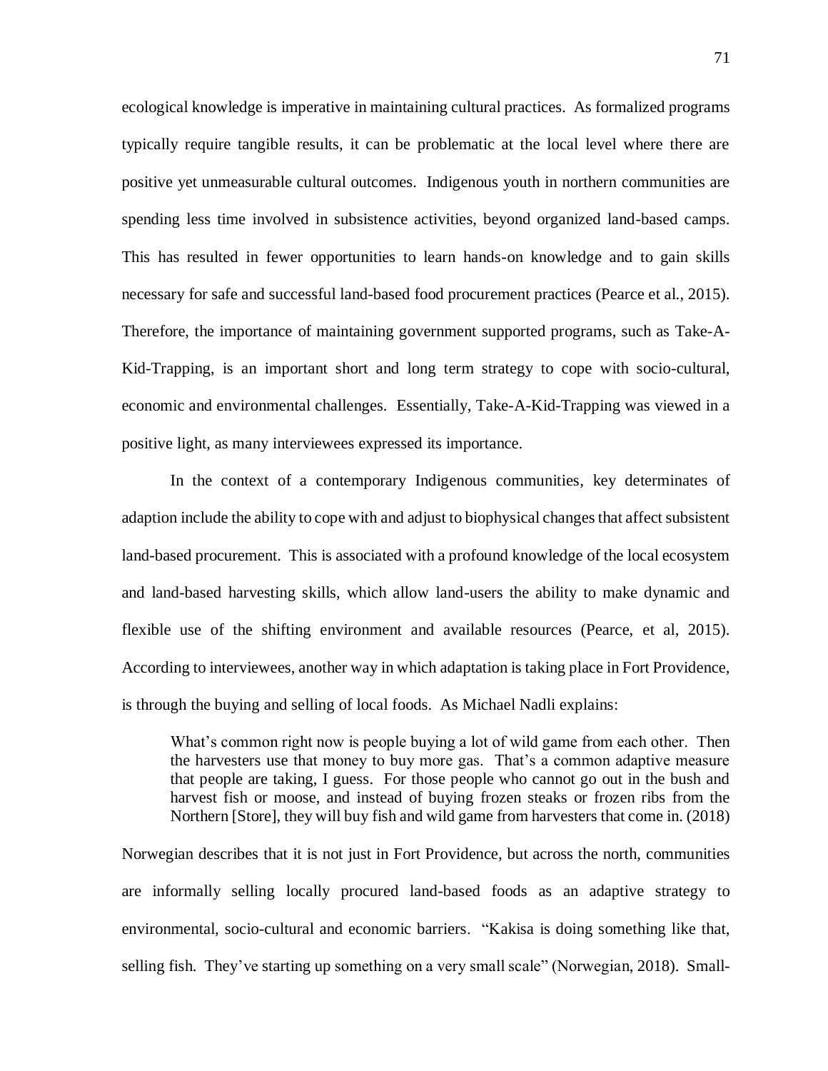ecological knowledge is imperative in maintaining cultural practices. As formalized programs typically require tangible results, it can be problematic at the local level where there are positive yet unmeasurable cultural outcomes. Indigenous youth in northern communities are spending less time involved in subsistence activities, beyond organized land-based camps. This has resulted in fewer opportunities to learn hands-on knowledge and to gain skills necessary for safe and successful land-based food procurement practices (Pearce et al., 2015). Therefore, the importance of maintaining government supported programs, such as Take-A-Kid-Trapping, is an important short and long term strategy to cope with socio-cultural, economic and environmental challenges. Essentially, Take-A-Kid-Trapping was viewed in a positive light, as many interviewees expressed its importance.

In the context of a contemporary Indigenous communities, key determinates of adaption include the ability to cope with and adjust to biophysical changes that affect subsistent land-based procurement. This is associated with a profound knowledge of the local ecosystem and land-based harvesting skills, which allow land-users the ability to make dynamic and flexible use of the shifting environment and available resources (Pearce, et al, 2015). According to interviewees, another way in which adaptation is taking place in Fort Providence, is through the buying and selling of local foods. As Michael Nadli explains:

> What's common right now is people buying a lot of wild game from each other. Then the harvesters use that money to buy more gas. That's a common adaptive measure that people are taking, I guess. For those people who cannot go out in the bush and harvest fish or moose, and instead of buying frozen steaks or frozen ribs from the Northern [Store], they will buy fish and wild game from harvesters that come in. (2018)

Norwegian describes that it is not just in Fort Providence, but across the north, communities are informally selling locally procured land-based foods as an adaptive strategy to environmental, socio-cultural and economic barriers. "Kakisa is doing something like that, selling fish. They've starting up something on a very small scale" (Norwegian, 2018). Small-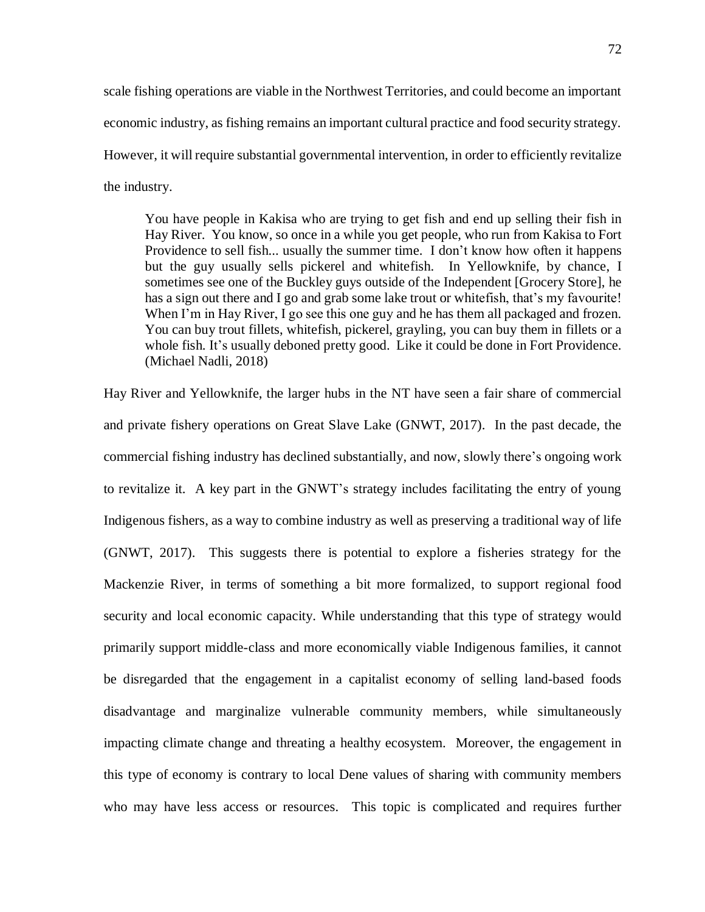scale fishing operations are viable in the Northwest Territories, and could become an important economic industry, as fishing remains an important cultural practice and food security strategy. However, it will require substantial governmental intervention, in order to efficiently revitalize the industry.

> You have people in Kakisa who are trying to get fish and end up selling their fish in Hay River. You know, so once in a while you get people, who run from Kakisa to Fort Providence to sell fish... usually the summer time. I don't know how often it happens but the guy usually sells pickerel and whitefish. In Yellowknife, by chance, I sometimes see one of the Buckley guys outside of the Independent [Grocery Store], he has a sign out there and I go and grab some lake trout or whitefish, that's my favourite! When I'm in Hay River, I go see this one guy and he has them all packaged and frozen. You can buy trout fillets, whitefish, pickerel, grayling, you can buy them in fillets or a whole fish. It's usually deboned pretty good. Like it could be done in Fort Providence. (Michael Nadli, 2018)

Hay River and Yellowknife, the larger hubs in the NT have seen a fair share of commercial and private fishery operations on Great Slave Lake (GNWT, 2017). In the past decade, the commercial fishing industry has declined substantially, and now, slowly there's ongoing work to revitalize it. A key part in the GNWT's strategy includes facilitating the entry of young Indigenous fishers, as a way to combine industry as well as preserving a traditional way of life (GNWT, 2017). This suggests there is potential to explore a fisheries strategy for the Mackenzie River, in terms of something a bit more formalized, to support regional food security and local economic capacity. While understanding that this type of strategy would primarily support middle-class and more economically viable Indigenous families, it cannot be disregarded that the engagement in a capitalist economy of selling land-based foods disadvantage and marginalize vulnerable community members, while simultaneously impacting climate change and threating a healthy ecosystem. Moreover, the engagement in this type of economy is contrary to local Dene values of sharing with community members who may have less access or resources. This topic is complicated and requires further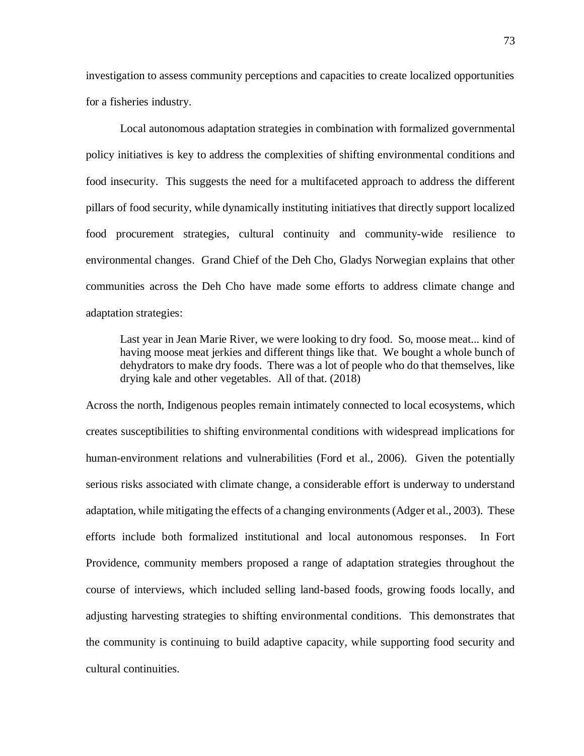investigation to assess community perceptions and capacities to create localized opportunities for a fisheries industry.

Local autonomous adaptation strategies in combination with formalized governmental policy initiatives is key to address the complexities of shifting environmental conditions and food insecurity. This suggests the need for a multifaceted approach to address the different pillars of food security, while dynamically instituting initiatives that directly support localized food procurement strategies, cultural continuity and community-wide resilience to environmental changes. Grand Chief of the Deh Cho, Gladys Norwegian explains that other communities across the Deh Cho have made some efforts to address climate change and adaptation strategies:

> Last year in Jean Marie River, we were looking to dry food. So, moose meat... kind of having moose meat jerkies and different things like that. We bought a whole bunch of dehydrators to make dry foods. There was a lot of people who do that themselves, like drying kale and other vegetables. All of that. (2018)

Across the north, Indigenous peoples remain intimately connected to local ecosystems, which creates susceptibilities to shifting environmental conditions with widespread implications for human-environment relations and vulnerabilities (Ford et al., 2006). Given the potentially serious risks associated with climate change, a considerable effort is underway to understand adaptation, while mitigating the effects of a changing environments (Adger et al., 2003). These efforts include both formalized institutional and local autonomous responses. In Fort Providence, community members proposed a range of adaptation strategies throughout the course of interviews, which included selling land-based foods, growing foods locally, and adjusting harvesting strategies to shifting environmental conditions. This demonstrates that the community is continuing to build adaptive capacity, while supporting food security and cultural continuities.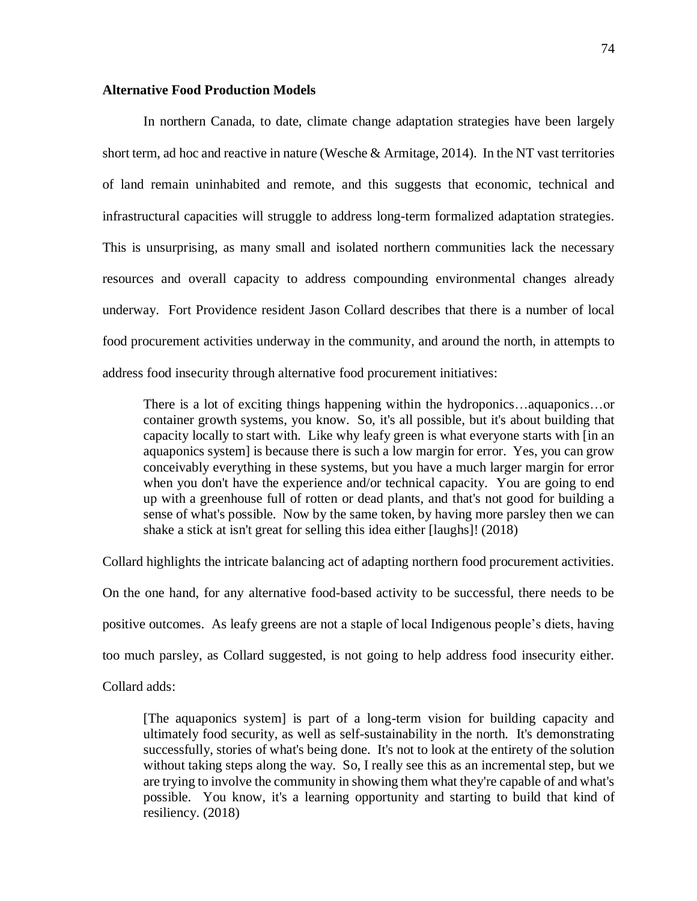**Alternative Food Production Models**

In northern Canada, to date, climate change adaptation strategies have been largely short term, ad hoc and reactive in nature (Wesche & Armitage, 2014). In the NT vast territories of land remain uninhabited and remote, and this suggests that economic, technical and infrastructural capacities will struggle to address long-term formalized adaptation strategies. This is unsurprising, as many small and isolated northern communities lack the necessary resources and overall capacity to address compounding environmental changes already underway. Fort Providence resident Jason Collard describes that there is a number of local food procurement activities underway in the community, and around the north, in attempts to address food insecurity through alternative food procurement initiatives:

> There is a lot of exciting things happening within the hydroponics…aquaponics…or container growth systems, you know. So, it's all possible, but it's about building that capacity locally to start with. Like why leafy green is what everyone starts with [in an aquaponics system] is because there is such a low margin for error. Yes, you can grow conceivably everything in these systems, but you have a much larger margin for error when you don't have the experience and/or technical capacity. You are going to end up with a greenhouse full of rotten or dead plants, and that's not good for building a sense of what's possible. Now by the same token, by having more parsley then we can shake a stick at isn't great for selling this idea either [laughs]! (2018)

Collard highlights the intricate balancing act of adapting northern food procurement activities. On the one hand, for any alternative food-based activity to be successful, there needs to be positive outcomes. As leafy greens are not a staple of local Indigenous people's diets, having too much parsley, as Collard suggested, is not going to help address food insecurity either. Collard adds:

> [The aquaponics system] is part of a long-term vision for building capacity and ultimately food security, as well as self-sustainability in the north. It's demonstrating successfully, stories of what's being done. It's not to look at the entirety of the solution without taking steps along the way. So, I really see this as an incremental step, but we are trying to involve the community in showing them what they're capable of and what's possible. You know, it's a learning opportunity and starting to build that kind of resiliency. (2018)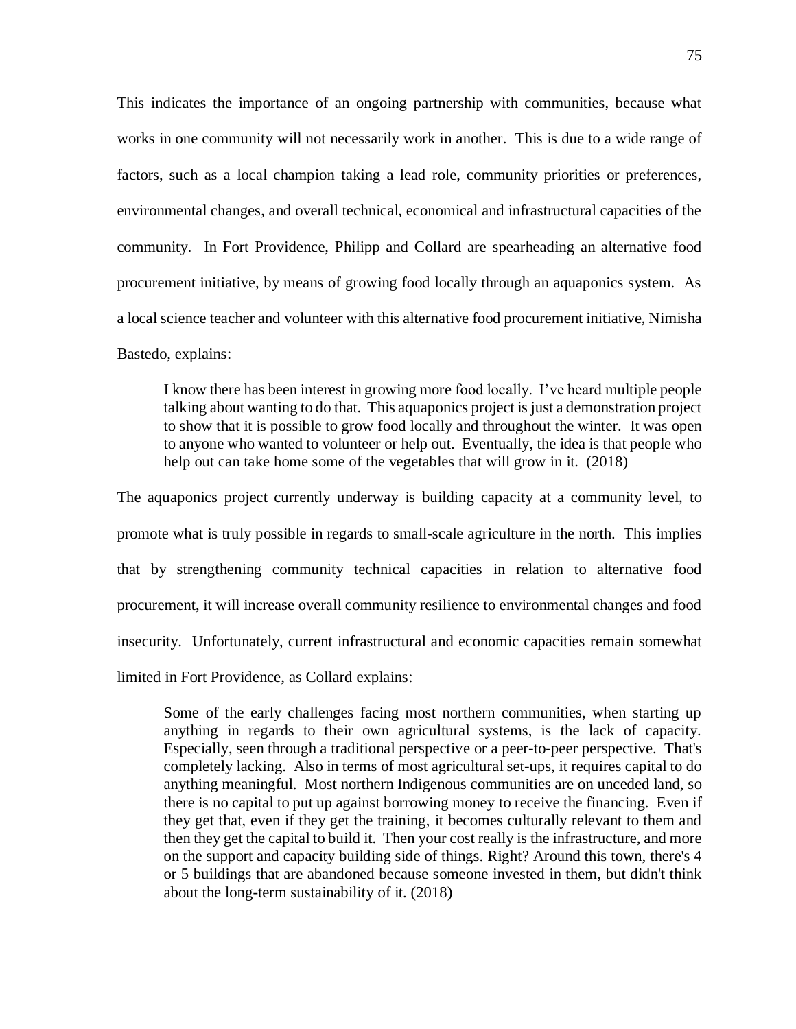This indicates the importance of an ongoing partnership with communities, because what works in one community will not necessarily work in another. This is due to a wide range of factors, such as a local champion taking a lead role, community priorities or preferences, environmental changes, and overall technical, economical and infrastructural capacities of the community. In Fort Providence, Philipp and Collard are spearheading an alternative food procurement initiative, by means of growing food locally through an aquaponics system. As a local science teacher and volunteer with this alternative food procurement initiative, Nimisha Bastedo, explains:

> I know there has been interest in growing more food locally. I've heard multiple people talking about wanting to do that. This aquaponics project is just a demonstration project to show that it is possible to grow food locally and throughout the winter. It was open to anyone who wanted to volunteer or help out. Eventually, the idea is that people who help out can take home some of the vegetables that will grow in it. (2018)

The aquaponics project currently underway is building capacity at a community level, to promote what is truly possible in regards to small-scale agriculture in the north. This implies that by strengthening community technical capacities in relation to alternative food procurement, it will increase overall community resilience to environmental changes and food insecurity. Unfortunately, current infrastructural and economic capacities remain somewhat limited in Fort Providence, as Collard explains:

> Some of the early challenges facing most northern communities, when starting up anything in regards to their own agricultural systems, is the lack of capacity. Especially, seen through a traditional perspective or a peer-to-peer perspective. That's completely lacking. Also in terms of most agricultural set-ups, it requires capital to do anything meaningful. Most northern Indigenous communities are on unceded land, so there is no capital to put up against borrowing money to receive the financing. Even if they get that, even if they get the training, it becomes culturally relevant to them and then they get the capital to build it. Then your cost really is the infrastructure, and more on the support and capacity building side of things. Right? Around this town, there's 4 or 5 buildings that are abandoned because someone invested in them, but didn't think about the long-term sustainability of it. (2018)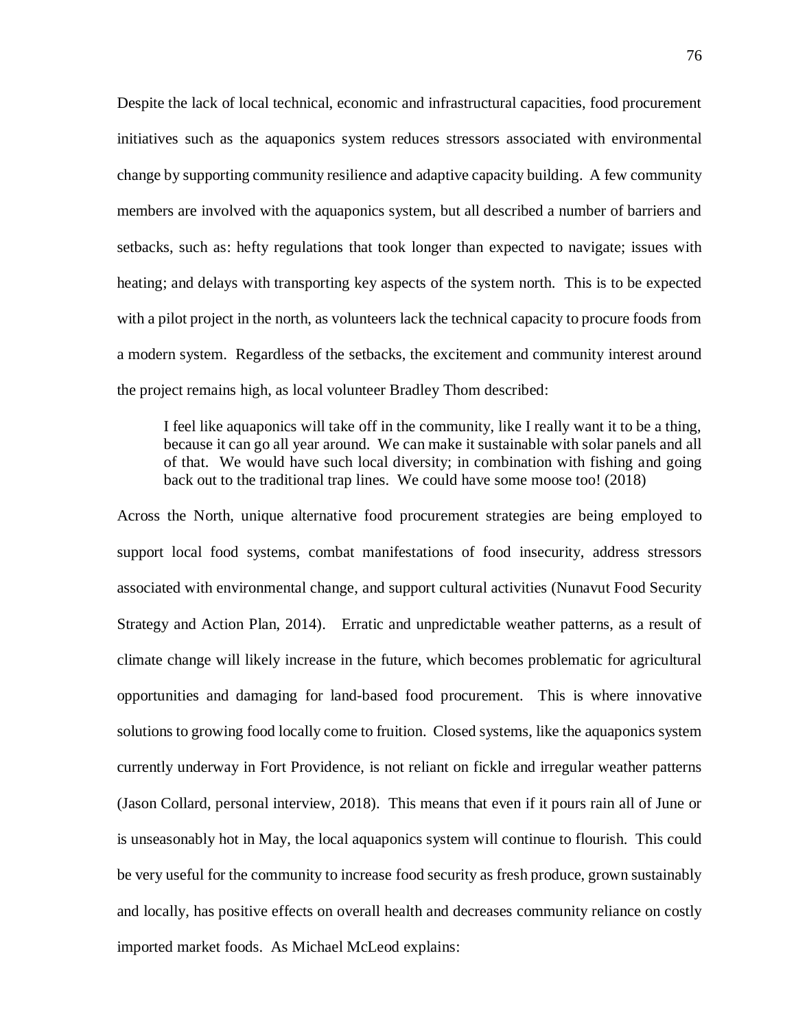Despite the lack of local technical, economic and infrastructural capacities, food procurement initiatives such as the aquaponics system reduces stressors associated with environmental change by supporting community resilience and adaptive capacity building. A few community members are involved with the aquaponics system, but all described a number of barriers and setbacks, such as: hefty regulations that took longer than expected to navigate; issues with heating; and delays with transporting key aspects of the system north. This is to be expected with a pilot project in the north, as volunteers lack the technical capacity to procure foods from a modern system. Regardless of the setbacks, the excitement and community interest around the project remains high, as local volunteer Bradley Thom described:

> I feel like aquaponics will take off in the community, like I really want it to be a thing, because it can go all year around. We can make it sustainable with solar panels and all of that. We would have such local diversity; in combination with fishing and going back out to the traditional trap lines. We could have some moose too! (2018)

Across the North, unique alternative food procurement strategies are being employed to support local food systems, combat manifestations of food insecurity, address stressors associated with environmental change, and support cultural activities (Nunavut Food Security Strategy and Action Plan, 2014). Erratic and unpredictable weather patterns, as a result of climate change will likely increase in the future, which becomes problematic for agricultural opportunities and damaging for land-based food procurement. This is where innovative solutions to growing food locally come to fruition. Closed systems, like the aquaponics system currently underway in Fort Providence, is not reliant on fickle and irregular weather patterns (Jason Collard, personal interview, 2018). This means that even if it pours rain all of June or is unseasonably hot in May, the local aquaponics system will continue to flourish. This could be very useful for the community to increase food security as fresh produce, grown sustainably and locally, has positive effects on overall health and decreases community reliance on costly imported market foods. As Michael McLeod explains: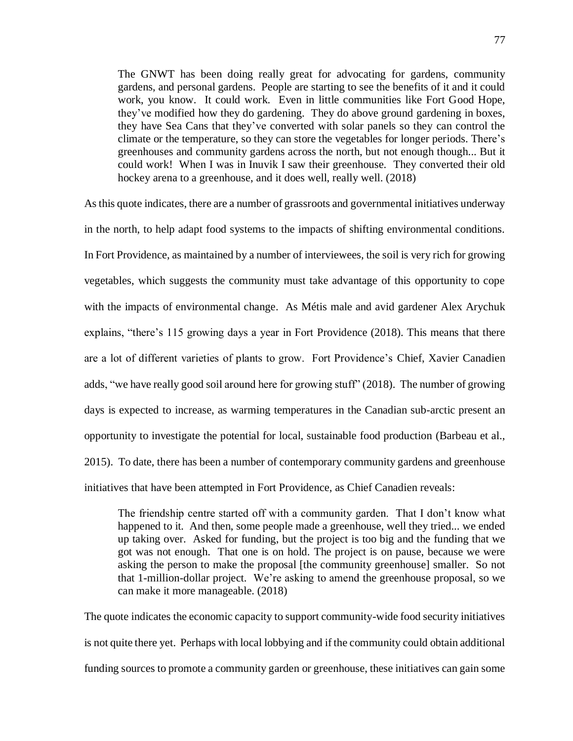> The GNWT has been doing really great for advocating for gardens, community gardens, and personal gardens. People are starting to see the benefits of it and it could work, you know. It could work. Even in little communities like Fort Good Hope, they've modified how they do gardening. They do above ground gardening in boxes, they have Sea Cans that they've converted with solar panels so they can control the climate or the temperature, so they can store the vegetables for longer periods. There's greenhouses and community gardens across the north, but not enough though... But it could work! When I was in Inuvik I saw their greenhouse. They converted their old hockey arena to a greenhouse, and it does well, really well. (2018)

As this quote indicates, there are a number of grassroots and governmental initiatives underway in the north, to help adapt food systems to the impacts of shifting environmental conditions. In Fort Providence, as maintained by a number of interviewees, the soil is very rich for growing vegetables, which suggests the community must take advantage of this opportunity to cope with the impacts of environmental change. As Métis male and avid gardener Alex Arychuk explains, "there's 115 growing days a year in Fort Providence (2018). This means that there are a lot of different varieties of plants to grow. Fort Providence's Chief, Xavier Canadien adds, "we have really good soil around here for growing stuff" (2018). The number of growing days is expected to increase, as warming temperatures in the Canadian sub-arctic present an opportunity to investigate the potential for local, sustainable food production (Barbeau et al., 2015). To date, there has been a number of contemporary community gardens and greenhouse initiatives that have been attempted in Fort Providence, as Chief Canadien reveals:

> The friendship centre started off with a community garden. That I don't know what happened to it. And then, some people made a greenhouse, well they tried... we ended up taking over. Asked for funding, but the project is too big and the funding that we got was not enough. That one is on hold. The project is on pause, because we were asking the person to make the proposal [the community greenhouse] smaller. So not that 1-million-dollar project. We're asking to amend the greenhouse proposal, so we can make it more manageable. (2018)

The quote indicates the economic capacity to support community-wide food security initiatives is not quite there yet. Perhaps with local lobbying and if the community could obtain additional funding sources to promote a community garden or greenhouse, these initiatives can gain some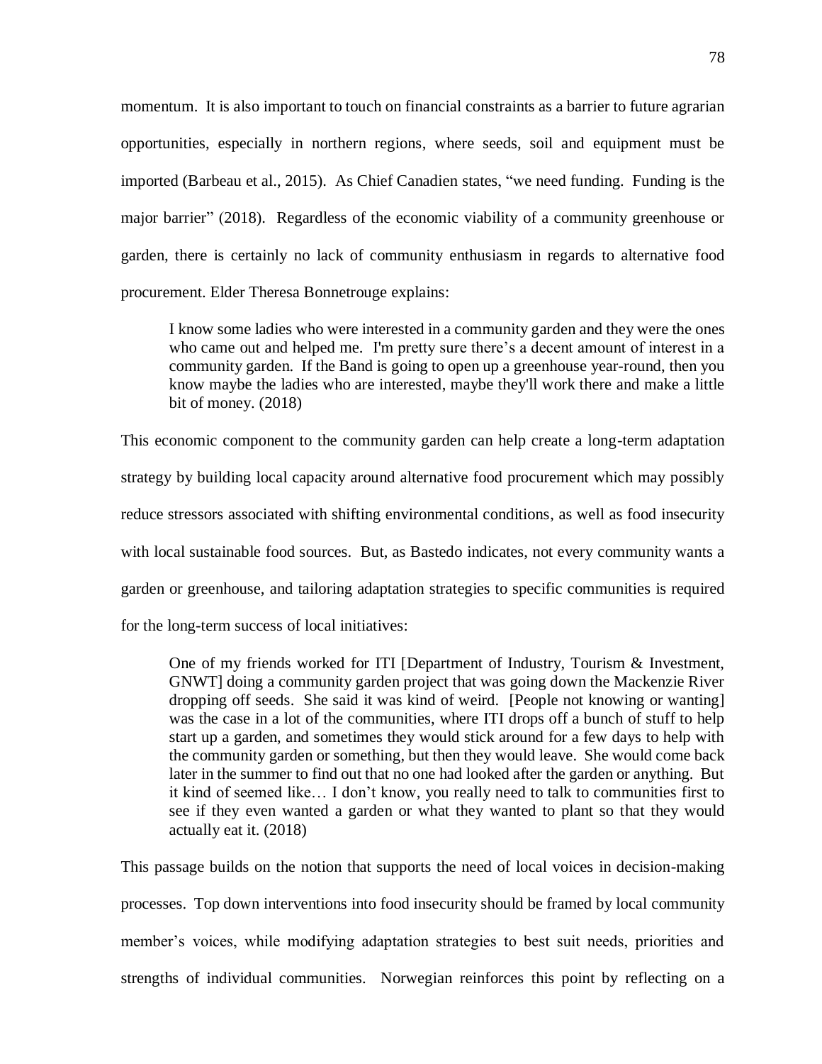momentum. It is also important to touch on financial constraints as a barrier to future agrarian opportunities, especially in northern regions, where seeds, soil and equipment must be imported (Barbeau et al., 2015). As Chief Canadien states, "we need funding. Funding is the major barrier" (2018). Regardless of the economic viability of a community greenhouse or garden, there is certainly no lack of community enthusiasm in regards to alternative food procurement. Elder Theresa Bonnetrouge explains:

> I know some ladies who were interested in a community garden and they were the ones who came out and helped me. I'm pretty sure there's a decent amount of interest in a community garden. If the Band is going to open up a greenhouse year-round, then you know maybe the ladies who are interested, maybe they'll work there and make a little bit of money. (2018)

This economic component to the community garden can help create a long-term adaptation strategy by building local capacity around alternative food procurement which may possibly reduce stressors associated with shifting environmental conditions, as well as food insecurity with local sustainable food sources. But, as Bastedo indicates, not every community wants a garden or greenhouse, and tailoring adaptation strategies to specific communities is required for the long-term success of local initiatives:

> One of my friends worked for ITI [Department of Industry, Tourism & Investment, GNWT] doing a community garden project that was going down the Mackenzie River dropping off seeds. She said it was kind of weird. [People not knowing or wanting] was the case in a lot of the communities, where ITI drops off a bunch of stuff to help start up a garden, and sometimes they would stick around for a few days to help with the community garden or something, but then they would leave. She would come back later in the summer to find out that no one had looked after the garden or anything. But it kind of seemed like… I don't know, you really need to talk to communities first to see if they even wanted a garden or what they wanted to plant so that they would actually eat it. (2018)

This passage builds on the notion that supports the need of local voices in decision-making processes. Top down interventions into food insecurity should be framed by local community member's voices, while modifying adaptation strategies to best suit needs, priorities and strengths of individual communities. Norwegian reinforces this point by reflecting on a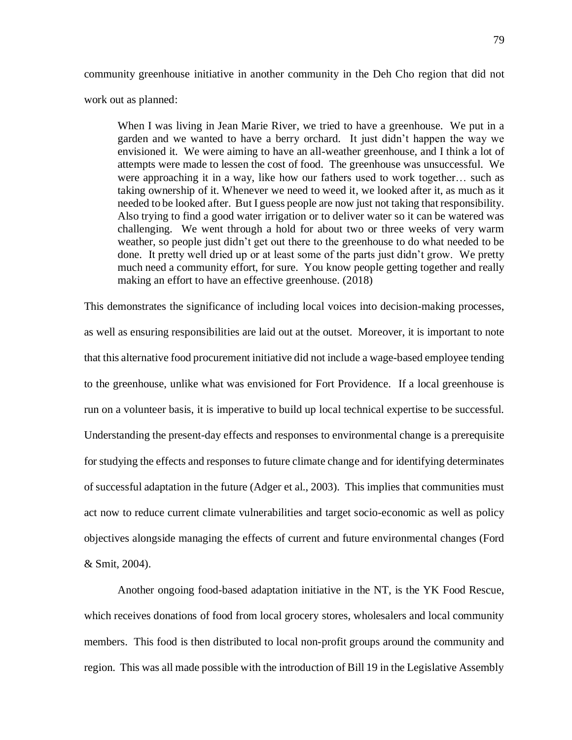community greenhouse initiative in another community in the Deh Cho region that did not work out as planned:

> When I was living in Jean Marie River, we tried to have a greenhouse. We put in a garden and we wanted to have a berry orchard. It just didn't happen the way we envisioned it. We were aiming to have an all-weather greenhouse, and I think a lot of attempts were made to lessen the cost of food. The greenhouse was unsuccessful. We were approaching it in a way, like how our fathers used to work together… such as taking ownership of it. Whenever we need to weed it, we looked after it, as much as it needed to be looked after. But I guess people are now just not taking that responsibility. Also trying to find a good water irrigation or to deliver water so it can be watered was challenging. We went through a hold for about two or three weeks of very warm weather, so people just didn't get out there to the greenhouse to do what needed to be done. It pretty well dried up or at least some of the parts just didn't grow. We pretty much need a community effort, for sure. You know people getting together and really making an effort to have an effective greenhouse. (2018)

This demonstrates the significance of including local voices into decision-making processes, as well as ensuring responsibilities are laid out at the outset. Moreover, it is important to note that this alternative food procurement initiative did not include a wage-based employee tending to the greenhouse, unlike what was envisioned for Fort Providence. If a local greenhouse is run on a volunteer basis, it is imperative to build up local technical expertise to be successful. Understanding the present-day effects and responses to environmental change is a prerequisite for studying the effects and responses to future climate change and for identifying determinates of successful adaptation in the future (Adger et al., 2003). This implies that communities must act now to reduce current climate vulnerabilities and target socio-economic as well as policy objectives alongside managing the effects of current and future environmental changes (Ford & Smit, 2004).

Another ongoing food-based adaptation initiative in the NT, is the YK Food Rescue, which receives donations of food from local grocery stores, wholesalers and local community members. This food is then distributed to local non-profit groups around the community and region. This was all made possible with the introduction of Bill 19 in the Legislative Assembly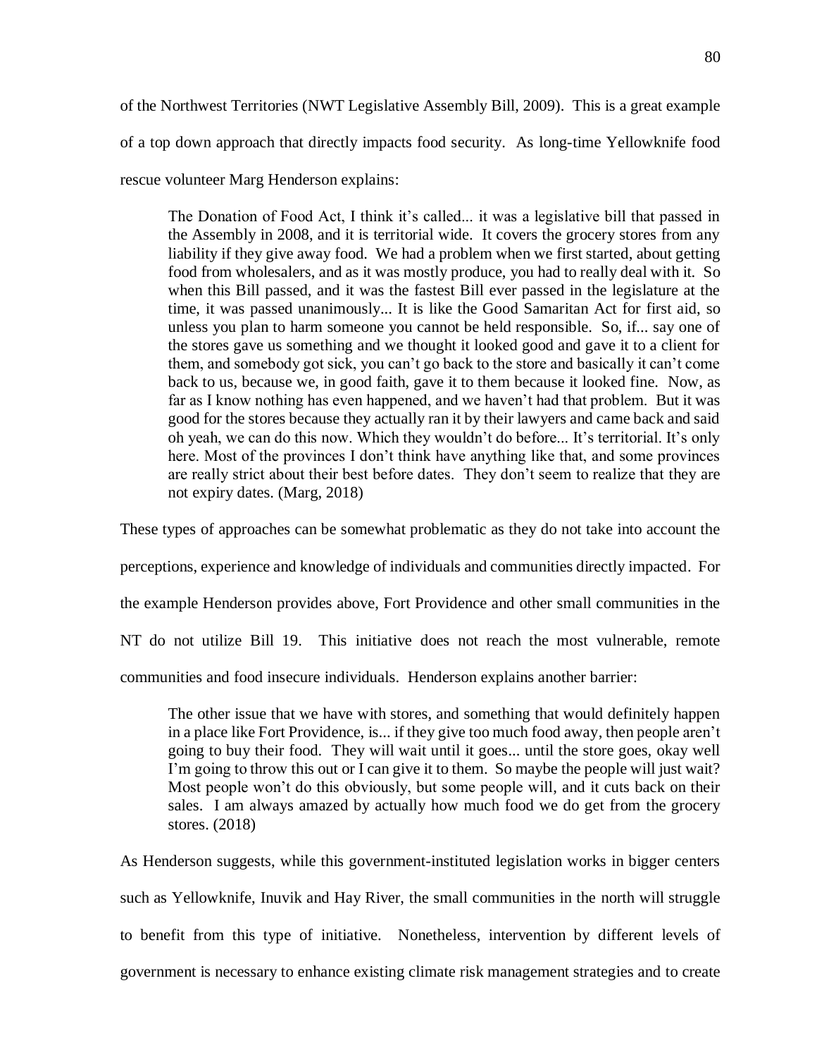of the Northwest Territories (NWT Legislative Assembly Bill, 2009). This is a great example of a top down approach that directly impacts food security. As long-time Yellowknife food rescue volunteer Marg Henderson explains:

> The Donation of Food Act, I think it's called... it was a legislative bill that passed in the Assembly in 2008, and it is territorial wide. It covers the grocery stores from any liability if they give away food. We had a problem when we first started, about getting food from wholesalers, and as it was mostly produce, you had to really deal with it. So when this Bill passed, and it was the fastest Bill ever passed in the legislature at the time, it was passed unanimously... It is like the Good Samaritan Act for first aid, so unless you plan to harm someone you cannot be held responsible. So, if... say one of the stores gave us something and we thought it looked good and gave it to a client for them, and somebody got sick, you can't go back to the store and basically it can't come back to us, because we, in good faith, gave it to them because it looked fine. Now, as far as I know nothing has even happened, and we haven't had that problem. But it was good for the stores because they actually ran it by their lawyers and came back and said oh yeah, we can do this now. Which they wouldn't do before... It's territorial. It's only here. Most of the provinces I don't think have anything like that, and some provinces are really strict about their best before dates. They don't seem to realize that they are not expiry dates. (Marg, 2018)

These types of approaches can be somewhat problematic as they do not take into account the perceptions, experience and knowledge of individuals and communities directly impacted. For the example Henderson provides above, Fort Providence and other small communities in the NT do not utilize Bill 19. This initiative does not reach the most vulnerable, remote communities and food insecure individuals. Henderson explains another barrier:

> The other issue that we have with stores, and something that would definitely happen in a place like Fort Providence, is... if they give too much food away, then people aren't going to buy their food. They will wait until it goes... until the store goes, okay well I'm going to throw this out or I can give it to them. So maybe the people will just wait? Most people won't do this obviously, but some people will, and it cuts back on their sales. I am always amazed by actually how much food we do get from the grocery stores. (2018)

As Henderson suggests, while this government-instituted legislation works in bigger centers such as Yellowknife, Inuvik and Hay River, the small communities in the north will struggle to benefit from this type of initiative. Nonetheless, intervention by different levels of government is necessary to enhance existing climate risk management strategies and to create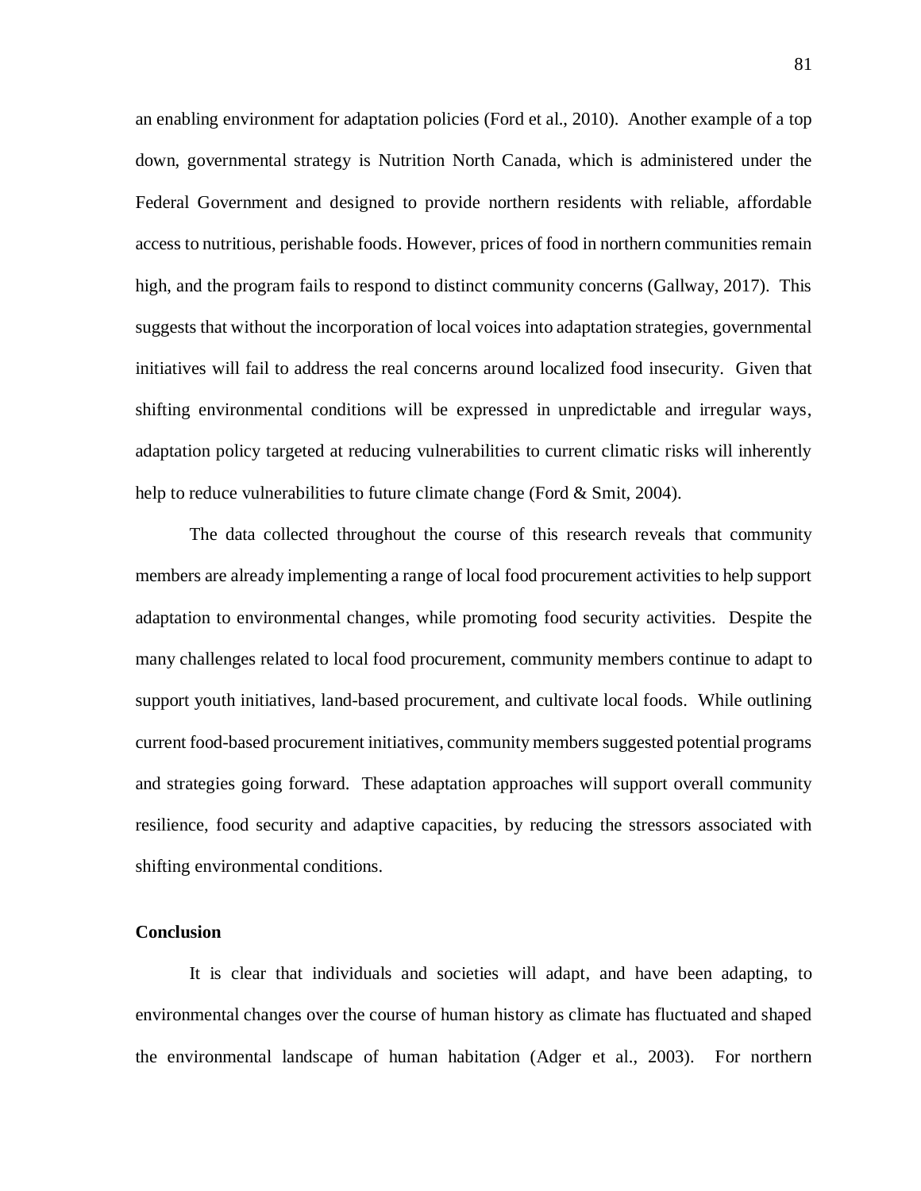an enabling environment for adaptation policies (Ford et al., 2010). Another example of a top down, governmental strategy is Nutrition North Canada, which is administered under the Federal Government and designed to provide northern residents with reliable, affordable access to nutritious, perishable foods. However, prices of food in northern communities remain high, and the program fails to respond to distinct community concerns (Gallway, 2017). This suggests that without the incorporation of local voices into adaptation strategies, governmental initiatives will fail to address the real concerns around localized food insecurity. Given that shifting environmental conditions will be expressed in unpredictable and irregular ways, adaptation policy targeted at reducing vulnerabilities to current climatic risks will inherently help to reduce vulnerabilities to future climate change (Ford & Smit, 2004).

The data collected throughout the course of this research reveals that community members are already implementing a range of local food procurement activities to help support adaptation to environmental changes, while promoting food security activities. Despite the many challenges related to local food procurement, community members continue to adapt to support youth initiatives, land-based procurement, and cultivate local foods. While outlining current food-based procurement initiatives, community members suggested potential programs and strategies going forward. These adaptation approaches will support overall community resilience, food security and adaptive capacities, by reducing the stressors associated with shifting environmental conditions.

## Conclusion

It is clear that individuals and societies will adapt, and have been adapting, to environmental changes over the course of human history as climate has fluctuated and shaped the environmental landscape of human habitation (Adger et al., 2003). For northern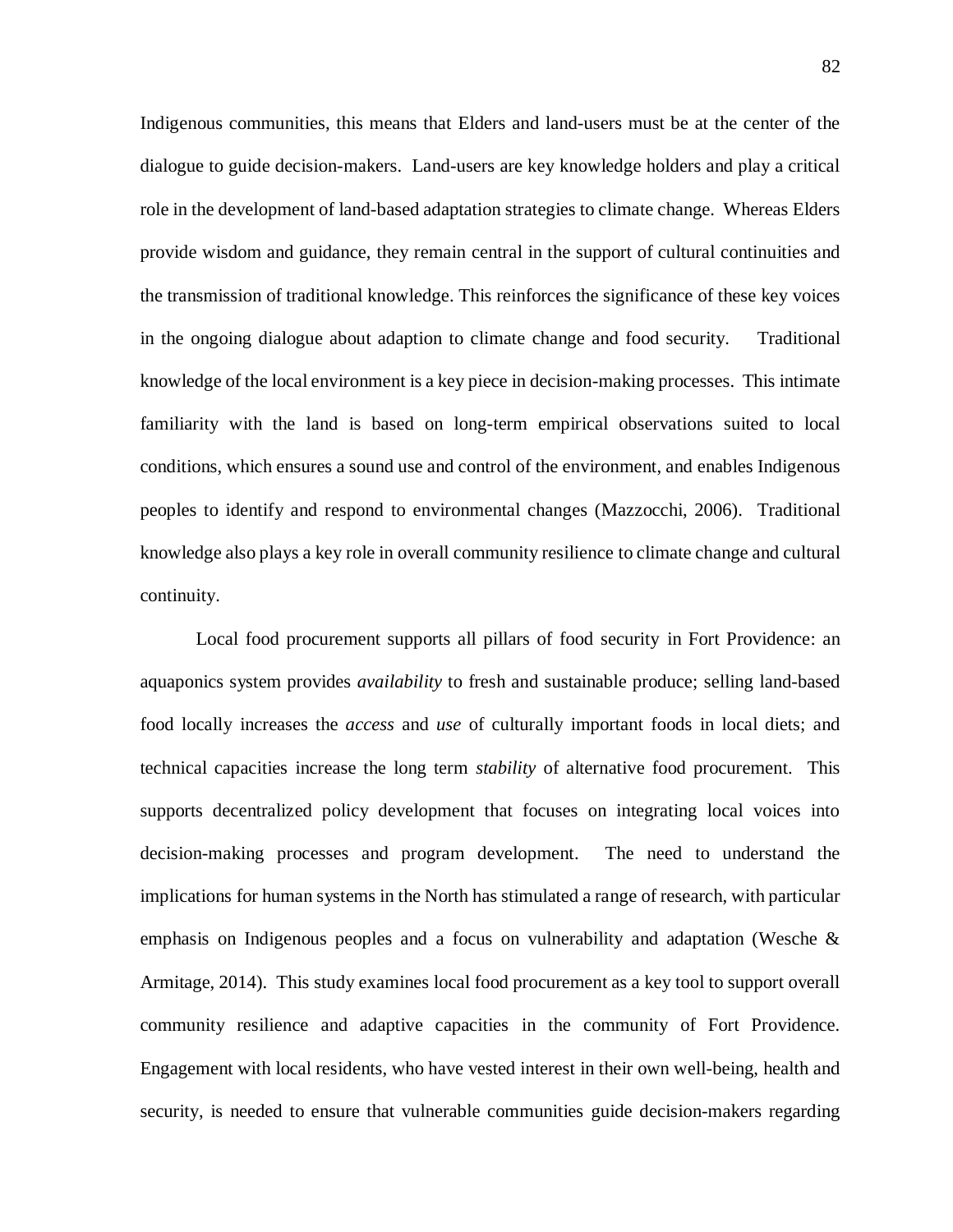Indigenous communities, this means that Elders and land-users must be at the center of the dialogue to guide decision-makers. Land-users are key knowledge holders and play a critical role in the development of land-based adaptation strategies to climate change. Whereas Elders provide wisdom and guidance, they remain central in the support of cultural continuities and the transmission of traditional knowledge. This reinforces the significance of these key voices in the ongoing dialogue about adaption to climate change and food security. Traditional knowledge of the local environment is a key piece in decision-making processes. This intimate familiarity with the land is based on long-term empirical observations suited to local conditions, which ensures a sound use and control of the environment, and enables Indigenous peoples to identify and respond to environmental changes (Mazzocchi, 2006). Traditional knowledge also plays a key role in overall community resilience to climate change and cultural continuity.

Local food procurement supports all pillars of food security in Fort Providence: an aquaponics system provides *availability* to fresh and sustainable produce; selling land-based food locally increases the *access* and *use* of culturally important foods in local diets; and technical capacities increase the long term *stability* of alternative food procurement. This supports decentralized policy development that focuses on integrating local voices into decision-making processes and program development. The need to understand the implications for human systems in the North has stimulated a range of research, with particular emphasis on Indigenous peoples and a focus on vulnerability and adaptation (Wesche & Armitage, 2014). This study examines local food procurement as a key tool to support overall community resilience and adaptive capacities in the community of Fort Providence. Engagement with local residents, who have vested interest in their own well-being, health and security, is needed to ensure that vulnerable communities guide decision-makers regarding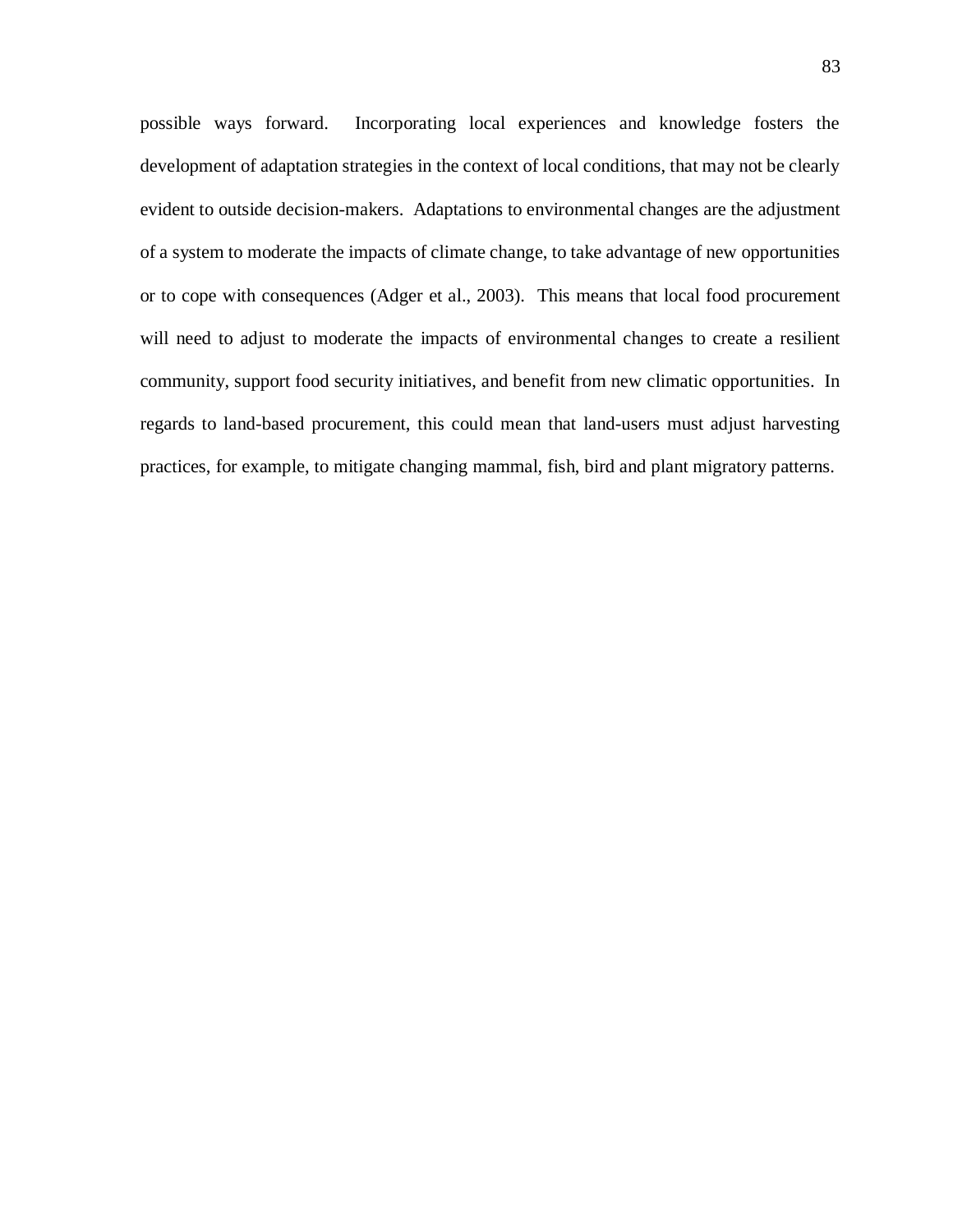possible ways forward. Incorporating local experiences and knowledge fosters the development of adaptation strategies in the context of local conditions, that may not be clearly evident to outside decision-makers. Adaptations to environmental changes are the adjustment of a system to moderate the impacts of climate change, to take advantage of new opportunities or to cope with consequences (Adger et al., 2003). This means that local food procurement will need to adjust to moderate the impacts of environmental changes to create a resilient community, support food security initiatives, and benefit from new climatic opportunities. In regards to land-based procurement, this could mean that land-users must adjust harvesting practices, for example, to mitigate changing mammal, fish, bird and plant migratory patterns.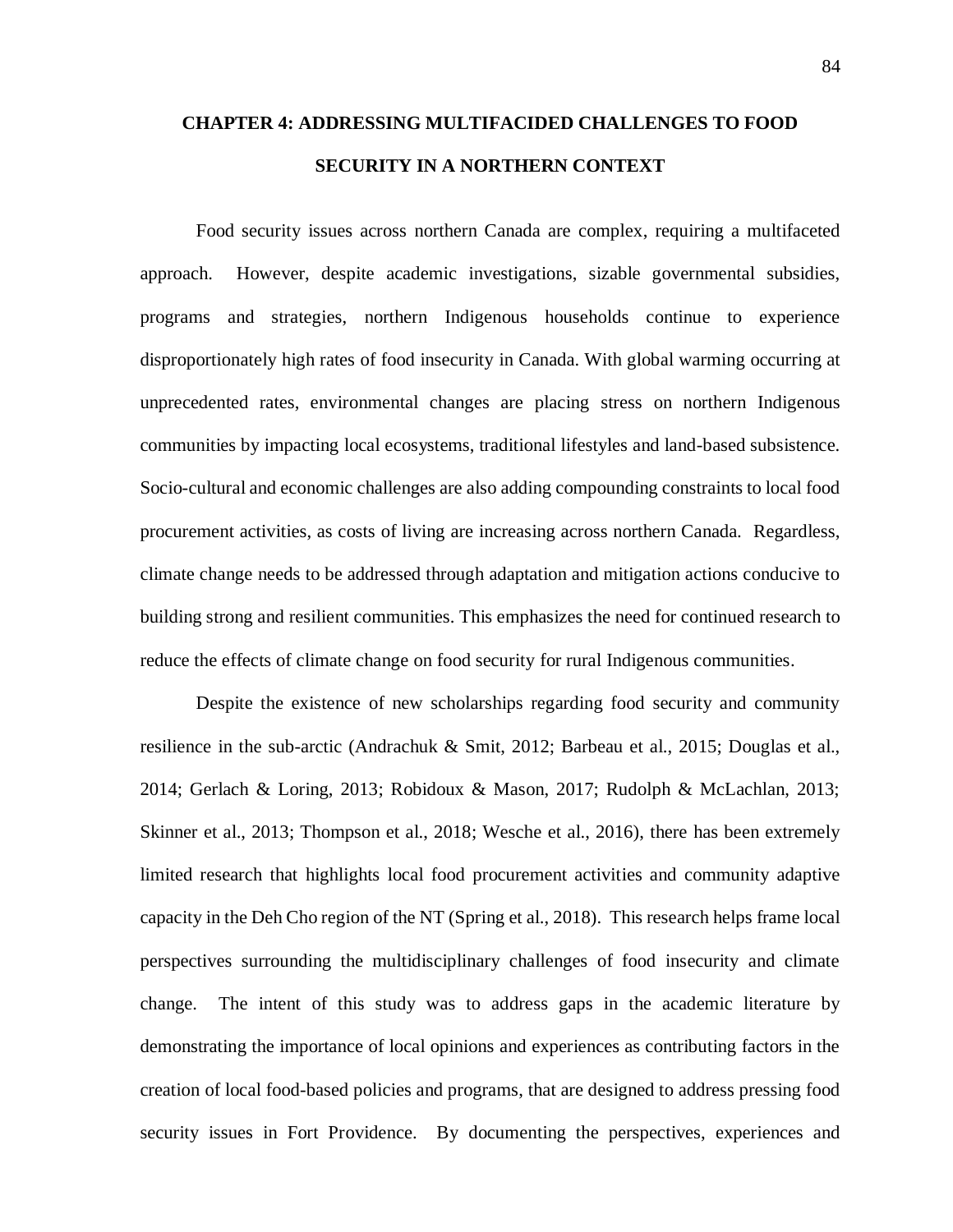# CHAPTER 4: ADDRESSING MULTIFACIDED CHALLENGES TO FOOD SECURITY IN A NORTHERN CONTEXT

Food security issues across northern Canada are complex, requiring a multifaceted approach. However, despite academic investigations, sizable governmental subsidies, programs and strategies, northern Indigenous households continue to experience disproportionately high rates of food insecurity in Canada. With global warming occurring at unprecedented rates, environmental changes are placing stress on northern Indigenous communities by impacting local ecosystems, traditional lifestyles and land-based subsistence. Socio-cultural and economic challenges are also adding compounding constraints to local food procurement activities, as costs of living are increasing across northern Canada. Regardless, climate change needs to be addressed through adaptation and mitigation actions conducive to building strong and resilient communities. This emphasizes the need for continued research to reduce the effects of climate change on food security for rural Indigenous communities.

Despite the existence of new scholarships regarding food security and community resilience in the sub-arctic (Andrachuk & Smit, 2012; Barbeau et al., 2015; Douglas et al., 2014; Gerlach & Loring, 2013; Robidoux & Mason, 2017; Rudolph & McLachlan, 2013; Skinner et al., 2013; Thompson et al., 2018; Wesche et al., 2016), there has been extremely limited research that highlights local food procurement activities and community adaptive capacity in the Deh Cho region of the NT (Spring et al., 2018). This research helps frame local perspectives surrounding the multidisciplinary challenges of food insecurity and climate change. The intent of this study was to address gaps in the academic literature by demonstrating the importance of local opinions and experiences as contributing factors in the creation of local food-based policies and programs, that are designed to address pressing food security issues in Fort Providence. By documenting the perspectives, experiences and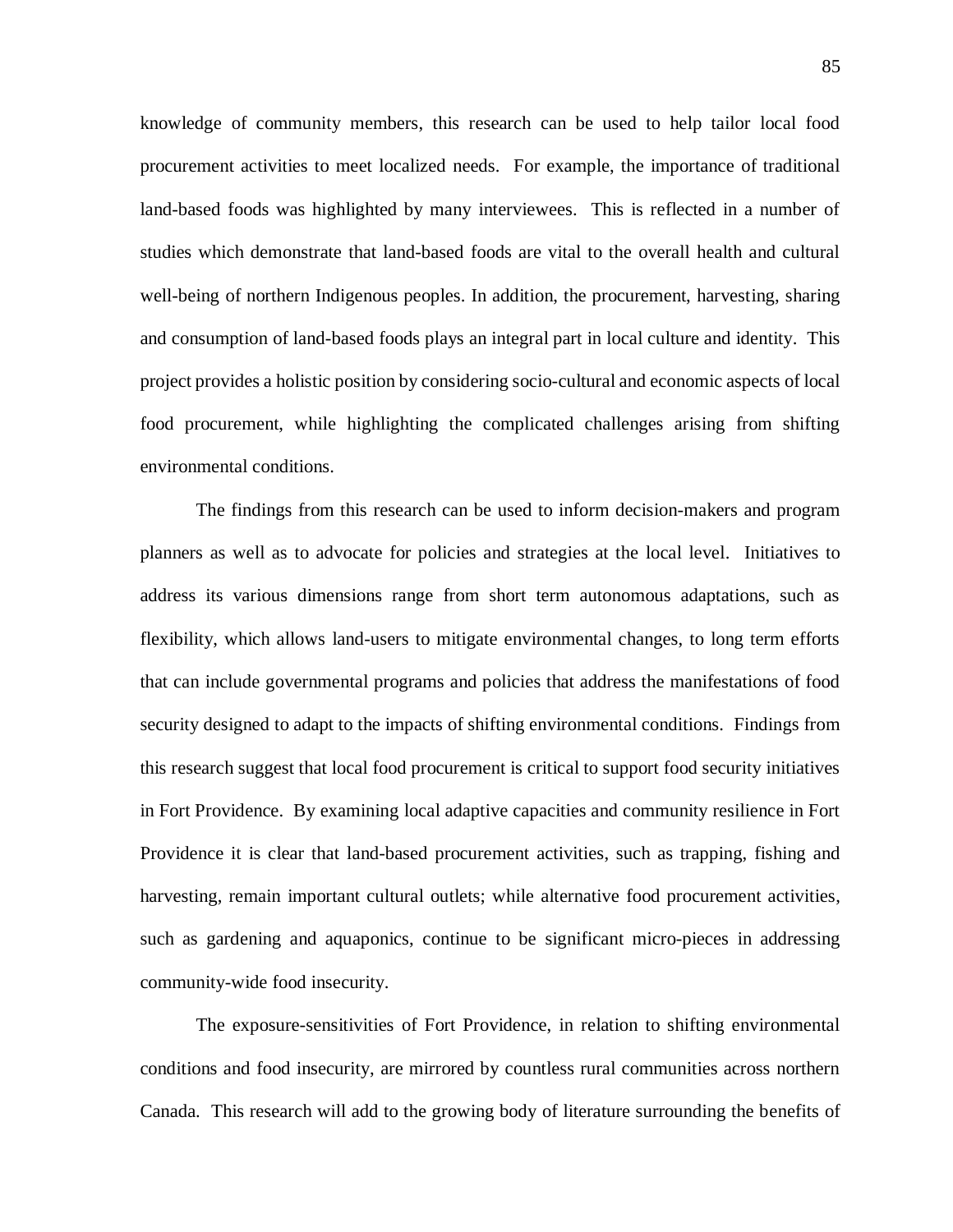knowledge of community members, this research can be used to help tailor local food procurement activities to meet localized needs. For example, the importance of traditional land-based foods was highlighted by many interviewees. This is reflected in a number of studies which demonstrate that land-based foods are vital to the overall health and cultural well-being of northern Indigenous peoples. In addition, the procurement, harvesting, sharing and consumption of land-based foods plays an integral part in local culture and identity. This project provides a holistic position by considering socio-cultural and economic aspects of local food procurement, while highlighting the complicated challenges arising from shifting environmental conditions.

The findings from this research can be used to inform decision-makers and program planners as well as to advocate for policies and strategies at the local level. Initiatives to address its various dimensions range from short term autonomous adaptations, such as flexibility, which allows land-users to mitigate environmental changes, to long term efforts that can include governmental programs and policies that address the manifestations of food security designed to adapt to the impacts of shifting environmental conditions. Findings from this research suggest that local food procurement is critical to support food security initiatives in Fort Providence. By examining local adaptive capacities and community resilience in Fort Providence it is clear that land-based procurement activities, such as trapping, fishing and harvesting, remain important cultural outlets; while alternative food procurement activities, such as gardening and aquaponics, continue to be significant micro-pieces in addressing community-wide food insecurity.

The exposure-sensitivities of Fort Providence, in relation to shifting environmental conditions and food insecurity, are mirrored by countless rural communities across northern Canada. This research will add to the growing body of literature surrounding the benefits of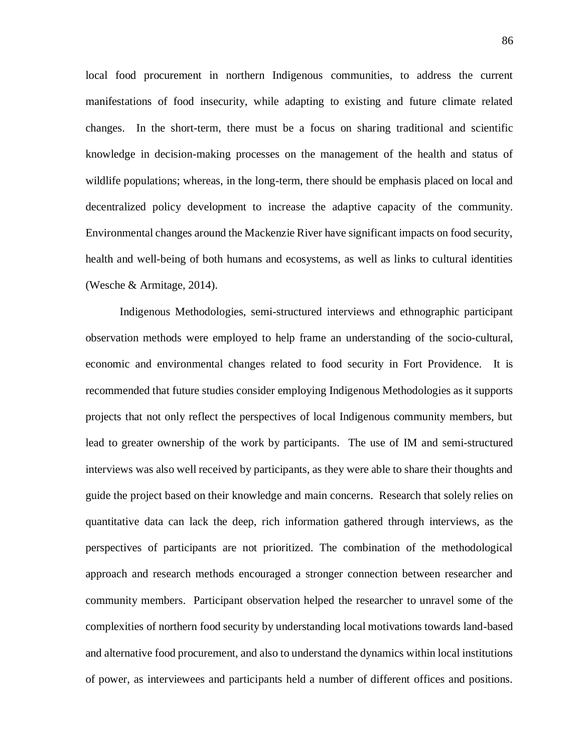local food procurement in northern Indigenous communities, to address the current manifestations of food insecurity, while adapting to existing and future climate related changes. In the short-term, there must be a focus on sharing traditional and scientific knowledge in decision-making processes on the management of the health and status of wildlife populations; whereas, in the long-term, there should be emphasis placed on local and decentralized policy development to increase the adaptive capacity of the community. Environmental changes around the Mackenzie River have significant impacts on food security, health and well-being of both humans and ecosystems, as well as links to cultural identities (Wesche & Armitage, 2014).

Indigenous Methodologies, semi-structured interviews and ethnographic participant observation methods were employed to help frame an understanding of the socio-cultural, economic and environmental changes related to food security in Fort Providence. It is recommended that future studies consider employing Indigenous Methodologies as it supports projects that not only reflect the perspectives of local Indigenous community members, but lead to greater ownership of the work by participants. The use of IM and semi-structured interviews was also well received by participants, as they were able to share their thoughts and guide the project based on their knowledge and main concerns. Research that solely relies on quantitative data can lack the deep, rich information gathered through interviews, as the perspectives of participants are not prioritized. The combination of the methodological approach and research methods encouraged a stronger connection between researcher and community members. Participant observation helped the researcher to unravel some of the complexities of northern food security by understanding local motivations towards land-based and alternative food procurement, and also to understand the dynamics within local institutions of power, as interviewees and participants held a number of different offices and positions.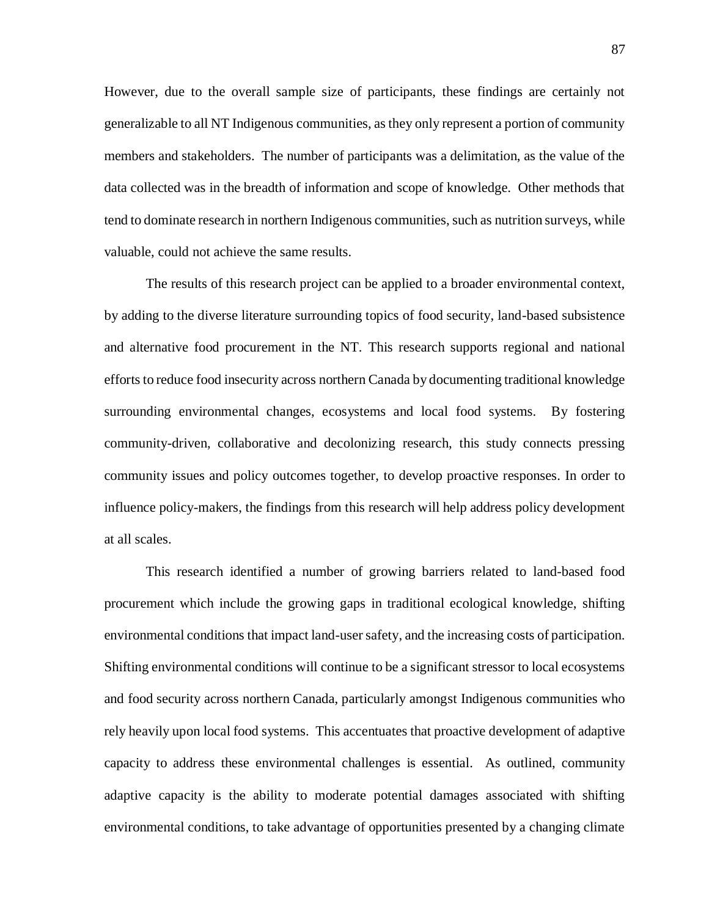However, due to the overall sample size of participants, these findings are certainly not generalizable to all NT Indigenous communities, as they only represent a portion of community members and stakeholders. The number of participants was a delimitation, as the value of the data collected was in the breadth of information and scope of knowledge. Other methods that tend to dominate research in northern Indigenous communities, such as nutrition surveys, while valuable, could not achieve the same results.

The results of this research project can be applied to a broader environmental context, by adding to the diverse literature surrounding topics of food security, land-based subsistence and alternative food procurement in the NT. This research supports regional and national efforts to reduce food insecurity across northern Canada by documenting traditional knowledge surrounding environmental changes, ecosystems and local food systems. By fostering community-driven, collaborative and decolonizing research, this study connects pressing community issues and policy outcomes together, to develop proactive responses. In order to influence policy-makers, the findings from this research will help address policy development at all scales.

This research identified a number of growing barriers related to land-based food procurement which include the growing gaps in traditional ecological knowledge, shifting environmental conditions that impact land-user safety, and the increasing costs of participation. Shifting environmental conditions will continue to be a significant stressor to local ecosystems and food security across northern Canada, particularly amongst Indigenous communities who rely heavily upon local food systems. This accentuates that proactive development of adaptive capacity to address these environmental challenges is essential. As outlined, community adaptive capacity is the ability to moderate potential damages associated with shifting environmental conditions, to take advantage of opportunities presented by a changing climate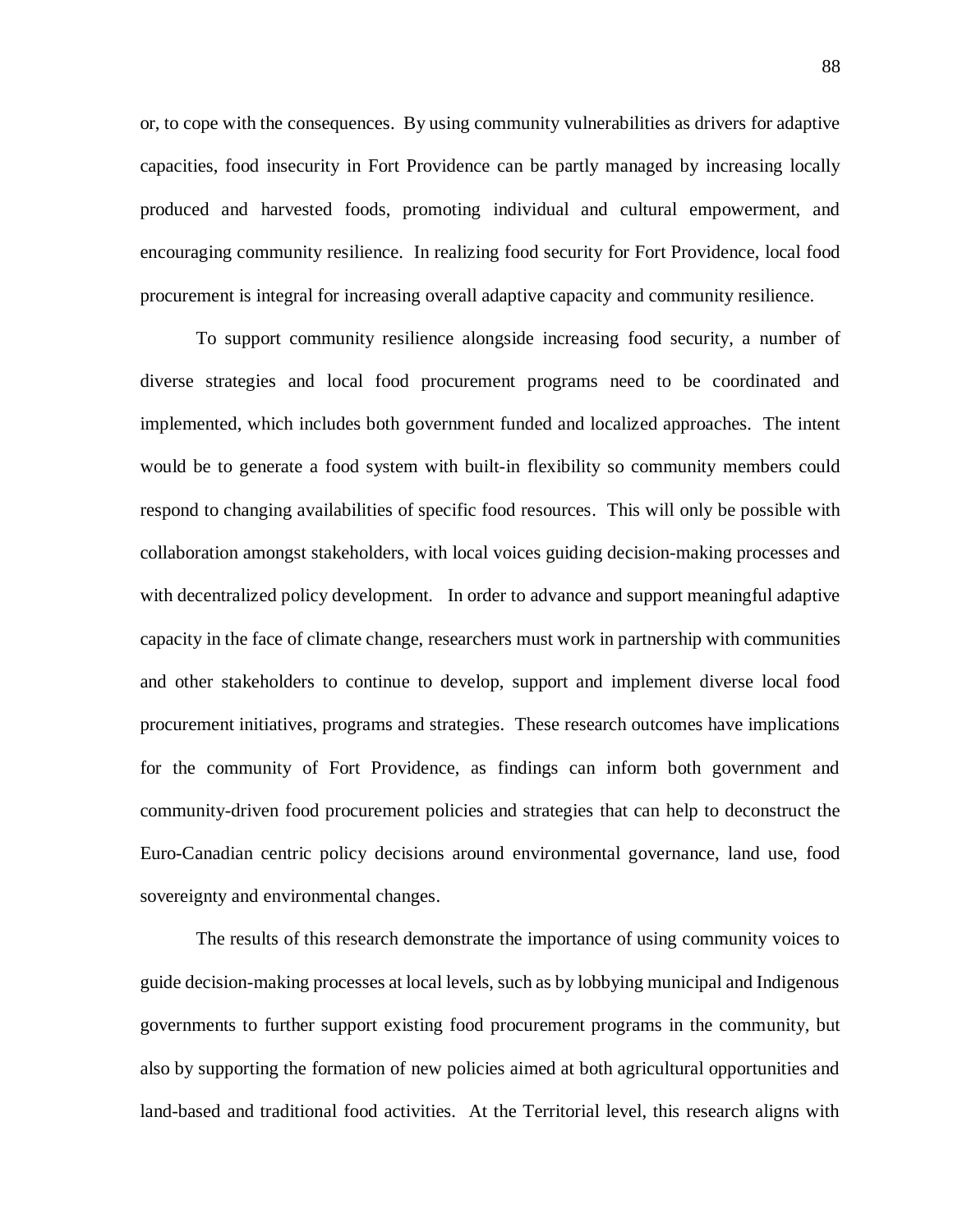or, to cope with the consequences. By using community vulnerabilities as drivers for adaptive capacities, food insecurity in Fort Providence can be partly managed by increasing locally produced and harvested foods, promoting individual and cultural empowerment, and encouraging community resilience. In realizing food security for Fort Providence, local food procurement is integral for increasing overall adaptive capacity and community resilience.

To support community resilience alongside increasing food security, a number of diverse strategies and local food procurement programs need to be coordinated and implemented, which includes both government funded and localized approaches. The intent would be to generate a food system with built-in flexibility so community members could respond to changing availabilities of specific food resources. This will only be possible with collaboration amongst stakeholders, with local voices guiding decision-making processes and with decentralized policy development. In order to advance and support meaningful adaptive capacity in the face of climate change, researchers must work in partnership with communities and other stakeholders to continue to develop, support and implement diverse local food procurement initiatives, programs and strategies. These research outcomes have implications for the community of Fort Providence, as findings can inform both government and community-driven food procurement policies and strategies that can help to deconstruct the Euro-Canadian centric policy decisions around environmental governance, land use, food sovereignty and environmental changes.

The results of this research demonstrate the importance of using community voices to guide decision-making processes at local levels, such as by lobbying municipal and Indigenous governments to further support existing food procurement programs in the community, but also by supporting the formation of new policies aimed at both agricultural opportunities and land-based and traditional food activities. At the Territorial level, this research aligns with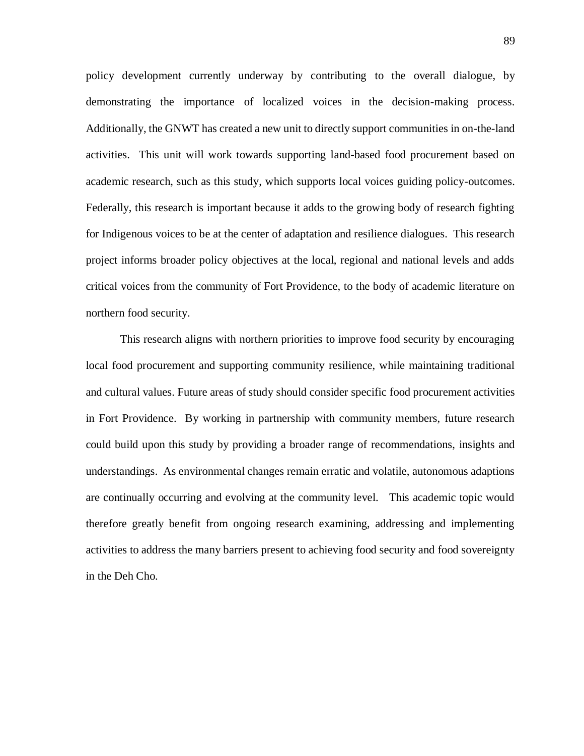policy development currently underway by contributing to the overall dialogue, by demonstrating the importance of localized voices in the decision-making process. Additionally, the GNWT has created a new unit to directly support communities in on-the-land activities. This unit will work towards supporting land-based food procurement based on academic research, such as this study, which supports local voices guiding policy-outcomes. Federally, this research is important because it adds to the growing body of research fighting for Indigenous voices to be at the center of adaptation and resilience dialogues. This research project informs broader policy objectives at the local, regional and national levels and adds critical voices from the community of Fort Providence, to the body of academic literature on northern food security.

This research aligns with northern priorities to improve food security by encouraging local food procurement and supporting community resilience, while maintaining traditional and cultural values. Future areas of study should consider specific food procurement activities in Fort Providence. By working in partnership with community members, future research could build upon this study by providing a broader range of recommendations, insights and understandings. As environmental changes remain erratic and volatile, autonomous adaptions are continually occurring and evolving at the community level. This academic topic would therefore greatly benefit from ongoing research examining, addressing and implementing activities to address the many barriers present to achieving food security and food sovereignty in the Deh Cho.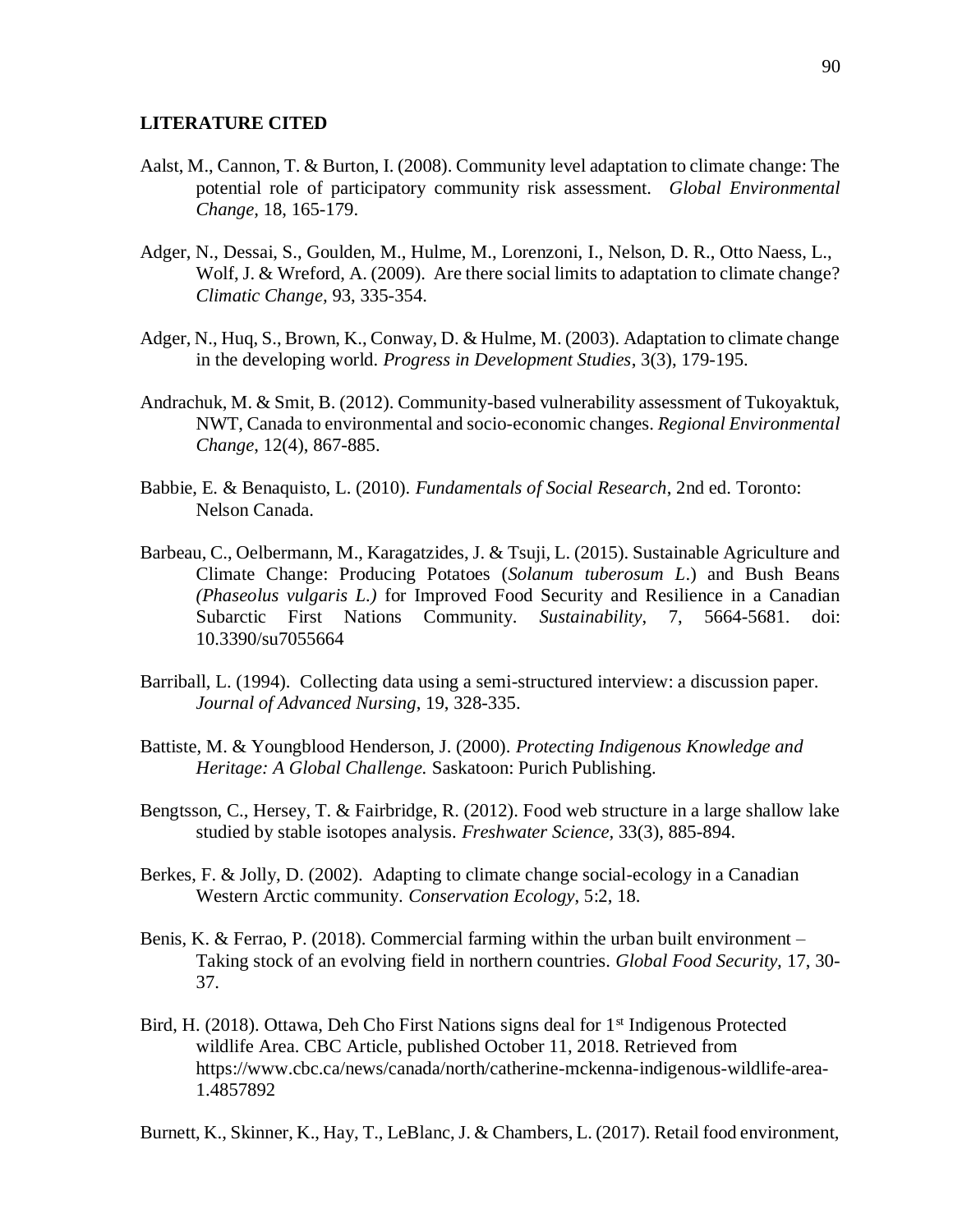**LITERATURE CITED**

Aalst, M., Cannon, T. & Burton, I. (2008). Community level adaptation to climate change: The potential role of participatory community risk assessment. *Global Environmental Change*, 18, 165-179.

Adger, N., Dessai, S., Goulden, M., Hulme, M., Lorenzoni, I., Nelson, D. R., Otto Naess, L., Wolf, J. & Wreford, A. (2009). Are there social limits to adaptation to climate change? *Climatic Change,* 93, 335-354.

Adger, N., Huq, S., Brown, K., Conway, D. & Hulme, M. (2003). Adaptation to climate change in the developing world. *Progress in Development Studies*, 3(3), 179-195.

Andrachuk, M. & Smit, B. (2012). Community-based vulnerability assessment of Tukoyaktuk, NWT, Canada to environmental and socio-economic changes. *Regional Environmental Change*, 12(4), 867-885.

Babbie, E. & Benaquisto, L. (2010). *Fundamentals of Social Research*, 2nd ed. Toronto: Nelson Canada.

Barbeau, C., Oelbermann, M., Karagatzides, J. & Tsuji, L. (2015). Sustainable Agriculture and Climate Change: Producing Potatoes (*Solanum tuberosum L*.) and Bush Beans *(Phaseolus vulgaris L.)* for Improved Food Security and Resilience in a Canadian Subarctic First Nations Community. *Sustainability*, 7, 5664-5681. doi: 10.3390/su7055664

Barriball, L. (1994). Collecting data using a semi-structured interview: a discussion paper. *Journal of Advanced Nursing*, 19, 328-335.

Battiste, M. & Youngblood Henderson, J. (2000). *Protecting Indigenous Knowledge and Heritage: A Global Challenge.* Saskatoon: Purich Publishing.

Bengtsson, C., Hersey, T. & Fairbridge, R. (2012). Food web structure in a large shallow lake studied by stable isotopes analysis. *Freshwater Science*, 33(3), 885-894.

Berkes, F. & Jolly, D. (2002). Adapting to climate change social-ecology in a Canadian Western Arctic community. *Conservation Ecology*, 5:2, 18.

Benis, K. & Ferrao, P. (2018). Commercial farming within the urban built environment – Taking stock of an evolving field in northern countries. *Global Food Security*, 17, 30-37.

Bird, H. (2018). Ottawa, Deh Cho First Nations signs deal for 1st Indigenous Protected wildlife Area. CBC Article, published October 11, 2018. Retrieved from https://www.cbc.ca/news/canada/north/catherine-mckenna-indigenous-wildlife-area-1.4857892

Burnett, K., Skinner, K., Hay, T., LeBlanc, J. & Chambers, L. (2017). Retail food environment,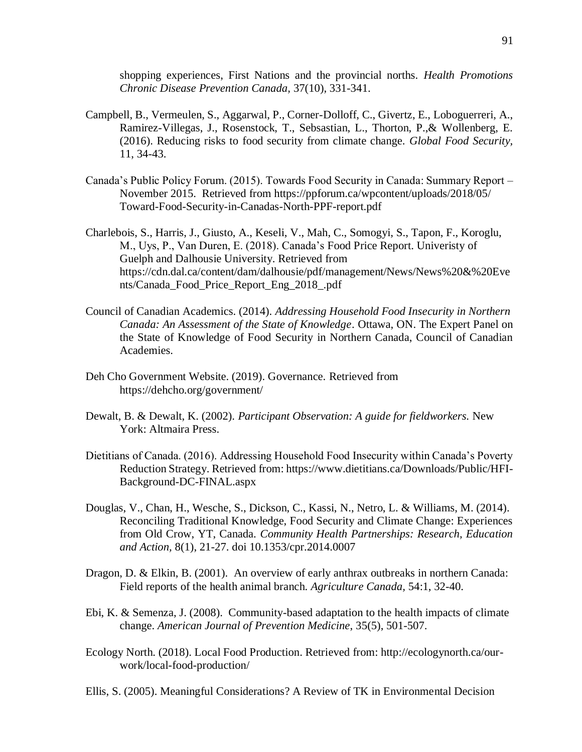shopping experiences, First Nations and the provincial norths. *Health Promotions Chronic Disease Prevention Canada,* 37(10), 331-341.

Campbell, B., Vermeulen, S., Aggarwal, P., Corner-Dolloff, C., Givertz, E., Loboguerreri, A., Ramirez-Villegas, J., Rosenstock, T., Sebsastian, L., Thorton, P.,& Wollenberg, E. (2016). Reducing risks to food security from climate change. *Global Food Security,* 11, 34-43.

Canada's Public Policy Forum. (2015). Towards Food Security in Canada: Summary Report – November 2015. Retrieved from https://ppforum.ca/wpcontent/uploads/2018/05/ Toward-Food-Security-in-Canadas-North-PPF-report.pdf

Charlebois, S., Harris, J., Giusto, A., Keseli, V., Mah, C., Somogyi, S., Tapon, F., Koroglu, M., Uys, P., Van Duren, E. (2018). Canada's Food Price Report. Univeristy of Guelph and Dalhousie University. Retrieved from https://cdn.dal.ca/content/dam/dalhousie/pdf/management/News/News%20&%20Events/Canada_Food_Price_Report_Eng_2018_.pdf

Council of Canadian Academics. (2014). *Addressing Household Food Insecurity in Northern Canada: An Assessment of the State of Knowledge*. Ottawa, ON. The Expert Panel on the State of Knowledge of Food Security in Northern Canada, Council of Canadian Academies.

Deh Cho Government Website. (2019). Governance. Retrieved from https://dehcho.org/government/

Dewalt, B. & Dewalt, K. (2002). *Participant Observation: A guide for fieldworkers.* New York: Altmaira Press.

Dietitians of Canada. (2016). Addressing Household Food Insecurity within Canada's Poverty Reduction Strategy. Retrieved from: https://www.dietitians.ca/Downloads/Public/HFI-Background-DC-FINAL.aspx

Douglas, V., Chan, H., Wesche, S., Dickson, C., Kassi, N., Netro, L. & Williams, M. (2014). Reconciling Traditional Knowledge, Food Security and Climate Change: Experiences from Old Crow, YT, Canada. *Community Health Partnerships: Research, Education and Action,* 8(1), 21-27. doi 10.1353/cpr.2014.0007

Dragon, D. & Elkin, B. (2001). An overview of early anthrax outbreaks in northern Canada: Field reports of the health animal branch. *Agriculture Canada,* 54:1, 32-40.

Ebi, K. & Semenza, J. (2008). Community-based adaptation to the health impacts of climate change. *American Journal of Prevention Medicine,* 35(5), 501-507.

Ecology North. (2018). Local Food Production. Retrieved from: http://ecologynorth.ca/our-work/local-food-production/

Ellis, S. (2005). Meaningful Considerations? A Review of TK in Environmental Decision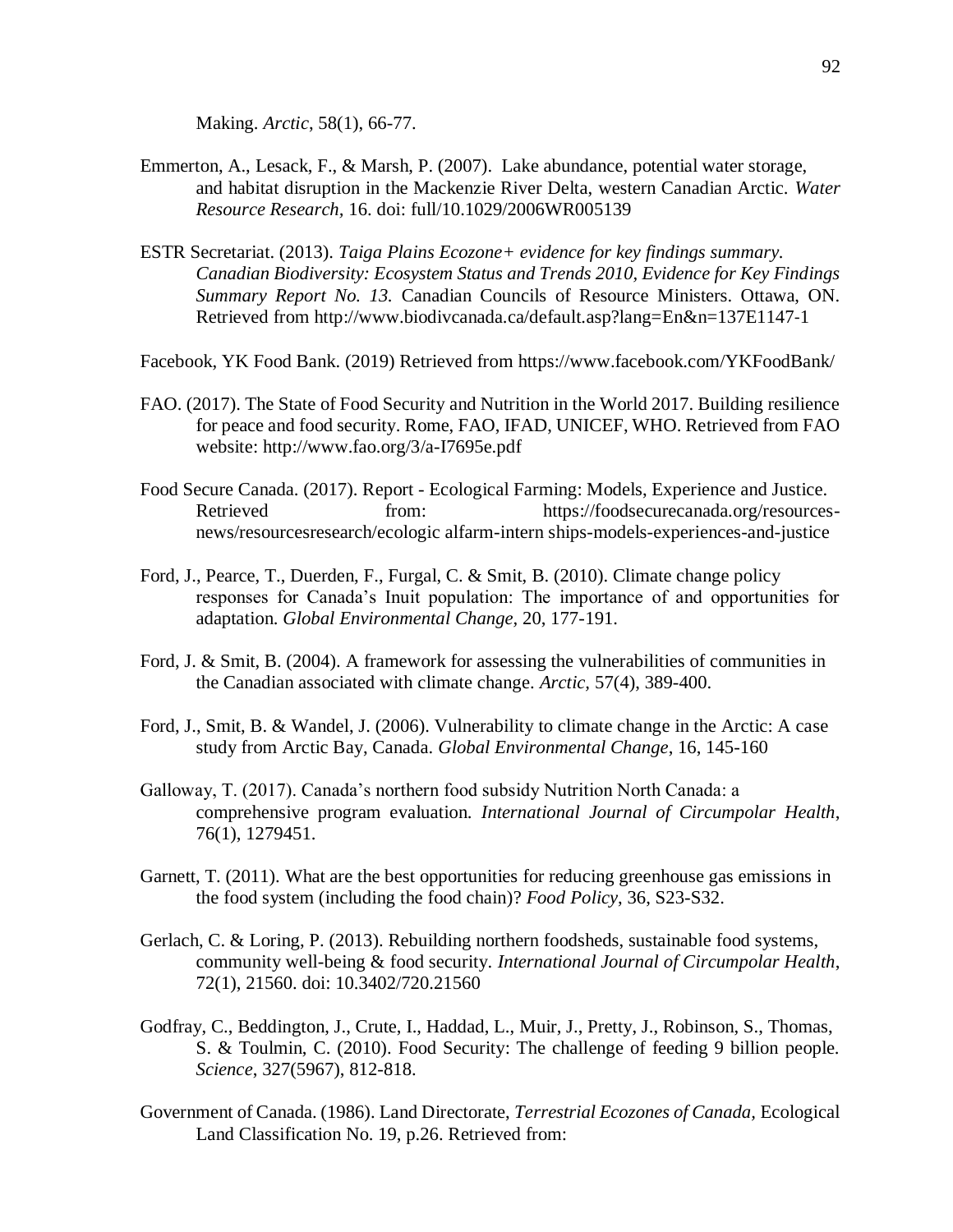Making. *Arctic*, 58(1), 66-77.

Emmerton, A., Lesack, F., & Marsh, P. (2007). Lake abundance, potential water storage, and habitat disruption in the Mackenzie River Delta, western Canadian Arctic. *Water Resource Research,* 16. doi: full/10.1029/2006WR005139

ESTR Secretariat. (2013). *Taiga Plains Ecozone+ evidence for key findings summary. Canadian Biodiversity: Ecosystem Status and Trends 2010, Evidence for Key Findings Summary Report No. 13.* Canadian Councils of Resource Ministers. Ottawa, ON. Retrieved from http://www.biodivcanada.ca/default.asp?lang=En&n=137E1147-1

Facebook, YK Food Bank. (2019) Retrieved from https://www.facebook.com/YKFoodBank/

FAO. (2017). The State of Food Security and Nutrition in the World 2017. Building resilience for peace and food security. Rome, FAO, IFAD, UNICEF, WHO. Retrieved from FAO website: http://www.fao.org/3/a-I7695e.pdf

Food Secure Canada. (2017). Report - Ecological Farming: Models, Experience and Justice. Retrieved from: https://foodsecurecanada.org/resources-news/resourcesresearch/ecologic alfarm-intern ships-models-experiences-and-justice

Ford, J., Pearce, T., Duerden, F., Furgal, C. & Smit, B. (2010). Climate change policy responses for Canada's Inuit population: The importance of and opportunities for adaptation. *Global Environmental Change,* 20, 177-191.

Ford, J. & Smit, B. (2004). A framework for assessing the vulnerabilities of communities in the Canadian associated with climate change. *Arctic,* 57(4), 389-400.

Ford, J., Smit, B. & Wandel, J. (2006). Vulnerability to climate change in the Arctic: A case study from Arctic Bay, Canada. *Global Environmental Change*, 16, 145-160

Galloway, T. (2017). Canada's northern food subsidy Nutrition North Canada: a comprehensive program evaluation. *International Journal of Circumpolar Health*, 76(1), 1279451.

Garnett, T. (2011). What are the best opportunities for reducing greenhouse gas emissions in the food system (including the food chain)? *Food Policy*, 36, S23-S32.

Gerlach, C. & Loring, P. (2013). Rebuilding northern foodsheds, sustainable food systems, community well-being & food security. *International Journal of Circumpolar Health*, 72(1), 21560. doi: 10.3402/720.21560

Godfray, C., Beddington, J., Crute, I., Haddad, L., Muir, J., Pretty, J., Robinson, S., Thomas, S. & Toulmin, C. (2010). Food Security: The challenge of feeding 9 billion people. *Science*, 327(5967), 812-818.

Government of Canada. (1986). Land Directorate, *Terrestrial Ecozones of Canada,* Ecological Land Classification No. 19, p.26. Retrieved from: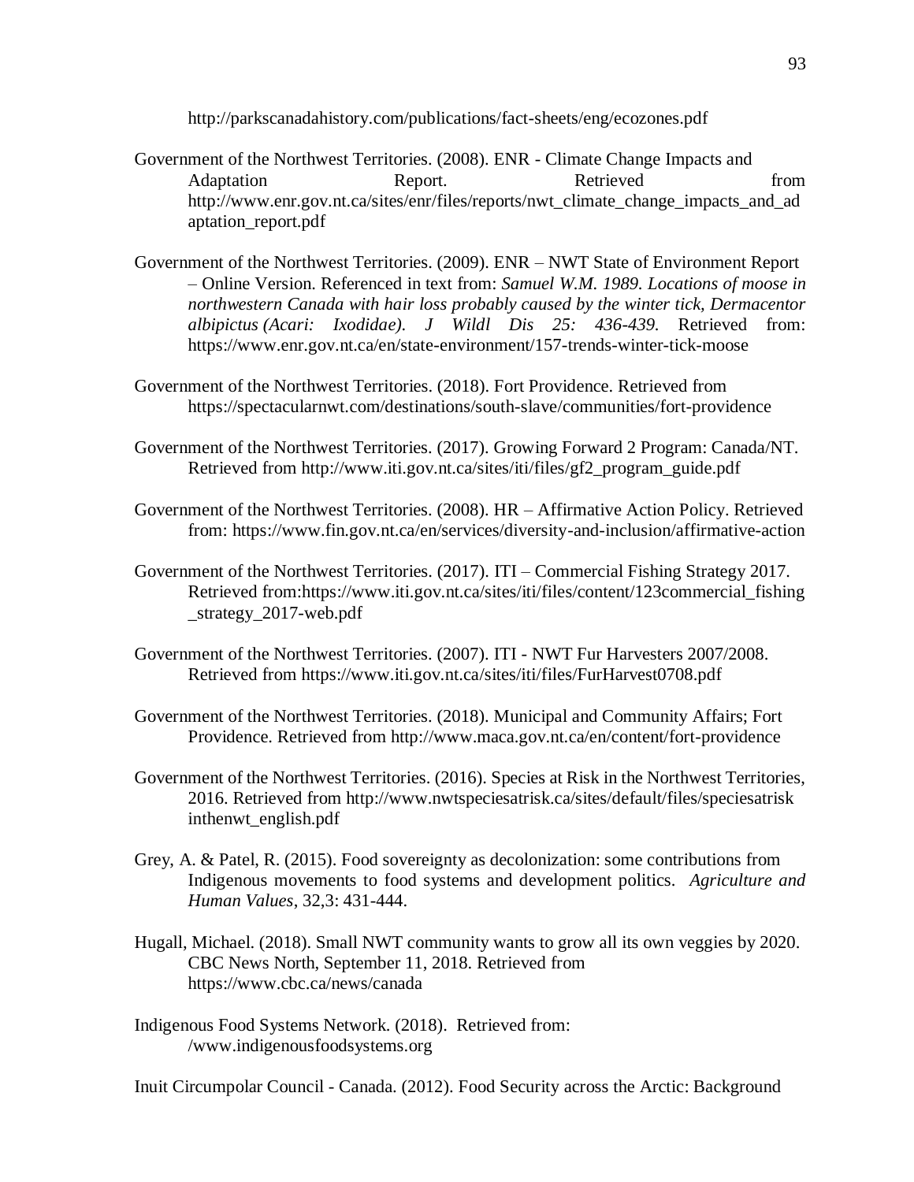http://parkscanadahistory.com/publications/fact-sheets/eng/ecozones.pdf

Government of the Northwest Territories. (2008). ENR - Climate Change Impacts and Adaptation Report. Retrieved from http://www.enr.gov.nt.ca/sites/enr/files/reports/nwt_climate_change_impacts_and_adaptation_report.pdf

Government of the Northwest Territories. (2009). ENR – NWT State of Environment Report – Online Version. Referenced in text from: *Samuel W.M. 1989. Locations of moose in northwestern Canada with hair loss probably caused by the winter tick, Dermacentor albipictus (Acari: Ixodidae). J Wildl Dis 25: 436-439.* Retrieved from: https://www.enr.gov.nt.ca/en/state-environment/157-trends-winter-tick-moose

Government of the Northwest Territories. (2018). Fort Providence. Retrieved from https://spectacularnwt.com/destinations/south-slave/communities/fort-providence

Government of the Northwest Territories. (2017). Growing Forward 2 Program: Canada/NT. Retrieved from http://www.iti.gov.nt.ca/sites/iti/files/gf2_program_guide.pdf

Government of the Northwest Territories. (2008). HR – Affirmative Action Policy. Retrieved from: https://www.fin.gov.nt.ca/en/services/diversity-and-inclusion/affirmative-action

Government of the Northwest Territories. (2017). ITI – Commercial Fishing Strategy 2017. Retrieved from:https://www.iti.gov.nt.ca/sites/iti/files/content/123commercial_fishing_strategy_2017-web.pdf

Government of the Northwest Territories. (2007). ITI - NWT Fur Harvesters 2007/2008. Retrieved from https://www.iti.gov.nt.ca/sites/iti/files/FurHarvest0708.pdf

Government of the Northwest Territories. (2018). Municipal and Community Affairs; Fort Providence. Retrieved from http://www.maca.gov.nt.ca/en/content/fort-providence

Government of the Northwest Territories. (2016). Species at Risk in the Northwest Territories, 2016. Retrieved from http://www.nwtspeciesatrisk.ca/sites/default/files/speciesatriskinthenwt_english.pdf

Grey, A. & Patel, R. (2015). Food sovereignty as decolonization: some contributions from Indigenous movements to food systems and development politics. *Agriculture and Human Values*, 32,3: 431-444.

Hugall, Michael. (2018). Small NWT community wants to grow all its own veggies by 2020. CBC News North, September 11, 2018. Retrieved from https://www.cbc.ca/news/canada

Indigenous Food Systems Network. (2018). Retrieved from: /www.indigenousfoodsystems.org

Inuit Circumpolar Council - Canada. (2012). Food Security across the Arctic: Background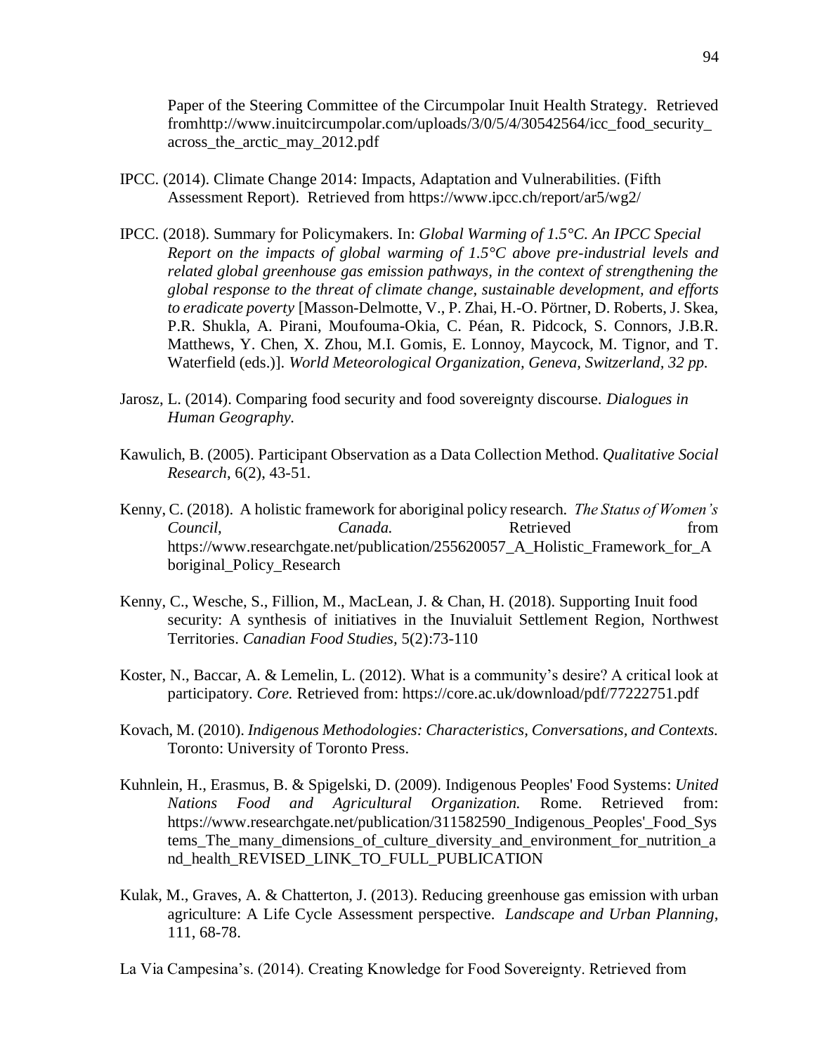Paper of the Steering Committee of the Circumpolar Inuit Health Strategy. Retrieved fromhttp://www.inuitcircumpolar.com/uploads/3/0/5/4/30542564/icc_food_security_across_the_arctic_may_2012.pdf

IPCC. (2014). Climate Change 2014: Impacts, Adaptation and Vulnerabilities. (Fifth Assessment Report). Retrieved from https://www.ipcc.ch/report/ar5/wg2/

IPCC. (2018). Summary for Policymakers. In: *Global Warming of 1.5°C. An IPCC Special Report on the impacts of global warming of 1.5°C above pre-industrial levels and related global greenhouse gas emission pathways, in the context of strengthening the global response to the threat of climate change, sustainable development, and efforts to eradicate poverty* [Masson-Delmotte, V., P. Zhai, H.-O. Pörtner, D. Roberts, J. Skea, P.R. Shukla, A. Pirani, Moufouma-Okia, C. Péan, R. Pidcock, S. Connors, J.B.R. Matthews, Y. Chen, X. Zhou, M.I. Gomis, E. Lonnoy, Maycock, M. Tignor, and T. Waterfield (eds.)]. *World Meteorological Organization, Geneva, Switzerland, 32 pp.*

Jarosz, L. (2014). Comparing food security and food sovereignty discourse. *Dialogues in Human Geography.*

Kawulich, B. (2005). Participant Observation as a Data Collection Method. *Qualitative Social Research*, 6(2), 43-51.

Kenny, C. (2018). A holistic framework for aboriginal policy research. *The Status of Women's Council, Canada.* Retrieved from https://www.researchgate.net/publication/255620057_A_Holistic_Framework_for_Aboriginal_Policy_Research

Kenny, C., Wesche, S., Fillion, M., MacLean, J. & Chan, H. (2018). Supporting Inuit food security: A synthesis of initiatives in the Inuvialuit Settlement Region, Northwest Territories. *Canadian Food Studies,* 5(2):73-110

Koster, N., Baccar, A. & Lemelin, L. (2012). What is a community's desire? A critical look at participatory. *Core.* Retrieved from: https://core.ac.uk/download/pdf/77222751.pdf

Kovach, M. (2010). *Indigenous Methodologies: Characteristics, Conversations, and Contexts.* Toronto: University of Toronto Press.

Kuhnlein, H., Erasmus, B. & Spigelski, D. (2009). Indigenous Peoples' Food Systems: *United Nations Food and Agricultural Organization.* Rome. Retrieved from: https://www.researchgate.net/publication/311582590_Indigenous_Peoples'_Food_Systems_The_many_dimensions_of_culture_diversity_and_environment_for_nutrition_and_health_REVISED_LINK_TO_FULL_PUBLICATION

Kulak, M., Graves, A. & Chatterton, J. (2013). Reducing greenhouse gas emission with urban agriculture: A Life Cycle Assessment perspective. *Landscape and Urban Planning*, 111, 68-78.

La Via Campesina's. (2014). Creating Knowledge for Food Sovereignty. Retrieved from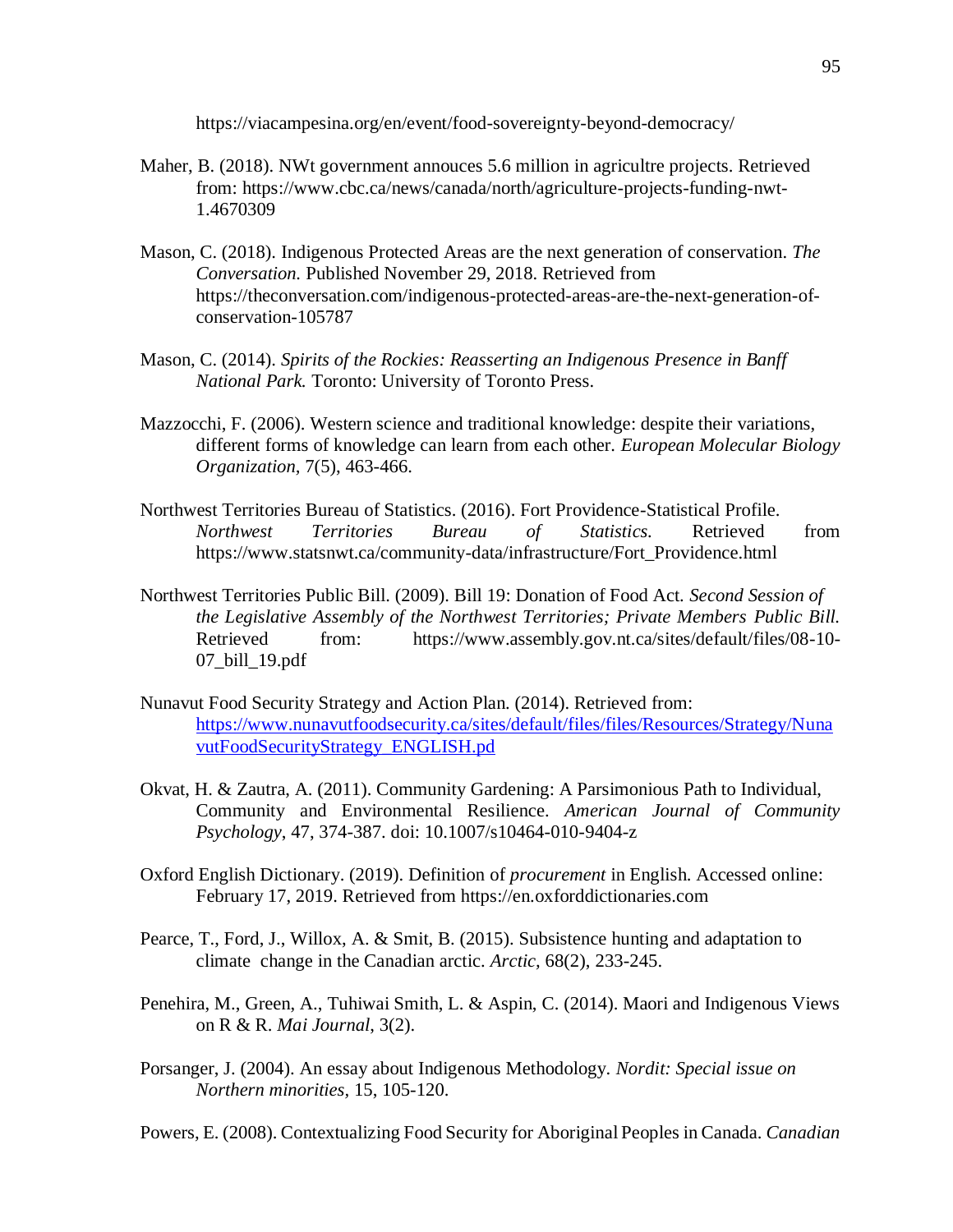https://viacampesina.org/en/event/food-sovereignty-beyond-democracy/

Maher, B. (2018). NWt government annouces 5.6 million in agricultre projects. Retrieved from: https://www.cbc.ca/news/canada/north/agriculture-projects-funding-nwt-1.4670309

Mason, C. (2018). Indigenous Protected Areas are the next generation of conservation. *The Conversation.* Published November 29, 2018. Retrieved from https://theconversation.com/indigenous-protected-areas-are-the-next-generation-of-conservation-105787

Mason, C. (2014). *Spirits of the Rockies: Reasserting an Indigenous Presence in Banff National Park.* Toronto: University of Toronto Press.

Mazzocchi, F. (2006). Western science and traditional knowledge: despite their variations, different forms of knowledge can learn from each other. *European Molecular Biology Organization*, 7(5), 463-466.

Northwest Territories Bureau of Statistics. (2016). Fort Providence-Statistical Profile. *Northwest Territories Bureau of Statistics.* Retrieved from https://www.statsnwt.ca/community-data/infrastructure/Fort_Providence.html

Northwest Territories Public Bill. (2009). Bill 19: Donation of Food Act. *Second Session of the Legislative Assembly of the Northwest Territories; Private Members Public Bill.* Retrieved from: https://www.assembly.gov.nt.ca/sites/default/files/08-10-07_bill_19.pdf

Nunavut Food Security Strategy and Action Plan. (2014). Retrieved from: [https://www.nunavutfoodsecurity.ca/sites/default/files/files/Resources/Strategy/NunavutFoodSecurityStrategy_ENGLISH.pd](https://www.nunavutfoodsecurity.ca/sites/default/files/files/Resources/Strategy/NunavutFoodSecurityStrategy_ENGLISH.pd)

Okvat, H. & Zautra, A. (2011). Community Gardening: A Parsimonious Path to Individual, Community and Environmental Resilience. *American Journal of Community Psychology*, 47, 374-387. doi: 10.1007/s10464-010-9404-z

Oxford English Dictionary. (2019). Definition of *procurement* in English. Accessed online: February 17, 2019. Retrieved from https://en.oxforddictionaries.com

Pearce, T., Ford, J., Willox, A. & Smit, B. (2015). Subsistence hunting and adaptation to climate change in the Canadian arctic. *Arctic,* 68(2), 233-245.

Penehira, M., Green, A., Tuhiwai Smith, L. & Aspin, C. (2014). Maori and Indigenous Views on R & R. *Mai Journal*, 3(2).

Porsanger, J. (2004). An essay about Indigenous Methodology. *Nordit: Special issue on Northern minorities,* 15, 105-120.

Powers, E. (2008). Contextualizing Food Security for Aboriginal Peoples in Canada. *Canadian*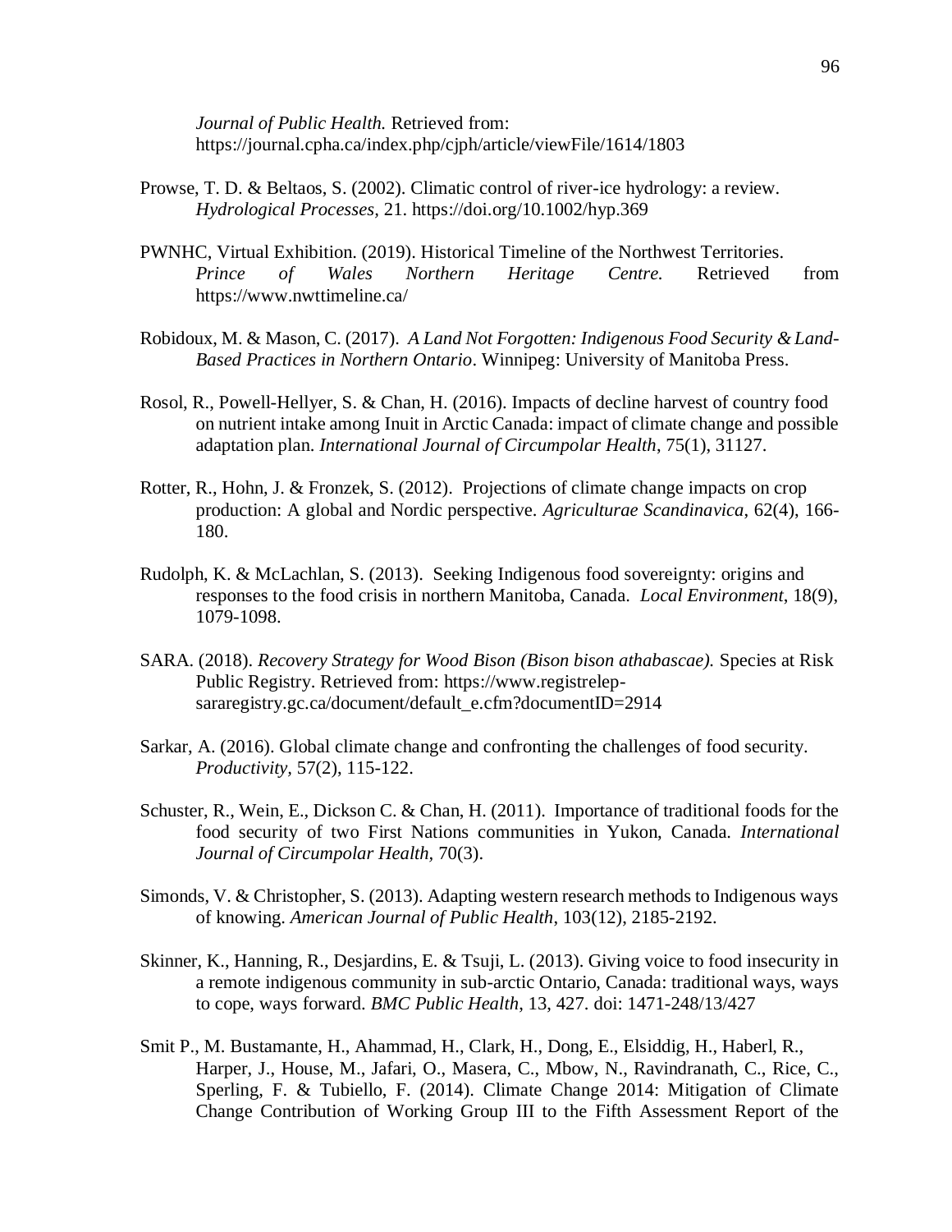*Journal of Public Health.* Retrieved from: https://journal.cpha.ca/index.php/cjph/article/viewFile/1614/1803

Prowse, T. D. & Beltaos, S. (2002). Climatic control of river-ice hydrology: a review. *Hydrological Processes*, 21. https://doi.org/10.1002/hyp.369

PWNHC, Virtual Exhibition. (2019). Historical Timeline of the Northwest Territories. *Prince of Wales Northern Heritage Centre.* Retrieved from https://www.nwttimeline.ca/

Robidoux, M. & Mason, C. (2017). *A Land Not Forgotten: Indigenous Food Security & Land-Based Practices in Northern Ontario*. Winnipeg: University of Manitoba Press.

Rosol, R., Powell-Hellyer, S. & Chan, H. (2016). Impacts of decline harvest of country food on nutrient intake among Inuit in Arctic Canada: impact of climate change and possible adaptation plan. *International Journal of Circumpolar Health*, 75(1), 31127.

Rotter, R., Hohn, J. & Fronzek, S. (2012). Projections of climate change impacts on crop production: A global and Nordic perspective. *Agriculturae Scandinavica*, 62(4), 166-180.

Rudolph, K. & McLachlan, S. (2013). Seeking Indigenous food sovereignty: origins and responses to the food crisis in northern Manitoba, Canada. *Local Environment*, 18(9), 1079-1098.

SARA. (2018). *Recovery Strategy for Wood Bison (Bison bison athabascae).* Species at Risk Public Registry. Retrieved from: https://www.registrelep-sararegistry.gc.ca/document/default_e.cfm?documentID=2914

Sarkar, A. (2016). Global climate change and confronting the challenges of food security. *Productivity*, 57(2), 115-122.

Schuster, R., Wein, E., Dickson C. & Chan, H. (2011). Importance of traditional foods for the food security of two First Nations communities in Yukon, Canada. *International Journal of Circumpolar Health,* 70(3).

Simonds, V. & Christopher, S. (2013). Adapting western research methods to Indigenous ways of knowing. *American Journal of Public Health*, 103(12), 2185-2192.

Skinner, K., Hanning, R., Desjardins, E. & Tsuji, L. (2013). Giving voice to food insecurity in a remote indigenous community in sub-arctic Ontario, Canada: traditional ways, ways to cope, ways forward. *BMC Public Health*, 13, 427. doi: 1471-248/13/427

Smit P., M. Bustamante, H., Ahammad, H., Clark, H., Dong, E., Elsiddig, H., Haberl, R., Harper, J., House, M., Jafari, O., Masera, C., Mbow, N., Ravindranath, C., Rice, C., Sperling, F. & Tubiello, F. (2014). Climate Change 2014: Mitigation of Climate Change Contribution of Working Group III to the Fifth Assessment Report of the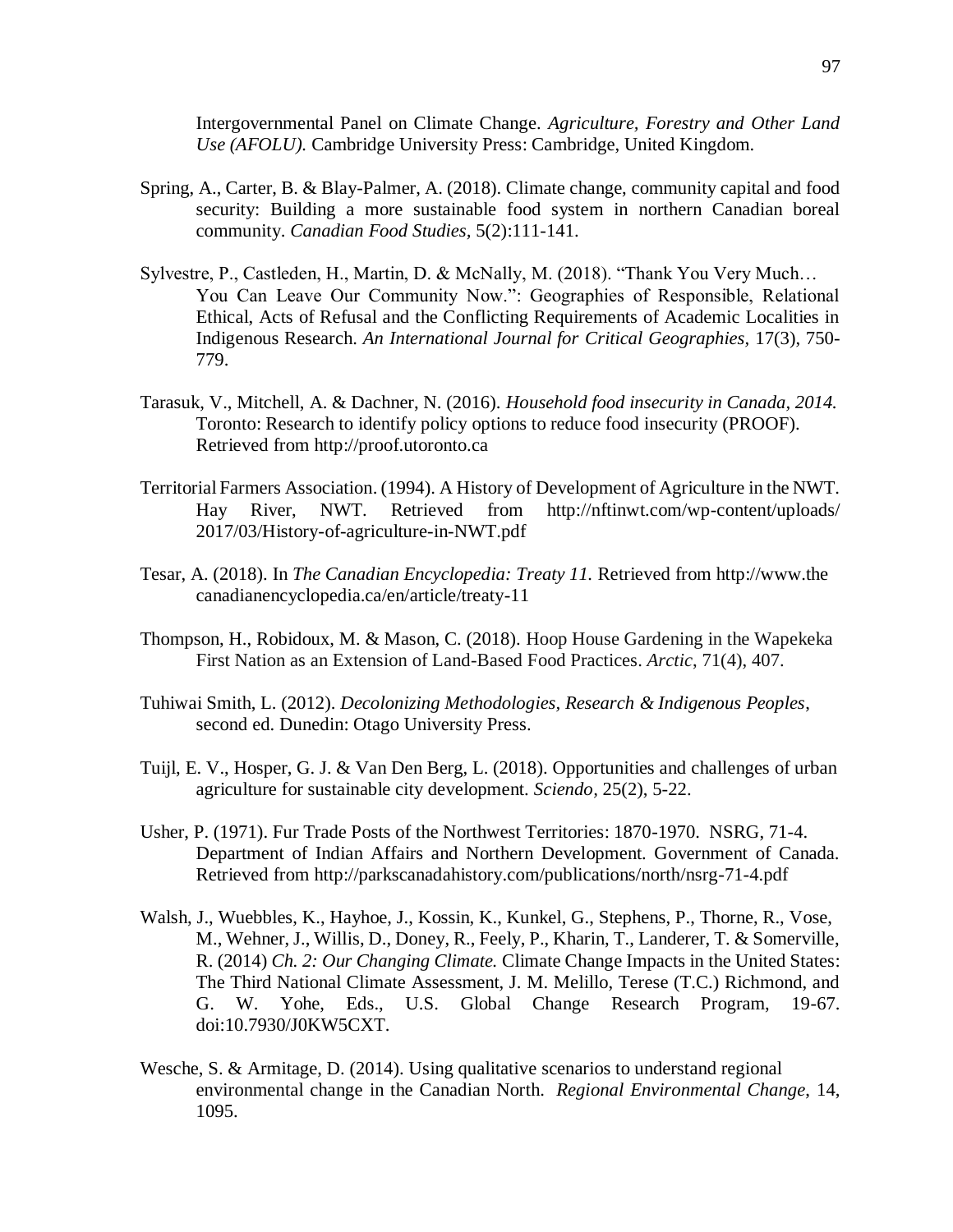Intergovernmental Panel on Climate Change. *Agriculture, Forestry and Other Land Use (AFOLU).* Cambridge University Press: Cambridge, United Kingdom.

Spring, A., Carter, B. & Blay-Palmer, A. (2018). Climate change, community capital and food security: Building a more sustainable food system in northern Canadian boreal community. *Canadian Food Studies*, 5(2):111-141.

Sylvestre, P., Castleden, H., Martin, D. & McNally, M. (2018). "Thank You Very Much… You Can Leave Our Community Now.": Geographies of Responsible, Relational Ethical, Acts of Refusal and the Conflicting Requirements of Academic Localities in Indigenous Research. *An International Journal for Critical Geographies*, 17(3), 750-779.

Tarasuk, V., Mitchell, A. & Dachner, N. (2016). *Household food insecurity in Canada, 2014.* Toronto: Research to identify policy options to reduce food insecurity (PROOF). Retrieved from http://proof.utoronto.ca

Territorial Farmers Association. (1994). A History of Development of Agriculture in the NWT. Hay River, NWT. Retrieved from http://nftinwt.com/wp-content/uploads/2017/03/History-of-agriculture-in-NWT.pdf

Tesar, A. (2018). In *The Canadian Encyclopedia: Treaty 11.* Retrieved from http://www.thecanadianencyclopedia.ca/en/article/treaty-11

Thompson, H., Robidoux, M. & Mason, C. (2018). Hoop House Gardening in the Wapekeka First Nation as an Extension of Land-Based Food Practices. *Arctic*, 71(4), 407.

Tuhiwai Smith, L. (2012). *Decolonizing Methodologies, Research & Indigenous Peoples*, second ed. Dunedin: Otago University Press.

Tuijl, E. V., Hosper, G. J. & Van Den Berg, L. (2018). Opportunities and challenges of urban agriculture for sustainable city development. *Sciendo*, 25(2), 5-22.

Usher, P. (1971). Fur Trade Posts of the Northwest Territories: 1870-1970. NSRG, 71-4. Department of Indian Affairs and Northern Development. Government of Canada. Retrieved from http://parkscanadahistory.com/publications/north/nsrg-71-4.pdf

Walsh, J., Wuebbles, K., Hayhoe, J., Kossin, K., Kunkel, G., Stephens, P., Thorne, R., Vose, M., Wehner, J., Willis, D., Doney, R., Feely, P., Kharin, T., Landerer, T. & Somerville, R. (2014) *Ch. 2: Our Changing Climate.* Climate Change Impacts in the United States: The Third National Climate Assessment, J. M. Melillo, Terese (T.C.) Richmond, and G. W. Yohe, Eds., U.S. Global Change Research Program, 19-67. doi:10.7930/J0KW5CXT.

Wesche, S. & Armitage, D. (2014). Using qualitative scenarios to understand regional environmental change in the Canadian North. *Regional Environmental Change*, 14, 1095.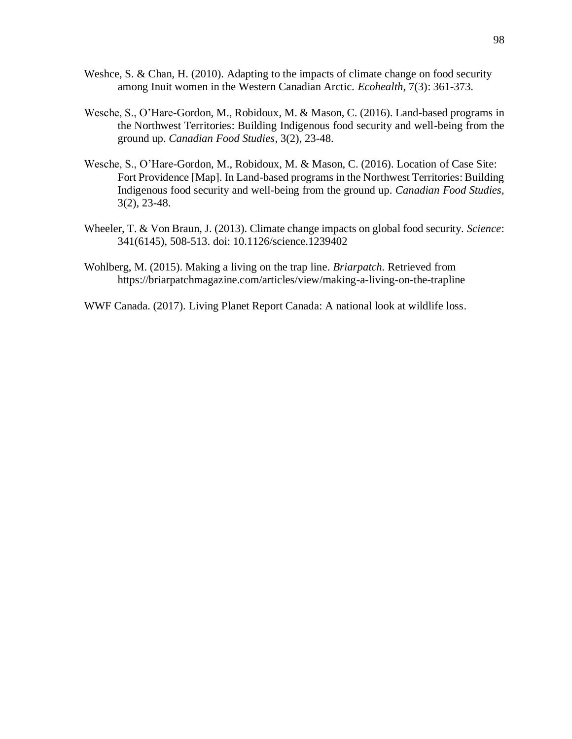Weshce, S. & Chan, H. (2010). Adapting to the impacts of climate change on food security among Inuit women in the Western Canadian Arctic. *Ecohealth*, 7(3): 361-373.

Wesche, S., O'Hare-Gordon, M., Robidoux, M. & Mason, C. (2016). Land-based programs in the Northwest Territories: Building Indigenous food security and well-being from the ground up. *Canadian Food Studies*, 3(2), 23-48.

Wesche, S., O'Hare-Gordon, M., Robidoux, M. & Mason, C. (2016). Location of Case Site: Fort Providence [Map]. In Land-based programs in the Northwest Territories: Building Indigenous food security and well-being from the ground up. *Canadian Food Studies*, 3(2), 23-48.

Wheeler, T. & Von Braun, J. (2013). Climate change impacts on global food security. *Science*: 341(6145), 508-513. doi: 10.1126/science.1239402

Wohlberg, M. (2015). Making a living on the trap line. *Briarpatch.* Retrieved from https://briarpatchmagazine.com/articles/view/making-a-living-on-the-trapline

WWF Canada. (2017). Living Planet Report Canada: A national look at wildlife loss.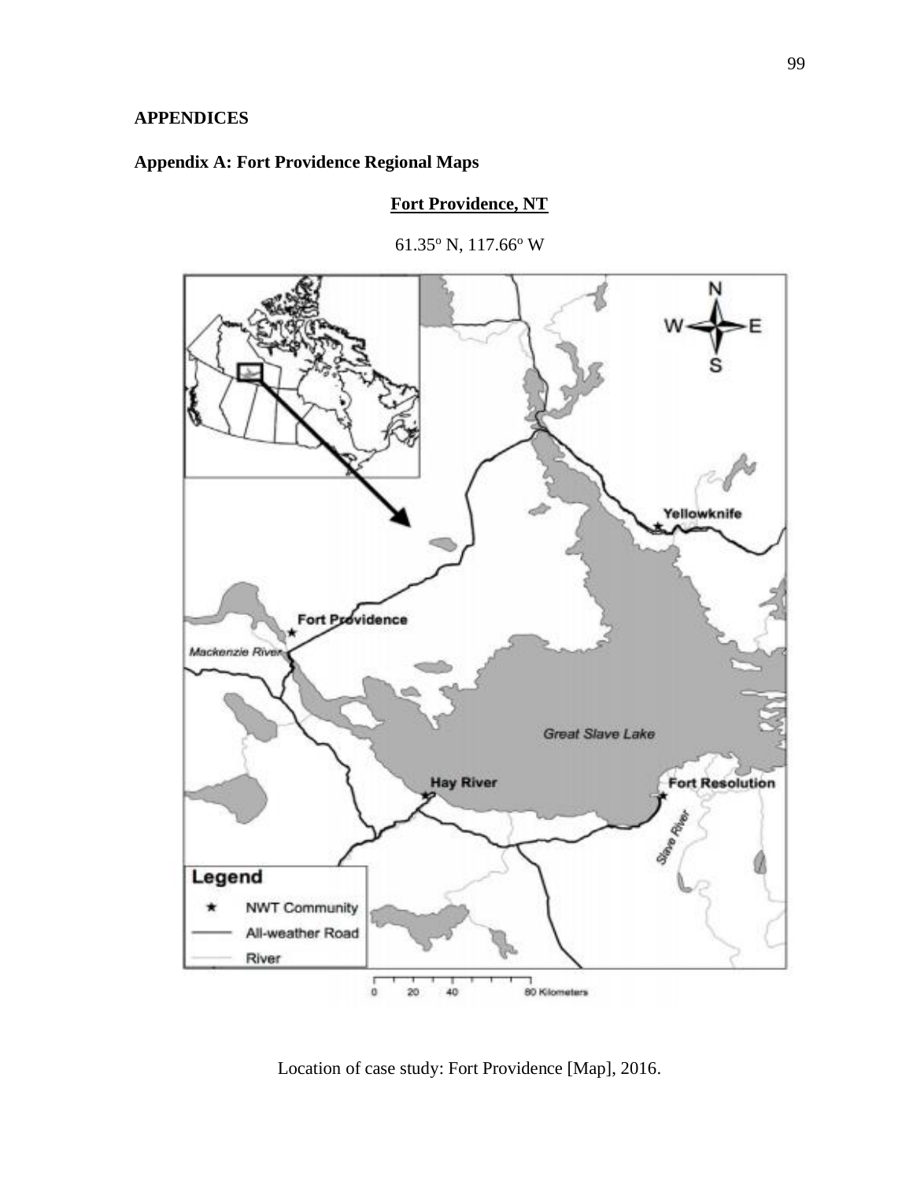# APPENDICES

## Appendix A: Fort Providence Regional Maps

**Fort Providence, NT**

61.35º N, 117.66º W

Location of case study: Fort Providence [Map], 2016.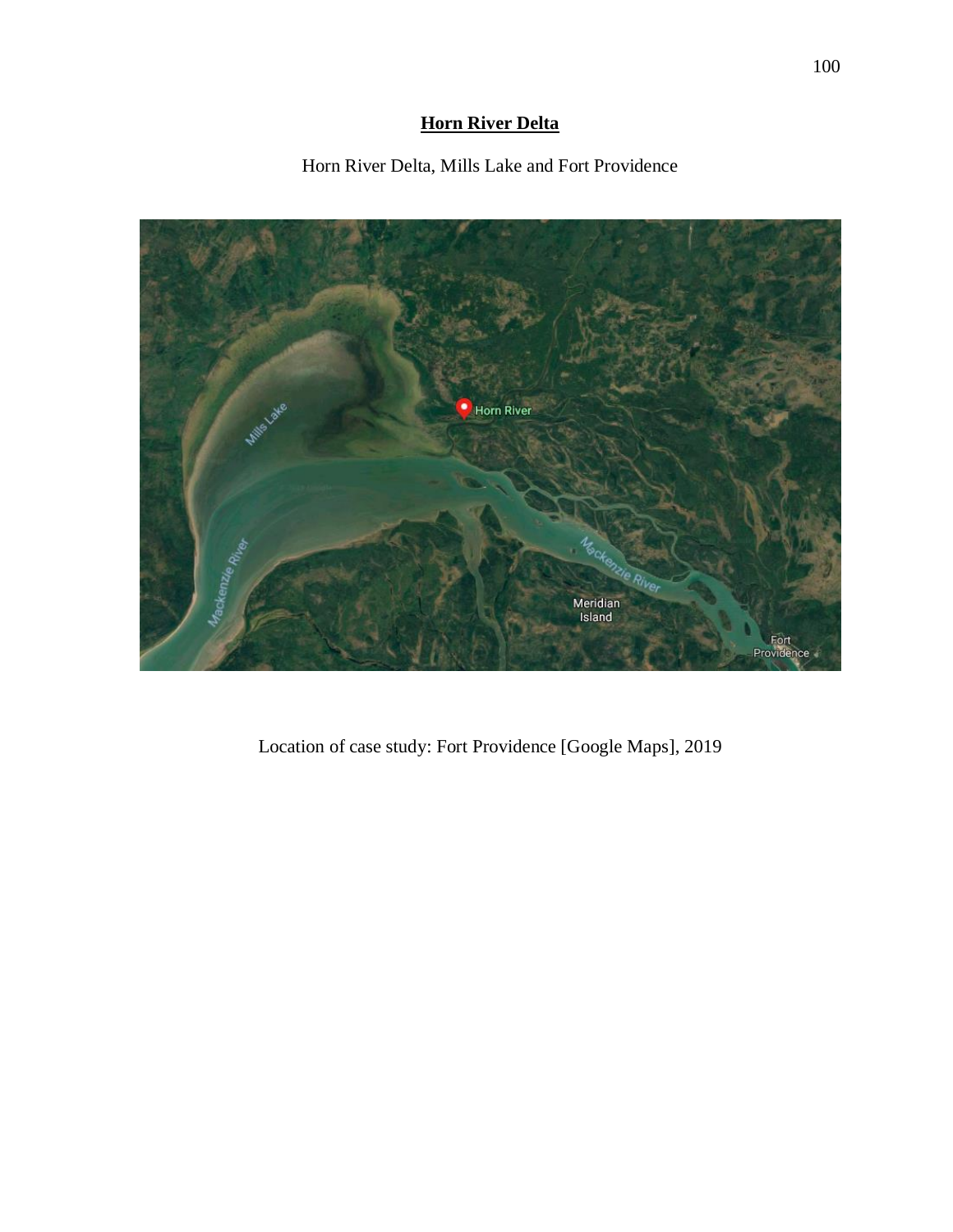# **Horn River Delta**

Horn River Delta, Mills Lake and Fort Providence

Location of case study: Fort Providence [Google Maps], 2019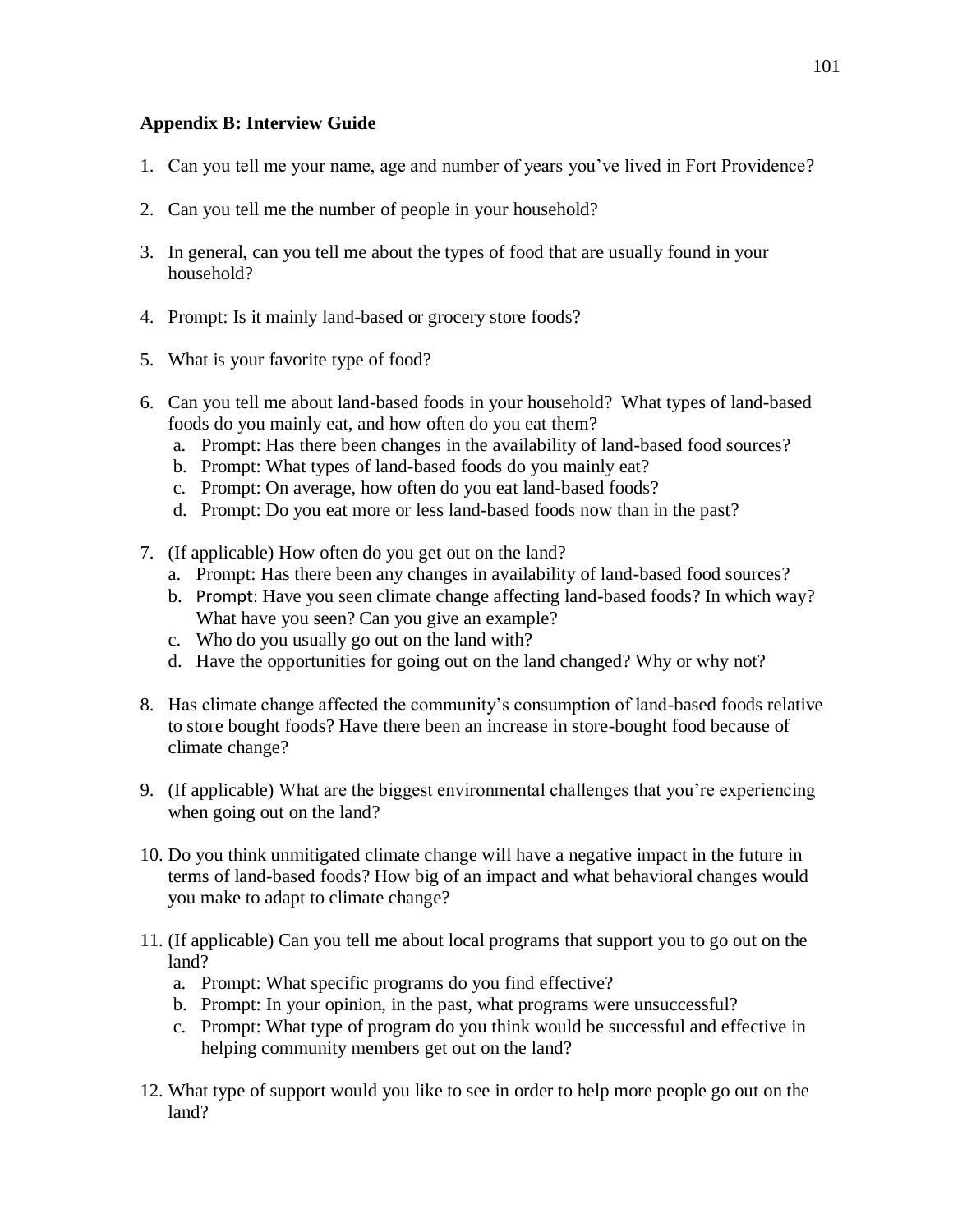### Appendix B: Interview Guide

1. Can you tell me your name, age and number of years you've lived in Fort Providence?

2. Can you tell me the number of people in your household?

3. In general, can you tell me about the types of food that are usually found in your household?

4. Prompt: Is it mainly land-based or grocery store foods?

5. What is your favorite type of food?

6. Can you tell me about land-based foods in your household? What types of land-based foods do you mainly eat, and how often do you eat them?
   a. Prompt: Has there been changes in the availability of land-based food sources?
   b. Prompt: What types of land-based foods do you mainly eat?
   c. Prompt: On average, how often do you eat land-based foods?
   d. Prompt: Do you eat more or less land-based foods now than in the past?

7. (If applicable) How often do you get out on the land?
   a. Prompt: Has there been any changes in availability of land-based food sources?
   b. Prompt: Have you seen climate change affecting land-based foods? In which way? What have you seen? Can you give an example?
   c. Who do you usually go out on the land with?
   d. Have the opportunities for going out on the land changed? Why or why not?

8. Has climate change affected the community's consumption of land-based foods relative to store bought foods? Have there been an increase in store-bought food because of climate change?

9. (If applicable) What are the biggest environmental challenges that you're experiencing when going out on the land?

10. Do you think unmitigated climate change will have a negative impact in the future in terms of land-based foods? How big of an impact and what behavioral changes would you make to adapt to climate change?

11. (If applicable) Can you tell me about local programs that support you to go out on the land?
    a. Prompt: What specific programs do you find effective?
    b. Prompt: In your opinion, in the past, what programs were unsuccessful?
    c. Prompt: What type of program do you think would be successful and effective in helping community members get out on the land?

12. What type of support would you like to see in order to help more people go out on the land?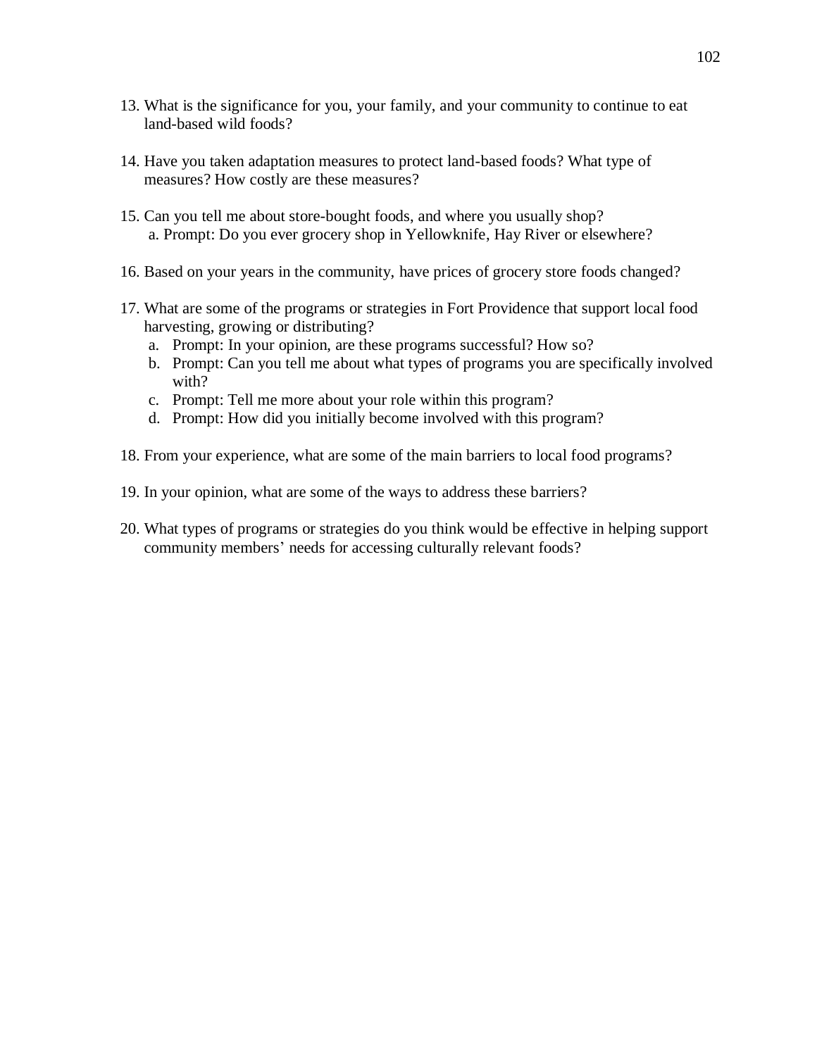13. What is the significance for you, your family, and your community to continue to eat land-based wild foods?

14. Have you taken adaptation measures to protect land-based foods? What type of measures? How costly are these measures?

15. Can you tell me about store-bought foods, and where you usually shop?
    a. Prompt: Do you ever grocery shop in Yellowknife, Hay River or elsewhere?

16. Based on your years in the community, have prices of grocery store foods changed?

17. What are some of the programs or strategies in Fort Providence that support local food harvesting, growing or distributing?
    a. Prompt: In your opinion, are these programs successful? How so?
    b. Prompt: Can you tell me about what types of programs you are specifically involved with?
    c. Prompt: Tell me more about your role within this program?
    d. Prompt: How did you initially become involved with this program?

18. From your experience, what are some of the main barriers to local food programs?

19. In your opinion, what are some of the ways to address these barriers?

20. What types of programs or strategies do you think would be effective in helping support community members' needs for accessing culturally relevant foods?